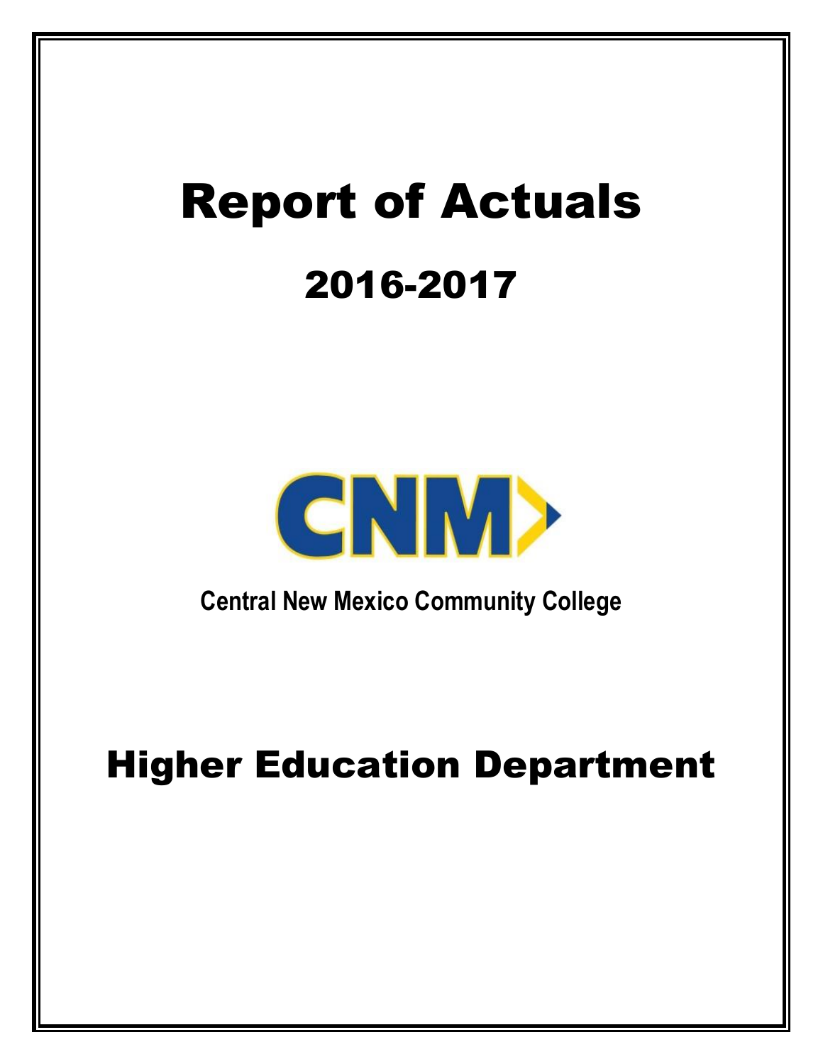# Report of Actuals

## 2016-2017

CNM

**Central New Mexico Community College**

# Higher Education Department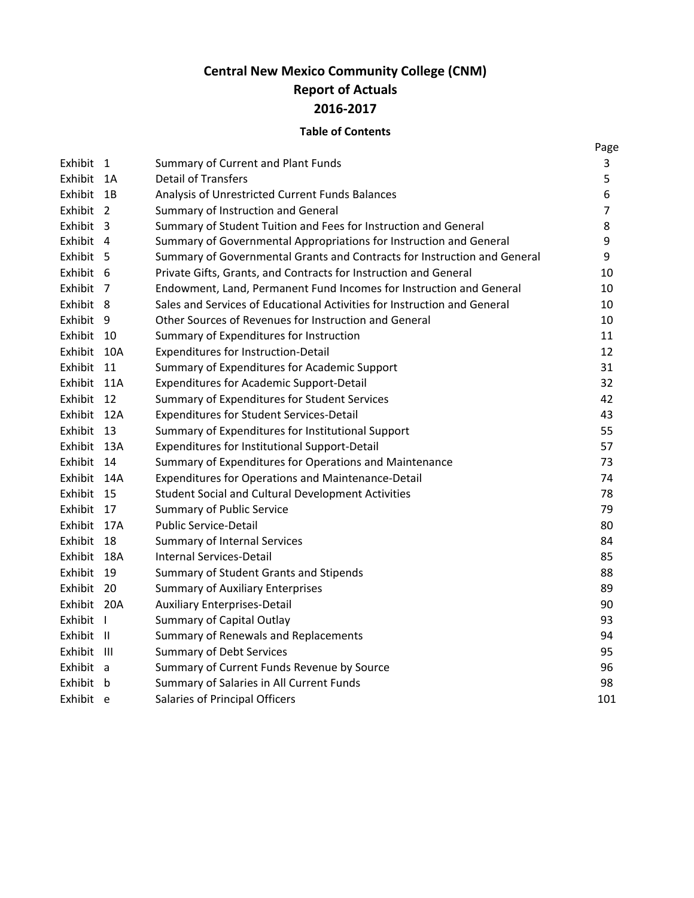# Central New Mexico Community College (CNM)
# Report of Actuals
# 2016-2017

### Table of Contents

| Exhibit | | Title | Page |
|---|---|---|---|
| Exhibit | 1 | Summary of Current and Plant Funds | 3 |
| Exhibit | 1A | Detail of Transfers | 5 |
| Exhibit | 1B | Analysis of Unrestricted Current Funds Balances | 6 |
| Exhibit | 2 | Summary of Instruction and General | 7 |
| Exhibit | 3 | Summary of Student Tuition and Fees for Instruction and General | 8 |
| Exhibit | 4 | Summary of Governmental Appropriations for Instruction and General | 9 |
| Exhibit | 5 | Summary of Governmental Grants and Contracts for Instruction and General | 9 |
| Exhibit | 6 | Private Gifts, Grants, and Contracts for Instruction and General | 10 |
| Exhibit | 7 | Endowment, Land, Permanent Fund Incomes for Instruction and General | 10 |
| Exhibit | 8 | Sales and Services of Educational Activities for Instruction and General | 10 |
| Exhibit | 9 | Other Sources of Revenues for Instruction and General | 10 |
| Exhibit | 10 | Summary of Expenditures for Instruction | 11 |
| Exhibit | 10A | Expenditures for Instruction-Detail | 12 |
| Exhibit | 11 | Summary of Expenditures for Academic Support | 31 |
| Exhibit | 11A | Expenditures for Academic Support-Detail | 32 |
| Exhibit | 12 | Summary of Expenditures for Student Services | 42 |
| Exhibit | 12A | Expenditures for Student Services-Detail | 43 |
| Exhibit | 13 | Summary of Expenditures for Institutional Support | 55 |
| Exhibit | 13A | Expenditures for Institutional Support-Detail | 57 |
| Exhibit | 14 | Summary of Expenditures for Operations and Maintenance | 73 |
| Exhibit | 14A | Expenditures for Operations and Maintenance-Detail | 74 |
| Exhibit | 15 | Student Social and Cultural Development Activities | 78 |
| Exhibit | 17 | Summary of Public Service | 79 |
| Exhibit | 17A | Public Service-Detail | 80 |
| Exhibit | 18 | Summary of Internal Services | 84 |
| Exhibit | 18A | Internal Services-Detail | 85 |
| Exhibit | 19 | Summary of Student Grants and Stipends | 88 |
| Exhibit | 20 | Summary of Auxiliary Enterprises | 89 |
| Exhibit | 20A | Auxiliary Enterprises-Detail | 90 |
| Exhibit | I | Summary of Capital Outlay | 93 |
| Exhibit | II | Summary of Renewals and Replacements | 94 |
| Exhibit | III | Summary of Debt Services | 95 |
| Exhibit | a | Summary of Current Funds Revenue by Source | 96 |
| Exhibit | b | Summary of Salaries in All Current Funds | 98 |
| Exhibit | e | Salaries of Principal Officers | 101 |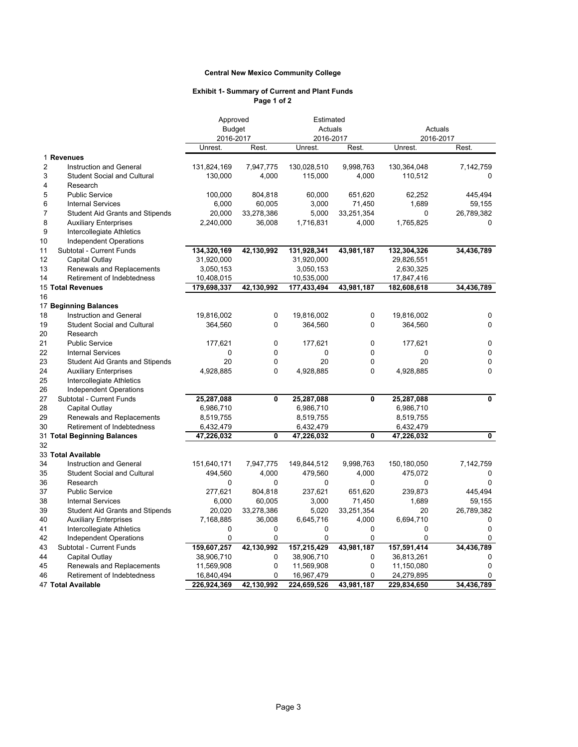**Central New Mexico Community College**

**Exhibit 1- Summary of Current and Plant Funds**
**Page 1 of 2**

| | | Approved Budget 2016-2017 | | Estimated Actuals 2016-2017 | | Actuals 2016-2017 | |
|---|---|---|---|---|---|---|---|
| | | Unrest. | Rest. | Unrest. | Rest. | Unrest. | Rest. |
| 1 | **Revenues** | | | | | | |
| 2 | Instruction and General | 131,824,169 | 7,947,775 | 130,028,510 | 9,998,763 | 130,364,048 | 7,142,759 |
| 3 | Student Social and Cultural | 130,000 | 4,000 | 115,000 | 4,000 | 110,512 | 0 |
| 4 | Research | | | | | | |
| 5 | Public Service | 100,000 | 804,818 | 60,000 | 651,620 | 62,252 | 445,494 |
| 6 | Internal Services | 6,000 | 60,005 | 3,000 | 71,450 | 1,689 | 59,155 |
| 7 | Student Aid Grants and Stipends | 20,000 | 33,278,386 | 5,000 | 33,251,354 | 0 | 26,789,382 |
| 8 | Auxiliary Enterprises | 2,240,000 | 36,008 | 1,716,831 | 4,000 | 1,765,825 | 0 |
| 9 | Intercollegiate Athletics | | | | | | |
| 10 | Independent Operations | | | | | | |
| 11 | Subtotal - Current Funds | **134,320,169** | **42,130,992** | **131,928,341** | **43,981,187** | **132,304,326** | **34,436,789** |
| 12 | Capital Outlay | 31,920,000 | | 31,920,000 | | 29,826,551 | |
| 13 | Renewals and Replacements | 3,050,153 | | 3,050,153 | | 2,630,325 | |
| 14 | Retirement of Indebtedness | 10,408,015 | | 10,535,000 | | 17,847,416 | |
| 15 | **Total Revenues** | **179,698,337** | **42,130,992** | **177,433,494** | **43,981,187** | **182,608,618** | **34,436,789** |
| 16 | | | | | | | |
| 17 | **Beginning Balances** | | | | | | |
| 18 | Instruction and General | 19,816,002 | 0 | 19,816,002 | 0 | 19,816,002 | 0 |
| 19 | Student Social and Cultural | 364,560 | 0 | 364,560 | 0 | 364,560 | 0 |
| 20 | Research | | | | | | |
| 21 | Public Service | 177,621 | 0 | 177,621 | 0 | 177,621 | 0 |
| 22 | Internal Services | 0 | 0 | 0 | 0 | 0 | 0 |
| 23 | Student Aid Grants and Stipends | 20 | 0 | 20 | 0 | 20 | 0 |
| 24 | Auxiliary Enterprises | 4,928,885 | 0 | 4,928,885 | 0 | 4,928,885 | 0 |
| 25 | Intercollegiate Athletics | | | | | | |
| 26 | Independent Operations | | | | | | |
| 27 | Subtotal - Current Funds | **25,287,088** | **0** | **25,287,088** | **0** | **25,287,088** | **0** |
| 28 | Capital Outlay | 6,986,710 | | 6,986,710 | | 6,986,710 | |
| 29 | Renewals and Replacements | 8,519,755 | | 8,519,755 | | 8,519,755 | |
| 30 | Retirement of Indebtedness | 6,432,479 | | 6,432,479 | | 6,432,479 | |
| 31 | **Total Beginning Balances** | **47,226,032** | **0** | **47,226,032** | **0** | **47,226,032** | **0** |
| 32 | | | | | | | |
| 33 | **Total Available** | | | | | | |
| 34 | Instruction and General | 151,640,171 | 7,947,775 | 149,844,512 | 9,998,763 | 150,180,050 | 7,142,759 |
| 35 | Student Social and Cultural | 494,560 | 4,000 | 479,560 | 4,000 | 475,072 | 0 |
| 36 | Research | 0 | 0 | 0 | 0 | 0 | 0 |
| 37 | Public Service | 277,621 | 804,818 | 237,621 | 651,620 | 239,873 | 445,494 |
| 38 | Internal Services | 6,000 | 60,005 | 3,000 | 71,450 | 1,689 | 59,155 |
| 39 | Student Aid Grants and Stipends | 20,020 | 33,278,386 | 5,020 | 33,251,354 | 20 | 26,789,382 |
| 40 | Auxiliary Enterprises | 7,168,885 | 36,008 | 6,645,716 | 4,000 | 6,694,710 | 0 |
| 41 | Intercollegiate Athletics | 0 | 0 | 0 | 0 | 0 | 0 |
| 42 | Independent Operations | 0 | 0 | 0 | 0 | 0 | 0 |
| 43 | Subtotal - Current Funds | **159,607,257** | **42,130,992** | **157,215,429** | **43,981,187** | **157,591,414** | **34,436,789** |
| 44 | Capital Outlay | 38,906,710 | 0 | 38,906,710 | 0 | 36,813,261 | 0 |
| 45 | Renewals and Replacements | 11,569,908 | 0 | 11,569,908 | 0 | 11,150,080 | 0 |
| 46 | Retirement of Indebtedness | 16,840,494 | 0 | 16,967,479 | 0 | 24,279,895 | 0 |
| 47 | **Total Available** | **226,924,369** | **42,130,992** | **224,659,526** | **43,981,187** | **229,834,650** | **34,436,789** |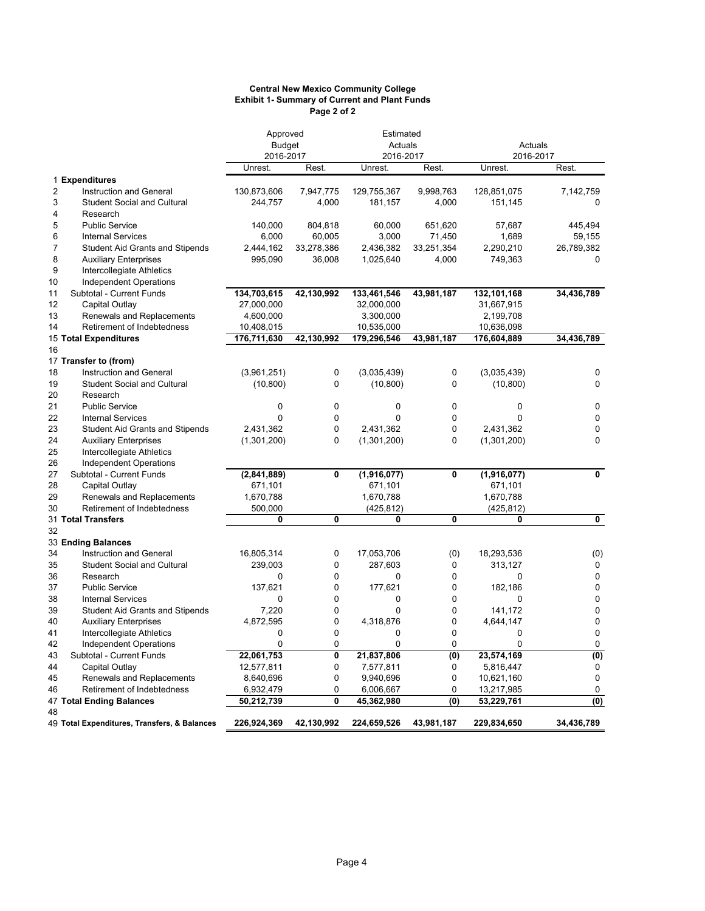**Central New Mexico Community College**
**Exhibit 1- Summary of Current and Plant Funds**
**Page 2 of 2**

| | | Approved Budget 2016-2017 | | Estimated Actuals 2016-2017 | | Actuals 2016-2017 | |
|---|---|---|---|---|---|---|---|
| | | Unrest. | Rest. | Unrest. | Rest. | Unrest. | Rest. |
| 1 | **Expenditures** | | | | | | |
| 2 | Instruction and General | 130,873,606 | 7,947,775 | 129,755,367 | 9,998,763 | 128,851,075 | 7,142,759 |
| 3 | Student Social and Cultural | 244,757 | 4,000 | 181,157 | 4,000 | 151,145 | 0 |
| 4 | Research | | | | | | |
| 5 | Public Service | 140,000 | 804,818 | 60,000 | 651,620 | 57,687 | 445,494 |
| 6 | Internal Services | 6,000 | 60,005 | 3,000 | 71,450 | 1,689 | 59,155 |
| 7 | Student Aid Grants and Stipends | 2,444,162 | 33,278,386 | 2,436,382 | 33,251,354 | 2,290,210 | 26,789,382 |
| 8 | Auxiliary Enterprises | 995,090 | 36,008 | 1,025,640 | 4,000 | 749,363 | 0 |
| 9 | Intercollegiate Athletics | | | | | | |
| 10 | Independent Operations | | | | | | |
| 11 | Subtotal - Current Funds | **134,703,615** | **42,130,992** | **133,461,546** | **43,981,187** | **132,101,168** | **34,436,789** |
| 12 | Capital Outlay | 27,000,000 | | 32,000,000 | | 31,667,915 | |
| 13 | Renewals and Replacements | 4,600,000 | | 3,300,000 | | 2,199,708 | |
| 14 | Retirement of Indebtedness | 10,408,015 | | 10,535,000 | | 10,636,098 | |
| 15 | **Total Expenditures** | **176,711,630** | **42,130,992** | **179,296,546** | **43,981,187** | **176,604,889** | **34,436,789** |
| 16 | | | | | | | |
| 17 | **Transfer to (from)** | | | | | | |
| 18 | Instruction and General | (3,961,251) | 0 | (3,035,439) | 0 | (3,035,439) | 0 |
| 19 | Student Social and Cultural | (10,800) | 0 | (10,800) | 0 | (10,800) | 0 |
| 20 | Research | | | | | | |
| 21 | Public Service | 0 | 0 | 0 | 0 | 0 | 0 |
| 22 | Internal Services | 0 | 0 | 0 | 0 | 0 | 0 |
| 23 | Student Aid Grants and Stipends | 2,431,362 | 0 | 2,431,362 | 0 | 2,431,362 | 0 |
| 24 | Auxiliary Enterprises | (1,301,200) | 0 | (1,301,200) | 0 | (1,301,200) | 0 |
| 25 | Intercollegiate Athletics | | | | | | |
| 26 | Independent Operations | | | | | | |
| 27 | Subtotal - Current Funds | **(2,841,889)** | **0** | **(1,916,077)** | **0** | **(1,916,077)** | **0** |
| 28 | Capital Outlay | 671,101 | | 671,101 | | 671,101 | |
| 29 | Renewals and Replacements | 1,670,788 | | 1,670,788 | | 1,670,788 | |
| 30 | Retirement of Indebtedness | 500,000 | | (425,812) | | (425,812) | |
| 31 | **Total Transfers** | **0** | **0** | **0** | **0** | **0** | **0** |
| 32 | | | | | | | |
| 33 | **Ending Balances** | | | | | | |
| 34 | Instruction and General | 16,805,314 | 0 | 17,053,706 | (0) | 18,293,536 | (0) |
| 35 | Student Social and Cultural | 239,003 | 0 | 287,603 | 0 | 313,127 | 0 |
| 36 | Research | 0 | 0 | 0 | 0 | 0 | 0 |
| 37 | Public Service | 137,621 | 0 | 177,621 | 0 | 182,186 | 0 |
| 38 | Internal Services | 0 | 0 | 0 | 0 | 0 | 0 |
| 39 | Student Aid Grants and Stipends | 7,220 | 0 | 0 | 0 | 141,172 | 0 |
| 40 | Auxiliary Enterprises | 4,872,595 | 0 | 4,318,876 | 0 | 4,644,147 | 0 |
| 41 | Intercollegiate Athletics | 0 | 0 | 0 | 0 | 0 | 0 |
| 42 | Independent Operations | 0 | 0 | 0 | 0 | 0 | 0 |
| 43 | Subtotal - Current Funds | **22,061,753** | **0** | **21,837,806** | **(0)** | **23,574,169** | **(0)** |
| 44 | Capital Outlay | 12,577,811 | 0 | 7,577,811 | 0 | 5,816,447 | 0 |
| 45 | Renewals and Replacements | 8,640,696 | 0 | 9,940,696 | 0 | 10,621,160 | 0 |
| 46 | Retirement of Indebtedness | 6,932,479 | 0 | 6,006,667 | 0 | 13,217,985 | 0 |
| 47 | **Total Ending Balances** | **50,212,739** | **0** | **45,362,980** | **(0)** | **53,229,761** | **(0)** |
| 48 | | | | | | | |
| 49 | **Total Expenditures, Transfers, & Balances** | **226,924,369** | **42,130,992** | **224,659,526** | **43,981,187** | **229,834,650** | **34,436,789** |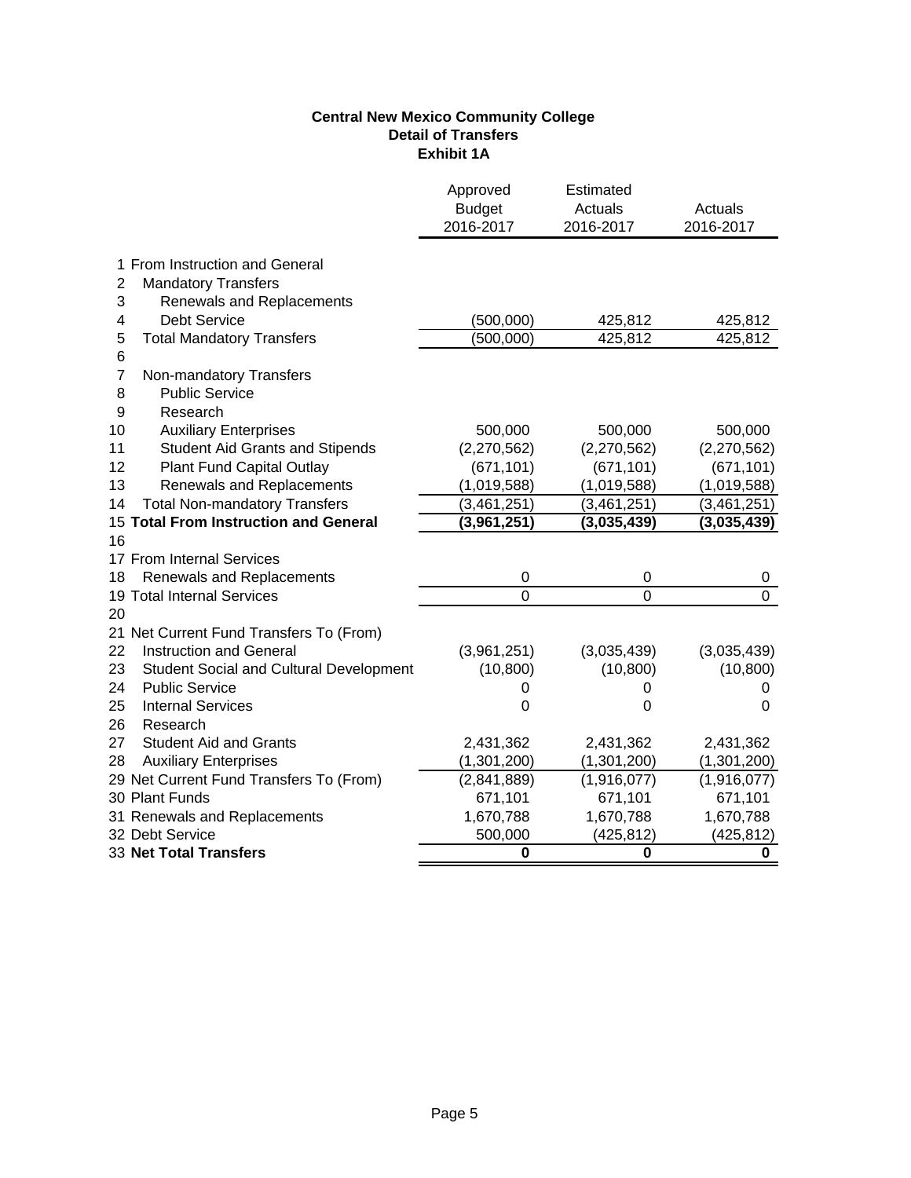**Central New Mexico Community College**
**Detail of Transfers**
**Exhibit 1A**

| | | Approved Budget 2016-2017 | Estimated Actuals 2016-2017 | Actuals 2016-2017 |
|---|---|---|---|---|
| 1 | From Instruction and General | | | |
| 2 | Mandatory Transfers | | | |
| 3 | Renewals and Replacements | | | |
| 4 | Debt Service | (500,000) | 425,812 | 425,812 |
| 5 | Total Mandatory Transfers | (500,000) | 425,812 | 425,812 |
| 6 | | | | |
| 7 | Non-mandatory Transfers | | | |
| 8 | Public Service | | | |
| 9 | Research | | | |
| 10 | Auxiliary Enterprises | 500,000 | 500,000 | 500,000 |
| 11 | Student Aid Grants and Stipends | (2,270,562) | (2,270,562) | (2,270,562) |
| 12 | Plant Fund Capital Outlay | (671,101) | (671,101) | (671,101) |
| 13 | Renewals and Replacements | (1,019,588) | (1,019,588) | (1,019,588) |
| 14 | Total Non-mandatory Transfers | (3,461,251) | (3,461,251) | (3,461,251) |
| 15 | **Total From Instruction and General** | **(3,961,251)** | **(3,035,439)** | **(3,035,439)** |
| 16 | | | | |
| 17 | From Internal Services | | | |
| 18 | Renewals and Replacements | 0 | 0 | 0 |
| 19 | Total Internal Services | 0 | 0 | 0 |
| 20 | | | | |
| 21 | Net Current Fund Transfers To (From) | | | |
| 22 | Instruction and General | (3,961,251) | (3,035,439) | (3,035,439) |
| 23 | Student Social and Cultural Development | (10,800) | (10,800) | (10,800) |
| 24 | Public Service | 0 | 0 | 0 |
| 25 | Internal Services | 0 | 0 | 0 |
| 26 | Research | | | |
| 27 | Student Aid and Grants | 2,431,362 | 2,431,362 | 2,431,362 |
| 28 | Auxiliary Enterprises | (1,301,200) | (1,301,200) | (1,301,200) |
| 29 | Net Current Fund Transfers To (From) | (2,841,889) | (1,916,077) | (1,916,077) |
| 30 | Plant Funds | 671,101 | 671,101 | 671,101 |
| 31 | Renewals and Replacements | 1,670,788 | 1,670,788 | 1,670,788 |
| 32 | Debt Service | 500,000 | (425,812) | (425,812) |
| 33 | **Net Total Transfers** | **0** | **0** | **0** |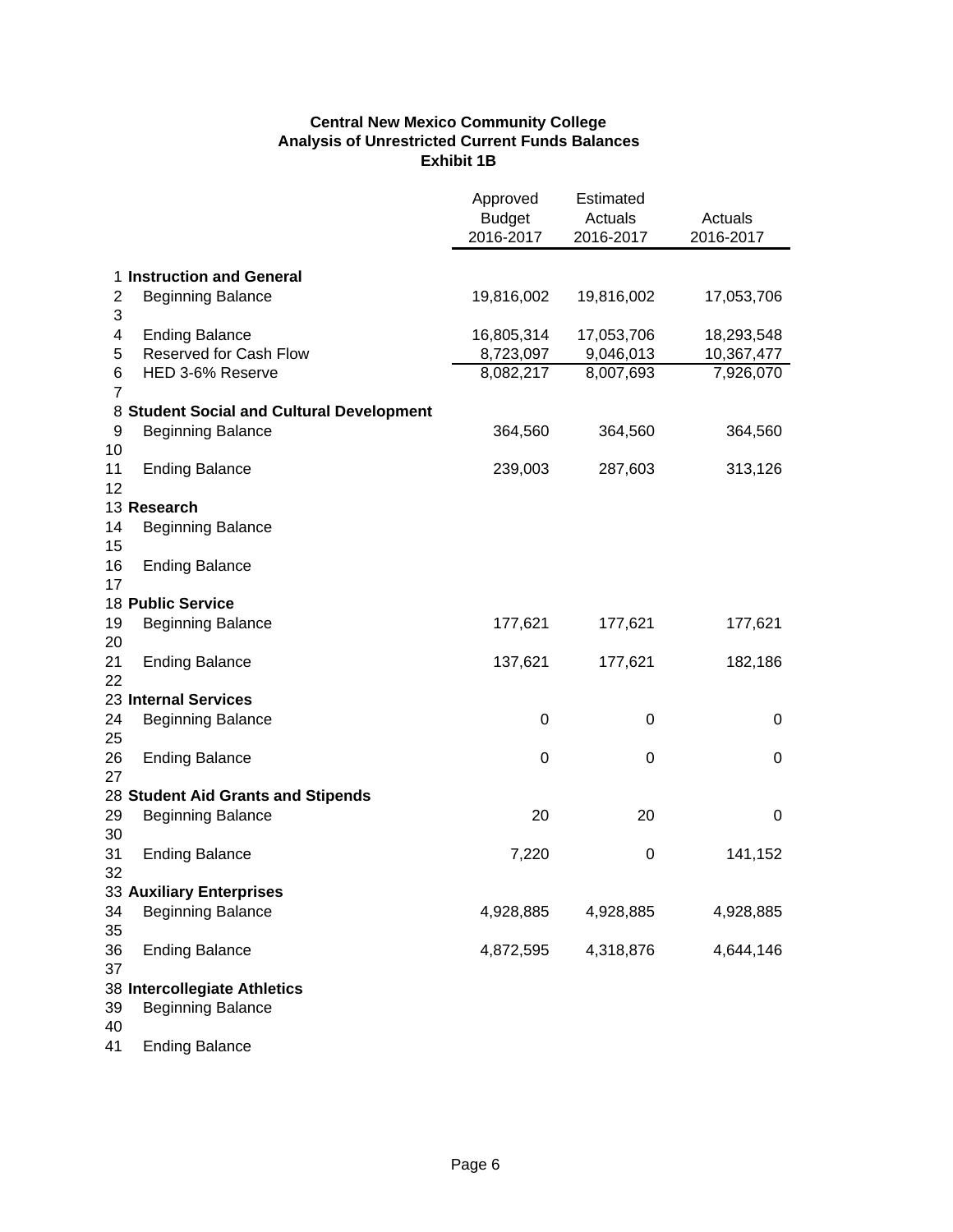**Central New Mexico Community College**
**Analysis of Unrestricted Current Funds Balances**
**Exhibit 1B**

| | | Approved Budget 2016-2017 | Estimated Actuals 2016-2017 | Actuals 2016-2017 |
|---|---|---|---|---|
| 1 | **Instruction and General** | | | |
| 2 | Beginning Balance | 19,816,002 | 19,816,002 | 17,053,706 |
| 3 | | | | |
| 4 | Ending Balance | 16,805,314 | 17,053,706 | 18,293,548 |
| 5 | Reserved for Cash Flow | 8,723,097 | 9,046,013 | 10,367,477 |
| 6 | HED 3-6% Reserve | 8,082,217 | 8,007,693 | 7,926,070 |
| 7 | | | | |
| 8 | **Student Social and Cultural Development** | | | |
| 9 | Beginning Balance | 364,560 | 364,560 | 364,560 |
| 10 | | | | |
| 11 | Ending Balance | 239,003 | 287,603 | 313,126 |
| 12 | | | | |
| 13 | **Research** | | | |
| 14 | Beginning Balance | | | |
| 15 | | | | |
| 16 | Ending Balance | | | |
| 17 | | | | |
| 18 | **Public Service** | | | |
| 19 | Beginning Balance | 177,621 | 177,621 | 177,621 |
| 20 | | | | |
| 21 | Ending Balance | 137,621 | 177,621 | 182,186 |
| 22 | | | | |
| 23 | **Internal Services** | | | |
| 24 | Beginning Balance | 0 | 0 | 0 |
| 25 | | | | |
| 26 | Ending Balance | 0 | 0 | 0 |
| 27 | | | | |
| 28 | **Student Aid Grants and Stipends** | | | |
| 29 | Beginning Balance | 20 | 20 | 0 |
| 30 | | | | |
| 31 | Ending Balance | 7,220 | 0 | 141,152 |
| 32 | | | | |
| 33 | **Auxiliary Enterprises** | | | |
| 34 | Beginning Balance | 4,928,885 | 4,928,885 | 4,928,885 |
| 35 | | | | |
| 36 | Ending Balance | 4,872,595 | 4,318,876 | 4,644,146 |
| 37 | | | | |
| 38 | **Intercollegiate Athletics** | | | |
| 39 | Beginning Balance | | | |
| 40 | | | | |
| 41 | Ending Balance | | | |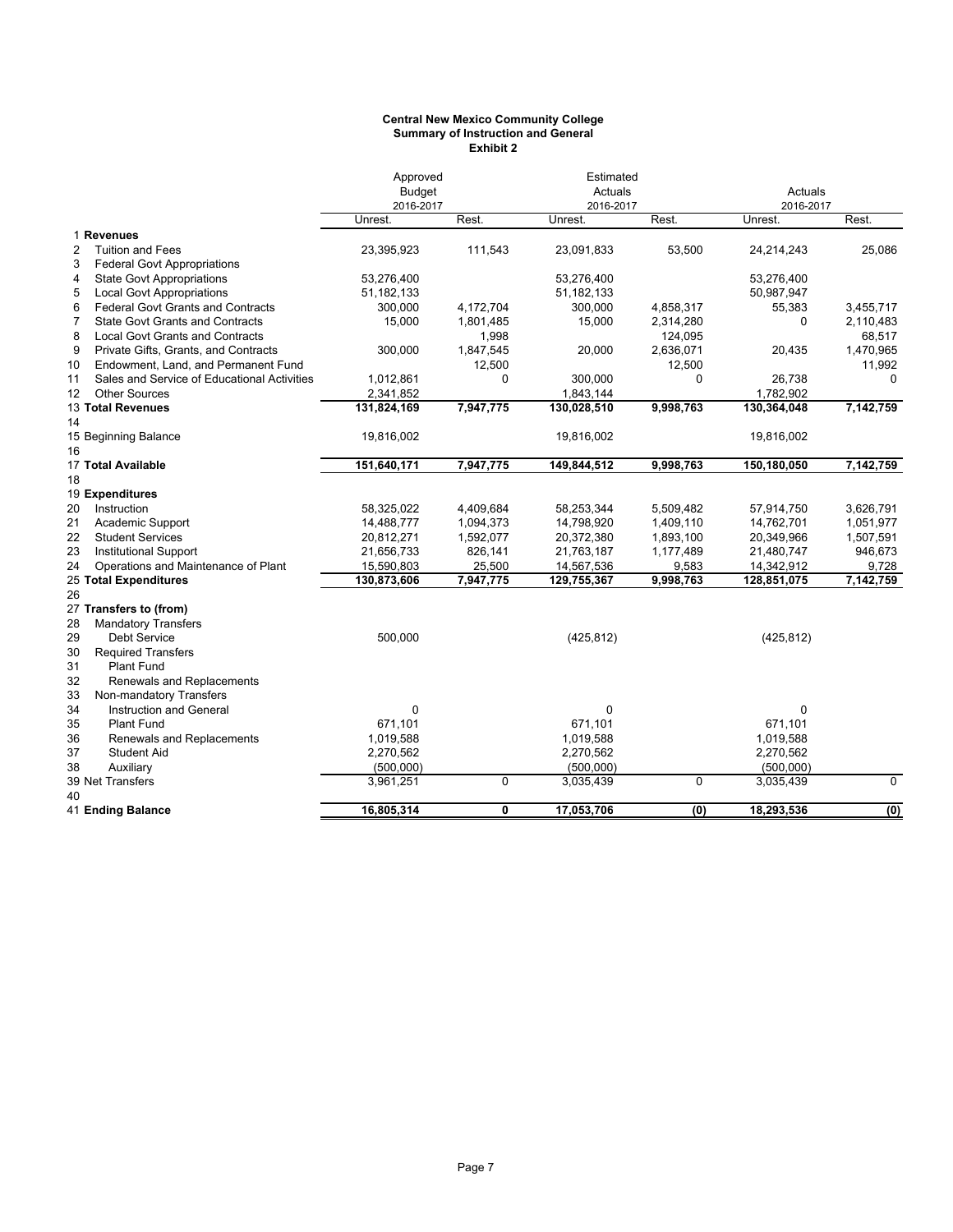**Central New Mexico Community College**
**Summary of Instruction and General**
**Exhibit 2**

| | | Approved Budget 2016-2017 | | Estimated Actuals 2016-2017 | | Actuals 2016-2017 | |
|---|---|---|---|---|---|---|---|
| | | Unrest. | Rest. | Unrest. | Rest. | Unrest. | Rest. |
| 1 | **Revenues** | | | | | | |
| 2 | Tuition and Fees | 23,395,923 | 111,543 | 23,091,833 | 53,500 | 24,214,243 | 25,086 |
| 3 | Federal Govt Appropriations | | | | | | |
| 4 | State Govt Appropriations | 53,276,400 | | 53,276,400 | | 53,276,400 | |
| 5 | Local Govt Appropriations | 51,182,133 | | 51,182,133 | | 50,987,947 | |
| 6 | Federal Govt Grants and Contracts | 300,000 | 4,172,704 | 300,000 | 4,858,317 | 55,383 | 3,455,717 |
| 7 | State Govt Grants and Contracts | 15,000 | 1,801,485 | 15,000 | 2,314,280 | 0 | 2,110,483 |
| 8 | Local Govt Grants and Contracts | | 1,998 | | 124,095 | | 68,517 |
| 9 | Private Gifts, Grants, and Contracts | 300,000 | 1,847,545 | 20,000 | 2,636,071 | 20,435 | 1,470,965 |
| 10 | Endowment, Land, and Permanent Fund | | 12,500 | | 12,500 | | 11,992 |
| 11 | Sales and Service of Educational Activities | 1,012,861 | 0 | 300,000 | 0 | 26,738 | 0 |
| 12 | Other Sources | 2,341,852 | | 1,843,144 | | 1,782,902 | |
| 13 | **Total Revenues** | **131,824,169** | **7,947,775** | **130,028,510** | **9,998,763** | **130,364,048** | **7,142,759** |
| 14 | | | | | | | |
| 15 | Beginning Balance | 19,816,002 | | 19,816,002 | | 19,816,002 | |
| 16 | | | | | | | |
| 17 | **Total Available** | **151,640,171** | **7,947,775** | **149,844,512** | **9,998,763** | **150,180,050** | **7,142,759** |
| 18 | | | | | | | |
| 19 | **Expenditures** | | | | | | |
| 20 | Instruction | 58,325,022 | 4,409,684 | 58,253,344 | 5,509,482 | 57,914,750 | 3,626,791 |
| 21 | Academic Support | 14,488,777 | 1,094,373 | 14,798,920 | 1,409,110 | 14,762,701 | 1,051,977 |
| 22 | Student Services | 20,812,271 | 1,592,077 | 20,372,380 | 1,893,100 | 20,349,966 | 1,507,591 |
| 23 | Institutional Support | 21,656,733 | 826,141 | 21,763,187 | 1,177,489 | 21,480,747 | 946,673 |
| 24 | Operations and Maintenance of Plant | 15,590,803 | 25,500 | 14,567,536 | 9,583 | 14,342,912 | 9,728 |
| 25 | **Total Expenditures** | **130,873,606** | **7,947,775** | **129,755,367** | **9,998,763** | **128,851,075** | **7,142,759** |
| 26 | | | | | | | |
| 27 | **Transfers to (from)** | | | | | | |
| 28 | Mandatory Transfers | | | | | | |
| 29 | Debt Service | 500,000 | | (425,812) | | (425,812) | |
| 30 | Required Transfers | | | | | | |
| 31 | Plant Fund | | | | | | |
| 32 | Renewals and Replacements | | | | | | |
| 33 | Non-mandatory Transfers | | | | | | |
| 34 | Instruction and General | 0 | | 0 | | 0 | |
| 35 | Plant Fund | 671,101 | | 671,101 | | 671,101 | |
| 36 | Renewals and Replacements | 1,019,588 | | 1,019,588 | | 1,019,588 | |
| 37 | Student Aid | 2,270,562 | | 2,270,562 | | 2,270,562 | |
| 38 | Auxiliary | (500,000) | | (500,000) | | (500,000) | |
| 39 | Net Transfers | 3,961,251 | 0 | 3,035,439 | 0 | 3,035,439 | 0 |
| 40 | | | | | | | |
| 41 | **Ending Balance** | **16,805,314** | **0** | **17,053,706** | **(0)** | **18,293,536** | **(0)** |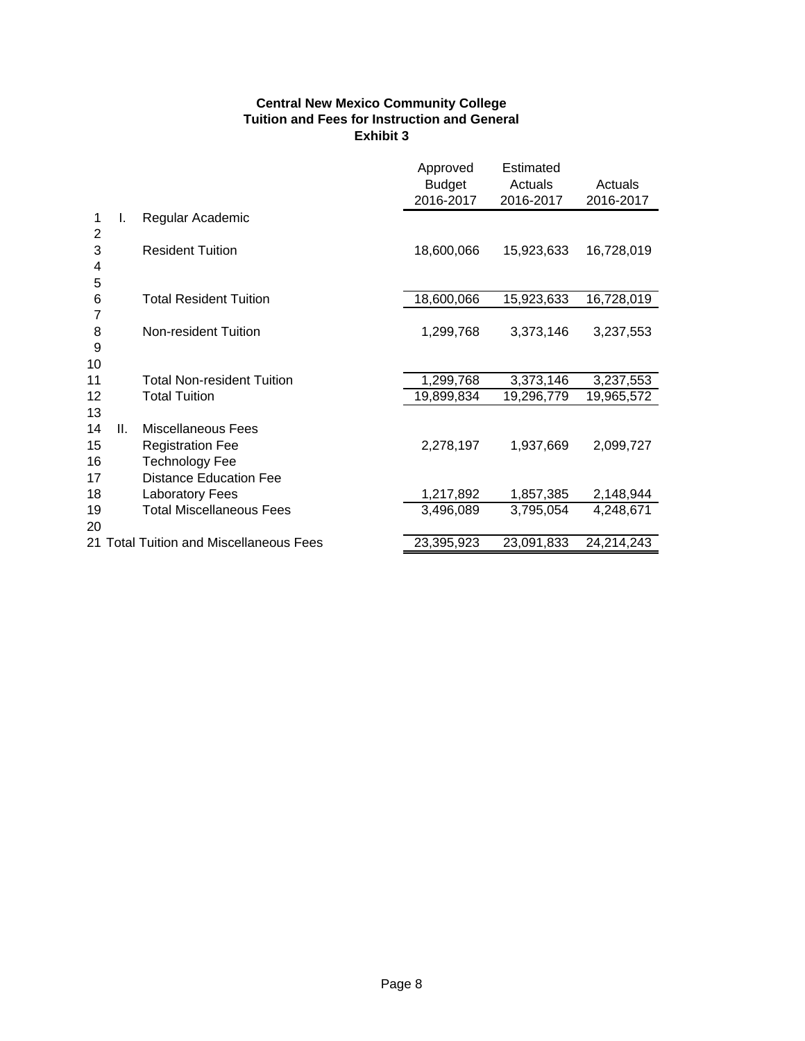**Central New Mexico Community College**
**Tuition and Fees for Instruction and General**
**Exhibit 3**

| | | | Approved Budget 2016-2017 | Estimated Actuals 2016-2017 | Actuals 2016-2017 |
|---|---|---|---|---|---|
| 1 | I. | Regular Academic | | | |
| 2 | | | | | |
| 3 | | Resident Tuition | 18,600,066 | 15,923,633 | 16,728,019 |
| 4 | | | | | |
| 5 | | | | | |
| 6 | | Total Resident Tuition | 18,600,066 | 15,923,633 | 16,728,019 |
| 7 | | | | | |
| 8 | | Non-resident Tuition | 1,299,768 | 3,373,146 | 3,237,553 |
| 9 | | | | | |
| 10 | | | | | |
| 11 | | Total Non-resident Tuition | 1,299,768 | 3,373,146 | 3,237,553 |
| 12 | | Total Tuition | 19,899,834 | 19,296,779 | 19,965,572 |
| 13 | | | | | |
| 14 | II. | Miscellaneous Fees | | | |
| 15 | | Registration Fee | 2,278,197 | 1,937,669 | 2,099,727 |
| 16 | | Technology Fee | | | |
| 17 | | Distance Education Fee | | | |
| 18 | | Laboratory Fees | 1,217,892 | 1,857,385 | 2,148,944 |
| 19 | | Total Miscellaneous Fees | 3,496,089 | 3,795,054 | 4,248,671 |
| 20 | | | | | |
| 21 | | Total Tuition and Miscellaneous Fees | 23,395,923 | 23,091,833 | 24,214,243 |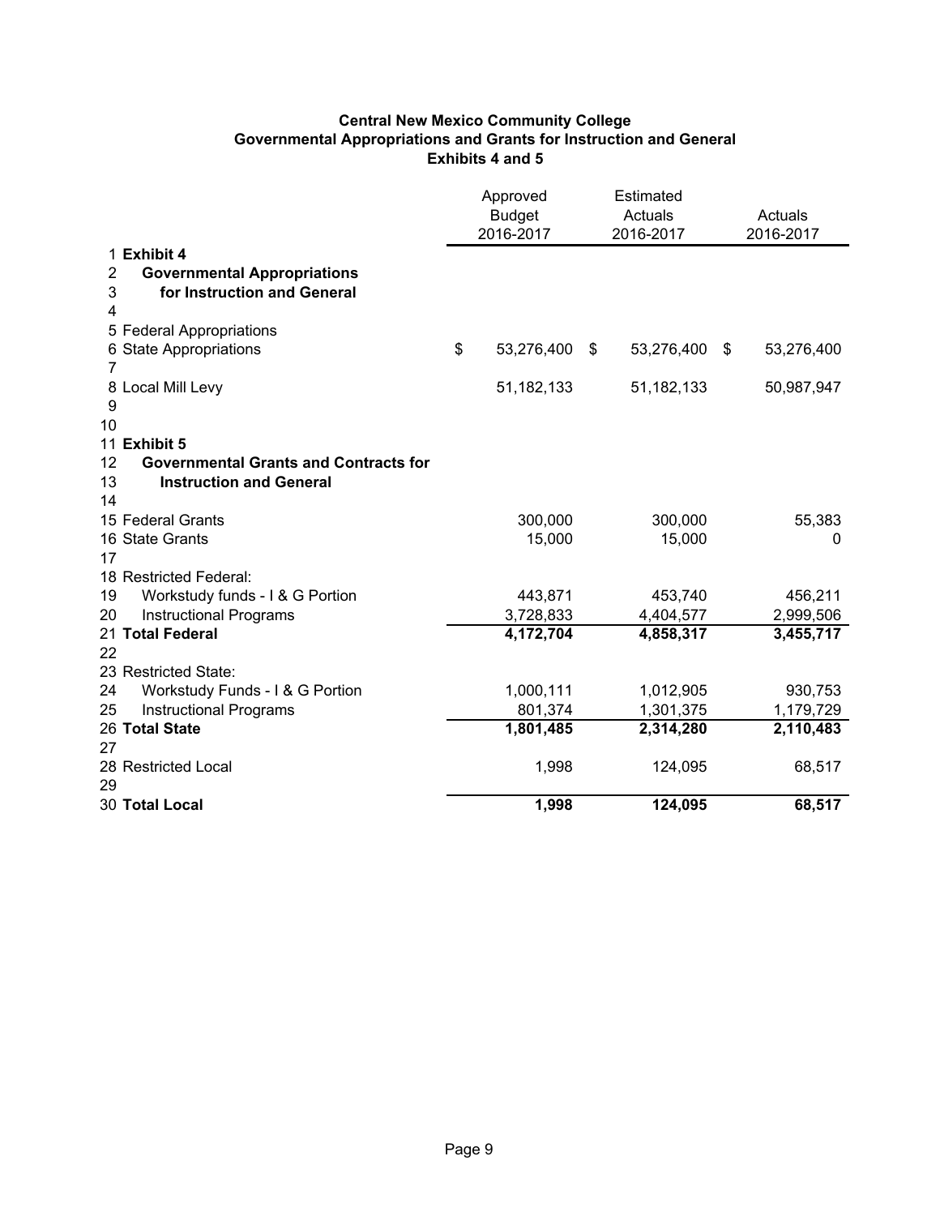# Central New Mexico Community College
## Governmental Appropriations and Grants for Instruction and General
### Exhibits 4 and 5

| | | Approved Budget 2016-2017 | Estimated Actuals 2016-2017 | Actuals 2016-2017 |
|---|---|---|---|---|
| 1 | **Exhibit 4** | | | |
| 2 | **Governmental Appropriations** | | | |
| 3 | **for Instruction and General** | | | |
| 4 | | | | |
| 5 | Federal Appropriations | | | |
| 6 | State Appropriations | $ 53,276,400 | $ 53,276,400 | $ 53,276,400 |
| 7 | | | | |
| 8 | Local Mill Levy | 51,182,133 | 51,182,133 | 50,987,947 |
| 9 | | | | |
| 10 | | | | |
| 11 | **Exhibit 5** | | | |
| 12 | **Governmental Grants and Contracts for** | | | |
| 13 | **Instruction and General** | | | |
| 14 | | | | |
| 15 | Federal Grants | 300,000 | 300,000 | 55,383 |
| 16 | State Grants | 15,000 | 15,000 | 0 |
| 17 | | | | |
| 18 | Restricted Federal: | | | |
| 19 | Workstudy funds - I & G Portion | 443,871 | 453,740 | 456,211 |
| 20 | Instructional Programs | 3,728,833 | 4,404,577 | 2,999,506 |
| 21 | **Total Federal** | **4,172,704** | **4,858,317** | **3,455,717** |
| 22 | | | | |
| 23 | Restricted State: | | | |
| 24 | Workstudy Funds - I & G Portion | 1,000,111 | 1,012,905 | 930,753 |
| 25 | Instructional Programs | 801,374 | 1,301,375 | 1,179,729 |
| 26 | **Total State** | **1,801,485** | **2,314,280** | **2,110,483** |
| 27 | | | | |
| 28 | Restricted Local | 1,998 | 124,095 | 68,517 |
| 29 | | | | |
| 30 | **Total Local** | **1,998** | **124,095** | **68,517** |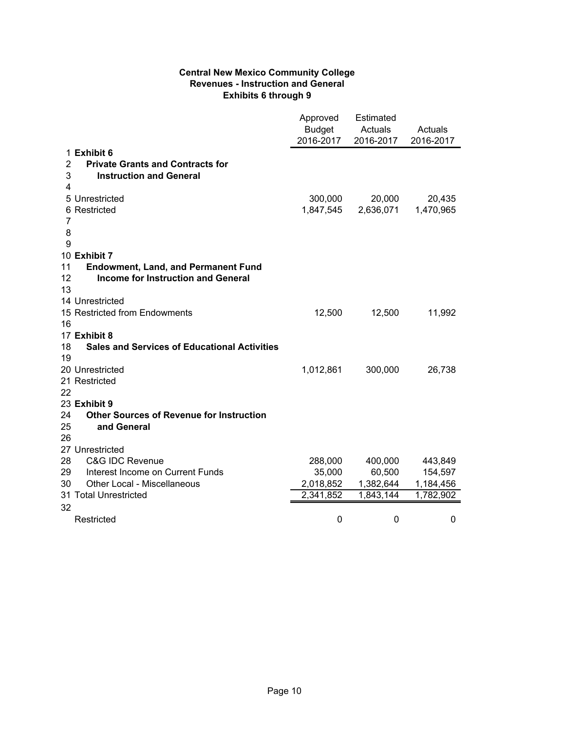**Central New Mexico Community College**
**Revenues - Instruction and General**
**Exhibits 6 through 9**

| # | | Approved Budget 2016-2017 | Estimated Actuals 2016-2017 | Actuals 2016-2017 |
|---|---|---|---|---|
| 1 | **Exhibit 6** | | | |
| 2 | **Private Grants and Contracts for** | | | |
| 3 | **Instruction and General** | | | |
| 4 | | | | |
| 5 | Unrestricted | 300,000 | 20,000 | 20,435 |
| 6 | Restricted | 1,847,545 | 2,636,071 | 1,470,965 |
| 7 | | | | |
| 8 | | | | |
| 9 | | | | |
| 10 | **Exhibit 7** | | | |
| 11 | **Endowment, Land, and Permanent Fund** | | | |
| 12 | **Income for Instruction and General** | | | |
| 13 | | | | |
| 14 | Unrestricted | | | |
| 15 | Restricted from Endowments | 12,500 | 12,500 | 11,992 |
| 16 | | | | |
| 17 | **Exhibit 8** | | | |
| 18 | **Sales and Services of Educational Activities** | | | |
| 19 | | | | |
| 20 | Unrestricted | 1,012,861 | 300,000 | 26,738 |
| 21 | Restricted | | | |
| 22 | | | | |
| 23 | **Exhibit 9** | | | |
| 24 | **Other Sources of Revenue for Instruction** | | | |
| 25 | **and General** | | | |
| 26 | | | | |
| 27 | Unrestricted | | | |
| 28 | C&G IDC Revenue | 288,000 | 400,000 | 443,849 |
| 29 | Interest Income on Current Funds | 35,000 | 60,500 | 154,597 |
| 30 | Other Local - Miscellaneous | 2,018,852 | 1,382,644 | 1,184,456 |
| 31 | Total Unrestricted | 2,341,852 | 1,843,144 | 1,782,902 |
| 32 | | | | |
| | Restricted | 0 | 0 | 0 |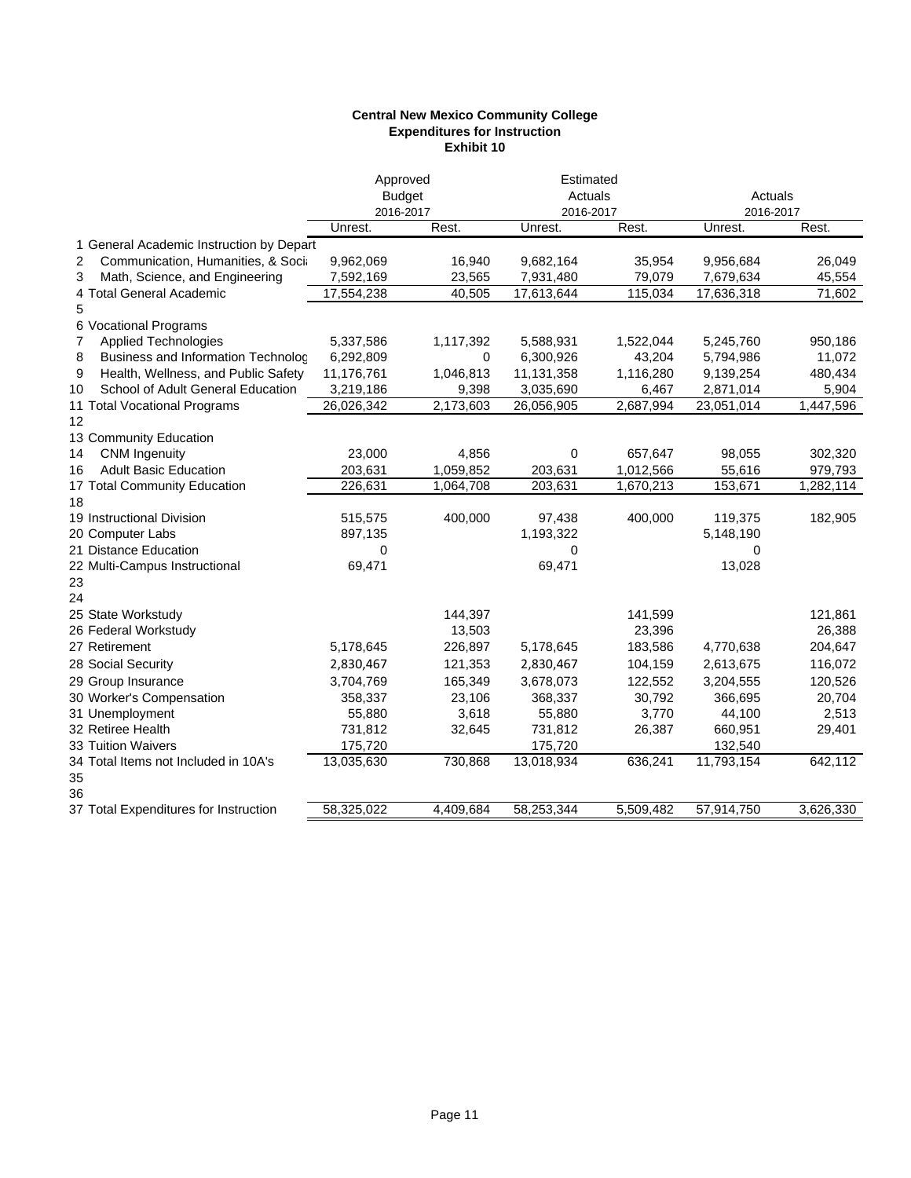**Central New Mexico Community College**
**Expenditures for Instruction**
**Exhibit 10**

| | | Approved Budget 2016-2017 | | Estimated Actuals 2016-2017 | | Actuals 2016-2017 | |
|---|---|---|---|---|---|---|---|
| | | Unrest. | Rest. | Unrest. | Rest. | Unrest. | Rest. |
| 1 | General Academic Instruction by Depart | | | | | | |
| 2 | Communication, Humanities, & Soci | 9,962,069 | 16,940 | 9,682,164 | 35,954 | 9,956,684 | 26,049 |
| 3 | Math, Science, and Engineering | 7,592,169 | 23,565 | 7,931,480 | 79,079 | 7,679,634 | 45,554 |
| 4 | Total General Academic | 17,554,238 | 40,505 | 17,613,644 | 115,034 | 17,636,318 | 71,602 |
| 5 | | | | | | | |
| 6 | Vocational Programs | | | | | | |
| 7 | Applied Technologies | 5,337,586 | 1,117,392 | 5,588,931 | 1,522,044 | 5,245,760 | 950,186 |
| 8 | Business and Information Technolog | 6,292,809 | 0 | 6,300,926 | 43,204 | 5,794,986 | 11,072 |
| 9 | Health, Wellness, and Public Safety | 11,176,761 | 1,046,813 | 11,131,358 | 1,116,280 | 9,139,254 | 480,434 |
| 10 | School of Adult General Education | 3,219,186 | 9,398 | 3,035,690 | 6,467 | 2,871,014 | 5,904 |
| 11 | Total Vocational Programs | 26,026,342 | 2,173,603 | 26,056,905 | 2,687,994 | 23,051,014 | 1,447,596 |
| 12 | | | | | | | |
| 13 | Community Education | | | | | | |
| 14 | CNM Ingenuity | 23,000 | 4,856 | 0 | 657,647 | 98,055 | 302,320 |
| 16 | Adult Basic Education | 203,631 | 1,059,852 | 203,631 | 1,012,566 | 55,616 | 979,793 |
| 17 | Total Community Education | 226,631 | 1,064,708 | 203,631 | 1,670,213 | 153,671 | 1,282,114 |
| 18 | | | | | | | |
| 19 | Instructional Division | 515,575 | 400,000 | 97,438 | 400,000 | 119,375 | 182,905 |
| 20 | Computer Labs | 897,135 | | 1,193,322 | | 5,148,190 | |
| 21 | Distance Education | 0 | | 0 | | 0 | |
| 22 | Multi-Campus Instructional | 69,471 | | 69,471 | | 13,028 | |
| 23 | | | | | | | |
| 24 | | | | | | | |
| 25 | State Workstudy | | 144,397 | | 141,599 | | 121,861 |
| 26 | Federal Workstudy | | 13,503 | | 23,396 | | 26,388 |
| 27 | Retirement | 5,178,645 | 226,897 | 5,178,645 | 183,586 | 4,770,638 | 204,647 |
| 28 | Social Security | 2,830,467 | 121,353 | 2,830,467 | 104,159 | 2,613,675 | 116,072 |
| 29 | Group Insurance | 3,704,769 | 165,349 | 3,678,073 | 122,552 | 3,204,555 | 120,526 |
| 30 | Worker's Compensation | 358,337 | 23,106 | 368,337 | 30,792 | 366,695 | 20,704 |
| 31 | Unemployment | 55,880 | 3,618 | 55,880 | 3,770 | 44,100 | 2,513 |
| 32 | Retiree Health | 731,812 | 32,645 | 731,812 | 26,387 | 660,951 | 29,401 |
| 33 | Tuition Waivers | 175,720 | | 175,720 | | 132,540 | |
| 34 | Total Items not Included in 10A's | 13,035,630 | 730,868 | 13,018,934 | 636,241 | 11,793,154 | 642,112 |
| 35 | | | | | | | |
| 36 | | | | | | | |
| 37 | Total Expenditures for Instruction | 58,325,022 | 4,409,684 | 58,253,344 | 5,509,482 | 57,914,750 | 3,626,330 |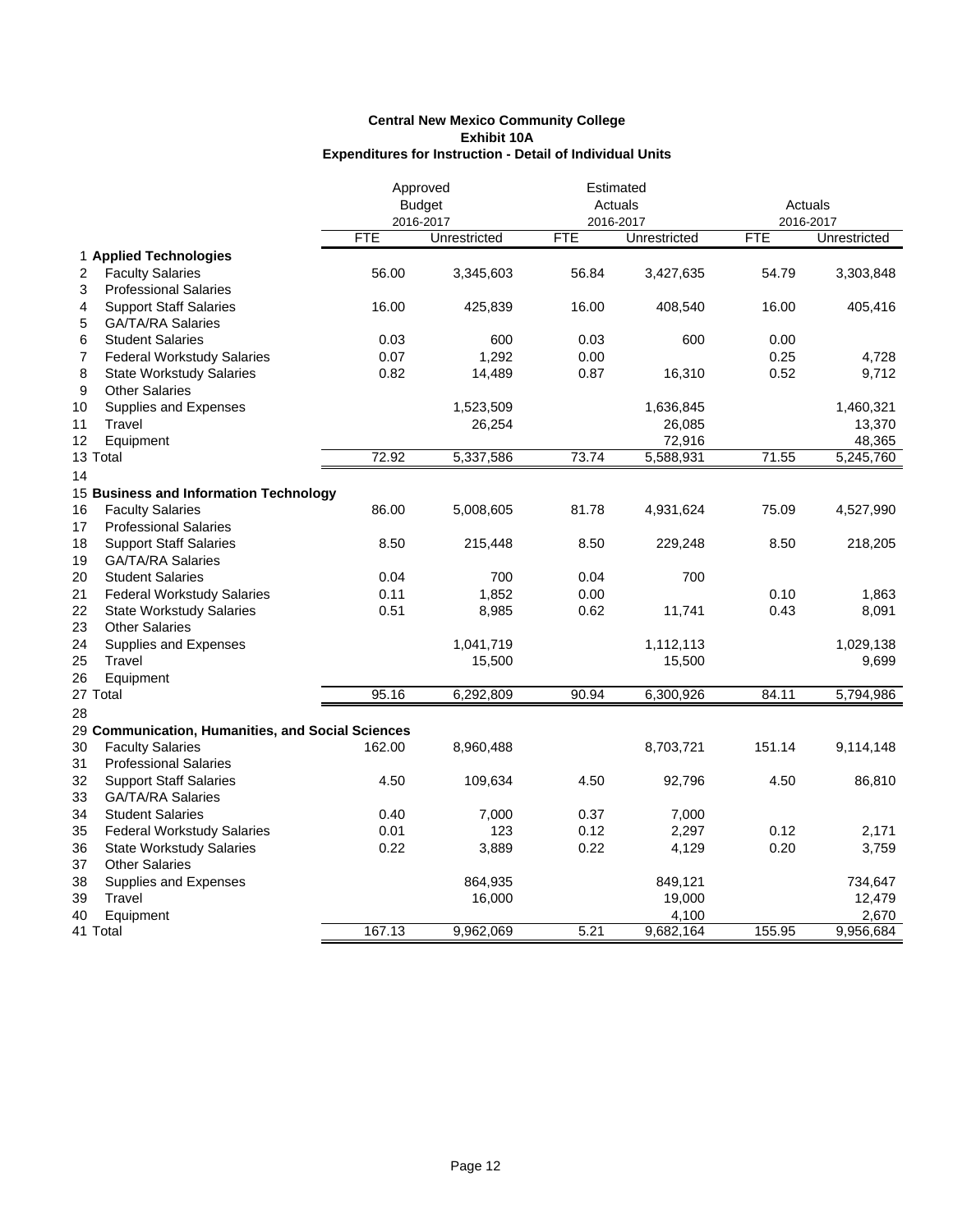**Central New Mexico Community College**
**Exhibit 10A**
**Expenditures for Instruction - Detail of Individual Units**

| | | Approved Budget 2016-2017 | | Estimated Actuals 2016-2017 | | Actuals 2016-2017 | |
|---|---|---|---|---|---|---|---|
| | | FTE | Unrestricted | FTE | Unrestricted | FTE | Unrestricted |
| 1 | **Applied Technologies** | | | | | | |
| 2 | Faculty Salaries | 56.00 | 3,345,603 | 56.84 | 3,427,635 | 54.79 | 3,303,848 |
| 3 | Professional Salaries | | | | | | |
| 4 | Support Staff Salaries | 16.00 | 425,839 | 16.00 | 408,540 | 16.00 | 405,416 |
| 5 | GA/TA/RA Salaries | | | | | | |
| 6 | Student Salaries | 0.03 | 600 | 0.03 | 600 | 0.00 | |
| 7 | Federal Workstudy Salaries | 0.07 | 1,292 | 0.00 | | 0.25 | 4,728 |
| 8 | State Workstudy Salaries | 0.82 | 14,489 | 0.87 | 16,310 | 0.52 | 9,712 |
| 9 | Other Salaries | | | | | | |
| 10 | Supplies and Expenses | | 1,523,509 | | 1,636,845 | | 1,460,321 |
| 11 | Travel | | 26,254 | | 26,085 | | 13,370 |
| 12 | Equipment | | | | 72,916 | | 48,365 |
| 13 | Total | 72.92 | 5,337,586 | 73.74 | 5,588,931 | 71.55 | 5,245,760 |
| 14 | | | | | | | |
| 15 | **Business and Information Technology** | | | | | | |
| 16 | Faculty Salaries | 86.00 | 5,008,605 | 81.78 | 4,931,624 | 75.09 | 4,527,990 |
| 17 | Professional Salaries | | | | | | |
| 18 | Support Staff Salaries | 8.50 | 215,448 | 8.50 | 229,248 | 8.50 | 218,205 |
| 19 | GA/TA/RA Salaries | | | | | | |
| 20 | Student Salaries | 0.04 | 700 | 0.04 | 700 | | |
| 21 | Federal Workstudy Salaries | 0.11 | 1,852 | 0.00 | | 0.10 | 1,863 |
| 22 | State Workstudy Salaries | 0.51 | 8,985 | 0.62 | 11,741 | 0.43 | 8,091 |
| 23 | Other Salaries | | | | | | |
| 24 | Supplies and Expenses | | 1,041,719 | | 1,112,113 | | 1,029,138 |
| 25 | Travel | | 15,500 | | 15,500 | | 9,699 |
| 26 | Equipment | | | | | | |
| 27 | Total | 95.16 | 6,292,809 | 90.94 | 6,300,926 | 84.11 | 5,794,986 |
| 28 | | | | | | | |
| 29 | **Communication, Humanities, and Social Sciences** | | | | | | |
| 30 | Faculty Salaries | 162.00 | 8,960,488 | | 8,703,721 | 151.14 | 9,114,148 |
| 31 | Professional Salaries | | | | | | |
| 32 | Support Staff Salaries | 4.50 | 109,634 | 4.50 | 92,796 | 4.50 | 86,810 |
| 33 | GA/TA/RA Salaries | | | | | | |
| 34 | Student Salaries | 0.40 | 7,000 | 0.37 | 7,000 | | |
| 35 | Federal Workstudy Salaries | 0.01 | 123 | 0.12 | 2,297 | 0.12 | 2,171 |
| 36 | State Workstudy Salaries | 0.22 | 3,889 | 0.22 | 4,129 | 0.20 | 3,759 |
| 37 | Other Salaries | | | | | | |
| 38 | Supplies and Expenses | | 864,935 | | 849,121 | | 734,647 |
| 39 | Travel | | 16,000 | | 19,000 | | 12,479 |
| 40 | Equipment | | | | 4,100 | | 2,670 |
| 41 | Total | 167.13 | 9,962,069 | 5.21 | 9,682,164 | 155.95 | 9,956,684 |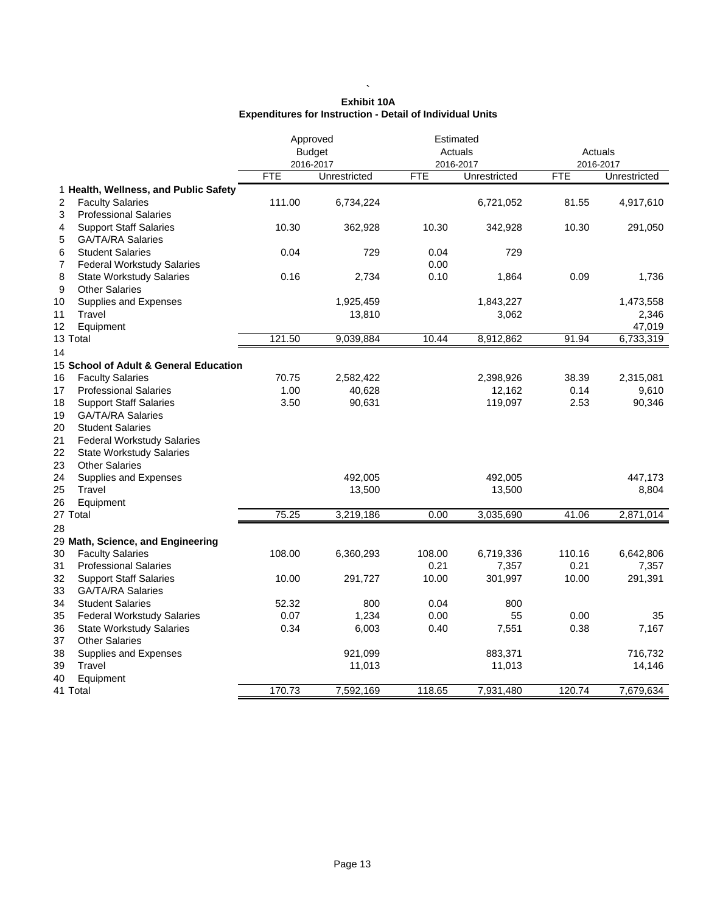**Exhibit 10A**
**Expenditures for Instruction - Detail of Individual Units**

| | | Approved Budget 2016-2017 | | Estimated Actuals 2016-2017 | | Actuals 2016-2017 | |
|---|---|---|---|---|---|---|---|
| | | FTE | Unrestricted | FTE | Unrestricted | FTE | Unrestricted |
| 1 | **Health, Wellness, and Public Safety** | | | | | | |
| 2 | Faculty Salaries | 111.00 | 6,734,224 | | 6,721,052 | 81.55 | 4,917,610 |
| 3 | Professional Salaries | | | | | | |
| 4 | Support Staff Salaries | 10.30 | 362,928 | 10.30 | 342,928 | 10.30 | 291,050 |
| 5 | GA/TA/RA Salaries | | | | | | |
| 6 | Student Salaries | 0.04 | 729 | 0.04 | 729 | | |
| 7 | Federal Workstudy Salaries | | | 0.00 | | | |
| 8 | State Workstudy Salaries | 0.16 | 2,734 | 0.10 | 1,864 | 0.09 | 1,736 |
| 9 | Other Salaries | | | | | | |
| 10 | Supplies and Expenses | | 1,925,459 | | 1,843,227 | | 1,473,558 |
| 11 | Travel | | 13,810 | | 3,062 | | 2,346 |
| 12 | Equipment | | | | | | 47,019 |
| 13 | Total | 121.50 | 9,039,884 | 10.44 | 8,912,862 | 91.94 | 6,733,319 |
| 14 | | | | | | | |
| 15 | **School of Adult & General Education** | | | | | | |
| 16 | Faculty Salaries | 70.75 | 2,582,422 | | 2,398,926 | 38.39 | 2,315,081 |
| 17 | Professional Salaries | 1.00 | 40,628 | | 12,162 | 0.14 | 9,610 |
| 18 | Support Staff Salaries | 3.50 | 90,631 | | 119,097 | 2.53 | 90,346 |
| 19 | GA/TA/RA Salaries | | | | | | |
| 20 | Student Salaries | | | | | | |
| 21 | Federal Workstudy Salaries | | | | | | |
| 22 | State Workstudy Salaries | | | | | | |
| 23 | Other Salaries | | | | | | |
| 24 | Supplies and Expenses | | 492,005 | | 492,005 | | 447,173 |
| 25 | Travel | | 13,500 | | 13,500 | | 8,804 |
| 26 | Equipment | | | | | | |
| 27 | Total | 75.25 | 3,219,186 | 0.00 | 3,035,690 | 41.06 | 2,871,014 |
| 28 | | | | | | | |
| 29 | **Math, Science, and Engineering** | | | | | | |
| 30 | Faculty Salaries | 108.00 | 6,360,293 | 108.00 | 6,719,336 | 110.16 | 6,642,806 |
| 31 | Professional Salaries | | | 0.21 | 7,357 | 0.21 | 7,357 |
| 32 | Support Staff Salaries | 10.00 | 291,727 | 10.00 | 301,997 | 10.00 | 291,391 |
| 33 | GA/TA/RA Salaries | | | | | | |
| 34 | Student Salaries | 52.32 | 800 | 0.04 | 800 | | |
| 35 | Federal Workstudy Salaries | 0.07 | 1,234 | 0.00 | 55 | 0.00 | 35 |
| 36 | State Workstudy Salaries | 0.34 | 6,003 | 0.40 | 7,551 | 0.38 | 7,167 |
| 37 | Other Salaries | | | | | | |
| 38 | Supplies and Expenses | | 921,099 | | 883,371 | | 716,732 |
| 39 | Travel | | 11,013 | | 11,013 | | 14,146 |
| 40 | Equipment | | | | | | |
| 41 | Total | 170.73 | 7,592,169 | 118.65 | 7,931,480 | 120.74 | 7,679,634 |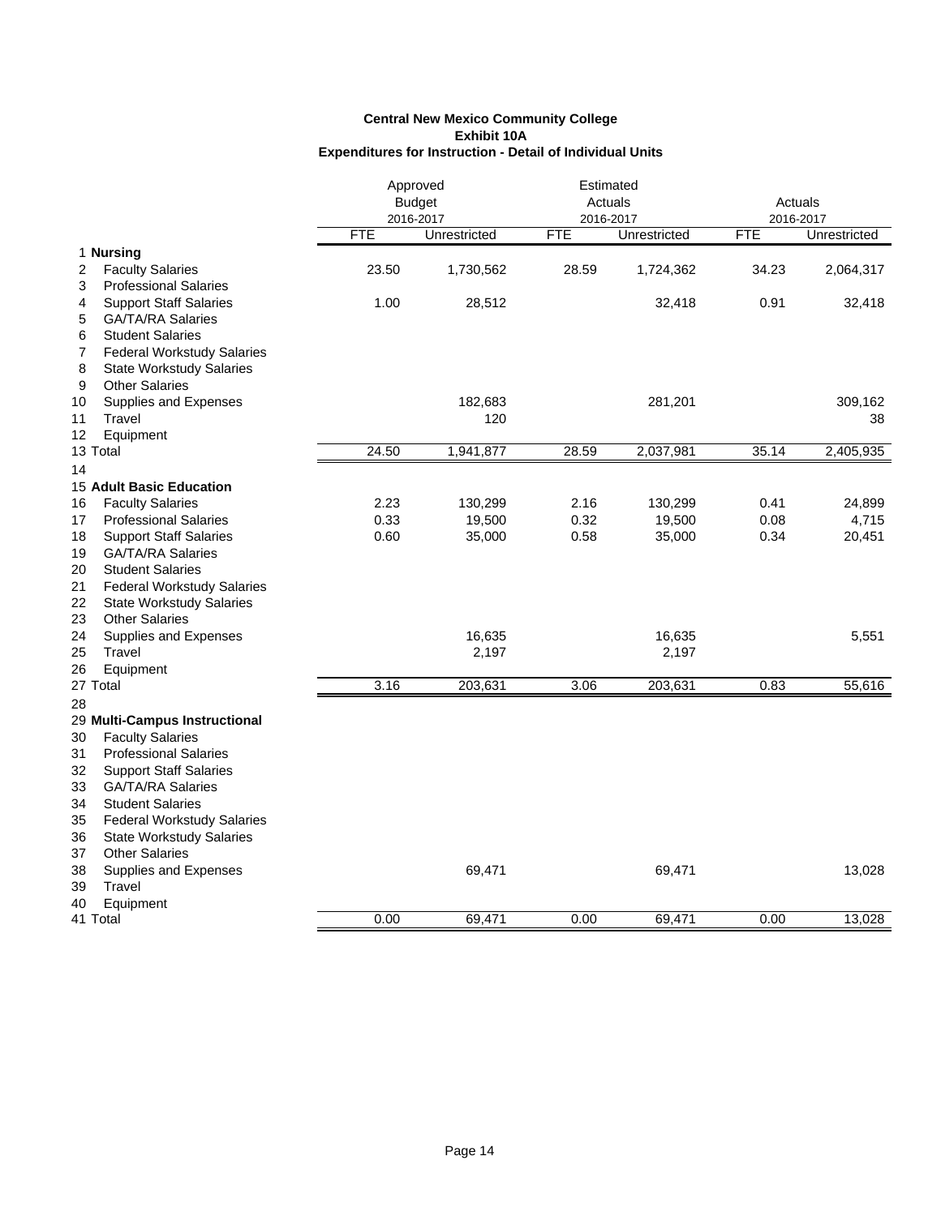**Central New Mexico Community College**
**Exhibit 10A**
**Expenditures for Instruction - Detail of Individual Units**

| | | Approved Budget 2016-2017 | | Estimated Actuals 2016-2017 | | Actuals 2016-2017 | |
|---|---|---|---|---|---|---|---|
| | | FTE | Unrestricted | FTE | Unrestricted | FTE | Unrestricted |
| 1 | **Nursing** | | | | | | |
| 2 | Faculty Salaries | 23.50 | 1,730,562 | 28.59 | 1,724,362 | 34.23 | 2,064,317 |
| 3 | Professional Salaries | | | | | | |
| 4 | Support Staff Salaries | 1.00 | 28,512 | | 32,418 | 0.91 | 32,418 |
| 5 | GA/TA/RA Salaries | | | | | | |
| 6 | Student Salaries | | | | | | |
| 7 | Federal Workstudy Salaries | | | | | | |
| 8 | State Workstudy Salaries | | | | | | |
| 9 | Other Salaries | | | | | | |
| 10 | Supplies and Expenses | | 182,683 | | 281,201 | | 309,162 |
| 11 | Travel | | 120 | | | | 38 |
| 12 | Equipment | | | | | | |
| 13 | Total | 24.50 | 1,941,877 | 28.59 | 2,037,981 | 35.14 | 2,405,935 |
| 14 | | | | | | | |
| 15 | **Adult Basic Education** | | | | | | |
| 16 | Faculty Salaries | 2.23 | 130,299 | 2.16 | 130,299 | 0.41 | 24,899 |
| 17 | Professional Salaries | 0.33 | 19,500 | 0.32 | 19,500 | 0.08 | 4,715 |
| 18 | Support Staff Salaries | 0.60 | 35,000 | 0.58 | 35,000 | 0.34 | 20,451 |
| 19 | GA/TA/RA Salaries | | | | | | |
| 20 | Student Salaries | | | | | | |
| 21 | Federal Workstudy Salaries | | | | | | |
| 22 | State Workstudy Salaries | | | | | | |
| 23 | Other Salaries | | | | | | |
| 24 | Supplies and Expenses | | 16,635 | | 16,635 | | 5,551 |
| 25 | Travel | | 2,197 | | 2,197 | | |
| 26 | Equipment | | | | | | |
| 27 | Total | 3.16 | 203,631 | 3.06 | 203,631 | 0.83 | 55,616 |
| 28 | | | | | | | |
| 29 | **Multi-Campus Instructional** | | | | | | |
| 30 | Faculty Salaries | | | | | | |
| 31 | Professional Salaries | | | | | | |
| 32 | Support Staff Salaries | | | | | | |
| 33 | GA/TA/RA Salaries | | | | | | |
| 34 | Student Salaries | | | | | | |
| 35 | Federal Workstudy Salaries | | | | | | |
| 36 | State Workstudy Salaries | | | | | | |
| 37 | Other Salaries | | | | | | |
| 38 | Supplies and Expenses | | 69,471 | | 69,471 | | 13,028 |
| 39 | Travel | | | | | | |
| 40 | Equipment | | | | | | |
| 41 | Total | 0.00 | 69,471 | 0.00 | 69,471 | 0.00 | 13,028 |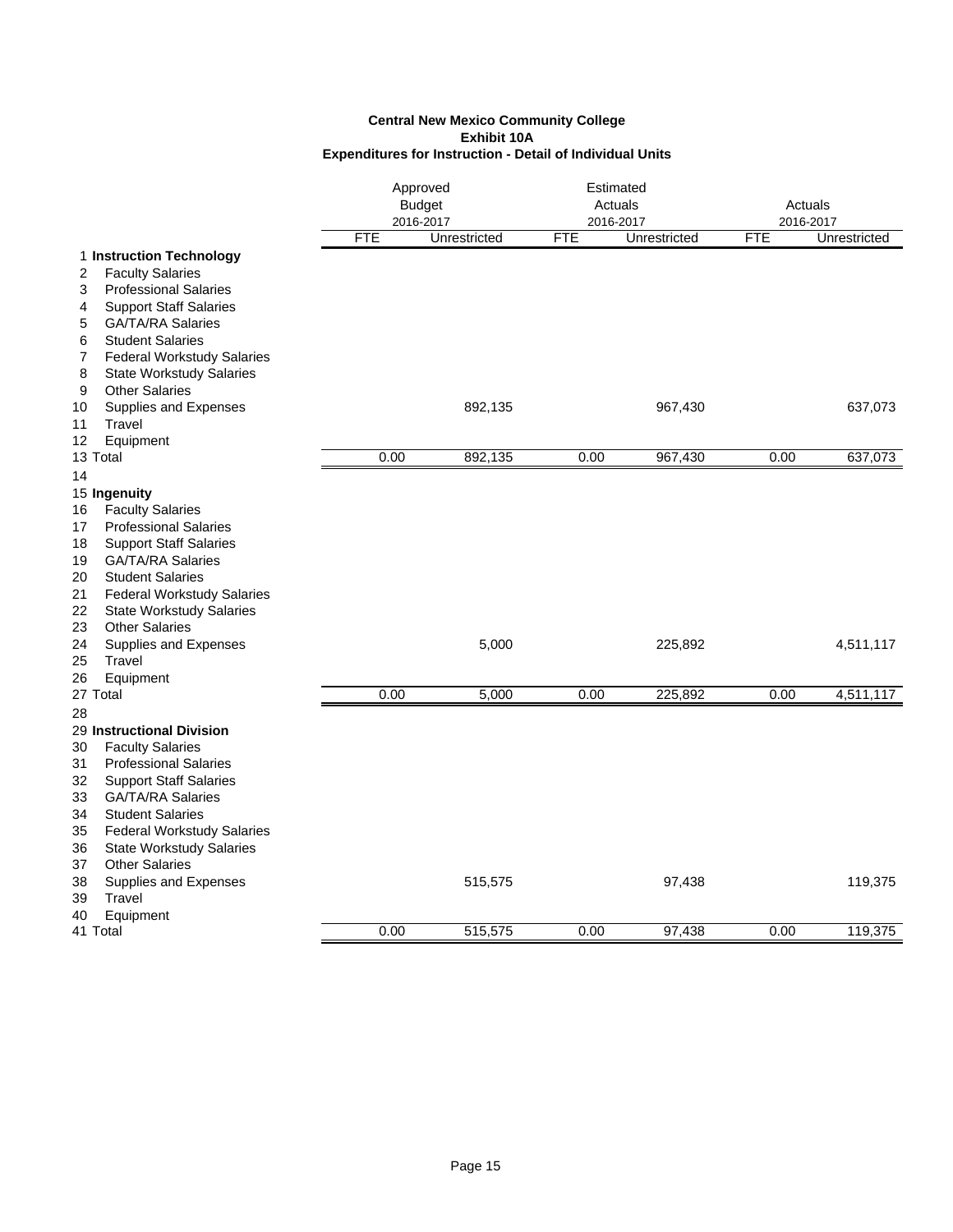**Central New Mexico Community College**
**Exhibit 10A**
**Expenditures for Instruction - Detail of Individual Units**

| | | Approved Budget 2016-2017 | | Estimated Actuals 2016-2017 | | Actuals 2016-2017 | |
|---|---|---|---|---|---|---|---|
| | | FTE | Unrestricted | FTE | Unrestricted | FTE | Unrestricted |
| 1 | **Instruction Technology** | | | | | | |
| 2 | Faculty Salaries | | | | | | |
| 3 | Professional Salaries | | | | | | |
| 4 | Support Staff Salaries | | | | | | |
| 5 | GA/TA/RA Salaries | | | | | | |
| 6 | Student Salaries | | | | | | |
| 7 | Federal Workstudy Salaries | | | | | | |
| 8 | State Workstudy Salaries | | | | | | |
| 9 | Other Salaries | | | | | | |
| 10 | Supplies and Expenses | | 892,135 | | 967,430 | | 637,073 |
| 11 | Travel | | | | | | |
| 12 | Equipment | | | | | | |
| 13 | Total | 0.00 | 892,135 | 0.00 | 967,430 | 0.00 | 637,073 |
| 14 | | | | | | | |
| 15 | **Ingenuity** | | | | | | |
| 16 | Faculty Salaries | | | | | | |
| 17 | Professional Salaries | | | | | | |
| 18 | Support Staff Salaries | | | | | | |
| 19 | GA/TA/RA Salaries | | | | | | |
| 20 | Student Salaries | | | | | | |
| 21 | Federal Workstudy Salaries | | | | | | |
| 22 | State Workstudy Salaries | | | | | | |
| 23 | Other Salaries | | | | | | |
| 24 | Supplies and Expenses | | 5,000 | | 225,892 | | 4,511,117 |
| 25 | Travel | | | | | | |
| 26 | Equipment | | | | | | |
| 27 | Total | 0.00 | 5,000 | 0.00 | 225,892 | 0.00 | 4,511,117 |
| 28 | | | | | | | |
| 29 | **Instructional Division** | | | | | | |
| 30 | Faculty Salaries | | | | | | |
| 31 | Professional Salaries | | | | | | |
| 32 | Support Staff Salaries | | | | | | |
| 33 | GA/TA/RA Salaries | | | | | | |
| 34 | Student Salaries | | | | | | |
| 35 | Federal Workstudy Salaries | | | | | | |
| 36 | State Workstudy Salaries | | | | | | |
| 37 | Other Salaries | | | | | | |
| 38 | Supplies and Expenses | | 515,575 | | 97,438 | | 119,375 |
| 39 | Travel | | | | | | |
| 40 | Equipment | | | | | | |
| 41 | Total | 0.00 | 515,575 | 0.00 | 97,438 | 0.00 | 119,375 |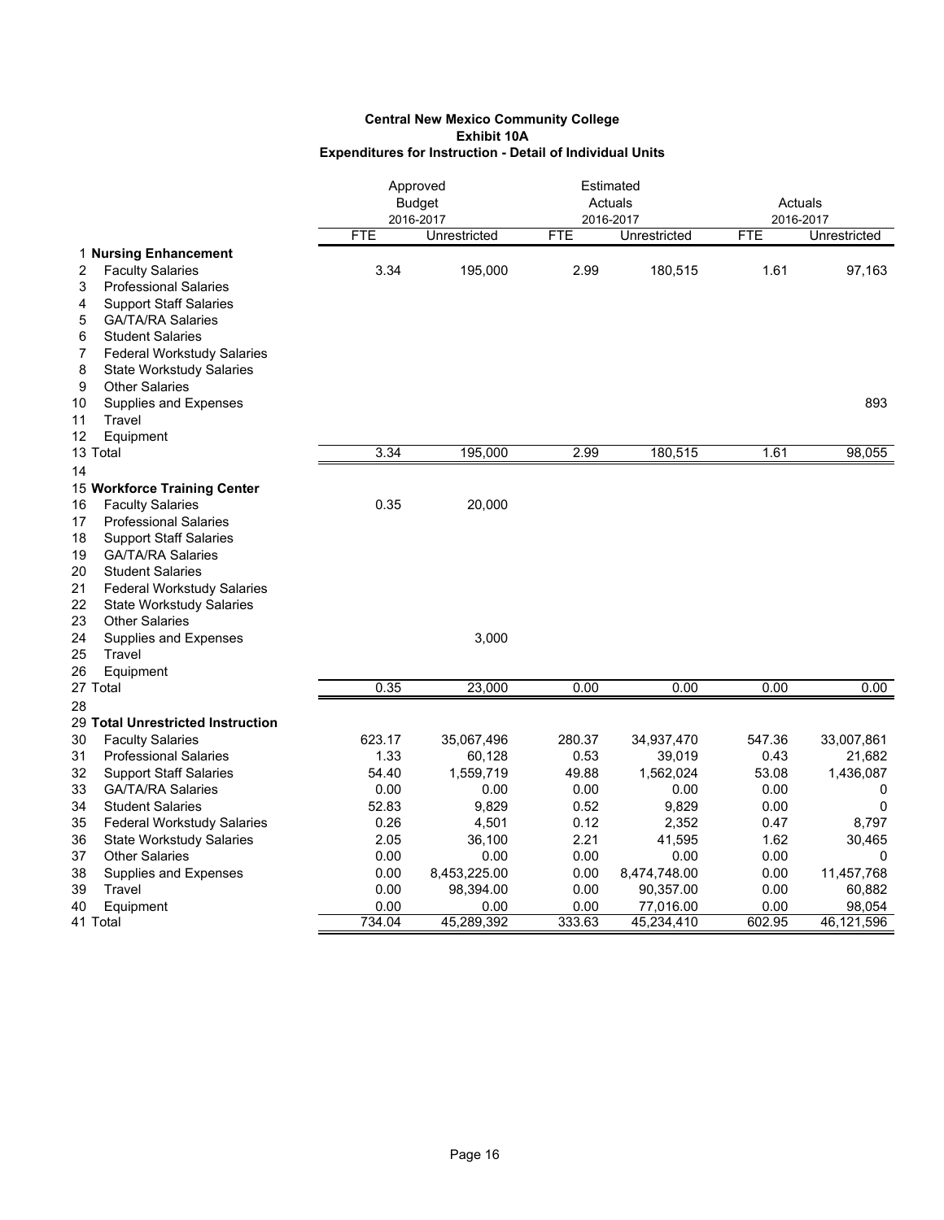**Central New Mexico Community College**
**Exhibit 10A**
**Expenditures for Instruction - Detail of Individual Units**

| | | Approved Budget 2016-2017 | | Estimated Actuals 2016-2017 | | Actuals 2016-2017 | |
|---|---|---|---|---|---|---|---|
| | | FTE | Unrestricted | FTE | Unrestricted | FTE | Unrestricted |
| 1 | **Nursing Enhancement** | | | | | | |
| 2 | Faculty Salaries | 3.34 | 195,000 | 2.99 | 180,515 | 1.61 | 97,163 |
| 3 | Professional Salaries | | | | | | |
| 4 | Support Staff Salaries | | | | | | |
| 5 | GA/TA/RA Salaries | | | | | | |
| 6 | Student Salaries | | | | | | |
| 7 | Federal Workstudy Salaries | | | | | | |
| 8 | State Workstudy Salaries | | | | | | |
| 9 | Other Salaries | | | | | | |
| 10 | Supplies and Expenses | | | | | | 893 |
| 11 | Travel | | | | | | |
| 12 | Equipment | | | | | | |
| 13 | Total | 3.34 | 195,000 | 2.99 | 180,515 | 1.61 | 98,055 |
| 14 | | | | | | | |
| 15 | **Workforce Training Center** | | | | | | |
| 16 | Faculty Salaries | 0.35 | 20,000 | | | | |
| 17 | Professional Salaries | | | | | | |
| 18 | Support Staff Salaries | | | | | | |
| 19 | GA/TA/RA Salaries | | | | | | |
| 20 | Student Salaries | | | | | | |
| 21 | Federal Workstudy Salaries | | | | | | |
| 22 | State Workstudy Salaries | | | | | | |
| 23 | Other Salaries | | | | | | |
| 24 | Supplies and Expenses | | 3,000 | | | | |
| 25 | Travel | | | | | | |
| 26 | Equipment | | | | | | |
| 27 | Total | 0.35 | 23,000 | 0.00 | 0.00 | 0.00 | 0.00 |
| 28 | | | | | | | |
| 29 | **Total Unrestricted Instruction** | | | | | | |
| 30 | Faculty Salaries | 623.17 | 35,067,496 | 280.37 | 34,937,470 | 547.36 | 33,007,861 |
| 31 | Professional Salaries | 1.33 | 60,128 | 0.53 | 39,019 | 0.43 | 21,682 |
| 32 | Support Staff Salaries | 54.40 | 1,559,719 | 49.88 | 1,562,024 | 53.08 | 1,436,087 |
| 33 | GA/TA/RA Salaries | 0.00 | 0.00 | 0.00 | 0.00 | 0.00 | 0 |
| 34 | Student Salaries | 52.83 | 9,829 | 0.52 | 9,829 | 0.00 | 0 |
| 35 | Federal Workstudy Salaries | 0.26 | 4,501 | 0.12 | 2,352 | 0.47 | 8,797 |
| 36 | State Workstudy Salaries | 2.05 | 36,100 | 2.21 | 41,595 | 1.62 | 30,465 |
| 37 | Other Salaries | 0.00 | 0.00 | 0.00 | 0.00 | 0.00 | 0 |
| 38 | Supplies and Expenses | 0.00 | 8,453,225.00 | 0.00 | 8,474,748.00 | 0.00 | 11,457,768 |
| 39 | Travel | 0.00 | 98,394.00 | 0.00 | 90,357.00 | 0.00 | 60,882 |
| 40 | Equipment | 0.00 | 0.00 | 0.00 | 77,016.00 | 0.00 | 98,054 |
| 41 | Total | 734.04 | 45,289,392 | 333.63 | 45,234,410 | 602.95 | 46,121,596 |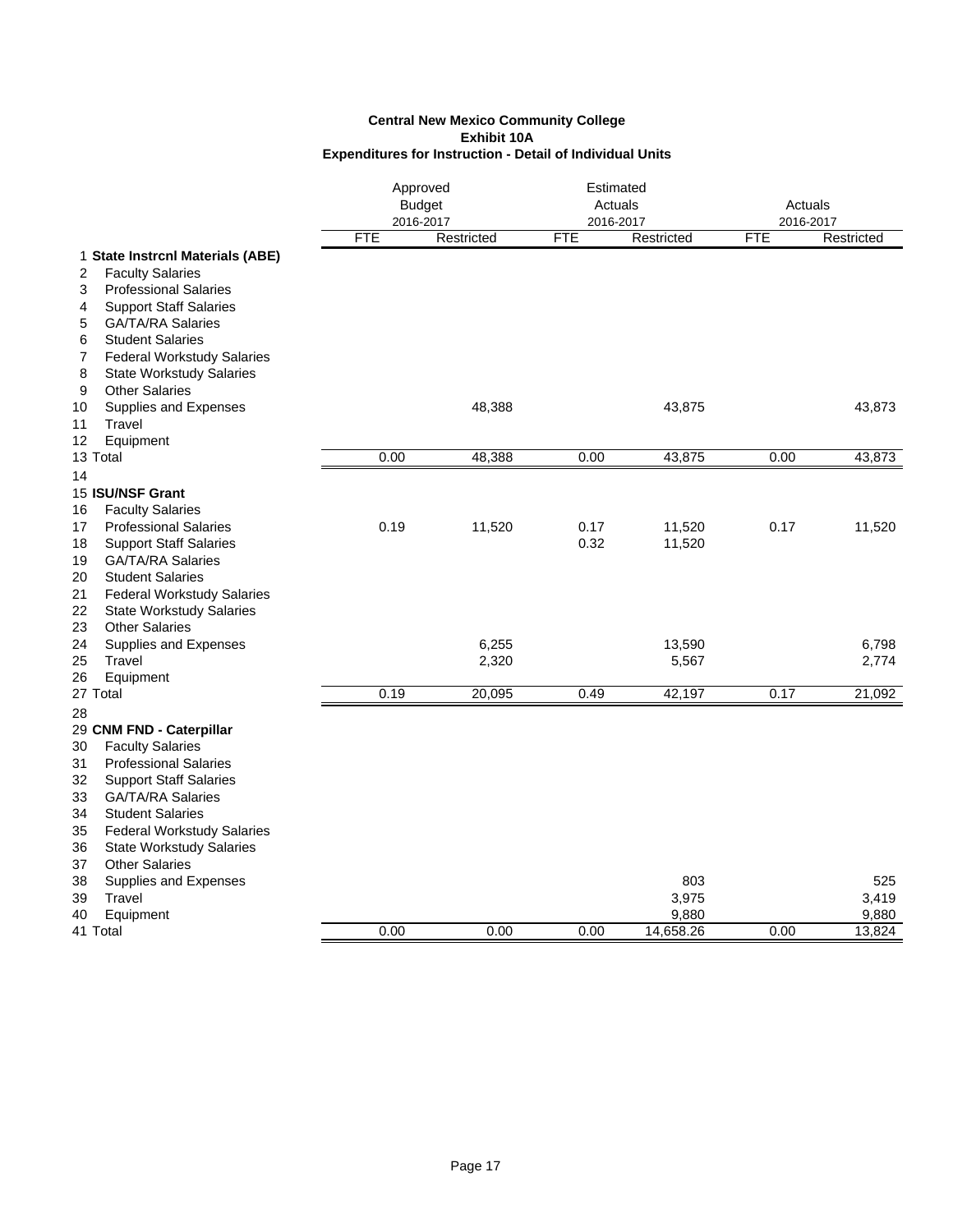**Central New Mexico Community College**
**Exhibit 10A**
**Expenditures for Instruction - Detail of Individual Units**

| | | Approved Budget 2016-2017 | | Estimated Actuals 2016-2017 | | Actuals 2016-2017 | |
|---|---|---|---|---|---|---|---|
| | | FTE | Restricted | FTE | Restricted | FTE | Restricted |
| 1 | **State Instrcnl Materials (ABE)** | | | | | | |
| 2 | Faculty Salaries | | | | | | |
| 3 | Professional Salaries | | | | | | |
| 4 | Support Staff Salaries | | | | | | |
| 5 | GA/TA/RA Salaries | | | | | | |
| 6 | Student Salaries | | | | | | |
| 7 | Federal Workstudy Salaries | | | | | | |
| 8 | State Workstudy Salaries | | | | | | |
| 9 | Other Salaries | | | | | | |
| 10 | Supplies and Expenses | | 48,388 | | 43,875 | | 43,873 |
| 11 | Travel | | | | | | |
| 12 | Equipment | | | | | | |
| 13 | Total | 0.00 | 48,388 | 0.00 | 43,875 | 0.00 | 43,873 |
| 14 | | | | | | | |
| 15 | **ISU/NSF Grant** | | | | | | |
| 16 | Faculty Salaries | | | | | | |
| 17 | Professional Salaries | 0.19 | 11,520 | 0.17 | 11,520 | 0.17 | 11,520 |
| 18 | Support Staff Salaries | | | 0.32 | 11,520 | | |
| 19 | GA/TA/RA Salaries | | | | | | |
| 20 | Student Salaries | | | | | | |
| 21 | Federal Workstudy Salaries | | | | | | |
| 22 | State Workstudy Salaries | | | | | | |
| 23 | Other Salaries | | | | | | |
| 24 | Supplies and Expenses | | 6,255 | | 13,590 | | 6,798 |
| 25 | Travel | | 2,320 | | 5,567 | | 2,774 |
| 26 | Equipment | | | | | | |
| 27 | Total | 0.19 | 20,095 | 0.49 | 42,197 | 0.17 | 21,092 |
| 28 | | | | | | | |
| 29 | **CNM FND - Caterpillar** | | | | | | |
| 30 | Faculty Salaries | | | | | | |
| 31 | Professional Salaries | | | | | | |
| 32 | Support Staff Salaries | | | | | | |
| 33 | GA/TA/RA Salaries | | | | | | |
| 34 | Student Salaries | | | | | | |
| 35 | Federal Workstudy Salaries | | | | | | |
| 36 | State Workstudy Salaries | | | | | | |
| 37 | Other Salaries | | | | | | |
| 38 | Supplies and Expenses | | | | 803 | | 525 |
| 39 | Travel | | | | 3,975 | | 3,419 |
| 40 | Equipment | | | | 9,880 | | 9,880 |
| 41 | Total | 0.00 | 0.00 | 0.00 | 14,658.26 | 0.00 | 13,824 |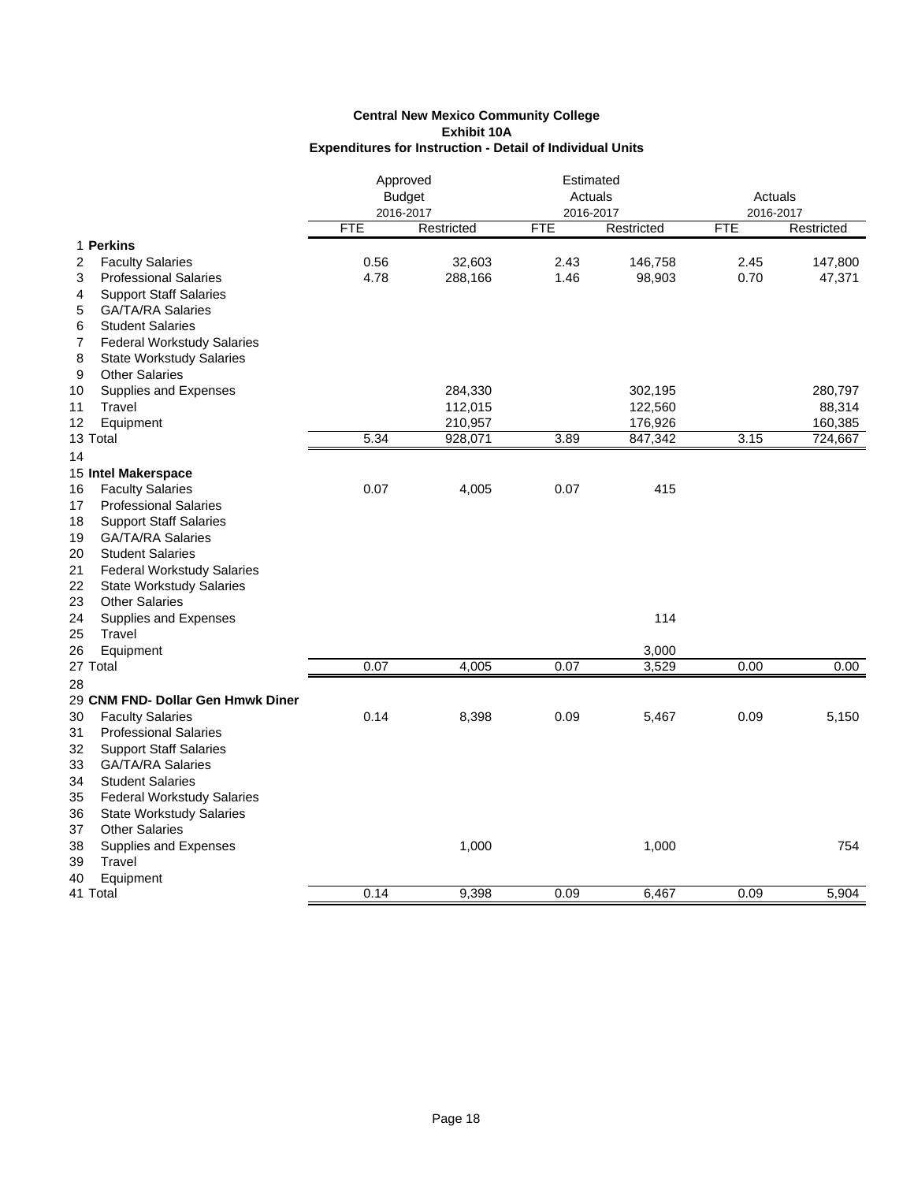**Central New Mexico Community College**
**Exhibit 10A**
**Expenditures for Instruction - Detail of Individual Units**

| | | Approved Budget 2016-2017 | | Estimated Actuals 2016-2017 | | Actuals 2016-2017 | |
|---|---|---|---|---|---|---|---|
| | | FTE | Restricted | FTE | Restricted | FTE | Restricted |
| 1 | **Perkins** | | | | | | |
| 2 | Faculty Salaries | 0.56 | 32,603 | 2.43 | 146,758 | 2.45 | 147,800 |
| 3 | Professional Salaries | 4.78 | 288,166 | 1.46 | 98,903 | 0.70 | 47,371 |
| 4 | Support Staff Salaries | | | | | | |
| 5 | GA/TA/RA Salaries | | | | | | |
| 6 | Student Salaries | | | | | | |
| 7 | Federal Workstudy Salaries | | | | | | |
| 8 | State Workstudy Salaries | | | | | | |
| 9 | Other Salaries | | | | | | |
| 10 | Supplies and Expenses | | 284,330 | | 302,195 | | 280,797 |
| 11 | Travel | | 112,015 | | 122,560 | | 88,314 |
| 12 | Equipment | | 210,957 | | 176,926 | | 160,385 |
| 13 | Total | 5.34 | 928,071 | 3.89 | 847,342 | 3.15 | 724,667 |
| 14 | | | | | | | |
| 15 | **Intel Makerspace** | | | | | | |
| 16 | Faculty Salaries | 0.07 | 4,005 | 0.07 | 415 | | |
| 17 | Professional Salaries | | | | | | |
| 18 | Support Staff Salaries | | | | | | |
| 19 | GA/TA/RA Salaries | | | | | | |
| 20 | Student Salaries | | | | | | |
| 21 | Federal Workstudy Salaries | | | | | | |
| 22 | State Workstudy Salaries | | | | | | |
| 23 | Other Salaries | | | | | | |
| 24 | Supplies and Expenses | | | | 114 | | |
| 25 | Travel | | | | | | |
| 26 | Equipment | | | | 3,000 | | |
| 27 | Total | 0.07 | 4,005 | 0.07 | 3,529 | 0.00 | 0.00 |
| 28 | | | | | | | |
| 29 | **CNM FND- Dollar Gen Hmwk Diner** | | | | | | |
| 30 | Faculty Salaries | 0.14 | 8,398 | 0.09 | 5,467 | 0.09 | 5,150 |
| 31 | Professional Salaries | | | | | | |
| 32 | Support Staff Salaries | | | | | | |
| 33 | GA/TA/RA Salaries | | | | | | |
| 34 | Student Salaries | | | | | | |
| 35 | Federal Workstudy Salaries | | | | | | |
| 36 | State Workstudy Salaries | | | | | | |
| 37 | Other Salaries | | | | | | |
| 38 | Supplies and Expenses | | 1,000 | | 1,000 | | 754 |
| 39 | Travel | | | | | | |
| 40 | Equipment | | | | | | |
| 41 | Total | 0.14 | 9,398 | 0.09 | 6,467 | 0.09 | 5,904 |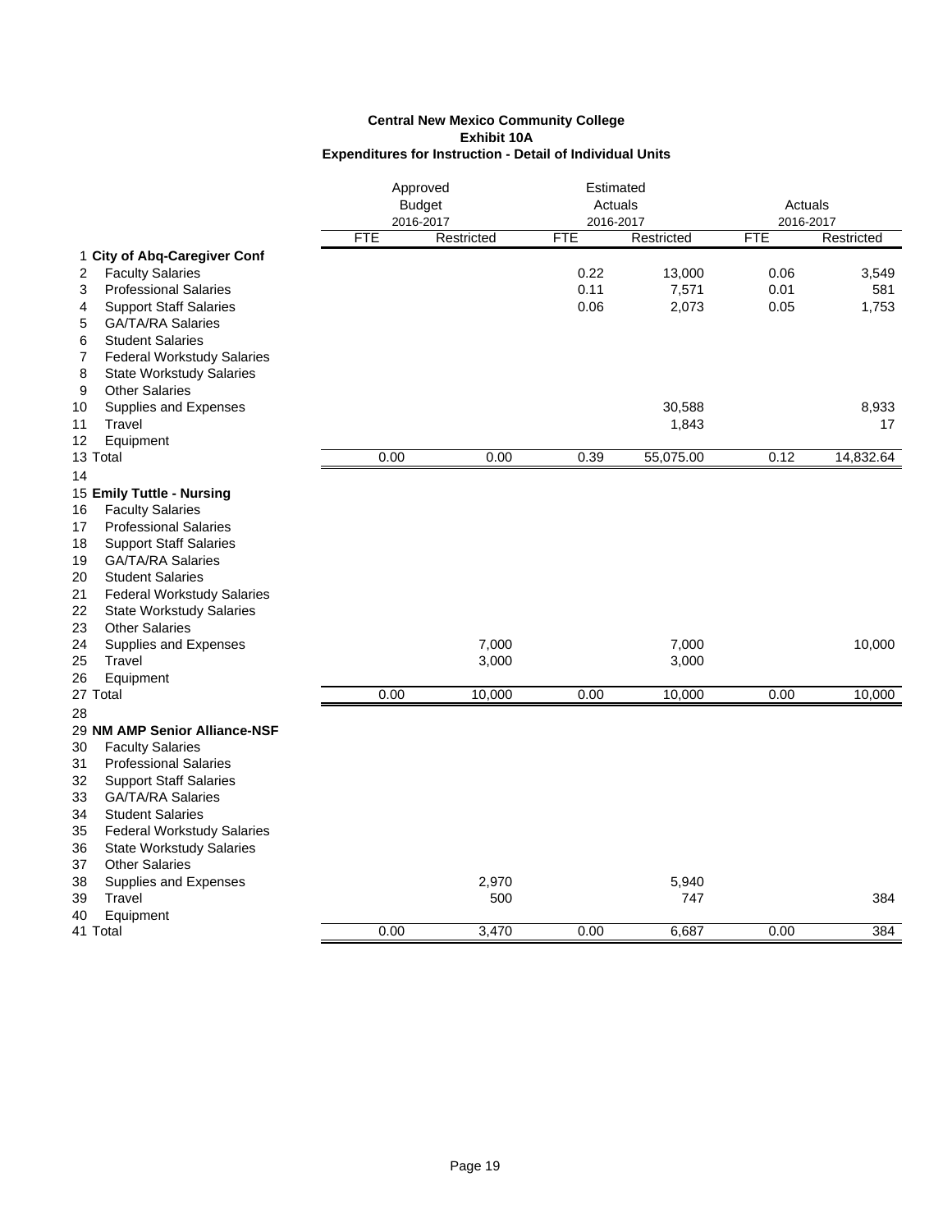**Central New Mexico Community College**
**Exhibit 10A**
**Expenditures for Instruction - Detail of Individual Units**

| | | Approved Budget 2016-2017 | | Estimated Actuals 2016-2017 | | Actuals 2016-2017 | |
|---|---|---|---|---|---|---|---|
| | | FTE | Restricted | FTE | Restricted | FTE | Restricted |
| 1 | **City of Abq-Caregiver Conf** | | | | | | |
| 2 | Faculty Salaries | | | 0.22 | 13,000 | 0.06 | 3,549 |
| 3 | Professional Salaries | | | 0.11 | 7,571 | 0.01 | 581 |
| 4 | Support Staff Salaries | | | 0.06 | 2,073 | 0.05 | 1,753 |
| 5 | GA/TA/RA Salaries | | | | | | |
| 6 | Student Salaries | | | | | | |
| 7 | Federal Workstudy Salaries | | | | | | |
| 8 | State Workstudy Salaries | | | | | | |
| 9 | Other Salaries | | | | | | |
| 10 | Supplies and Expenses | | | | 30,588 | | 8,933 |
| 11 | Travel | | | | 1,843 | | 17 |
| 12 | Equipment | | | | | | |
| 13 | Total | 0.00 | 0.00 | 0.39 | 55,075.00 | 0.12 | 14,832.64 |
| 14 | | | | | | | |
| 15 | **Emily Tuttle - Nursing** | | | | | | |
| 16 | Faculty Salaries | | | | | | |
| 17 | Professional Salaries | | | | | | |
| 18 | Support Staff Salaries | | | | | | |
| 19 | GA/TA/RA Salaries | | | | | | |
| 20 | Student Salaries | | | | | | |
| 21 | Federal Workstudy Salaries | | | | | | |
| 22 | State Workstudy Salaries | | | | | | |
| 23 | Other Salaries | | | | | | |
| 24 | Supplies and Expenses | | 7,000 | | 7,000 | | 10,000 |
| 25 | Travel | | 3,000 | | 3,000 | | |
| 26 | Equipment | | | | | | |
| 27 | Total | 0.00 | 10,000 | 0.00 | 10,000 | 0.00 | 10,000 |
| 28 | | | | | | | |
| 29 | **NM AMP Senior Alliance-NSF** | | | | | | |
| 30 | Faculty Salaries | | | | | | |
| 31 | Professional Salaries | | | | | | |
| 32 | Support Staff Salaries | | | | | | |
| 33 | GA/TA/RA Salaries | | | | | | |
| 34 | Student Salaries | | | | | | |
| 35 | Federal Workstudy Salaries | | | | | | |
| 36 | State Workstudy Salaries | | | | | | |
| 37 | Other Salaries | | | | | | |
| 38 | Supplies and Expenses | | 2,970 | | 5,940 | | |
| 39 | Travel | | 500 | | 747 | | 384 |
| 40 | Equipment | | | | | | |
| 41 | Total | 0.00 | 3,470 | 0.00 | 6,687 | 0.00 | 384 |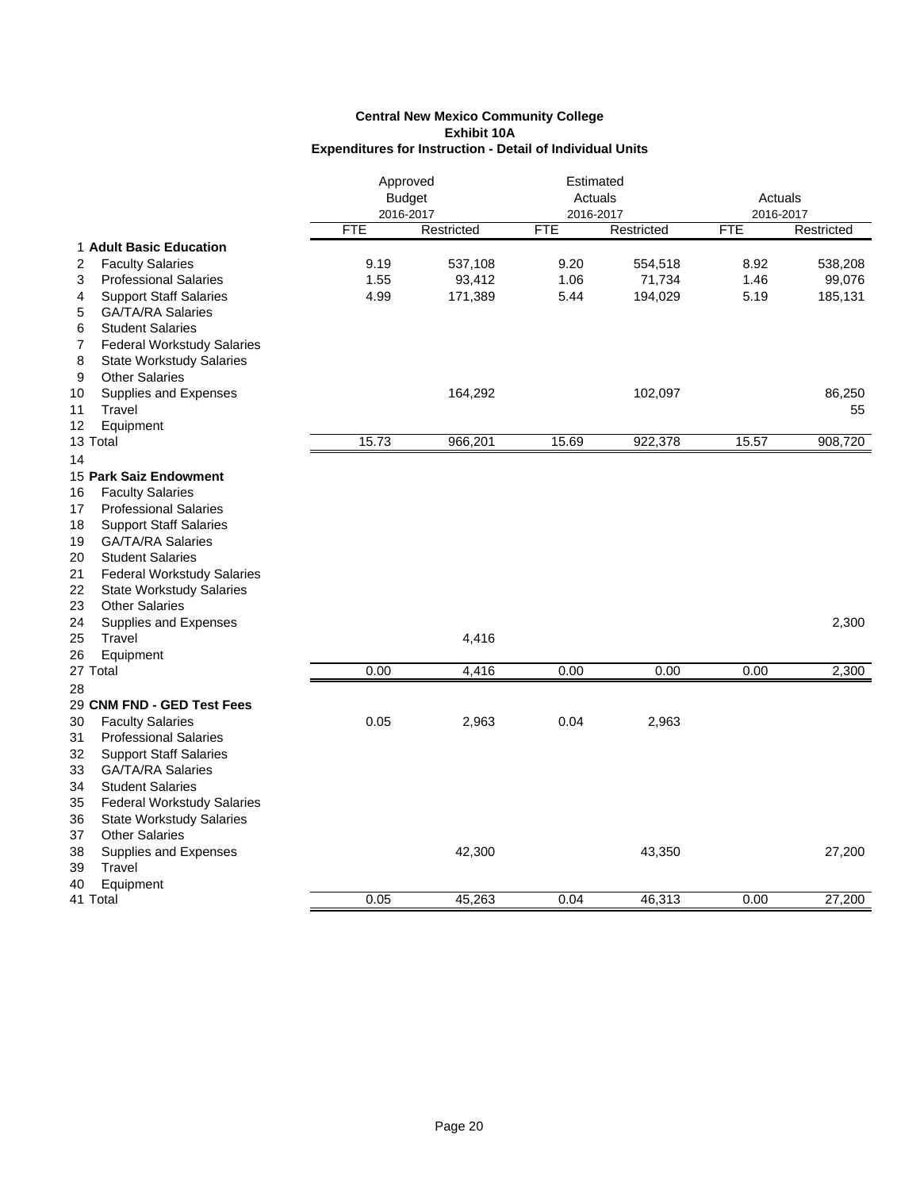**Central New Mexico Community College**
**Exhibit 10A**
**Expenditures for Instruction - Detail of Individual Units**

| | | Approved Budget 2016-2017 | | Estimated Actuals 2016-2017 | | Actuals 2016-2017 | |
|---|---|---|---|---|---|---|---|
| | | FTE | Restricted | FTE | Restricted | FTE | Restricted |
| 1 | **Adult Basic Education** | | | | | | |
| 2 | Faculty Salaries | 9.19 | 537,108 | 9.20 | 554,518 | 8.92 | 538,208 |
| 3 | Professional Salaries | 1.55 | 93,412 | 1.06 | 71,734 | 1.46 | 99,076 |
| 4 | Support Staff Salaries | 4.99 | 171,389 | 5.44 | 194,029 | 5.19 | 185,131 |
| 5 | GA/TA/RA Salaries | | | | | | |
| 6 | Student Salaries | | | | | | |
| 7 | Federal Workstudy Salaries | | | | | | |
| 8 | State Workstudy Salaries | | | | | | |
| 9 | Other Salaries | | | | | | |
| 10 | Supplies and Expenses | | 164,292 | | 102,097 | | 86,250 |
| 11 | Travel | | | | | | 55 |
| 12 | Equipment | | | | | | |
| 13 | Total | 15.73 | 966,201 | 15.69 | 922,378 | 15.57 | 908,720 |
| 14 | | | | | | | |
| 15 | **Park Saiz Endowment** | | | | | | |
| 16 | Faculty Salaries | | | | | | |
| 17 | Professional Salaries | | | | | | |
| 18 | Support Staff Salaries | | | | | | |
| 19 | GA/TA/RA Salaries | | | | | | |
| 20 | Student Salaries | | | | | | |
| 21 | Federal Workstudy Salaries | | | | | | |
| 22 | State Workstudy Salaries | | | | | | |
| 23 | Other Salaries | | | | | | |
| 24 | Supplies and Expenses | | | | | | 2,300 |
| 25 | Travel | | 4,416 | | | | |
| 26 | Equipment | | | | | | |
| 27 | Total | 0.00 | 4,416 | 0.00 | 0.00 | 0.00 | 2,300 |
| 28 | | | | | | | |
| 29 | **CNM FND - GED Test Fees** | | | | | | |
| 30 | Faculty Salaries | 0.05 | 2,963 | 0.04 | 2,963 | | |
| 31 | Professional Salaries | | | | | | |
| 32 | Support Staff Salaries | | | | | | |
| 33 | GA/TA/RA Salaries | | | | | | |
| 34 | Student Salaries | | | | | | |
| 35 | Federal Workstudy Salaries | | | | | | |
| 36 | State Workstudy Salaries | | | | | | |
| 37 | Other Salaries | | | | | | |
| 38 | Supplies and Expenses | | 42,300 | | 43,350 | | 27,200 |
| 39 | Travel | | | | | | |
| 40 | Equipment | | | | | | |
| 41 | Total | 0.05 | 45,263 | 0.04 | 46,313 | 0.00 | 27,200 |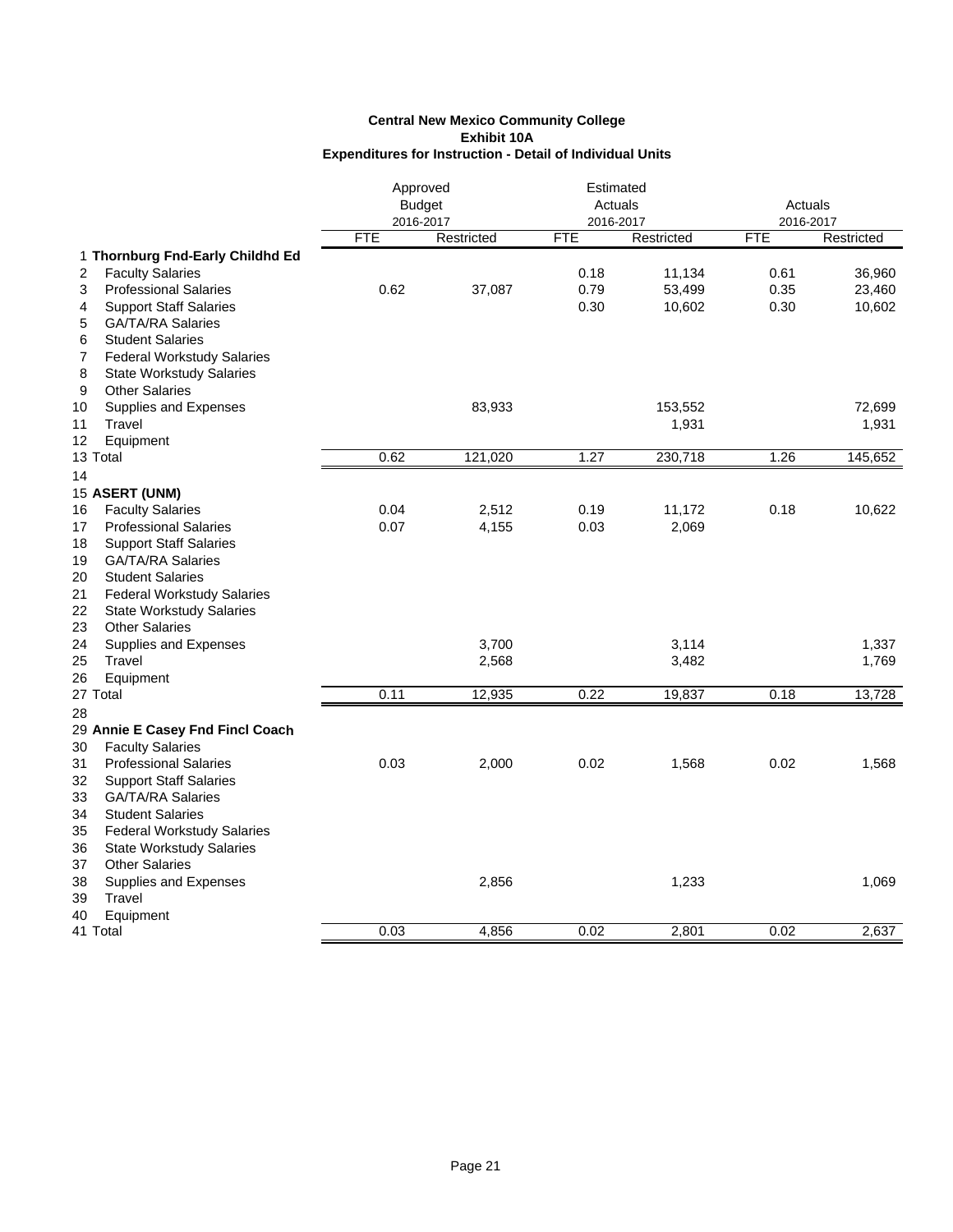**Central New Mexico Community College**
**Exhibit 10A**
**Expenditures for Instruction - Detail of Individual Units**

| | | Approved Budget 2016-2017 | | Estimated Actuals 2016-2017 | | Actuals 2016-2017 | |
|---|---|---|---|---|---|---|---|
| | | FTE | Restricted | FTE | Restricted | FTE | Restricted |
| 1 | **Thornburg Fnd-Early Childhd Ed** | | | | | | |
| 2 | Faculty Salaries | | | 0.18 | 11,134 | 0.61 | 36,960 |
| 3 | Professional Salaries | 0.62 | 37,087 | 0.79 | 53,499 | 0.35 | 23,460 |
| 4 | Support Staff Salaries | | | 0.30 | 10,602 | 0.30 | 10,602 |
| 5 | GA/TA/RA Salaries | | | | | | |
| 6 | Student Salaries | | | | | | |
| 7 | Federal Workstudy Salaries | | | | | | |
| 8 | State Workstudy Salaries | | | | | | |
| 9 | Other Salaries | | | | | | |
| 10 | Supplies and Expenses | | 83,933 | | 153,552 | | 72,699 |
| 11 | Travel | | | | 1,931 | | 1,931 |
| 12 | Equipment | | | | | | |
| 13 | Total | 0.62 | 121,020 | 1.27 | 230,718 | 1.26 | 145,652 |
| 14 | | | | | | | |
| 15 | **ASERT (UNM)** | | | | | | |
| 16 | Faculty Salaries | 0.04 | 2,512 | 0.19 | 11,172 | 0.18 | 10,622 |
| 17 | Professional Salaries | 0.07 | 4,155 | 0.03 | 2,069 | | |
| 18 | Support Staff Salaries | | | | | | |
| 19 | GA/TA/RA Salaries | | | | | | |
| 20 | Student Salaries | | | | | | |
| 21 | Federal Workstudy Salaries | | | | | | |
| 22 | State Workstudy Salaries | | | | | | |
| 23 | Other Salaries | | | | | | |
| 24 | Supplies and Expenses | | 3,700 | | 3,114 | | 1,337 |
| 25 | Travel | | 2,568 | | 3,482 | | 1,769 |
| 26 | Equipment | | | | | | |
| 27 | Total | 0.11 | 12,935 | 0.22 | 19,837 | 0.18 | 13,728 |
| 28 | | | | | | | |
| 29 | **Annie E Casey Fnd Fincl Coach** | | | | | | |
| 30 | Faculty Salaries | | | | | | |
| 31 | Professional Salaries | 0.03 | 2,000 | 0.02 | 1,568 | 0.02 | 1,568 |
| 32 | Support Staff Salaries | | | | | | |
| 33 | GA/TA/RA Salaries | | | | | | |
| 34 | Student Salaries | | | | | | |
| 35 | Federal Workstudy Salaries | | | | | | |
| 36 | State Workstudy Salaries | | | | | | |
| 37 | Other Salaries | | | | | | |
| 38 | Supplies and Expenses | | 2,856 | | 1,233 | | 1,069 |
| 39 | Travel | | | | | | |
| 40 | Equipment | | | | | | |
| 41 | Total | 0.03 | 4,856 | 0.02 | 2,801 | 0.02 | 2,637 |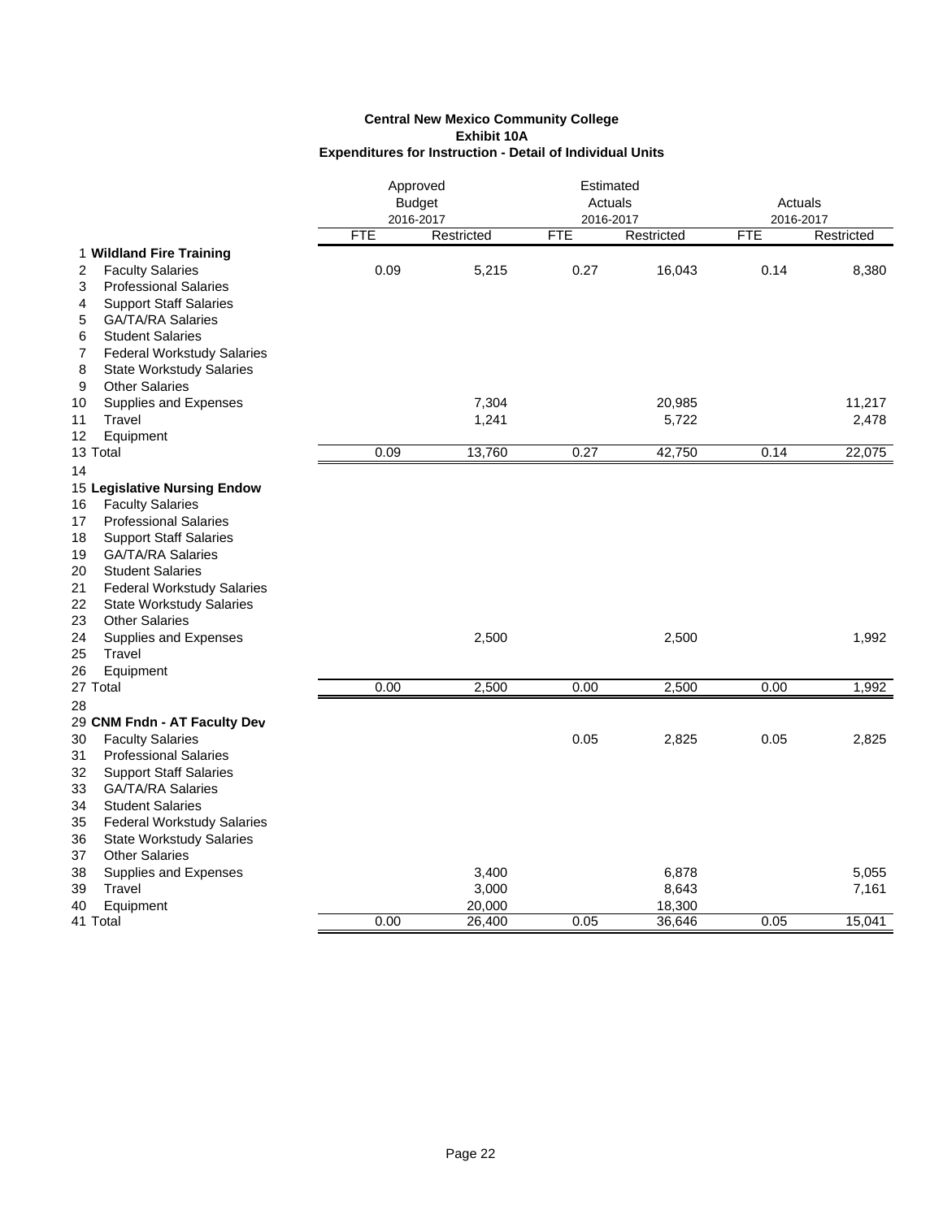**Central New Mexico Community College**
**Exhibit 10A**
**Expenditures for Instruction - Detail of Individual Units**

| | | Approved Budget 2016-2017 | | Estimated Actuals 2016-2017 | | Actuals 2016-2017 | |
|---|---|---|---|---|---|---|---|
| | | FTE | Restricted | FTE | Restricted | FTE | Restricted |
| 1 | **Wildland Fire Training** | | | | | | |
| 2 | Faculty Salaries | 0.09 | 5,215 | 0.27 | 16,043 | 0.14 | 8,380 |
| 3 | Professional Salaries | | | | | | |
| 4 | Support Staff Salaries | | | | | | |
| 5 | GA/TA/RA Salaries | | | | | | |
| 6 | Student Salaries | | | | | | |
| 7 | Federal Workstudy Salaries | | | | | | |
| 8 | State Workstudy Salaries | | | | | | |
| 9 | Other Salaries | | | | | | |
| 10 | Supplies and Expenses | | 7,304 | | 20,985 | | 11,217 |
| 11 | Travel | | 1,241 | | 5,722 | | 2,478 |
| 12 | Equipment | | | | | | |
| 13 | Total | 0.09 | 13,760 | 0.27 | 42,750 | 0.14 | 22,075 |
| 14 | | | | | | | |
| 15 | **Legislative Nursing Endow** | | | | | | |
| 16 | Faculty Salaries | | | | | | |
| 17 | Professional Salaries | | | | | | |
| 18 | Support Staff Salaries | | | | | | |
| 19 | GA/TA/RA Salaries | | | | | | |
| 20 | Student Salaries | | | | | | |
| 21 | Federal Workstudy Salaries | | | | | | |
| 22 | State Workstudy Salaries | | | | | | |
| 23 | Other Salaries | | | | | | |
| 24 | Supplies and Expenses | | 2,500 | | 2,500 | | 1,992 |
| 25 | Travel | | | | | | |
| 26 | Equipment | | | | | | |
| 27 | Total | 0.00 | 2,500 | 0.00 | 2,500 | 0.00 | 1,992 |
| 28 | | | | | | | |
| 29 | **CNM Fndn - AT Faculty Dev** | | | | | | |
| 30 | Faculty Salaries | | | 0.05 | 2,825 | 0.05 | 2,825 |
| 31 | Professional Salaries | | | | | | |
| 32 | Support Staff Salaries | | | | | | |
| 33 | GA/TA/RA Salaries | | | | | | |
| 34 | Student Salaries | | | | | | |
| 35 | Federal Workstudy Salaries | | | | | | |
| 36 | State Workstudy Salaries | | | | | | |
| 37 | Other Salaries | | | | | | |
| 38 | Supplies and Expenses | | 3,400 | | 6,878 | | 5,055 |
| 39 | Travel | | 3,000 | | 8,643 | | 7,161 |
| 40 | Equipment | | 20,000 | | 18,300 | | |
| 41 | Total | 0.00 | 26,400 | 0.05 | 36,646 | 0.05 | 15,041 |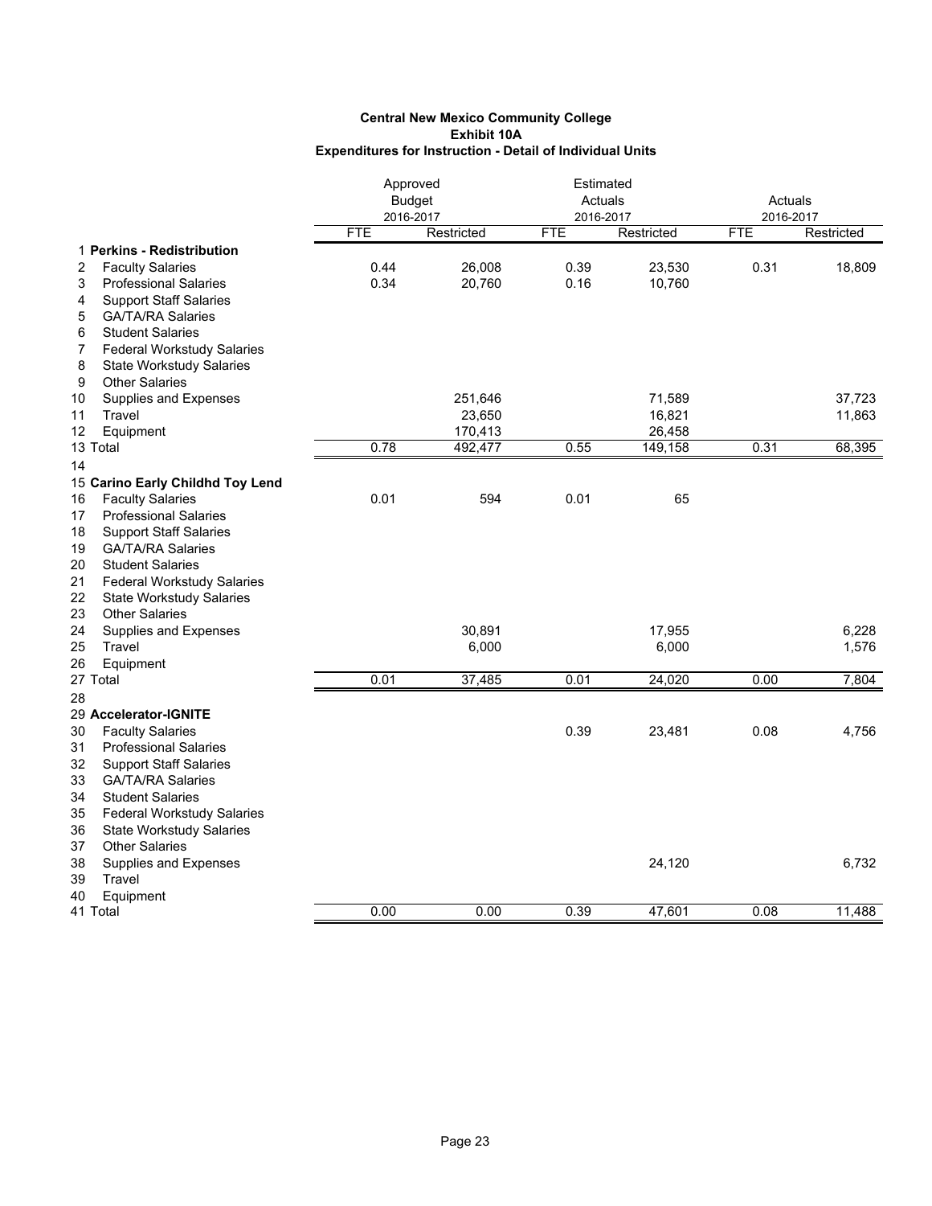**Central New Mexico Community College**
**Exhibit 10A**
**Expenditures for Instruction - Detail of Individual Units**

| | | Approved Budget 2016-2017 | | Estimated Actuals 2016-2017 | | Actuals 2016-2017 | |
|---|---|---|---|---|---|---|---|
| | | FTE | Restricted | FTE | Restricted | FTE | Restricted |
| 1 | **Perkins - Redistribution** | | | | | | |
| 2 | Faculty Salaries | 0.44 | 26,008 | 0.39 | 23,530 | 0.31 | 18,809 |
| 3 | Professional Salaries | 0.34 | 20,760 | 0.16 | 10,760 | | |
| 4 | Support Staff Salaries | | | | | | |
| 5 | GA/TA/RA Salaries | | | | | | |
| 6 | Student Salaries | | | | | | |
| 7 | Federal Workstudy Salaries | | | | | | |
| 8 | State Workstudy Salaries | | | | | | |
| 9 | Other Salaries | | | | | | |
| 10 | Supplies and Expenses | | 251,646 | | 71,589 | | 37,723 |
| 11 | Travel | | 23,650 | | 16,821 | | 11,863 |
| 12 | Equipment | | 170,413 | | 26,458 | | |
| 13 | Total | 0.78 | 492,477 | 0.55 | 149,158 | 0.31 | 68,395 |
| 14 | | | | | | | |
| 15 | **Carino Early Childhd Toy Lend** | | | | | | |
| 16 | Faculty Salaries | 0.01 | 594 | 0.01 | 65 | | |
| 17 | Professional Salaries | | | | | | |
| 18 | Support Staff Salaries | | | | | | |
| 19 | GA/TA/RA Salaries | | | | | | |
| 20 | Student Salaries | | | | | | |
| 21 | Federal Workstudy Salaries | | | | | | |
| 22 | State Workstudy Salaries | | | | | | |
| 23 | Other Salaries | | | | | | |
| 24 | Supplies and Expenses | | 30,891 | | 17,955 | | 6,228 |
| 25 | Travel | | 6,000 | | 6,000 | | 1,576 |
| 26 | Equipment | | | | | | |
| 27 | Total | 0.01 | 37,485 | 0.01 | 24,020 | 0.00 | 7,804 |
| 28 | | | | | | | |
| 29 | **Accelerator-IGNITE** | | | | | | |
| 30 | Faculty Salaries | | | 0.39 | 23,481 | 0.08 | 4,756 |
| 31 | Professional Salaries | | | | | | |
| 32 | Support Staff Salaries | | | | | | |
| 33 | GA/TA/RA Salaries | | | | | | |
| 34 | Student Salaries | | | | | | |
| 35 | Federal Workstudy Salaries | | | | | | |
| 36 | State Workstudy Salaries | | | | | | |
| 37 | Other Salaries | | | | | | |
| 38 | Supplies and Expenses | | | | 24,120 | | 6,732 |
| 39 | Travel | | | | | | |
| 40 | Equipment | | | | | | |
| 41 | Total | 0.00 | 0.00 | 0.39 | 47,601 | 0.08 | 11,488 |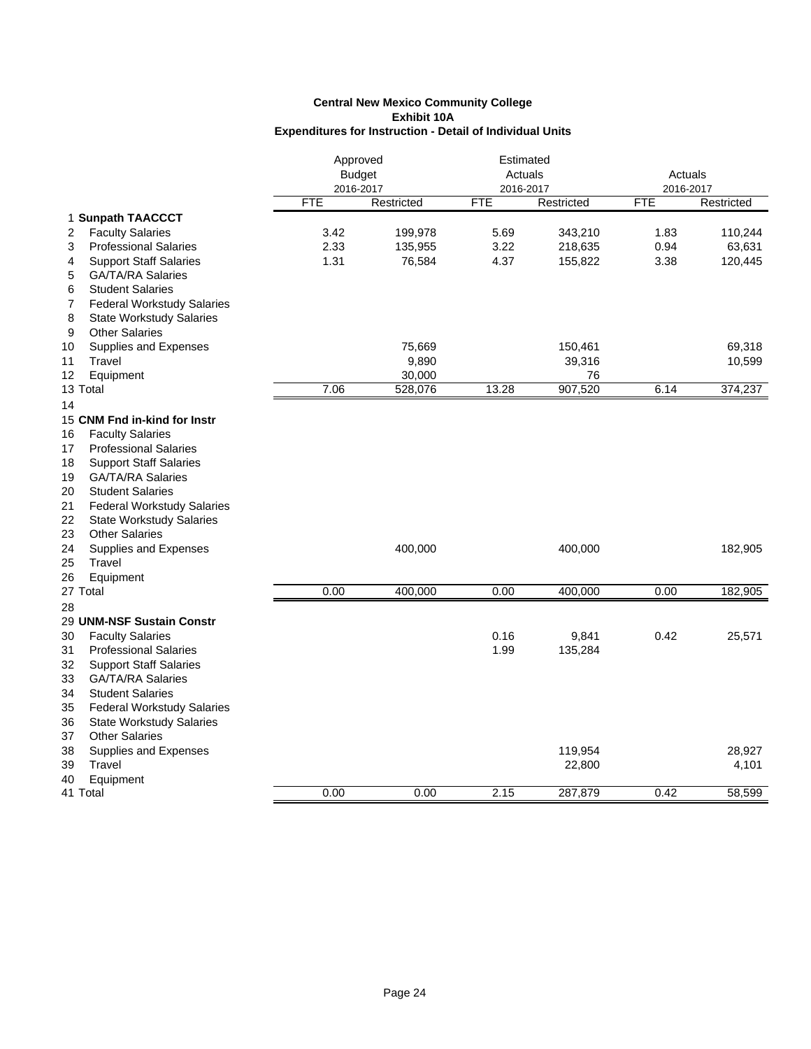**Central New Mexico Community College**
**Exhibit 10A**
**Expenditures for Instruction - Detail of Individual Units**

| | | Approved Budget 2016-2017 | | Estimated Actuals 2016-2017 | | Actuals 2016-2017 | |
|---|---|---|---|---|---|---|---|
| | | FTE | Restricted | FTE | Restricted | FTE | Restricted |
| 1 | **Sunpath TAACCCT** | | | | | | |
| 2 | Faculty Salaries | 3.42 | 199,978 | 5.69 | 343,210 | 1.83 | 110,244 |
| 3 | Professional Salaries | 2.33 | 135,955 | 3.22 | 218,635 | 0.94 | 63,631 |
| 4 | Support Staff Salaries | 1.31 | 76,584 | 4.37 | 155,822 | 3.38 | 120,445 |
| 5 | GA/TA/RA Salaries | | | | | | |
| 6 | Student Salaries | | | | | | |
| 7 | Federal Workstudy Salaries | | | | | | |
| 8 | State Workstudy Salaries | | | | | | |
| 9 | Other Salaries | | | | | | |
| 10 | Supplies and Expenses | | 75,669 | | 150,461 | | 69,318 |
| 11 | Travel | | 9,890 | | 39,316 | | 10,599 |
| 12 | Equipment | | 30,000 | | 76 | | |
| 13 | Total | 7.06 | 528,076 | 13.28 | 907,520 | 6.14 | 374,237 |
| 14 | | | | | | | |
| 15 | **CNM Fnd in-kind for Instr** | | | | | | |
| 16 | Faculty Salaries | | | | | | |
| 17 | Professional Salaries | | | | | | |
| 18 | Support Staff Salaries | | | | | | |
| 19 | GA/TA/RA Salaries | | | | | | |
| 20 | Student Salaries | | | | | | |
| 21 | Federal Workstudy Salaries | | | | | | |
| 22 | State Workstudy Salaries | | | | | | |
| 23 | Other Salaries | | | | | | |
| 24 | Supplies and Expenses | | 400,000 | | 400,000 | | 182,905 |
| 25 | Travel | | | | | | |
| 26 | Equipment | | | | | | |
| 27 | Total | 0.00 | 400,000 | 0.00 | 400,000 | 0.00 | 182,905 |
| 28 | | | | | | | |
| 29 | **UNM-NSF Sustain Constr** | | | | | | |
| 30 | Faculty Salaries | | | 0.16 | 9,841 | 0.42 | 25,571 |
| 31 | Professional Salaries | | | 1.99 | 135,284 | | |
| 32 | Support Staff Salaries | | | | | | |
| 33 | GA/TA/RA Salaries | | | | | | |
| 34 | Student Salaries | | | | | | |
| 35 | Federal Workstudy Salaries | | | | | | |
| 36 | State Workstudy Salaries | | | | | | |
| 37 | Other Salaries | | | | | | |
| 38 | Supplies and Expenses | | | | 119,954 | | 28,927 |
| 39 | Travel | | | | 22,800 | | 4,101 |
| 40 | Equipment | | | | | | |
| 41 | Total | 0.00 | 0.00 | 2.15 | 287,879 | 0.42 | 58,599 |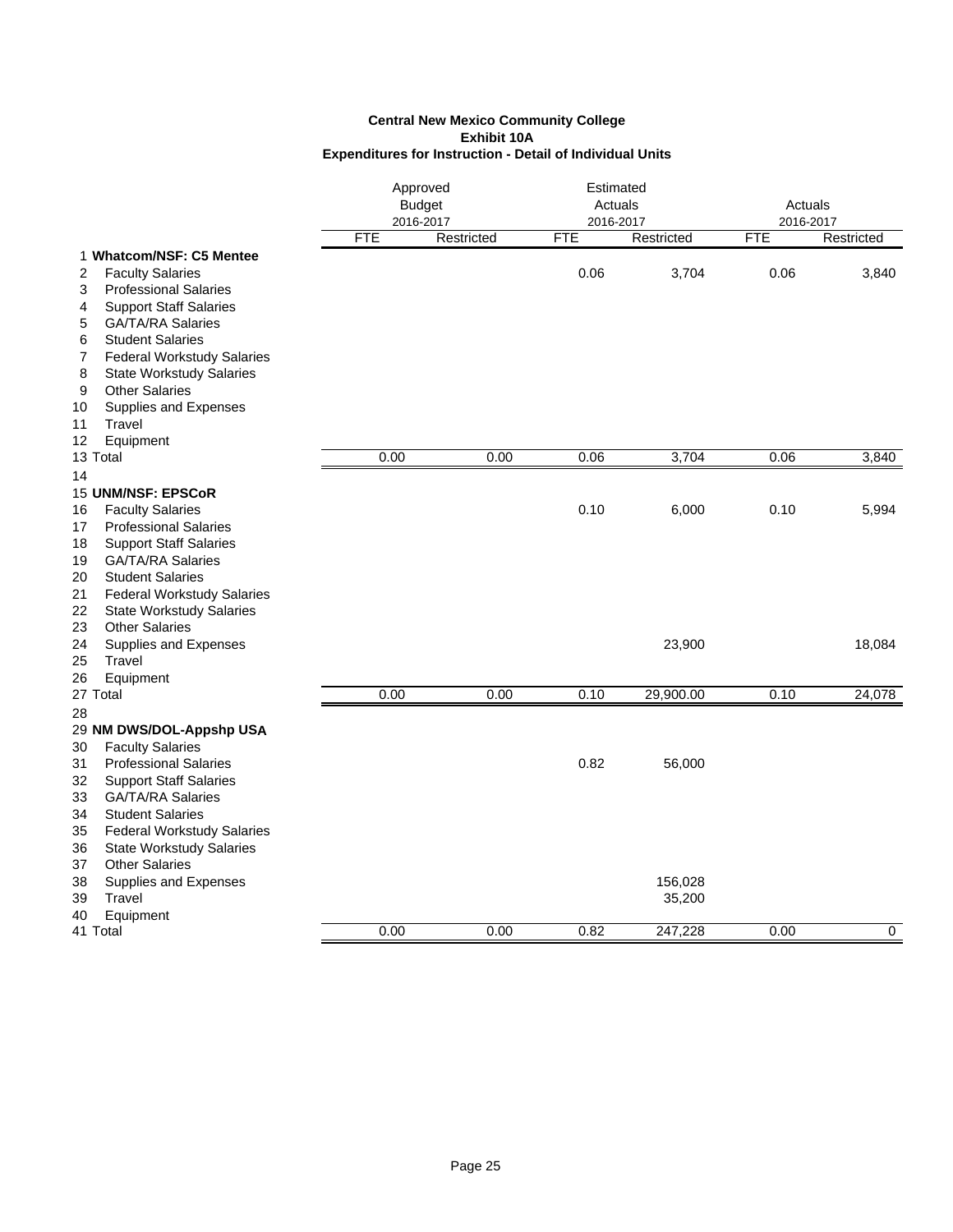**Central New Mexico Community College**
**Exhibit 10A**
**Expenditures for Instruction - Detail of Individual Units**

| | | Approved Budget 2016-2017 | | Estimated Actuals 2016-2017 | | Actuals 2016-2017 | |
|---|---|---|---|---|---|---|---|
| | | FTE | Restricted | FTE | Restricted | FTE | Restricted |
| 1 | **Whatcom/NSF: C5 Mentee** | | | | | | |
| 2 | Faculty Salaries | | | 0.06 | 3,704 | 0.06 | 3,840 |
| 3 | Professional Salaries | | | | | | |
| 4 | Support Staff Salaries | | | | | | |
| 5 | GA/TA/RA Salaries | | | | | | |
| 6 | Student Salaries | | | | | | |
| 7 | Federal Workstudy Salaries | | | | | | |
| 8 | State Workstudy Salaries | | | | | | |
| 9 | Other Salaries | | | | | | |
| 10 | Supplies and Expenses | | | | | | |
| 11 | Travel | | | | | | |
| 12 | Equipment | | | | | | |
| 13 | Total | 0.00 | 0.00 | 0.06 | 3,704 | 0.06 | 3,840 |
| 14 | | | | | | | |
| 15 | **UNM/NSF: EPSCoR** | | | | | | |
| 16 | Faculty Salaries | | | 0.10 | 6,000 | 0.10 | 5,994 |
| 17 | Professional Salaries | | | | | | |
| 18 | Support Staff Salaries | | | | | | |
| 19 | GA/TA/RA Salaries | | | | | | |
| 20 | Student Salaries | | | | | | |
| 21 | Federal Workstudy Salaries | | | | | | |
| 22 | State Workstudy Salaries | | | | | | |
| 23 | Other Salaries | | | | | | |
| 24 | Supplies and Expenses | | | | 23,900 | | 18,084 |
| 25 | Travel | | | | | | |
| 26 | Equipment | | | | | | |
| 27 | Total | 0.00 | 0.00 | 0.10 | 29,900.00 | 0.10 | 24,078 |
| 28 | | | | | | | |
| 29 | **NM DWS/DOL-Appshp USA** | | | | | | |
| 30 | Faculty Salaries | | | | | | |
| 31 | Professional Salaries | | | 0.82 | 56,000 | | |
| 32 | Support Staff Salaries | | | | | | |
| 33 | GA/TA/RA Salaries | | | | | | |
| 34 | Student Salaries | | | | | | |
| 35 | Federal Workstudy Salaries | | | | | | |
| 36 | State Workstudy Salaries | | | | | | |
| 37 | Other Salaries | | | | | | |
| 38 | Supplies and Expenses | | | | 156,028 | | |
| 39 | Travel | | | | 35,200 | | |
| 40 | Equipment | | | | | | |
| 41 | Total | 0.00 | 0.00 | 0.82 | 247,228 | 0.00 | 0 |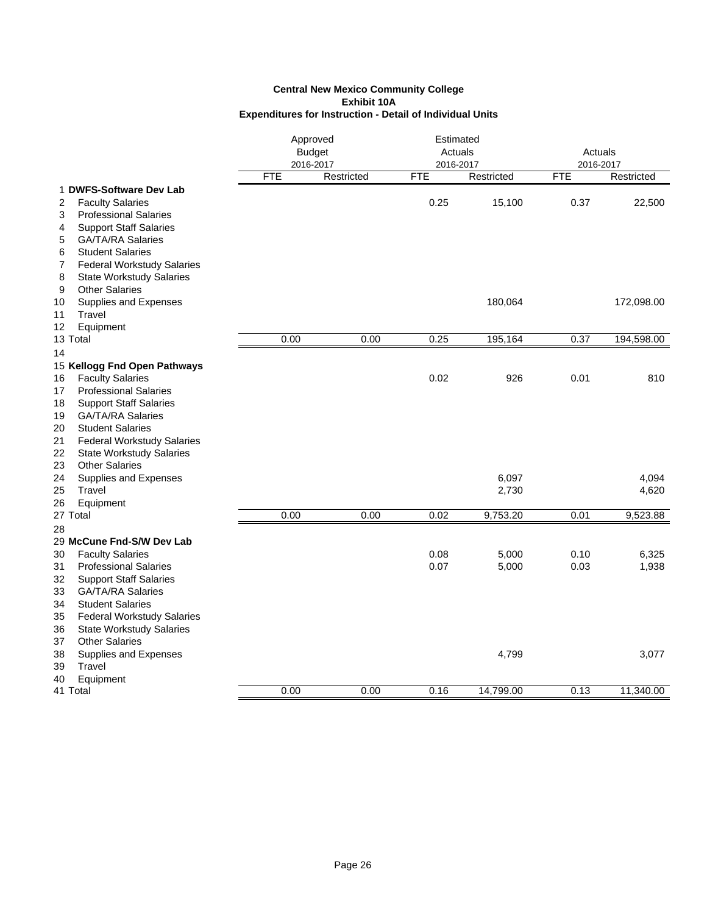**Central New Mexico Community College**
**Exhibit 10A**
**Expenditures for Instruction - Detail of Individual Units**

| | | Approved Budget 2016-2017 | | Estimated Actuals 2016-2017 | | Actuals 2016-2017 | |
|---|---|---|---|---|---|---|---|
| | | FTE | Restricted | FTE | Restricted | FTE | Restricted |
| 1 | **DWFS-Software Dev Lab** | | | | | | |
| 2 | Faculty Salaries | | | 0.25 | 15,100 | 0.37 | 22,500 |
| 3 | Professional Salaries | | | | | | |
| 4 | Support Staff Salaries | | | | | | |
| 5 | GA/TA/RA Salaries | | | | | | |
| 6 | Student Salaries | | | | | | |
| 7 | Federal Workstudy Salaries | | | | | | |
| 8 | State Workstudy Salaries | | | | | | |
| 9 | Other Salaries | | | | | | |
| 10 | Supplies and Expenses | | | | 180,064 | | 172,098.00 |
| 11 | Travel | | | | | | |
| 12 | Equipment | | | | | | |
| 13 | Total | 0.00 | 0.00 | 0.25 | 195,164 | 0.37 | 194,598.00 |
| 14 | | | | | | | |
| 15 | **Kellogg Fnd Open Pathways** | | | | | | |
| 16 | Faculty Salaries | | | 0.02 | 926 | 0.01 | 810 |
| 17 | Professional Salaries | | | | | | |
| 18 | Support Staff Salaries | | | | | | |
| 19 | GA/TA/RA Salaries | | | | | | |
| 20 | Student Salaries | | | | | | |
| 21 | Federal Workstudy Salaries | | | | | | |
| 22 | State Workstudy Salaries | | | | | | |
| 23 | Other Salaries | | | | | | |
| 24 | Supplies and Expenses | | | | 6,097 | | 4,094 |
| 25 | Travel | | | | 2,730 | | 4,620 |
| 26 | Equipment | | | | | | |
| 27 | Total | 0.00 | 0.00 | 0.02 | 9,753.20 | 0.01 | 9,523.88 |
| 28 | | | | | | | |
| 29 | **McCune Fnd-S/W Dev Lab** | | | | | | |
| 30 | Faculty Salaries | | | 0.08 | 5,000 | 0.10 | 6,325 |
| 31 | Professional Salaries | | | 0.07 | 5,000 | 0.03 | 1,938 |
| 32 | Support Staff Salaries | | | | | | |
| 33 | GA/TA/RA Salaries | | | | | | |
| 34 | Student Salaries | | | | | | |
| 35 | Federal Workstudy Salaries | | | | | | |
| 36 | State Workstudy Salaries | | | | | | |
| 37 | Other Salaries | | | | | | |
| 38 | Supplies and Expenses | | | | 4,799 | | 3,077 |
| 39 | Travel | | | | | | |
| 40 | Equipment | | | | | | |
| 41 | Total | 0.00 | 0.00 | 0.16 | 14,799.00 | 0.13 | 11,340.00 |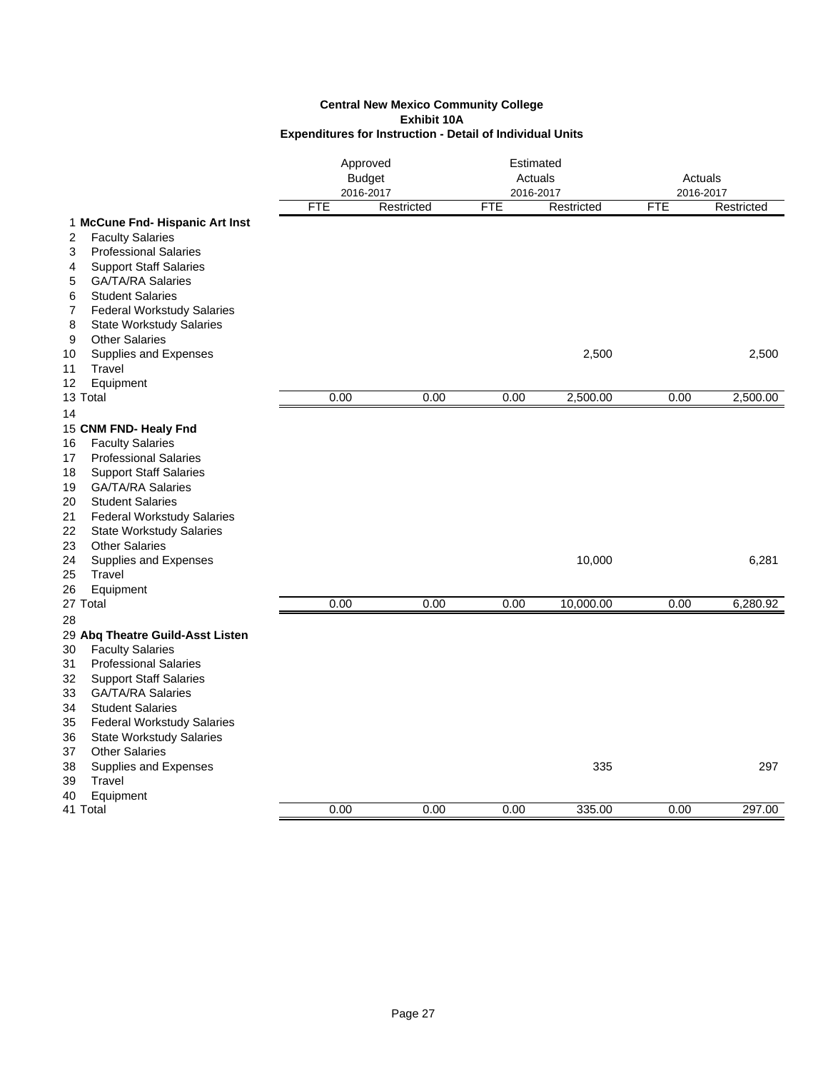**Central New Mexico Community College**
**Exhibit 10A**
**Expenditures for Instruction - Detail of Individual Units**

| | | Approved Budget 2016-2017 | | Estimated Actuals 2016-2017 | | Actuals 2016-2017 | |
|---|---|---|---|---|---|---|---|
| | | FTE | Restricted | FTE | Restricted | FTE | Restricted |
| 1 | **McCune Fnd- Hispanic Art Inst** | | | | | | |
| 2 | Faculty Salaries | | | | | | |
| 3 | Professional Salaries | | | | | | |
| 4 | Support Staff Salaries | | | | | | |
| 5 | GA/TA/RA Salaries | | | | | | |
| 6 | Student Salaries | | | | | | |
| 7 | Federal Workstudy Salaries | | | | | | |
| 8 | State Workstudy Salaries | | | | | | |
| 9 | Other Salaries | | | | | | |
| 10 | Supplies and Expenses | | | | 2,500 | | 2,500 |
| 11 | Travel | | | | | | |
| 12 | Equipment | | | | | | |
| 13 | Total | 0.00 | 0.00 | 0.00 | 2,500.00 | 0.00 | 2,500.00 |
| 14 | | | | | | | |
| 15 | **CNM FND- Healy Fnd** | | | | | | |
| 16 | Faculty Salaries | | | | | | |
| 17 | Professional Salaries | | | | | | |
| 18 | Support Staff Salaries | | | | | | |
| 19 | GA/TA/RA Salaries | | | | | | |
| 20 | Student Salaries | | | | | | |
| 21 | Federal Workstudy Salaries | | | | | | |
| 22 | State Workstudy Salaries | | | | | | |
| 23 | Other Salaries | | | | | | |
| 24 | Supplies and Expenses | | | | 10,000 | | 6,281 |
| 25 | Travel | | | | | | |
| 26 | Equipment | | | | | | |
| 27 | Total | 0.00 | 0.00 | 0.00 | 10,000.00 | 0.00 | 6,280.92 |
| 28 | | | | | | | |
| 29 | **Abq Theatre Guild-Asst Listen** | | | | | | |
| 30 | Faculty Salaries | | | | | | |
| 31 | Professional Salaries | | | | | | |
| 32 | Support Staff Salaries | | | | | | |
| 33 | GA/TA/RA Salaries | | | | | | |
| 34 | Student Salaries | | | | | | |
| 35 | Federal Workstudy Salaries | | | | | | |
| 36 | State Workstudy Salaries | | | | | | |
| 37 | Other Salaries | | | | | | |
| 38 | Supplies and Expenses | | | | 335 | | 297 |
| 39 | Travel | | | | | | |
| 40 | Equipment | | | | | | |
| 41 | Total | 0.00 | 0.00 | 0.00 | 335.00 | 0.00 | 297.00 |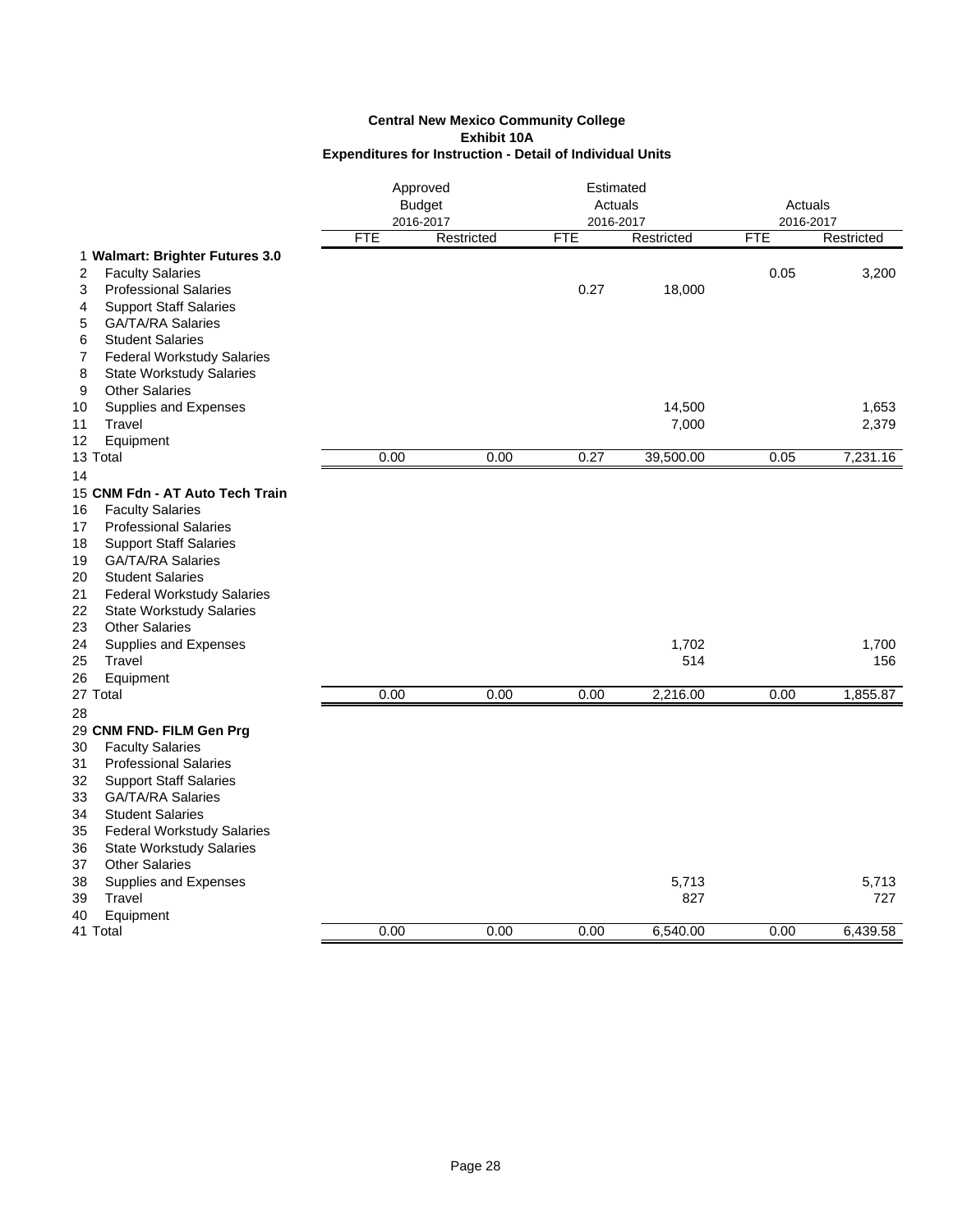**Central New Mexico Community College**
**Exhibit 10A**
**Expenditures for Instruction - Detail of Individual Units**

| | | Approved Budget 2016-2017 | | Estimated Actuals 2016-2017 | | Actuals 2016-2017 | |
|---|---|---|---|---|---|---|---|
| | | FTE | Restricted | FTE | Restricted | FTE | Restricted |
| 1 | **Walmart: Brighter Futures 3.0** | | | | | | |
| 2 | Faculty Salaries | | | | | 0.05 | 3,200 |
| 3 | Professional Salaries | | | 0.27 | 18,000 | | |
| 4 | Support Staff Salaries | | | | | | |
| 5 | GA/TA/RA Salaries | | | | | | |
| 6 | Student Salaries | | | | | | |
| 7 | Federal Workstudy Salaries | | | | | | |
| 8 | State Workstudy Salaries | | | | | | |
| 9 | Other Salaries | | | | | | |
| 10 | Supplies and Expenses | | | | 14,500 | | 1,653 |
| 11 | Travel | | | | 7,000 | | 2,379 |
| 12 | Equipment | | | | | | |
| 13 | Total | 0.00 | 0.00 | 0.27 | 39,500.00 | 0.05 | 7,231.16 |
| 14 | | | | | | | |
| 15 | **CNM Fdn - AT Auto Tech Train** | | | | | | |
| 16 | Faculty Salaries | | | | | | |
| 17 | Professional Salaries | | | | | | |
| 18 | Support Staff Salaries | | | | | | |
| 19 | GA/TA/RA Salaries | | | | | | |
| 20 | Student Salaries | | | | | | |
| 21 | Federal Workstudy Salaries | | | | | | |
| 22 | State Workstudy Salaries | | | | | | |
| 23 | Other Salaries | | | | | | |
| 24 | Supplies and Expenses | | | | 1,702 | | 1,700 |
| 25 | Travel | | | | 514 | | 156 |
| 26 | Equipment | | | | | | |
| 27 | Total | 0.00 | 0.00 | 0.00 | 2,216.00 | 0.00 | 1,855.87 |
| 28 | | | | | | | |
| 29 | **CNM FND- FILM Gen Prg** | | | | | | |
| 30 | Faculty Salaries | | | | | | |
| 31 | Professional Salaries | | | | | | |
| 32 | Support Staff Salaries | | | | | | |
| 33 | GA/TA/RA Salaries | | | | | | |
| 34 | Student Salaries | | | | | | |
| 35 | Federal Workstudy Salaries | | | | | | |
| 36 | State Workstudy Salaries | | | | | | |
| 37 | Other Salaries | | | | | | |
| 38 | Supplies and Expenses | | | | 5,713 | | 5,713 |
| 39 | Travel | | | | 827 | | 727 |
| 40 | Equipment | | | | | | |
| 41 | Total | 0.00 | 0.00 | 0.00 | 6,540.00 | 0.00 | 6,439.58 |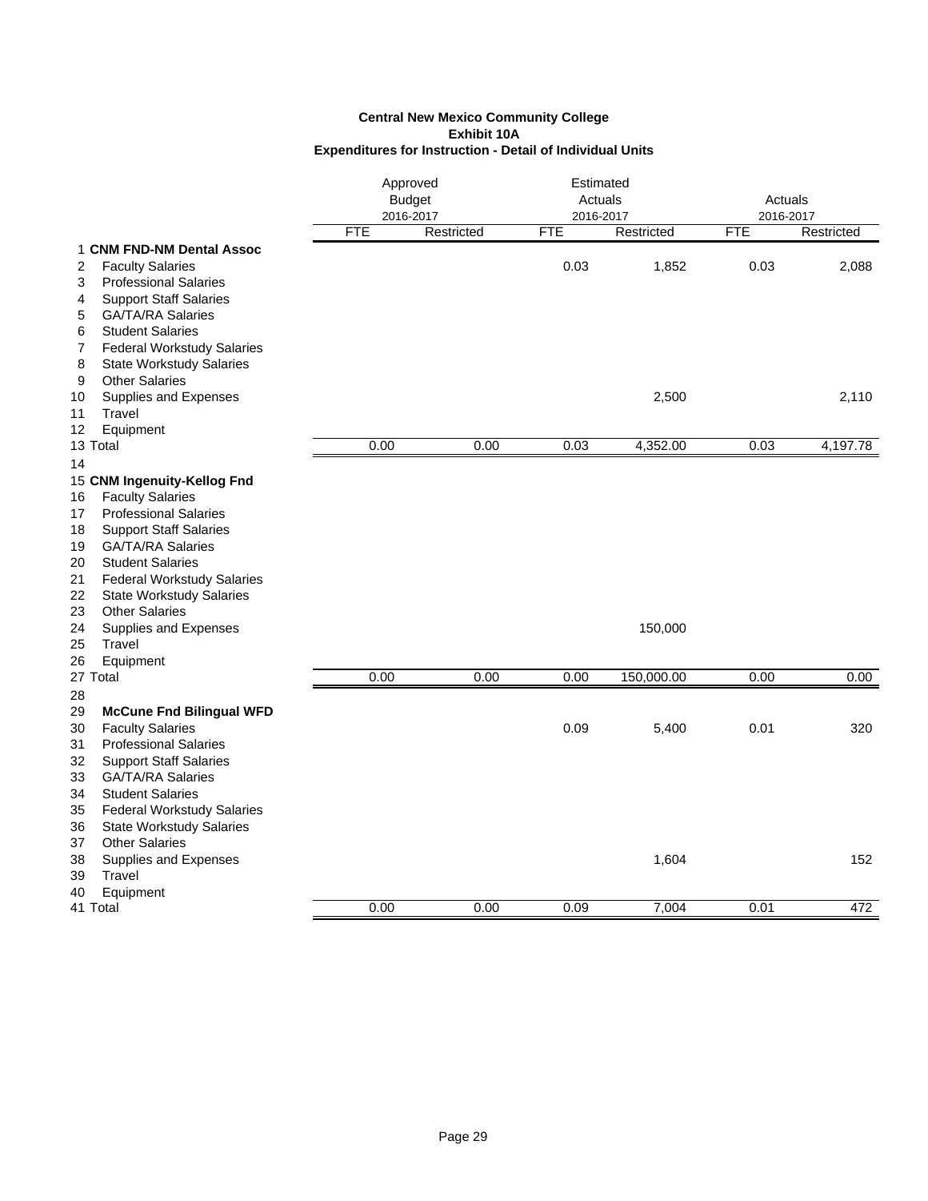**Central New Mexico Community College**
**Exhibit 10A**
**Expenditures for Instruction - Detail of Individual Units**

| | | Approved Budget 2016-2017 | | Estimated Actuals 2016-2017 | | Actuals 2016-2017 | |
|---|---|---|---|---|---|---|---|
| | | FTE | Restricted | FTE | Restricted | FTE | Restricted |
| 1 | **CNM FND-NM Dental Assoc** | | | | | | |
| 2 | Faculty Salaries | | | 0.03 | 1,852 | 0.03 | 2,088 |
| 3 | Professional Salaries | | | | | | |
| 4 | Support Staff Salaries | | | | | | |
| 5 | GA/TA/RA Salaries | | | | | | |
| 6 | Student Salaries | | | | | | |
| 7 | Federal Workstudy Salaries | | | | | | |
| 8 | State Workstudy Salaries | | | | | | |
| 9 | Other Salaries | | | | | | |
| 10 | Supplies and Expenses | | | | 2,500 | | 2,110 |
| 11 | Travel | | | | | | |
| 12 | Equipment | | | | | | |
| 13 | Total | 0.00 | 0.00 | 0.03 | 4,352.00 | 0.03 | 4,197.78 |
| 14 | | | | | | | |
| 15 | **CNM Ingenuity-Kellog Fnd** | | | | | | |
| 16 | Faculty Salaries | | | | | | |
| 17 | Professional Salaries | | | | | | |
| 18 | Support Staff Salaries | | | | | | |
| 19 | GA/TA/RA Salaries | | | | | | |
| 20 | Student Salaries | | | | | | |
| 21 | Federal Workstudy Salaries | | | | | | |
| 22 | State Workstudy Salaries | | | | | | |
| 23 | Other Salaries | | | | | | |
| 24 | Supplies and Expenses | | | | 150,000 | | |
| 25 | Travel | | | | | | |
| 26 | Equipment | | | | | | |
| 27 | Total | 0.00 | 0.00 | 0.00 | 150,000.00 | 0.00 | 0.00 |
| 28 | | | | | | | |
| 29 | **McCune Fnd Bilingual WFD** | | | | | | |
| 30 | Faculty Salaries | | | 0.09 | 5,400 | 0.01 | 320 |
| 31 | Professional Salaries | | | | | | |
| 32 | Support Staff Salaries | | | | | | |
| 33 | GA/TA/RA Salaries | | | | | | |
| 34 | Student Salaries | | | | | | |
| 35 | Federal Workstudy Salaries | | | | | | |
| 36 | State Workstudy Salaries | | | | | | |
| 37 | Other Salaries | | | | | | |
| 38 | Supplies and Expenses | | | | 1,604 | | 152 |
| 39 | Travel | | | | | | |
| 40 | Equipment | | | | | | |
| 41 | Total | 0.00 | 0.00 | 0.09 | 7,004 | 0.01 | 472 |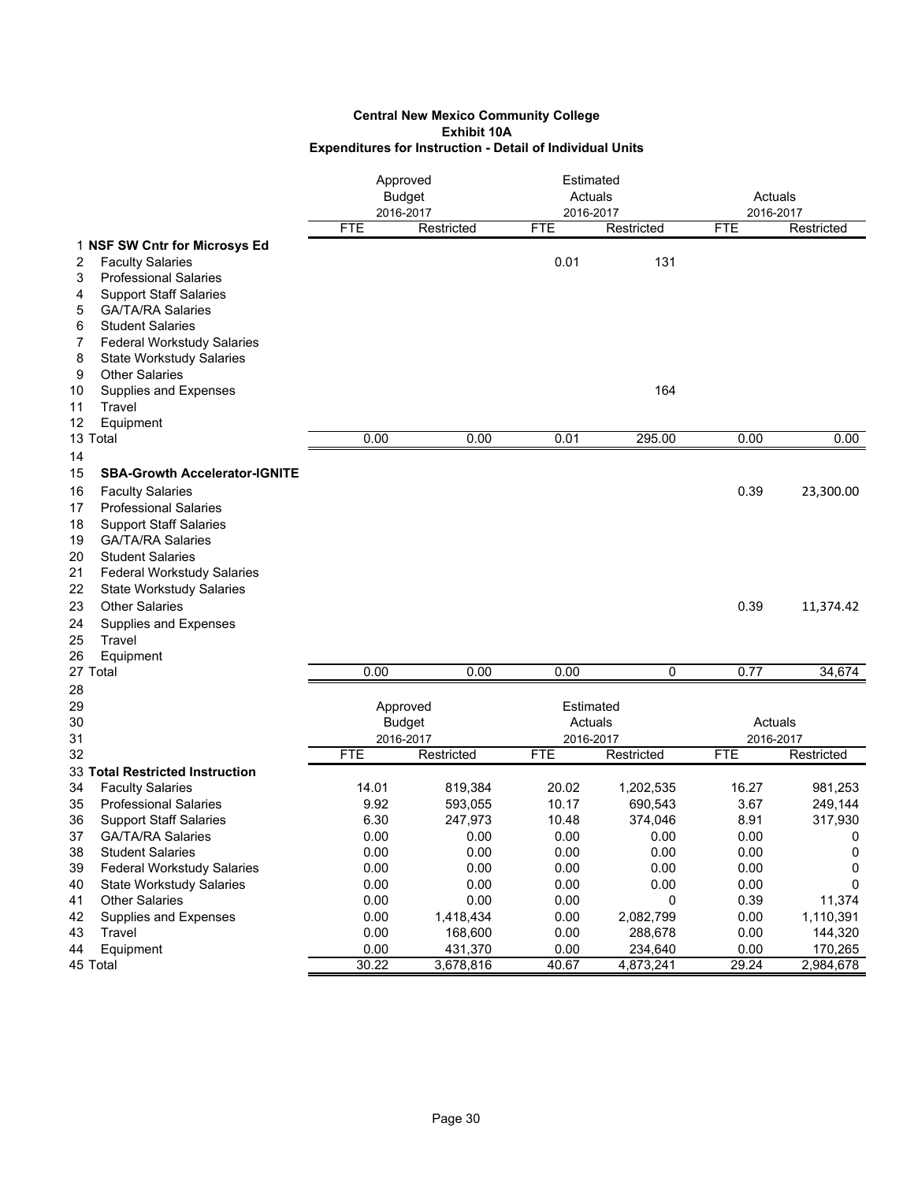**Central New Mexico Community College**
**Exhibit 10A**
**Expenditures for Instruction - Detail of Individual Units**

| | | Approved Budget 2016-2017 | | Estimated Actuals 2016-2017 | | Actuals 2016-2017 | |
|---|---|---|---|---|---|---|---|
| | | FTE | Restricted | FTE | Restricted | FTE | Restricted |
| 1 | **NSF SW Cntr for Microsys Ed** | | | | | | |
| 2 | Faculty Salaries | | | 0.01 | 131 | | |
| 3 | Professional Salaries | | | | | | |
| 4 | Support Staff Salaries | | | | | | |
| 5 | GA/TA/RA Salaries | | | | | | |
| 6 | Student Salaries | | | | | | |
| 7 | Federal Workstudy Salaries | | | | | | |
| 8 | State Workstudy Salaries | | | | | | |
| 9 | Other Salaries | | | | | | |
| 10 | Supplies and Expenses | | | | 164 | | |
| 11 | Travel | | | | | | |
| 12 | Equipment | | | | | | |
| 13 | Total | 0.00 | 0.00 | 0.01 | 295.00 | 0.00 | 0.00 |
| 14 | | | | | | | |
| 15 | **SBA-Growth Accelerator-IGNITE** | | | | | | |
| 16 | Faculty Salaries | | | | | 0.39 | 23,300.00 |
| 17 | Professional Salaries | | | | | | |
| 18 | Support Staff Salaries | | | | | | |
| 19 | GA/TA/RA Salaries | | | | | | |
| 20 | Student Salaries | | | | | | |
| 21 | Federal Workstudy Salaries | | | | | | |
| 22 | State Workstudy Salaries | | | | | | |
| 23 | Other Salaries | | | | | 0.39 | 11,374.42 |
| 24 | Supplies and Expenses | | | | | | |
| 25 | Travel | | | | | | |
| 26 | Equipment | | | | | | |
| 27 | Total | 0.00 | 0.00 | 0.00 | 0 | 0.77 | 34,674 |
| 28 | | | | | | | |

| | | Approved Budget 2016-2017 | | Estimated Actuals 2016-2017 | | Actuals 2016-2017 | |
|---|---|---|---|---|---|---|---|
| 32 | | FTE | Restricted | FTE | Restricted | FTE | Restricted |
| 33 | **Total Restricted Instruction** | | | | | | |
| 34 | Faculty Salaries | 14.01 | 819,384 | 20.02 | 1,202,535 | 16.27 | 981,253 |
| 35 | Professional Salaries | 9.92 | 593,055 | 10.17 | 690,543 | 3.67 | 249,144 |
| 36 | Support Staff Salaries | 6.30 | 247,973 | 10.48 | 374,046 | 8.91 | 317,930 |
| 37 | GA/TA/RA Salaries | 0.00 | 0.00 | 0.00 | 0.00 | 0.00 | 0 |
| 38 | Student Salaries | 0.00 | 0.00 | 0.00 | 0.00 | 0.00 | 0 |
| 39 | Federal Workstudy Salaries | 0.00 | 0.00 | 0.00 | 0.00 | 0.00 | 0 |
| 40 | State Workstudy Salaries | 0.00 | 0.00 | 0.00 | 0.00 | 0.00 | 0 |
| 41 | Other Salaries | 0.00 | 0.00 | 0.00 | 0 | 0.39 | 11,374 |
| 42 | Supplies and Expenses | 0.00 | 1,418,434 | 0.00 | 2,082,799 | 0.00 | 1,110,391 |
| 43 | Travel | 0.00 | 168,600 | 0.00 | 288,678 | 0.00 | 144,320 |
| 44 | Equipment | 0.00 | 431,370 | 0.00 | 234,640 | 0.00 | 170,265 |
| 45 | Total | 30.22 | 3,678,816 | 40.67 | 4,873,241 | 29.24 | 2,984,678 |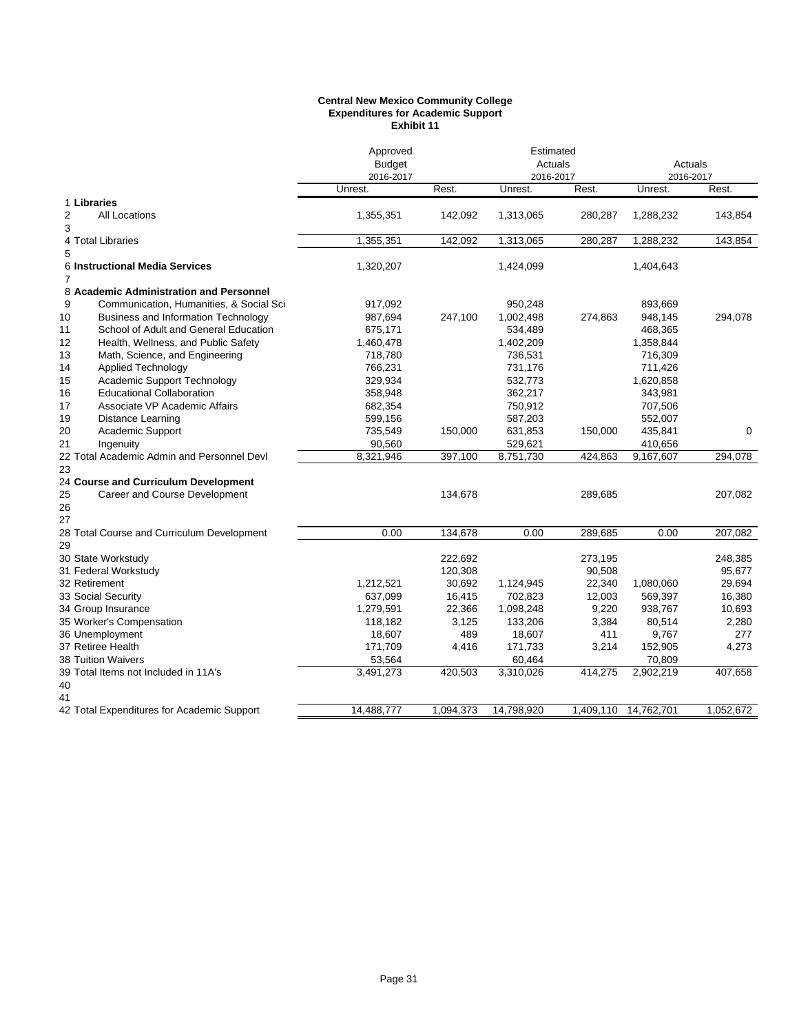**Central New Mexico Community College**
**Expenditures for Academic Support**
**Exhibit 11**

| | | Approved Budget 2016-2017 | | Estimated Actuals 2016-2017 | | Actuals 2016-2017 | |
|---|---|---|---|---|---|---|---|
| | | Unrest. | Rest. | Unrest. | Rest. | Unrest. | Rest. |
| 1 | **Libraries** | | | | | | |
| 2 | All Locations | 1,355,351 | 142,092 | 1,313,065 | 280,287 | 1,288,232 | 143,854 |
| 3 | | | | | | | |
| 4 | Total Libraries | 1,355,351 | 142,092 | 1,313,065 | 280,287 | 1,288,232 | 143,854 |
| 5 | | | | | | | |
| 6 | **Instructional Media Services** | 1,320,207 | | 1,424,099 | | 1,404,643 | |
| 7 | | | | | | | |
| 8 | **Academic Administration and Personnel** | | | | | | |
| 9 | Communication, Humanities, & Social Sci | 917,092 | | 950,248 | | 893,669 | |
| 10 | Business and Information Technology | 987,694 | 247,100 | 1,002,498 | 274,863 | 948,145 | 294,078 |
| 11 | School of Adult and General Education | 675,171 | | 534,489 | | 468,365 | |
| 12 | Health, Wellness, and Public Safety | 1,460,478 | | 1,402,209 | | 1,358,844 | |
| 13 | Math, Science, and Engineering | 718,780 | | 736,531 | | 716,309 | |
| 14 | Applied Technology | 766,231 | | 731,176 | | 711,426 | |
| 15 | Academic Support Technology | 329,934 | | 532,773 | | 1,620,858 | |
| 16 | Educational Collaboration | 358,948 | | 362,217 | | 343,981 | |
| 17 | Associate VP Academic Affairs | 682,354 | | 750,912 | | 707,506 | |
| 19 | Distance Learning | 599,156 | | 587,203 | | 552,007 | |
| 20 | Academic Support | 735,549 | 150,000 | 631,853 | 150,000 | 435,841 | 0 |
| 21 | Ingenuity | 90,560 | | 529,621 | | 410,656 | |
| 22 | Total Academic Admin and Personnel Devl | 8,321,946 | 397,100 | 8,751,730 | 424,863 | 9,167,607 | 294,078 |
| 23 | | | | | | | |
| 24 | **Course and Curriculum Development** | | | | | | |
| 25 | Career and Course Development | | 134,678 | | 289,685 | | 207,082 |
| 26 | | | | | | | |
| 27 | | | | | | | |
| 28 | Total Course and Curriculum Development | 0.00 | 134,678 | 0.00 | 289,685 | 0.00 | 207,082 |
| 29 | | | | | | | |
| 30 | State Workstudy | | 222,692 | | 273,195 | | 248,385 |
| 31 | Federal Workstudy | | 120,308 | | 90,508 | | 95,677 |
| 32 | Retirement | 1,212,521 | 30,692 | 1,124,945 | 22,340 | 1,080,060 | 29,694 |
| 33 | Social Security | 637,099 | 16,415 | 702,823 | 12,003 | 569,397 | 16,380 |
| 34 | Group Insurance | 1,279,591 | 22,366 | 1,098,248 | 9,220 | 938,767 | 10,693 |
| 35 | Worker's Compensation | 118,182 | 3,125 | 133,206 | 3,384 | 80,514 | 2,280 |
| 36 | Unemployment | 18,607 | 489 | 18,607 | 411 | 9,767 | 277 |
| 37 | Retiree Health | 171,709 | 4,416 | 171,733 | 3,214 | 152,905 | 4,273 |
| 38 | Tuition Waivers | 53,564 | | 60,464 | | 70,809 | |
| 39 | Total Items not Included in 11A's | 3,491,273 | 420,503 | 3,310,026 | 414,275 | 2,902,219 | 407,658 |
| 40 | | | | | | | |
| 41 | | | | | | | |
| 42 | Total Expenditures for Academic Support | 14,488,777 | 1,094,373 | 14,798,920 | 1,409,110 | 14,762,701 | 1,052,672 |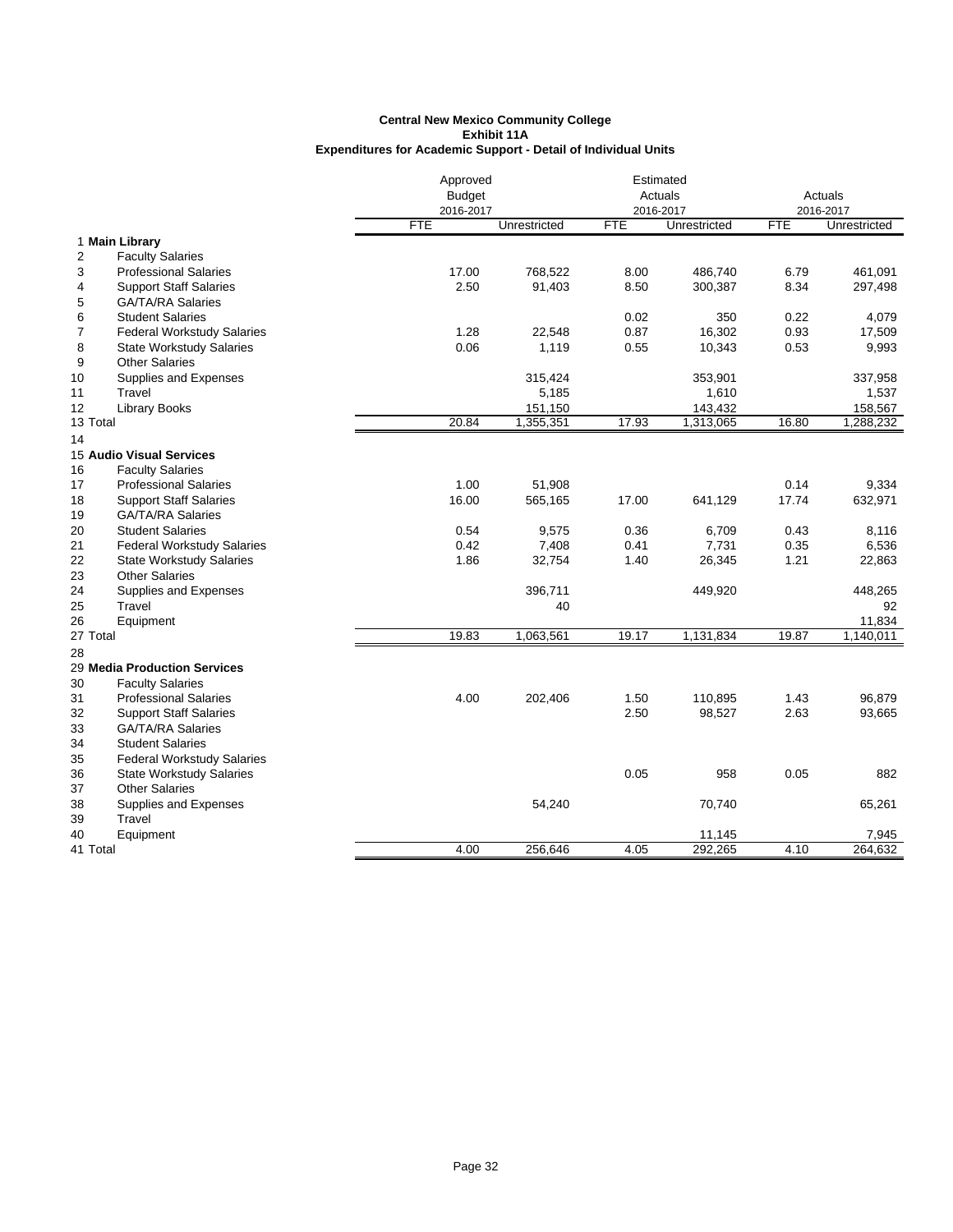**Central New Mexico Community College**
**Exhibit 11A**
**Expenditures for Academic Support - Detail of Individual Units**

| # | | Approved Budget 2016-2017 | | Estimated Actuals 2016-2017 | | Actuals 2016-2017 | |
|---|---|---|---|---|---|---|---|
| | | FTE | Unrestricted | FTE | Unrestricted | FTE | Unrestricted |
| 1 | **Main Library** | | | | | | |
| 2 | Faculty Salaries | | | | | | |
| 3 | Professional Salaries | 17.00 | 768,522 | 8.00 | 486,740 | 6.79 | 461,091 |
| 4 | Support Staff Salaries | 2.50 | 91,403 | 8.50 | 300,387 | 8.34 | 297,498 |
| 5 | GA/TA/RA Salaries | | | | | | |
| 6 | Student Salaries | | | 0.02 | 350 | 0.22 | 4,079 |
| 7 | Federal Workstudy Salaries | 1.28 | 22,548 | 0.87 | 16,302 | 0.93 | 17,509 |
| 8 | State Workstudy Salaries | 0.06 | 1,119 | 0.55 | 10,343 | 0.53 | 9,993 |
| 9 | Other Salaries | | | | | | |
| 10 | Supplies and Expenses | | 315,424 | | 353,901 | | 337,958 |
| 11 | Travel | | 5,185 | | 1,610 | | 1,537 |
| 12 | Library Books | | 151,150 | | 143,432 | | 158,567 |
| 13 | Total | 20.84 | 1,355,351 | 17.93 | 1,313,065 | 16.80 | 1,288,232 |
| 14 | | | | | | | |
| 15 | **Audio Visual Services** | | | | | | |
| 16 | Faculty Salaries | | | | | | |
| 17 | Professional Salaries | 1.00 | 51,908 | | | 0.14 | 9,334 |
| 18 | Support Staff Salaries | 16.00 | 565,165 | 17.00 | 641,129 | 17.74 | 632,971 |
| 19 | GA/TA/RA Salaries | | | | | | |
| 20 | Student Salaries | 0.54 | 9,575 | 0.36 | 6,709 | 0.43 | 8,116 |
| 21 | Federal Workstudy Salaries | 0.42 | 7,408 | 0.41 | 7,731 | 0.35 | 6,536 |
| 22 | State Workstudy Salaries | 1.86 | 32,754 | 1.40 | 26,345 | 1.21 | 22,863 |
| 23 | Other Salaries | | | | | | |
| 24 | Supplies and Expenses | | 396,711 | | 449,920 | | 448,265 |
| 25 | Travel | | 40 | | | | 92 |
| 26 | Equipment | | | | | | 11,834 |
| 27 | Total | 19.83 | 1,063,561 | 19.17 | 1,131,834 | 19.87 | 1,140,011 |
| 28 | | | | | | | |
| 29 | **Media Production Services** | | | | | | |
| 30 | Faculty Salaries | | | | | | |
| 31 | Professional Salaries | 4.00 | 202,406 | 1.50 | 110,895 | 1.43 | 96,879 |
| 32 | Support Staff Salaries | | | 2.50 | 98,527 | 2.63 | 93,665 |
| 33 | GA/TA/RA Salaries | | | | | | |
| 34 | Student Salaries | | | | | | |
| 35 | Federal Workstudy Salaries | | | | | | |
| 36 | State Workstudy Salaries | | | 0.05 | 958 | 0.05 | 882 |
| 37 | Other Salaries | | | | | | |
| 38 | Supplies and Expenses | | 54,240 | | 70,740 | | 65,261 |
| 39 | Travel | | | | | | |
| 40 | Equipment | | | | 11,145 | | 7,945 |
| 41 | Total | 4.00 | 256,646 | 4.05 | 292,265 | 4.10 | 264,632 |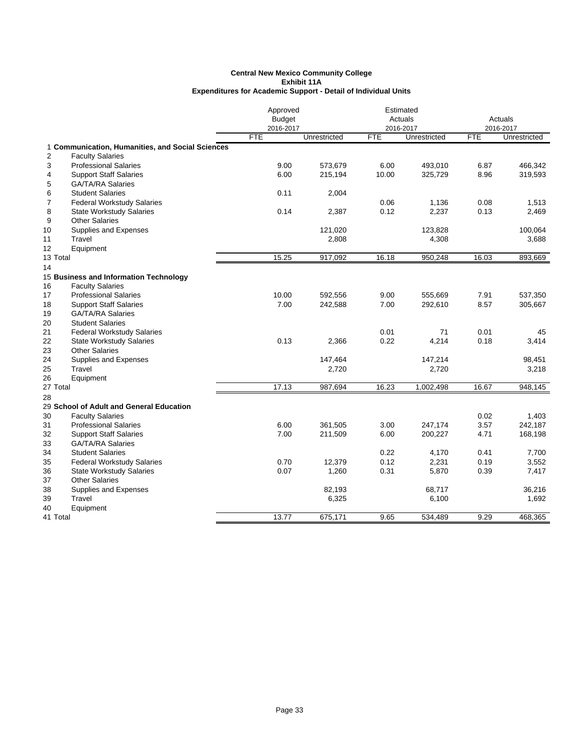**Central New Mexico Community College**
**Exhibit 11A**
**Expenditures for Academic Support - Detail of Individual Units**

| | | Approved Budget 2016-2017 | | Estimated Actuals 2016-2017 | | Actuals 2016-2017 | |
|---|---|---|---|---|---|---|---|
| | | FTE | Unrestricted | FTE | Unrestricted | FTE | Unrestricted |
| 1 | **Communication, Humanities, and Social Sciences** | | | | | | |
| 2 | Faculty Salaries | | | | | | |
| 3 | Professional Salaries | 9.00 | 573,679 | 6.00 | 493,010 | 6.87 | 466,342 |
| 4 | Support Staff Salaries | 6.00 | 215,194 | 10.00 | 325,729 | 8.96 | 319,593 |
| 5 | GA/TA/RA Salaries | | | | | | |
| 6 | Student Salaries | 0.11 | 2,004 | | | | |
| 7 | Federal Workstudy Salaries | | | 0.06 | 1,136 | 0.08 | 1,513 |
| 8 | State Workstudy Salaries | 0.14 | 2,387 | 0.12 | 2,237 | 0.13 | 2,469 |
| 9 | Other Salaries | | | | | | |
| 10 | Supplies and Expenses | | 121,020 | | 123,828 | | 100,064 |
| 11 | Travel | | 2,808 | | 4,308 | | 3,688 |
| 12 | Equipment | | | | | | |
| 13 | Total | 15.25 | 917,092 | 16.18 | 950,248 | 16.03 | 893,669 |
| 14 | | | | | | | |
| 15 | **Business and Information Technology** | | | | | | |
| 16 | Faculty Salaries | | | | | | |
| 17 | Professional Salaries | 10.00 | 592,556 | 9.00 | 555,669 | 7.91 | 537,350 |
| 18 | Support Staff Salaries | 7.00 | 242,588 | 7.00 | 292,610 | 8.57 | 305,667 |
| 19 | GA/TA/RA Salaries | | | | | | |
| 20 | Student Salaries | | | | | | |
| 21 | Federal Workstudy Salaries | | | 0.01 | 71 | 0.01 | 45 |
| 22 | State Workstudy Salaries | 0.13 | 2,366 | 0.22 | 4,214 | 0.18 | 3,414 |
| 23 | Other Salaries | | | | | | |
| 24 | Supplies and Expenses | | 147,464 | | 147,214 | | 98,451 |
| 25 | Travel | | 2,720 | | 2,720 | | 3,218 |
| 26 | Equipment | | | | | | |
| 27 | Total | 17.13 | 987,694 | 16.23 | 1,002,498 | 16.67 | 948,145 |
| 28 | | | | | | | |
| 29 | **School of Adult and General Education** | | | | | | |
| 30 | Faculty Salaries | | | | | 0.02 | 1,403 |
| 31 | Professional Salaries | 6.00 | 361,505 | 3.00 | 247,174 | 3.57 | 242,187 |
| 32 | Support Staff Salaries | 7.00 | 211,509 | 6.00 | 200,227 | 4.71 | 168,198 |
| 33 | GA/TA/RA Salaries | | | | | | |
| 34 | Student Salaries | | | 0.22 | 4,170 | 0.41 | 7,700 |
| 35 | Federal Workstudy Salaries | 0.70 | 12,379 | 0.12 | 2,231 | 0.19 | 3,552 |
| 36 | State Workstudy Salaries | 0.07 | 1,260 | 0.31 | 5,870 | 0.39 | 7,417 |
| 37 | Other Salaries | | | | | | |
| 38 | Supplies and Expenses | | 82,193 | | 68,717 | | 36,216 |
| 39 | Travel | | 6,325 | | 6,100 | | 1,692 |
| 40 | Equipment | | | | | | |
| 41 | Total | 13.77 | 675,171 | 9.65 | 534,489 | 9.29 | 468,365 |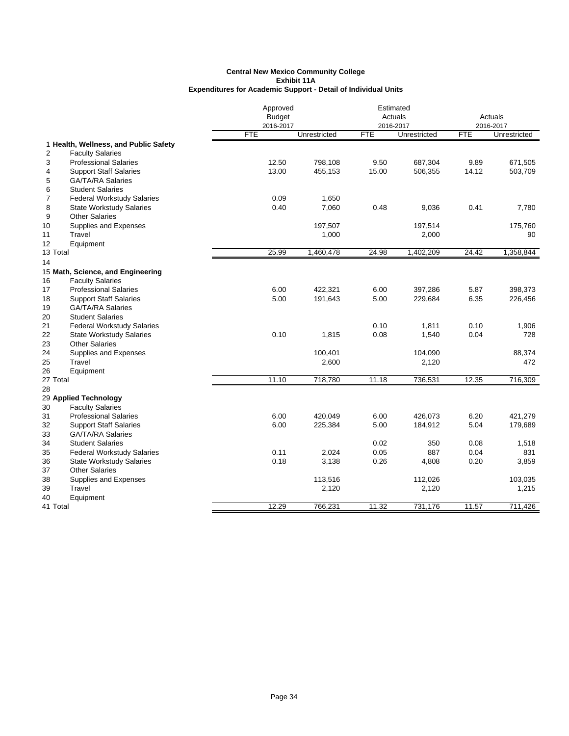**Central New Mexico Community College**
**Exhibit 11A**
**Expenditures for Academic Support - Detail of Individual Units**

| | | Approved Budget 2016-2017 | | Estimated Actuals 2016-2017 | | Actuals 2016-2017 | |
|---|---|---|---|---|---|---|---|
| | | FTE | Unrestricted | FTE | Unrestricted | FTE | Unrestricted |
| 1 | **Health, Wellness, and Public Safety** | | | | | | |
| 2 | Faculty Salaries | | | | | | |
| 3 | Professional Salaries | 12.50 | 798,108 | 9.50 | 687,304 | 9.89 | 671,505 |
| 4 | Support Staff Salaries | 13.00 | 455,153 | 15.00 | 506,355 | 14.12 | 503,709 |
| 5 | GA/TA/RA Salaries | | | | | | |
| 6 | Student Salaries | | | | | | |
| 7 | Federal Workstudy Salaries | 0.09 | 1,650 | | | | |
| 8 | State Workstudy Salaries | 0.40 | 7,060 | 0.48 | 9,036 | 0.41 | 7,780 |
| 9 | Other Salaries | | | | | | |
| 10 | Supplies and Expenses | | 197,507 | | 197,514 | | 175,760 |
| 11 | Travel | | 1,000 | | 2,000 | | 90 |
| 12 | Equipment | | | | | | |
| 13 | Total | 25.99 | 1,460,478 | 24.98 | 1,402,209 | 24.42 | 1,358,844 |
| 14 | | | | | | | |
| 15 | **Math, Science, and Engineering** | | | | | | |
| 16 | Faculty Salaries | | | | | | |
| 17 | Professional Salaries | 6.00 | 422,321 | 6.00 | 397,286 | 5.87 | 398,373 |
| 18 | Support Staff Salaries | 5.00 | 191,643 | 5.00 | 229,684 | 6.35 | 226,456 |
| 19 | GA/TA/RA Salaries | | | | | | |
| 20 | Student Salaries | | | | | | |
| 21 | Federal Workstudy Salaries | | | 0.10 | 1,811 | 0.10 | 1,906 |
| 22 | State Workstudy Salaries | 0.10 | 1,815 | 0.08 | 1,540 | 0.04 | 728 |
| 23 | Other Salaries | | | | | | |
| 24 | Supplies and Expenses | | 100,401 | | 104,090 | | 88,374 |
| 25 | Travel | | 2,600 | | 2,120 | | 472 |
| 26 | Equipment | | | | | | |
| 27 | Total | 11.10 | 718,780 | 11.18 | 736,531 | 12.35 | 716,309 |
| 28 | | | | | | | |
| 29 | **Applied Technology** | | | | | | |
| 30 | Faculty Salaries | | | | | | |
| 31 | Professional Salaries | 6.00 | 420,049 | 6.00 | 426,073 | 6.20 | 421,279 |
| 32 | Support Staff Salaries | 6.00 | 225,384 | 5.00 | 184,912 | 5.04 | 179,689 |
| 33 | GA/TA/RA Salaries | | | | | | |
| 34 | Student Salaries | | | 0.02 | 350 | 0.08 | 1,518 |
| 35 | Federal Workstudy Salaries | 0.11 | 2,024 | 0.05 | 887 | 0.04 | 831 |
| 36 | State Workstudy Salaries | 0.18 | 3,138 | 0.26 | 4,808 | 0.20 | 3,859 |
| 37 | Other Salaries | | | | | | |
| 38 | Supplies and Expenses | | 113,516 | | 112,026 | | 103,035 |
| 39 | Travel | | 2,120 | | 2,120 | | 1,215 |
| 40 | Equipment | | | | | | |
| 41 | Total | 12.29 | 766,231 | 11.32 | 731,176 | 11.57 | 711,426 |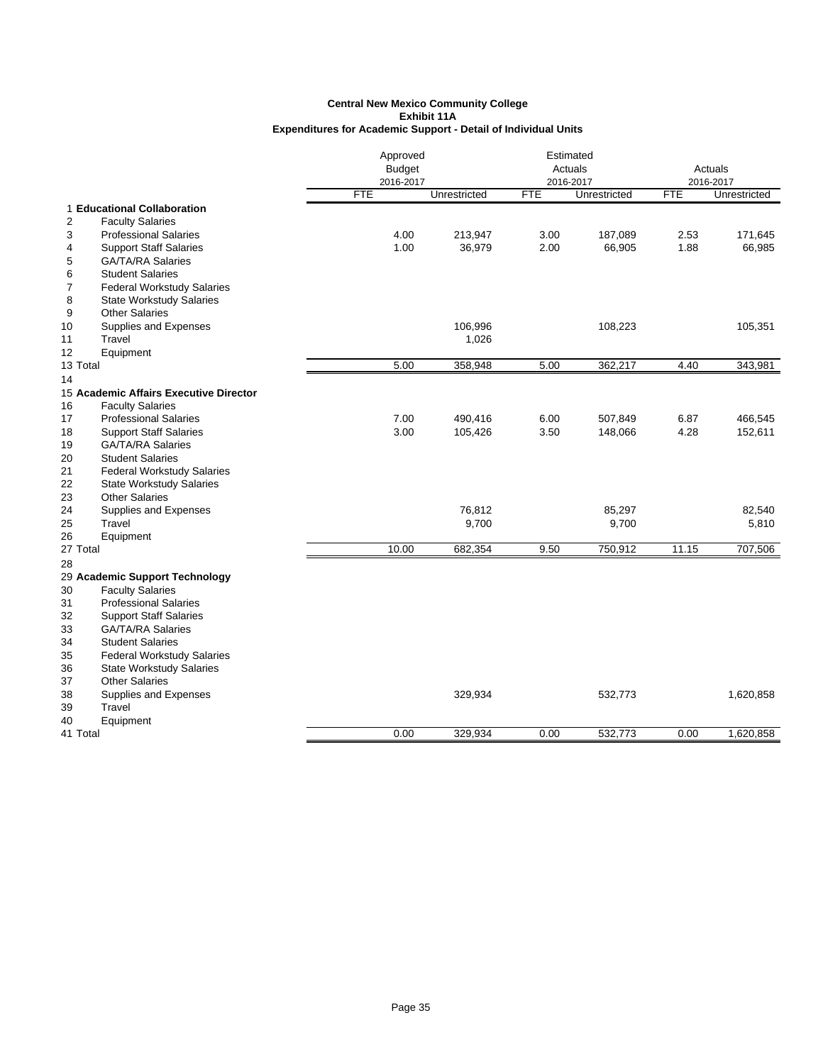**Central New Mexico Community College**
**Exhibit 11A**
**Expenditures for Academic Support - Detail of Individual Units**

| | | Approved Budget 2016-2017 | | Estimated Actuals 2016-2017 | | Actuals 2016-2017 | |
|---|---|---|---|---|---|---|---|
| | | FTE | Unrestricted | FTE | Unrestricted | FTE | Unrestricted |
| 1 | **Educational Collaboration** | | | | | | |
| 2 | Faculty Salaries | | | | | | |
| 3 | Professional Salaries | 4.00 | 213,947 | 3.00 | 187,089 | 2.53 | 171,645 |
| 4 | Support Staff Salaries | 1.00 | 36,979 | 2.00 | 66,905 | 1.88 | 66,985 |
| 5 | GA/TA/RA Salaries | | | | | | |
| 6 | Student Salaries | | | | | | |
| 7 | Federal Workstudy Salaries | | | | | | |
| 8 | State Workstudy Salaries | | | | | | |
| 9 | Other Salaries | | | | | | |
| 10 | Supplies and Expenses | | 106,996 | | 108,223 | | 105,351 |
| 11 | Travel | | 1,026 | | | | |
| 12 | Equipment | | | | | | |
| 13 | Total | 5.00 | 358,948 | 5.00 | 362,217 | 4.40 | 343,981 |
| 14 | | | | | | | |
| 15 | **Academic Affairs Executive Director** | | | | | | |
| 16 | Faculty Salaries | | | | | | |
| 17 | Professional Salaries | 7.00 | 490,416 | 6.00 | 507,849 | 6.87 | 466,545 |
| 18 | Support Staff Salaries | 3.00 | 105,426 | 3.50 | 148,066 | 4.28 | 152,611 |
| 19 | GA/TA/RA Salaries | | | | | | |
| 20 | Student Salaries | | | | | | |
| 21 | Federal Workstudy Salaries | | | | | | |
| 22 | State Workstudy Salaries | | | | | | |
| 23 | Other Salaries | | | | | | |
| 24 | Supplies and Expenses | | 76,812 | | 85,297 | | 82,540 |
| 25 | Travel | | 9,700 | | 9,700 | | 5,810 |
| 26 | Equipment | | | | | | |
| 27 | Total | 10.00 | 682,354 | 9.50 | 750,912 | 11.15 | 707,506 |
| 28 | | | | | | | |
| 29 | **Academic Support Technology** | | | | | | |
| 30 | Faculty Salaries | | | | | | |
| 31 | Professional Salaries | | | | | | |
| 32 | Support Staff Salaries | | | | | | |
| 33 | GA/TA/RA Salaries | | | | | | |
| 34 | Student Salaries | | | | | | |
| 35 | Federal Workstudy Salaries | | | | | | |
| 36 | State Workstudy Salaries | | | | | | |
| 37 | Other Salaries | | | | | | |
| 38 | Supplies and Expenses | | 329,934 | | 532,773 | | 1,620,858 |
| 39 | Travel | | | | | | |
| 40 | Equipment | | | | | | |
| 41 | Total | 0.00 | 329,934 | 0.00 | 532,773 | 0.00 | 1,620,858 |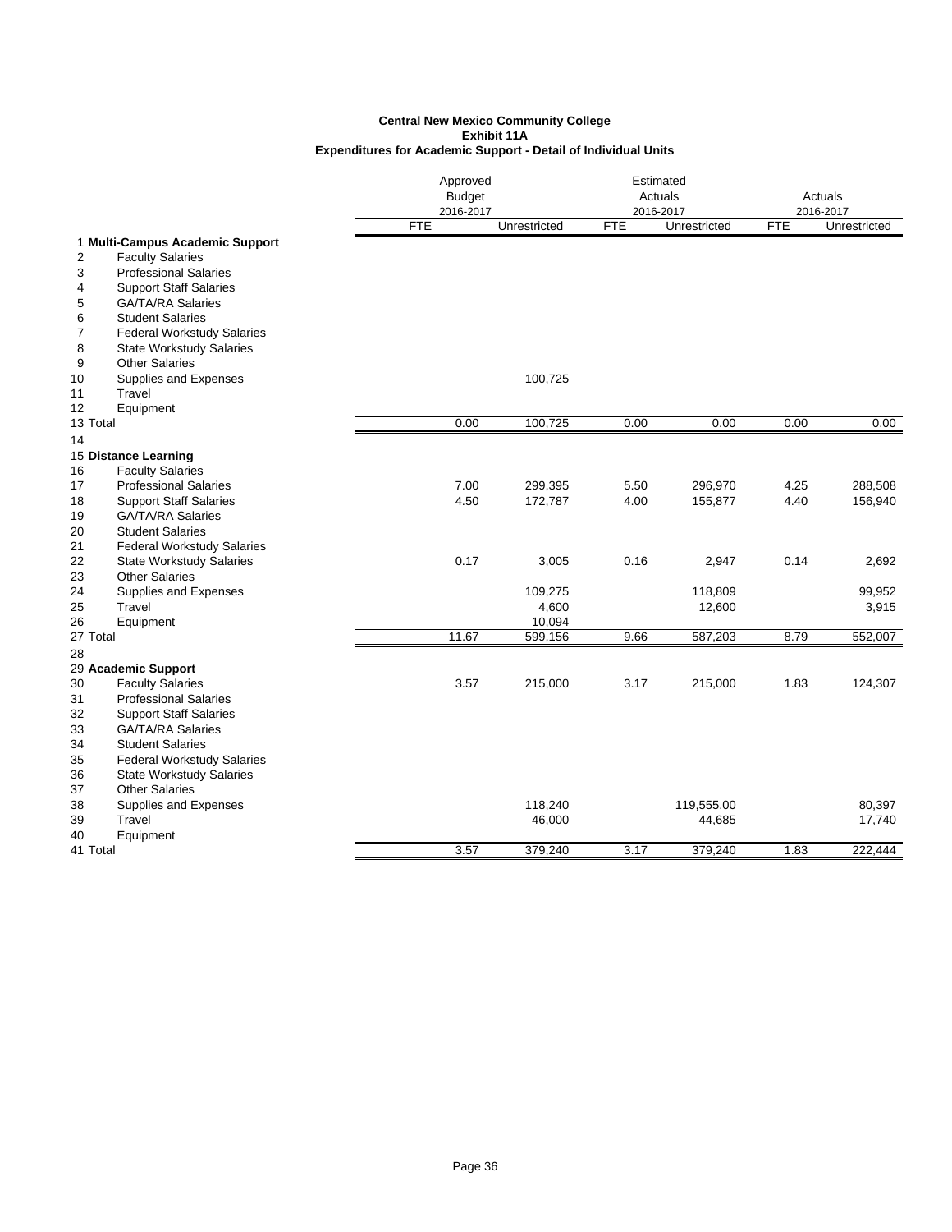**Central New Mexico Community College**
**Exhibit 11A**
**Expenditures for Academic Support - Detail of Individual Units**

| | | Approved Budget 2016-2017 | | Estimated Actuals 2016-2017 | | Actuals 2016-2017 | |
|---|---|---|---|---|---|---|---|
| | | FTE | Unrestricted | FTE | Unrestricted | FTE | Unrestricted |
| 1 | **Multi-Campus Academic Support** | | | | | | |
| 2 | Faculty Salaries | | | | | | |
| 3 | Professional Salaries | | | | | | |
| 4 | Support Staff Salaries | | | | | | |
| 5 | GA/TA/RA Salaries | | | | | | |
| 6 | Student Salaries | | | | | | |
| 7 | Federal Workstudy Salaries | | | | | | |
| 8 | State Workstudy Salaries | | | | | | |
| 9 | Other Salaries | | | | | | |
| 10 | Supplies and Expenses | | 100,725 | | | | |
| 11 | Travel | | | | | | |
| 12 | Equipment | | | | | | |
| 13 | Total | 0.00 | 100,725 | 0.00 | 0.00 | 0.00 | 0.00 |
| 14 | | | | | | | |
| 15 | **Distance Learning** | | | | | | |
| 16 | Faculty Salaries | | | | | | |
| 17 | Professional Salaries | 7.00 | 299,395 | 5.50 | 296,970 | 4.25 | 288,508 |
| 18 | Support Staff Salaries | 4.50 | 172,787 | 4.00 | 155,877 | 4.40 | 156,940 |
| 19 | GA/TA/RA Salaries | | | | | | |
| 20 | Student Salaries | | | | | | |
| 21 | Federal Workstudy Salaries | | | | | | |
| 22 | State Workstudy Salaries | 0.17 | 3,005 | 0.16 | 2,947 | 0.14 | 2,692 |
| 23 | Other Salaries | | | | | | |
| 24 | Supplies and Expenses | | 109,275 | | 118,809 | | 99,952 |
| 25 | Travel | | 4,600 | | 12,600 | | 3,915 |
| 26 | Equipment | | 10,094 | | | | |
| 27 | Total | 11.67 | 599,156 | 9.66 | 587,203 | 8.79 | 552,007 |
| 28 | | | | | | | |
| 29 | **Academic Support** | | | | | | |
| 30 | Faculty Salaries | 3.57 | 215,000 | 3.17 | 215,000 | 1.83 | 124,307 |
| 31 | Professional Salaries | | | | | | |
| 32 | Support Staff Salaries | | | | | | |
| 33 | GA/TA/RA Salaries | | | | | | |
| 34 | Student Salaries | | | | | | |
| 35 | Federal Workstudy Salaries | | | | | | |
| 36 | State Workstudy Salaries | | | | | | |
| 37 | Other Salaries | | | | | | |
| 38 | Supplies and Expenses | | 118,240 | | 119,555.00 | | 80,397 |
| 39 | Travel | | 46,000 | | 44,685 | | 17,740 |
| 40 | Equipment | | | | | | |
| 41 | Total | 3.57 | 379,240 | 3.17 | 379,240 | 1.83 | 222,444 |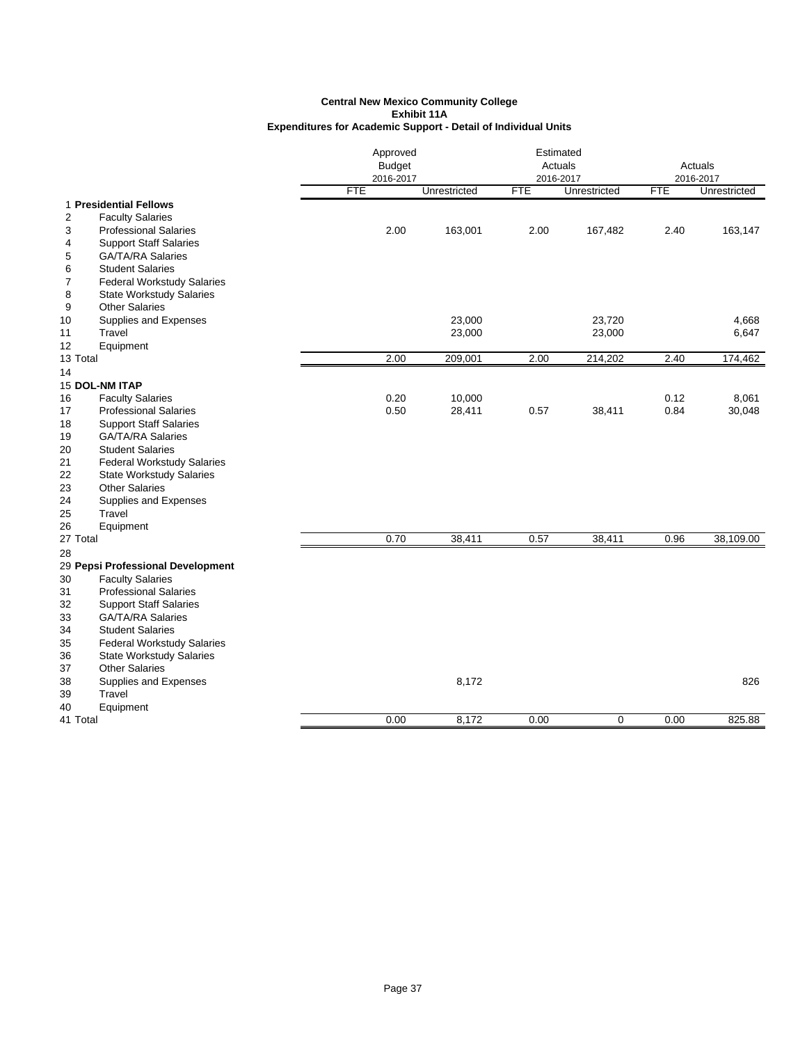**Central New Mexico Community College**
**Exhibit 11A**
**Expenditures for Academic Support - Detail of Individual Units**

| | | Approved Budget 2016-2017 | | Estimated Actuals 2016-2017 | | Actuals 2016-2017 | |
|---|---|---|---|---|---|---|---|
| | | FTE | Unrestricted | FTE | Unrestricted | FTE | Unrestricted |
| 1 | **Presidential Fellows** | | | | | | |
| 2 | Faculty Salaries | | | | | | |
| 3 | Professional Salaries | 2.00 | 163,001 | 2.00 | 167,482 | 2.40 | 163,147 |
| 4 | Support Staff Salaries | | | | | | |
| 5 | GA/TA/RA Salaries | | | | | | |
| 6 | Student Salaries | | | | | | |
| 7 | Federal Workstudy Salaries | | | | | | |
| 8 | State Workstudy Salaries | | | | | | |
| 9 | Other Salaries | | | | | | |
| 10 | Supplies and Expenses | | 23,000 | | 23,720 | | 4,668 |
| 11 | Travel | | 23,000 | | 23,000 | | 6,647 |
| 12 | Equipment | | | | | | |
| 13 | Total | 2.00 | 209,001 | 2.00 | 214,202 | 2.40 | 174,462 |
| 14 | | | | | | | |
| 15 | **DOL-NM ITAP** | | | | | | |
| 16 | Faculty Salaries | 0.20 | 10,000 | | | 0.12 | 8,061 |
| 17 | Professional Salaries | 0.50 | 28,411 | 0.57 | 38,411 | 0.84 | 30,048 |
| 18 | Support Staff Salaries | | | | | | |
| 19 | GA/TA/RA Salaries | | | | | | |
| 20 | Student Salaries | | | | | | |
| 21 | Federal Workstudy Salaries | | | | | | |
| 22 | State Workstudy Salaries | | | | | | |
| 23 | Other Salaries | | | | | | |
| 24 | Supplies and Expenses | | | | | | |
| 25 | Travel | | | | | | |
| 26 | Equipment | | | | | | |
| 27 | Total | 0.70 | 38,411 | 0.57 | 38,411 | 0.96 | 38,109.00 |
| 28 | | | | | | | |
| 29 | **Pepsi Professional Development** | | | | | | |
| 30 | Faculty Salaries | | | | | | |
| 31 | Professional Salaries | | | | | | |
| 32 | Support Staff Salaries | | | | | | |
| 33 | GA/TA/RA Salaries | | | | | | |
| 34 | Student Salaries | | | | | | |
| 35 | Federal Workstudy Salaries | | | | | | |
| 36 | State Workstudy Salaries | | | | | | |
| 37 | Other Salaries | | | | | | |
| 38 | Supplies and Expenses | | 8,172 | | | | 826 |
| 39 | Travel | | | | | | |
| 40 | Equipment | | | | | | |
| 41 | Total | 0.00 | 8,172 | 0.00 | 0 | 0.00 | 825.88 |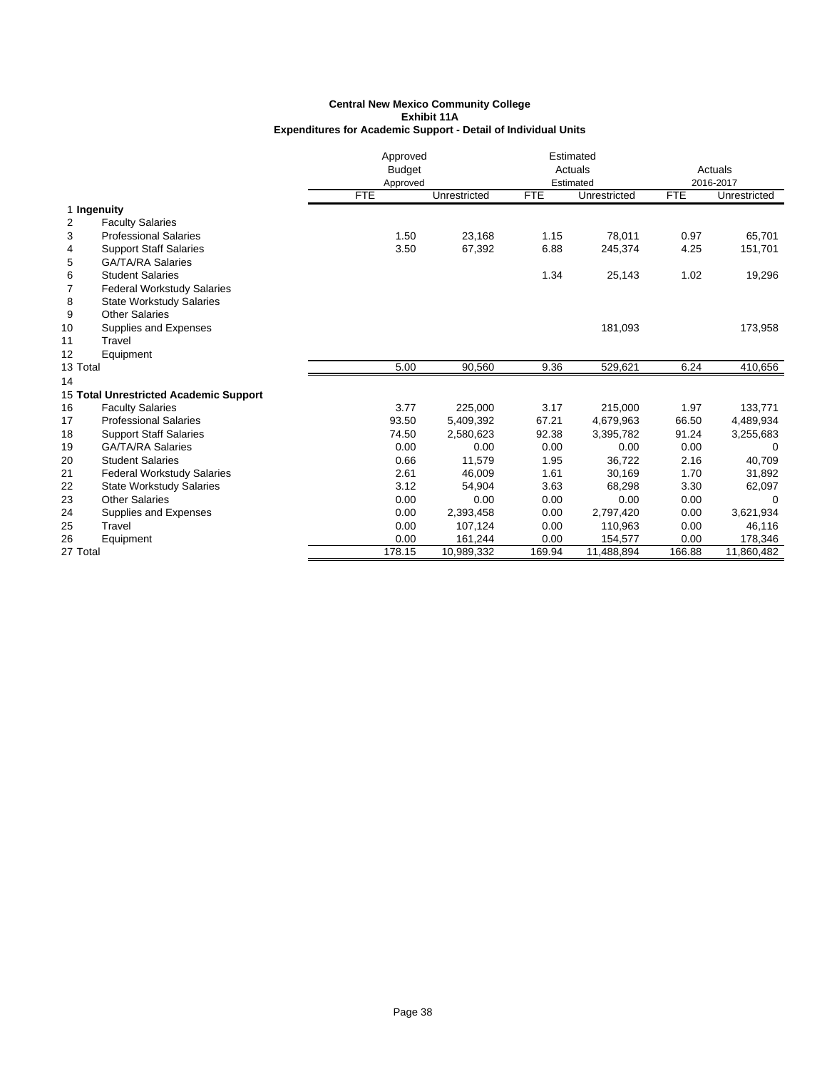**Central New Mexico Community College**
**Exhibit 11A**
**Expenditures for Academic Support - Detail of Individual Units**

| | | Approved Budget Approved | | Estimated Actuals Estimated | | Actuals 2016-2017 | |
|---|---|---|---|---|---|---|---|
| | | FTE | Unrestricted | FTE | Unrestricted | FTE | Unrestricted |
| 1 | **Ingenuity** | | | | | | |
| 2 | Faculty Salaries | | | | | | |
| 3 | Professional Salaries | 1.50 | 23,168 | 1.15 | 78,011 | 0.97 | 65,701 |
| 4 | Support Staff Salaries | 3.50 | 67,392 | 6.88 | 245,374 | 4.25 | 151,701 |
| 5 | GA/TA/RA Salaries | | | | | | |
| 6 | Student Salaries | | | 1.34 | 25,143 | 1.02 | 19,296 |
| 7 | Federal Workstudy Salaries | | | | | | |
| 8 | State Workstudy Salaries | | | | | | |
| 9 | Other Salaries | | | | | | |
| 10 | Supplies and Expenses | | | | 181,093 | | 173,958 |
| 11 | Travel | | | | | | |
| 12 | Equipment | | | | | | |
| 13 | Total | 5.00 | 90,560 | 9.36 | 529,621 | 6.24 | 410,656 |
| 14 | | | | | | | |
| 15 | **Total Unrestricted Academic Support** | | | | | | |
| 16 | Faculty Salaries | 3.77 | 225,000 | 3.17 | 215,000 | 1.97 | 133,771 |
| 17 | Professional Salaries | 93.50 | 5,409,392 | 67.21 | 4,679,963 | 66.50 | 4,489,934 |
| 18 | Support Staff Salaries | 74.50 | 2,580,623 | 92.38 | 3,395,782 | 91.24 | 3,255,683 |
| 19 | GA/TA/RA Salaries | 0.00 | 0.00 | 0.00 | 0.00 | 0.00 | 0 |
| 20 | Student Salaries | 0.66 | 11,579 | 1.95 | 36,722 | 2.16 | 40,709 |
| 21 | Federal Workstudy Salaries | 2.61 | 46,009 | 1.61 | 30,169 | 1.70 | 31,892 |
| 22 | State Workstudy Salaries | 3.12 | 54,904 | 3.63 | 68,298 | 3.30 | 62,097 |
| 23 | Other Salaries | 0.00 | 0.00 | 0.00 | 0.00 | 0.00 | 0 |
| 24 | Supplies and Expenses | 0.00 | 2,393,458 | 0.00 | 2,797,420 | 0.00 | 3,621,934 |
| 25 | Travel | 0.00 | 107,124 | 0.00 | 110,963 | 0.00 | 46,116 |
| 26 | Equipment | 0.00 | 161,244 | 0.00 | 154,577 | 0.00 | 178,346 |
| 27 | Total | 178.15 | 10,989,332 | 169.94 | 11,488,894 | 166.88 | 11,860,482 |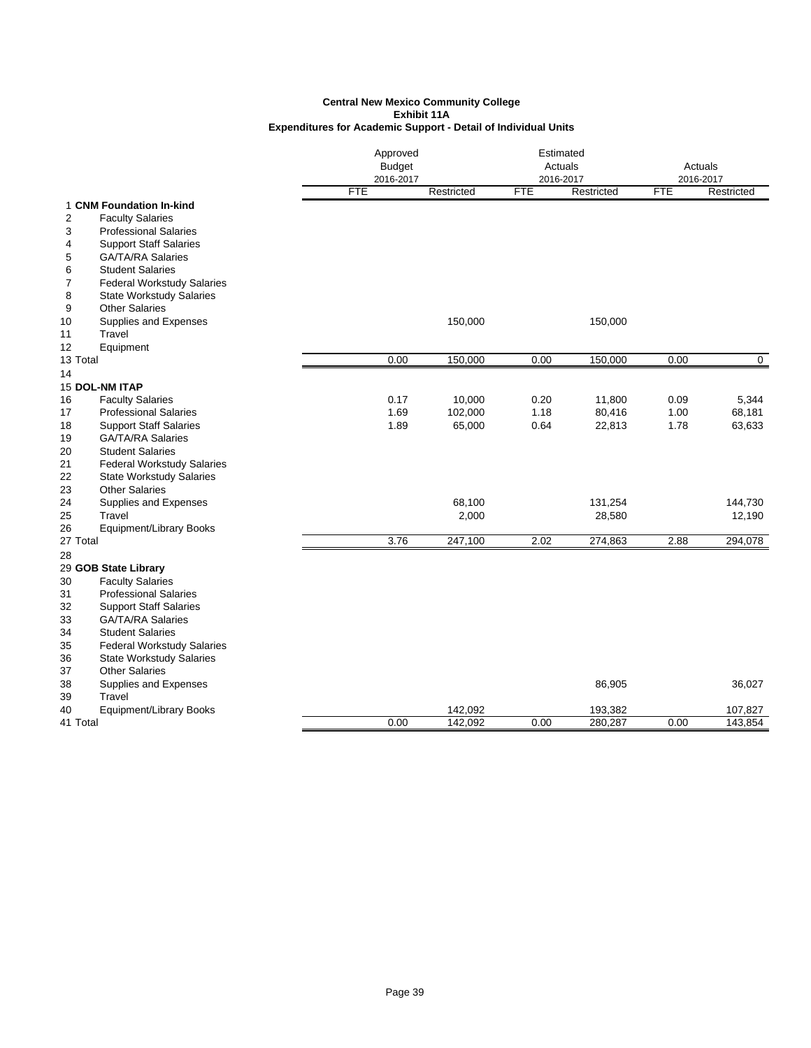**Central New Mexico Community College**
**Exhibit 11A**
**Expenditures for Academic Support - Detail of Individual Units**

| | | Approved Budget 2016-2017 | | Estimated Actuals 2016-2017 | | Actuals 2016-2017 | |
|---|---|---|---|---|---|---|---|
| | | FTE | Restricted | FTE | Restricted | FTE | Restricted |
| 1 | **CNM Foundation In-kind** | | | | | | |
| 2 | Faculty Salaries | | | | | | |
| 3 | Professional Salaries | | | | | | |
| 4 | Support Staff Salaries | | | | | | |
| 5 | GA/TA/RA Salaries | | | | | | |
| 6 | Student Salaries | | | | | | |
| 7 | Federal Workstudy Salaries | | | | | | |
| 8 | State Workstudy Salaries | | | | | | |
| 9 | Other Salaries | | | | | | |
| 10 | Supplies and Expenses | | 150,000 | | 150,000 | | |
| 11 | Travel | | | | | | |
| 12 | Equipment | | | | | | |
| 13 | Total | 0.00 | 150,000 | 0.00 | 150,000 | 0.00 | 0 |
| 14 | | | | | | | |
| 15 | **DOL-NM ITAP** | | | | | | |
| 16 | Faculty Salaries | 0.17 | 10,000 | 0.20 | 11,800 | 0.09 | 5,344 |
| 17 | Professional Salaries | 1.69 | 102,000 | 1.18 | 80,416 | 1.00 | 68,181 |
| 18 | Support Staff Salaries | 1.89 | 65,000 | 0.64 | 22,813 | 1.78 | 63,633 |
| 19 | GA/TA/RA Salaries | | | | | | |
| 20 | Student Salaries | | | | | | |
| 21 | Federal Workstudy Salaries | | | | | | |
| 22 | State Workstudy Salaries | | | | | | |
| 23 | Other Salaries | | | | | | |
| 24 | Supplies and Expenses | | 68,100 | | 131,254 | | 144,730 |
| 25 | Travel | | 2,000 | | 28,580 | | 12,190 |
| 26 | Equipment/Library Books | | | | | | |
| 27 | Total | 3.76 | 247,100 | 2.02 | 274,863 | 2.88 | 294,078 |
| 28 | | | | | | | |
| 29 | **GOB State Library** | | | | | | |
| 30 | Faculty Salaries | | | | | | |
| 31 | Professional Salaries | | | | | | |
| 32 | Support Staff Salaries | | | | | | |
| 33 | GA/TA/RA Salaries | | | | | | |
| 34 | Student Salaries | | | | | | |
| 35 | Federal Workstudy Salaries | | | | | | |
| 36 | State Workstudy Salaries | | | | | | |
| 37 | Other Salaries | | | | | | |
| 38 | Supplies and Expenses | | | | 86,905 | | 36,027 |
| 39 | Travel | | | | | | |
| 40 | Equipment/Library Books | | 142,092 | | 193,382 | | 107,827 |
| 41 | Total | 0.00 | 142,092 | 0.00 | 280,287 | 0.00 | 143,854 |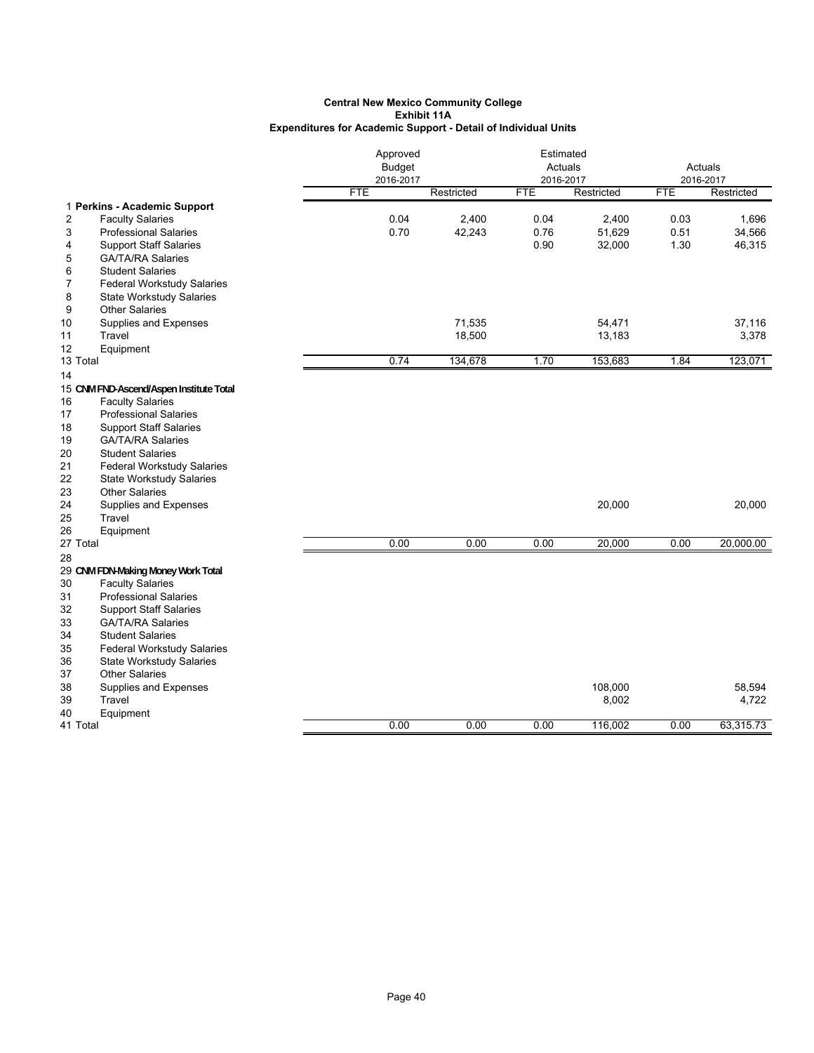**Central New Mexico Community College**
**Exhibit 11A**
**Expenditures for Academic Support - Detail of Individual Units**

| | | Approved Budget 2016-2017 | | Estimated Actuals 2016-2017 | | Actuals 2016-2017 | |
|---|---|---|---|---|---|---|---|
| | | FTE | Restricted | FTE | Restricted | FTE | Restricted |
| 1 | **Perkins - Academic Support** | | | | | | |
| 2 | Faculty Salaries | 0.04 | 2,400 | 0.04 | 2,400 | 0.03 | 1,696 |
| 3 | Professional Salaries | 0.70 | 42,243 | 0.76 | 51,629 | 0.51 | 34,566 |
| 4 | Support Staff Salaries | | | 0.90 | 32,000 | 1.30 | 46,315 |
| 5 | GA/TA/RA Salaries | | | | | | |
| 6 | Student Salaries | | | | | | |
| 7 | Federal Workstudy Salaries | | | | | | |
| 8 | State Workstudy Salaries | | | | | | |
| 9 | Other Salaries | | | | | | |
| 10 | Supplies and Expenses | | 71,535 | | 54,471 | | 37,116 |
| 11 | Travel | | 18,500 | | 13,183 | | 3,378 |
| 12 | Equipment | | | | | | |
| 13 | Total | 0.74 | 134,678 | 1.70 | 153,683 | 1.84 | 123,071 |
| 14 | | | | | | | |
| 15 | **CNM FND-Ascend/Aspen Institute Total** | | | | | | |
| 16 | Faculty Salaries | | | | | | |
| 17 | Professional Salaries | | | | | | |
| 18 | Support Staff Salaries | | | | | | |
| 19 | GA/TA/RA Salaries | | | | | | |
| 20 | Student Salaries | | | | | | |
| 21 | Federal Workstudy Salaries | | | | | | |
| 22 | State Workstudy Salaries | | | | | | |
| 23 | Other Salaries | | | | | | |
| 24 | Supplies and Expenses | | | | 20,000 | | 20,000 |
| 25 | Travel | | | | | | |
| 26 | Equipment | | | | | | |
| 27 | Total | 0.00 | 0.00 | 0.00 | 20,000 | 0.00 | 20,000.00 |
| 28 | | | | | | | |
| 29 | **CNM FDN-Making Money Work Total** | | | | | | |
| 30 | Faculty Salaries | | | | | | |
| 31 | Professional Salaries | | | | | | |
| 32 | Support Staff Salaries | | | | | | |
| 33 | GA/TA/RA Salaries | | | | | | |
| 34 | Student Salaries | | | | | | |
| 35 | Federal Workstudy Salaries | | | | | | |
| 36 | State Workstudy Salaries | | | | | | |
| 37 | Other Salaries | | | | | | |
| 38 | Supplies and Expenses | | | | 108,000 | | 58,594 |
| 39 | Travel | | | | 8,002 | | 4,722 |
| 40 | Equipment | | | | | | |
| 41 | Total | 0.00 | 0.00 | 0.00 | 116,002 | 0.00 | 63,315.73 |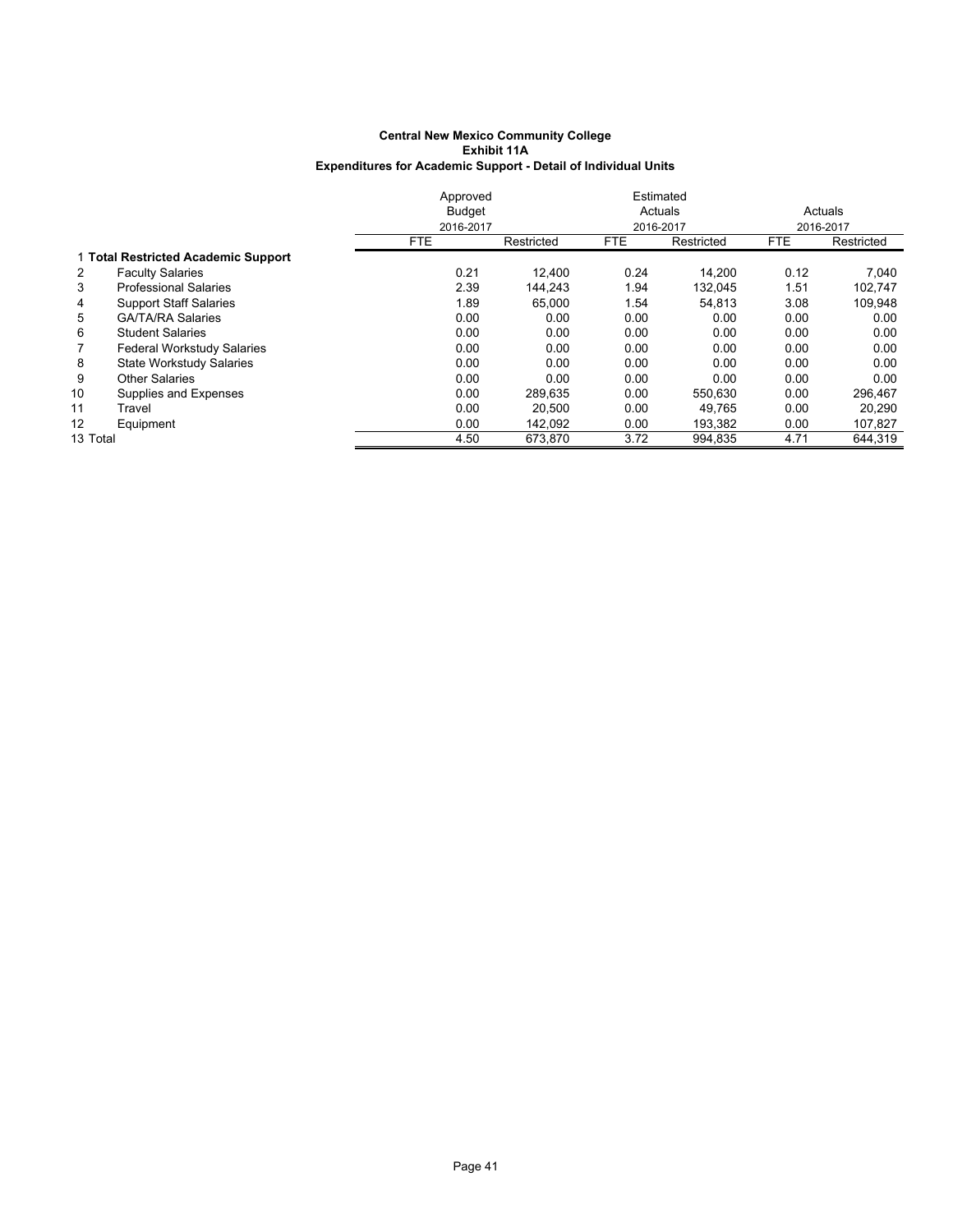**Central New Mexico Community College**
**Exhibit 11A**
**Expenditures for Academic Support - Detail of Individual Units**

| | | Approved Budget 2016-2017 | | Estimated Actuals 2016-2017 | | Actuals 2016-2017 | |
|---|---|---|---|---|---|---|---|
| | | FTE | Restricted | FTE | Restricted | FTE | Restricted |
| 1 | **Total Restricted Academic Support** | | | | | | |
| 2 | Faculty Salaries | 0.21 | 12,400 | 0.24 | 14,200 | 0.12 | 7,040 |
| 3 | Professional Salaries | 2.39 | 144,243 | 1.94 | 132,045 | 1.51 | 102,747 |
| 4 | Support Staff Salaries | 1.89 | 65,000 | 1.54 | 54,813 | 3.08 | 109,948 |
| 5 | GA/TA/RA Salaries | 0.00 | 0.00 | 0.00 | 0.00 | 0.00 | 0.00 |
| 6 | Student Salaries | 0.00 | 0.00 | 0.00 | 0.00 | 0.00 | 0.00 |
| 7 | Federal Workstudy Salaries | 0.00 | 0.00 | 0.00 | 0.00 | 0.00 | 0.00 |
| 8 | State Workstudy Salaries | 0.00 | 0.00 | 0.00 | 0.00 | 0.00 | 0.00 |
| 9 | Other Salaries | 0.00 | 0.00 | 0.00 | 0.00 | 0.00 | 0.00 |
| 10 | Supplies and Expenses | 0.00 | 289,635 | 0.00 | 550,630 | 0.00 | 296,467 |
| 11 | Travel | 0.00 | 20,500 | 0.00 | 49,765 | 0.00 | 20,290 |
| 12 | Equipment | 0.00 | 142,092 | 0.00 | 193,382 | 0.00 | 107,827 |
| 13 | Total | 4.50 | 673,870 | 3.72 | 994,835 | 4.71 | 644,319 |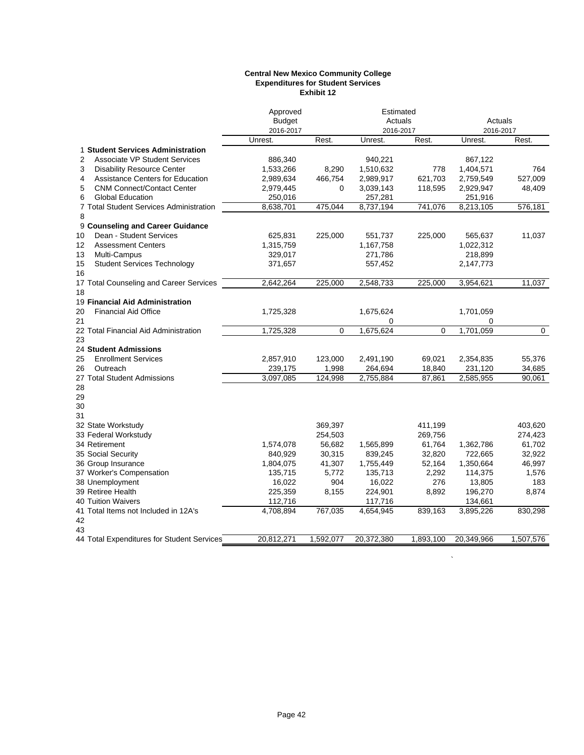**Central New Mexico Community College**
**Expenditures for Student Services**
**Exhibit 12**

| | | Approved Budget 2016-2017 | | Estimated Actuals 2016-2017 | | Actuals 2016-2017 | |
|---|---|---|---|---|---|---|---|
| | | Unrest. | Rest. | Unrest. | Rest. | Unrest. | Rest. |
| 1 | **Student Services Administration** | | | | | | |
| 2 | Associate VP Student Services | 886,340 | | 940,221 | | 867,122 | |
| 3 | Disability Resource Center | 1,533,266 | 8,290 | 1,510,632 | 778 | 1,404,571 | 764 |
| 4 | Assistance Centers for Education | 2,989,634 | 466,754 | 2,989,917 | 621,703 | 2,759,549 | 527,009 |
| 5 | CNM Connect/Contact Center | 2,979,445 | 0 | 3,039,143 | 118,595 | 2,929,947 | 48,409 |
| 6 | Global Education | 250,016 | | 257,281 | | 251,916 | |
| 7 | Total Student Services Administration | 8,638,701 | 475,044 | 8,737,194 | 741,076 | 8,213,105 | 576,181 |
| 8 | | | | | | | |
| 9 | **Counseling and Career Guidance** | | | | | | |
| 10 | Dean - Student Services | 625,831 | 225,000 | 551,737 | 225,000 | 565,637 | 11,037 |
| 12 | Assessment Centers | 1,315,759 | | 1,167,758 | | 1,022,312 | |
| 13 | Multi-Campus | 329,017 | | 271,786 | | 218,899 | |
| 15 | Student Services Technology | 371,657 | | 557,452 | | 2,147,773 | |
| 16 | | | | | | | |
| 17 | Total Counseling and Career Services | 2,642,264 | 225,000 | 2,548,733 | 225,000 | 3,954,621 | 11,037 |
| 18 | | | | | | | |
| 19 | **Financial Aid Administration** | | | | | | |
| 20 | Financial Aid Office | 1,725,328 | | 1,675,624 | | 1,701,059 | |
| 21 | | | | 0 | | 0 | |
| 22 | Total Financial Aid Administration | 1,725,328 | 0 | 1,675,624 | 0 | 1,701,059 | 0 |
| 23 | | | | | | | |
| 24 | **Student Admissions** | | | | | | |
| 25 | Enrollment Services | 2,857,910 | 123,000 | 2,491,190 | 69,021 | 2,354,835 | 55,376 |
| 26 | Outreach | 239,175 | 1,998 | 264,694 | 18,840 | 231,120 | 34,685 |
| 27 | Total Student Admissions | 3,097,085 | 124,998 | 2,755,884 | 87,861 | 2,585,955 | 90,061 |
| 28 | | | | | | | |
| 29 | | | | | | | |
| 30 | | | | | | | |
| 31 | | | | | | | |
| 32 | State Workstudy | | 369,397 | | 411,199 | | 403,620 |
| 33 | Federal Workstudy | | 254,503 | | 269,756 | | 274,423 |
| 34 | Retirement | 1,574,078 | 56,682 | 1,565,899 | 61,764 | 1,362,786 | 61,702 |
| 35 | Social Security | 840,929 | 30,315 | 839,245 | 32,820 | 722,665 | 32,922 |
| 36 | Group Insurance | 1,804,075 | 41,307 | 1,755,449 | 52,164 | 1,350,664 | 46,997 |
| 37 | Worker's Compensation | 135,715 | 5,772 | 135,713 | 2,292 | 114,375 | 1,576 |
| 38 | Unemployment | 16,022 | 904 | 16,022 | 276 | 13,805 | 183 |
| 39 | Retiree Health | 225,359 | 8,155 | 224,901 | 8,892 | 196,270 | 8,874 |
| 40 | Tuition Waivers | 112,716 | | 117,716 | | 134,661 | |
| 41 | Total Items not Included in 12A's | 4,708,894 | 767,035 | 4,654,945 | 839,163 | 3,895,226 | 830,298 |
| 42 | | | | | | | |
| 43 | | | | | | | |
| 44 | Total Expenditures for Student Services | 20,812,271 | 1,592,077 | 20,372,380 | 1,893,100 | 20,349,966 | 1,507,576 |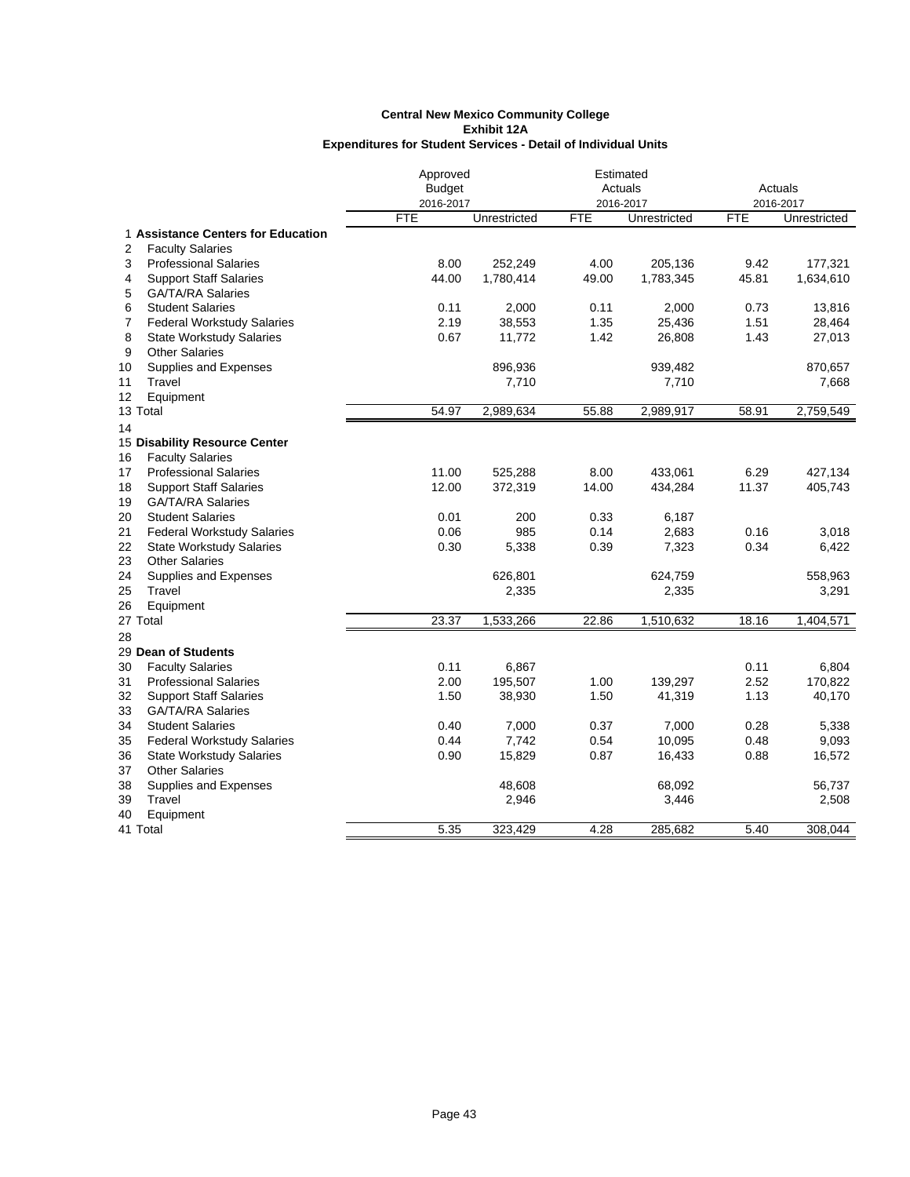**Central New Mexico Community College**
**Exhibit 12A**
**Expenditures for Student Services - Detail of Individual Units**

| | | Approved Budget 2016-2017 | | Estimated Actuals 2016-2017 | | Actuals 2016-2017 | |
|---|---|---|---|---|---|---|---|
| | | FTE | Unrestricted | FTE | Unrestricted | FTE | Unrestricted |
| 1 | **Assistance Centers for Education** | | | | | | |
| 2 | Faculty Salaries | | | | | | |
| 3 | Professional Salaries | 8.00 | 252,249 | 4.00 | 205,136 | 9.42 | 177,321 |
| 4 | Support Staff Salaries | 44.00 | 1,780,414 | 49.00 | 1,783,345 | 45.81 | 1,634,610 |
| 5 | GA/TA/RA Salaries | | | | | | |
| 6 | Student Salaries | 0.11 | 2,000 | 0.11 | 2,000 | 0.73 | 13,816 |
| 7 | Federal Workstudy Salaries | 2.19 | 38,553 | 1.35 | 25,436 | 1.51 | 28,464 |
| 8 | State Workstudy Salaries | 0.67 | 11,772 | 1.42 | 26,808 | 1.43 | 27,013 |
| 9 | Other Salaries | | | | | | |
| 10 | Supplies and Expenses | | 896,936 | | 939,482 | | 870,657 |
| 11 | Travel | | 7,710 | | 7,710 | | 7,668 |
| 12 | Equipment | | | | | | |
| 13 | Total | 54.97 | 2,989,634 | 55.88 | 2,989,917 | 58.91 | 2,759,549 |
| 14 | | | | | | | |
| 15 | **Disability Resource Center** | | | | | | |
| 16 | Faculty Salaries | | | | | | |
| 17 | Professional Salaries | 11.00 | 525,288 | 8.00 | 433,061 | 6.29 | 427,134 |
| 18 | Support Staff Salaries | 12.00 | 372,319 | 14.00 | 434,284 | 11.37 | 405,743 |
| 19 | GA/TA/RA Salaries | | | | | | |
| 20 | Student Salaries | 0.01 | 200 | 0.33 | 6,187 | | |
| 21 | Federal Workstudy Salaries | 0.06 | 985 | 0.14 | 2,683 | 0.16 | 3,018 |
| 22 | State Workstudy Salaries | 0.30 | 5,338 | 0.39 | 7,323 | 0.34 | 6,422 |
| 23 | Other Salaries | | | | | | |
| 24 | Supplies and Expenses | | 626,801 | | 624,759 | | 558,963 |
| 25 | Travel | | 2,335 | | 2,335 | | 3,291 |
| 26 | Equipment | | | | | | |
| 27 | Total | 23.37 | 1,533,266 | 22.86 | 1,510,632 | 18.16 | 1,404,571 |
| 28 | | | | | | | |
| 29 | **Dean of Students** | | | | | | |
| 30 | Faculty Salaries | 0.11 | 6,867 | | | 0.11 | 6,804 |
| 31 | Professional Salaries | 2.00 | 195,507 | 1.00 | 139,297 | 2.52 | 170,822 |
| 32 | Support Staff Salaries | 1.50 | 38,930 | 1.50 | 41,319 | 1.13 | 40,170 |
| 33 | GA/TA/RA Salaries | | | | | | |
| 34 | Student Salaries | 0.40 | 7,000 | 0.37 | 7,000 | 0.28 | 5,338 |
| 35 | Federal Workstudy Salaries | 0.44 | 7,742 | 0.54 | 10,095 | 0.48 | 9,093 |
| 36 | State Workstudy Salaries | 0.90 | 15,829 | 0.87 | 16,433 | 0.88 | 16,572 |
| 37 | Other Salaries | | | | | | |
| 38 | Supplies and Expenses | | 48,608 | | 68,092 | | 56,737 |
| 39 | Travel | | 2,946 | | 3,446 | | 2,508 |
| 40 | Equipment | | | | | | |
| 41 | Total | 5.35 | 323,429 | 4.28 | 285,682 | 5.40 | 308,044 |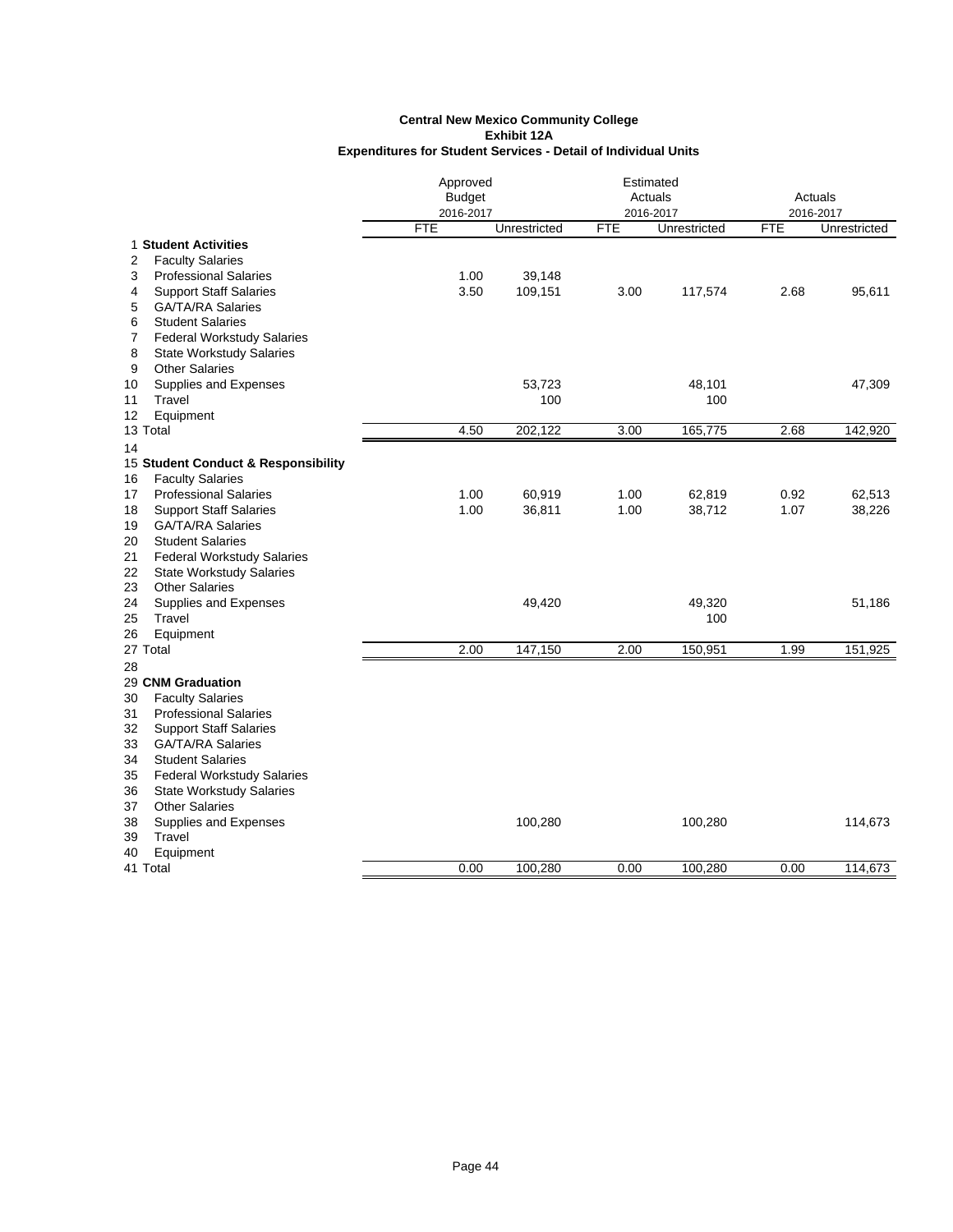**Central New Mexico Community College**
**Exhibit 12A**
**Expenditures for Student Services - Detail of Individual Units**

| | | Approved Budget 2016-2017 | | Estimated Actuals 2016-2017 | | Actuals 2016-2017 | |
|---|---|---|---|---|---|---|---|
| | | FTE | Unrestricted | FTE | Unrestricted | FTE | Unrestricted |
| 1 | **Student Activities** | | | | | | |
| 2 | Faculty Salaries | | | | | | |
| 3 | Professional Salaries | 1.00 | 39,148 | | | | |
| 4 | Support Staff Salaries | 3.50 | 109,151 | 3.00 | 117,574 | 2.68 | 95,611 |
| 5 | GA/TA/RA Salaries | | | | | | |
| 6 | Student Salaries | | | | | | |
| 7 | Federal Workstudy Salaries | | | | | | |
| 8 | State Workstudy Salaries | | | | | | |
| 9 | Other Salaries | | | | | | |
| 10 | Supplies and Expenses | | 53,723 | | 48,101 | | 47,309 |
| 11 | Travel | | 100 | | 100 | | |
| 12 | Equipment | | | | | | |
| 13 | Total | 4.50 | 202,122 | 3.00 | 165,775 | 2.68 | 142,920 |
| 14 | | | | | | | |
| 15 | **Student Conduct & Responsibility** | | | | | | |
| 16 | Faculty Salaries | | | | | | |
| 17 | Professional Salaries | 1.00 | 60,919 | 1.00 | 62,819 | 0.92 | 62,513 |
| 18 | Support Staff Salaries | 1.00 | 36,811 | 1.00 | 38,712 | 1.07 | 38,226 |
| 19 | GA/TA/RA Salaries | | | | | | |
| 20 | Student Salaries | | | | | | |
| 21 | Federal Workstudy Salaries | | | | | | |
| 22 | State Workstudy Salaries | | | | | | |
| 23 | Other Salaries | | | | | | |
| 24 | Supplies and Expenses | | 49,420 | | 49,320 | | 51,186 |
| 25 | Travel | | | | 100 | | |
| 26 | Equipment | | | | | | |
| 27 | Total | 2.00 | 147,150 | 2.00 | 150,951 | 1.99 | 151,925 |
| 28 | | | | | | | |
| 29 | **CNM Graduation** | | | | | | |
| 30 | Faculty Salaries | | | | | | |
| 31 | Professional Salaries | | | | | | |
| 32 | Support Staff Salaries | | | | | | |
| 33 | GA/TA/RA Salaries | | | | | | |
| 34 | Student Salaries | | | | | | |
| 35 | Federal Workstudy Salaries | | | | | | |
| 36 | State Workstudy Salaries | | | | | | |
| 37 | Other Salaries | | | | | | |
| 38 | Supplies and Expenses | | 100,280 | | 100,280 | | 114,673 |
| 39 | Travel | | | | | | |
| 40 | Equipment | | | | | | |
| 41 | Total | 0.00 | 100,280 | 0.00 | 100,280 | 0.00 | 114,673 |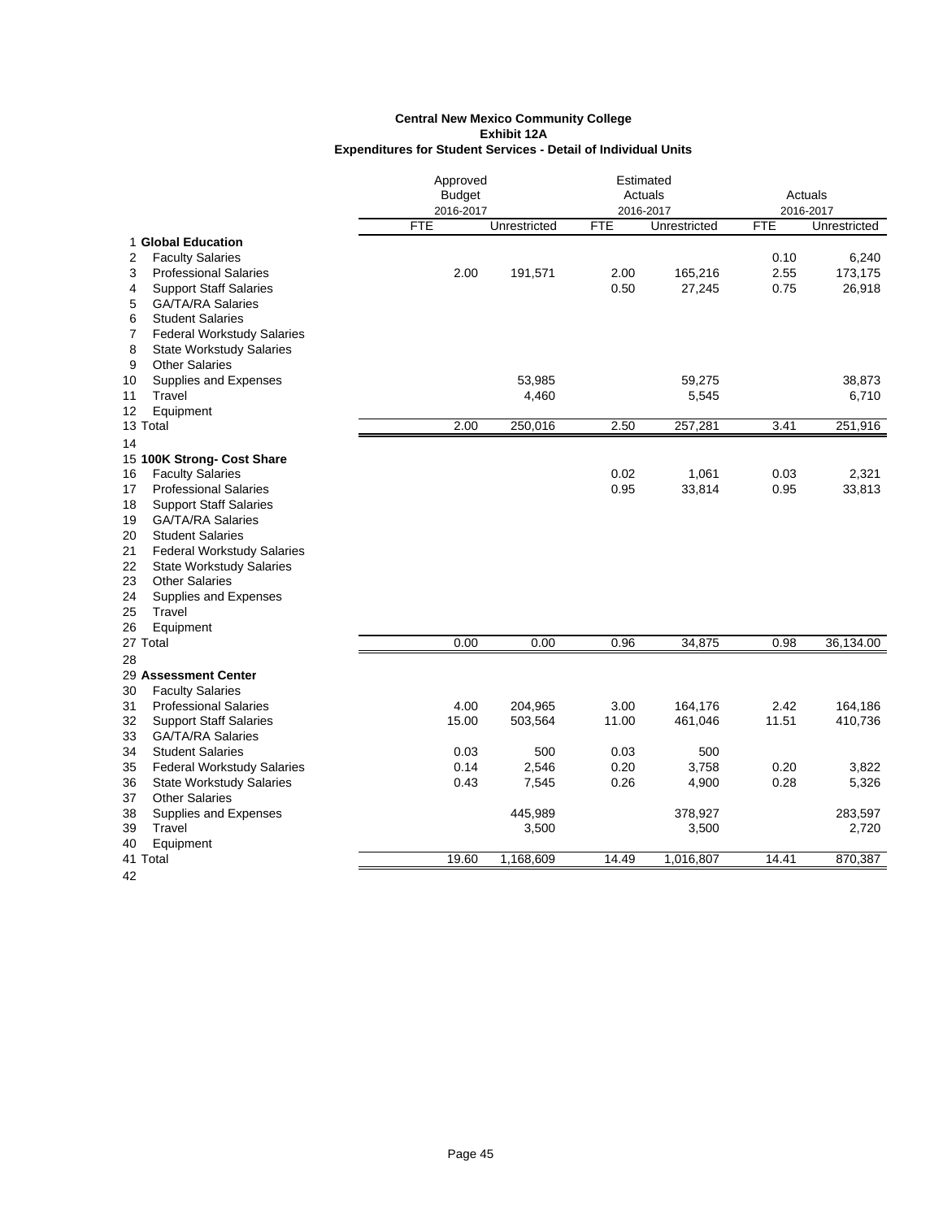**Central New Mexico Community College**
**Exhibit 12A**
**Expenditures for Student Services - Detail of Individual Units**

| | | Approved Budget 2016-2017 | | Estimated Actuals 2016-2017 | | Actuals 2016-2017 | |
|---|---|---|---|---|---|---|---|
| | | FTE | Unrestricted | FTE | Unrestricted | FTE | Unrestricted |
| 1 | **Global Education** | | | | | | |
| 2 | Faculty Salaries | | | | | 0.10 | 6,240 |
| 3 | Professional Salaries | 2.00 | 191,571 | 2.00 | 165,216 | 2.55 | 173,175 |
| 4 | Support Staff Salaries | | | 0.50 | 27,245 | 0.75 | 26,918 |
| 5 | GA/TA/RA Salaries | | | | | | |
| 6 | Student Salaries | | | | | | |
| 7 | Federal Workstudy Salaries | | | | | | |
| 8 | State Workstudy Salaries | | | | | | |
| 9 | Other Salaries | | | | | | |
| 10 | Supplies and Expenses | | 53,985 | | 59,275 | | 38,873 |
| 11 | Travel | | 4,460 | | 5,545 | | 6,710 |
| 12 | Equipment | | | | | | |
| 13 | Total | 2.00 | 250,016 | 2.50 | 257,281 | 3.41 | 251,916 |
| 14 | | | | | | | |
| 15 | **100K Strong- Cost Share** | | | | | | |
| 16 | Faculty Salaries | | | 0.02 | 1,061 | 0.03 | 2,321 |
| 17 | Professional Salaries | | | 0.95 | 33,814 | 0.95 | 33,813 |
| 18 | Support Staff Salaries | | | | | | |
| 19 | GA/TA/RA Salaries | | | | | | |
| 20 | Student Salaries | | | | | | |
| 21 | Federal Workstudy Salaries | | | | | | |
| 22 | State Workstudy Salaries | | | | | | |
| 23 | Other Salaries | | | | | | |
| 24 | Supplies and Expenses | | | | | | |
| 25 | Travel | | | | | | |
| 26 | Equipment | | | | | | |
| 27 | Total | 0.00 | 0.00 | 0.96 | 34,875 | 0.98 | 36,134.00 |
| 28 | | | | | | | |
| 29 | **Assessment Center** | | | | | | |
| 30 | Faculty Salaries | | | | | | |
| 31 | Professional Salaries | 4.00 | 204,965 | 3.00 | 164,176 | 2.42 | 164,186 |
| 32 | Support Staff Salaries | 15.00 | 503,564 | 11.00 | 461,046 | 11.51 | 410,736 |
| 33 | GA/TA/RA Salaries | | | | | | |
| 34 | Student Salaries | 0.03 | 500 | 0.03 | 500 | | |
| 35 | Federal Workstudy Salaries | 0.14 | 2,546 | 0.20 | 3,758 | 0.20 | 3,822 |
| 36 | State Workstudy Salaries | 0.43 | 7,545 | 0.26 | 4,900 | 0.28 | 5,326 |
| 37 | Other Salaries | | | | | | |
| 38 | Supplies and Expenses | | 445,989 | | 378,927 | | 283,597 |
| 39 | Travel | | 3,500 | | 3,500 | | 2,720 |
| 40 | Equipment | | | | | | |
| 41 | Total | 19.60 | 1,168,609 | 14.49 | 1,016,807 | 14.41 | 870,387 |
| 42 | | | | | | | |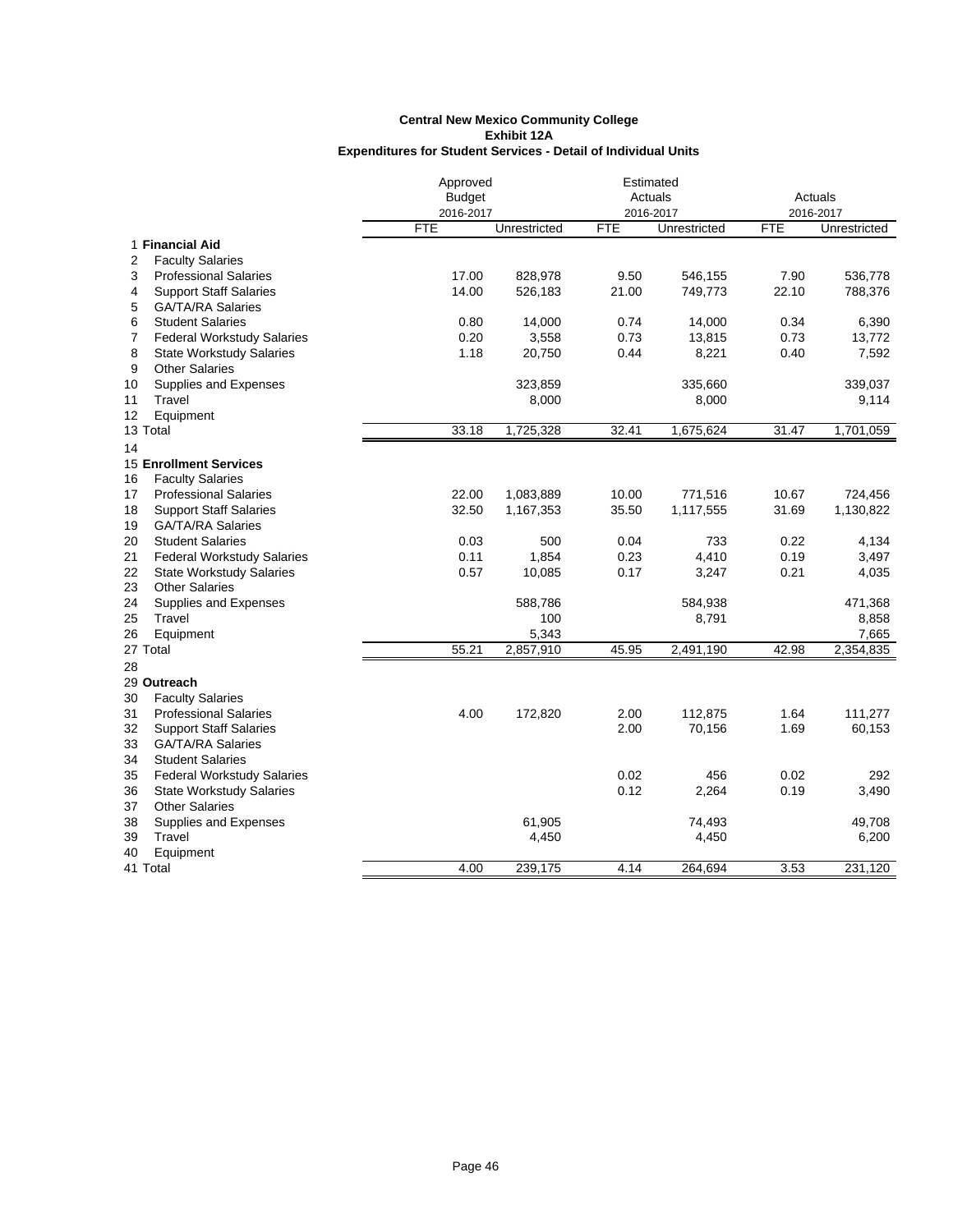**Central New Mexico Community College**
**Exhibit 12A**
**Expenditures for Student Services - Detail of Individual Units**

| | | Approved Budget 2016-2017 | | Estimated Actuals 2016-2017 | | Actuals 2016-2017 | |
|---|---|---|---|---|---|---|---|
| | | FTE | Unrestricted | FTE | Unrestricted | FTE | Unrestricted |
| 1 | **Financial Aid** | | | | | | |
| 2 | Faculty Salaries | | | | | | |
| 3 | Professional Salaries | 17.00 | 828,978 | 9.50 | 546,155 | 7.90 | 536,778 |
| 4 | Support Staff Salaries | 14.00 | 526,183 | 21.00 | 749,773 | 22.10 | 788,376 |
| 5 | GA/TA/RA Salaries | | | | | | |
| 6 | Student Salaries | 0.80 | 14,000 | 0.74 | 14,000 | 0.34 | 6,390 |
| 7 | Federal Workstudy Salaries | 0.20 | 3,558 | 0.73 | 13,815 | 0.73 | 13,772 |
| 8 | State Workstudy Salaries | 1.18 | 20,750 | 0.44 | 8,221 | 0.40 | 7,592 |
| 9 | Other Salaries | | | | | | |
| 10 | Supplies and Expenses | | 323,859 | | 335,660 | | 339,037 |
| 11 | Travel | | 8,000 | | 8,000 | | 9,114 |
| 12 | Equipment | | | | | | |
| 13 | Total | 33.18 | 1,725,328 | 32.41 | 1,675,624 | 31.47 | 1,701,059 |
| 14 | | | | | | | |
| 15 | **Enrollment Services** | | | | | | |
| 16 | Faculty Salaries | | | | | | |
| 17 | Professional Salaries | 22.00 | 1,083,889 | 10.00 | 771,516 | 10.67 | 724,456 |
| 18 | Support Staff Salaries | 32.50 | 1,167,353 | 35.50 | 1,117,555 | 31.69 | 1,130,822 |
| 19 | GA/TA/RA Salaries | | | | | | |
| 20 | Student Salaries | 0.03 | 500 | 0.04 | 733 | 0.22 | 4,134 |
| 21 | Federal Workstudy Salaries | 0.11 | 1,854 | 0.23 | 4,410 | 0.19 | 3,497 |
| 22 | State Workstudy Salaries | 0.57 | 10,085 | 0.17 | 3,247 | 0.21 | 4,035 |
| 23 | Other Salaries | | | | | | |
| 24 | Supplies and Expenses | | 588,786 | | 584,938 | | 471,368 |
| 25 | Travel | | 100 | | 8,791 | | 8,858 |
| 26 | Equipment | | 5,343 | | | | 7,665 |
| 27 | Total | 55.21 | 2,857,910 | 45.95 | 2,491,190 | 42.98 | 2,354,835 |
| 28 | | | | | | | |
| 29 | **Outreach** | | | | | | |
| 30 | Faculty Salaries | | | | | | |
| 31 | Professional Salaries | 4.00 | 172,820 | 2.00 | 112,875 | 1.64 | 111,277 |
| 32 | Support Staff Salaries | | | 2.00 | 70,156 | 1.69 | 60,153 |
| 33 | GA/TA/RA Salaries | | | | | | |
| 34 | Student Salaries | | | | | | |
| 35 | Federal Workstudy Salaries | | | 0.02 | 456 | 0.02 | 292 |
| 36 | State Workstudy Salaries | | | 0.12 | 2,264 | 0.19 | 3,490 |
| 37 | Other Salaries | | | | | | |
| 38 | Supplies and Expenses | | 61,905 | | 74,493 | | 49,708 |
| 39 | Travel | | 4,450 | | 4,450 | | 6,200 |
| 40 | Equipment | | | | | | |
| 41 | Total | 4.00 | 239,175 | 4.14 | 264,694 | 3.53 | 231,120 |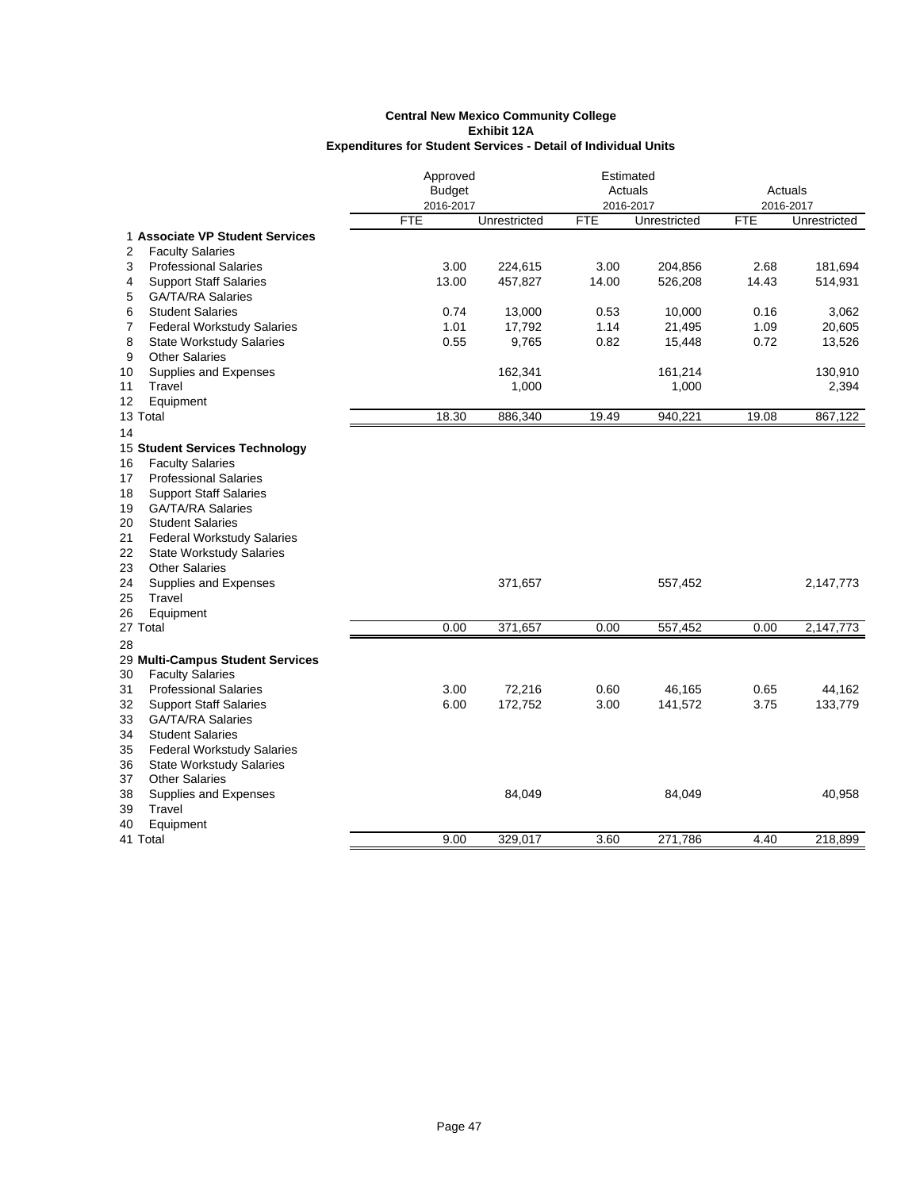**Central New Mexico Community College**
**Exhibit 12A**
**Expenditures for Student Services - Detail of Individual Units**

| | | Approved Budget 2016-2017 | | Estimated Actuals 2016-2017 | | Actuals 2016-2017 | |
|---|---|---|---|---|---|---|---|
| | | FTE | Unrestricted | FTE | Unrestricted | FTE | Unrestricted |
| 1 | **Associate VP Student Services** | | | | | | |
| 2 | Faculty Salaries | | | | | | |
| 3 | Professional Salaries | 3.00 | 224,615 | 3.00 | 204,856 | 2.68 | 181,694 |
| 4 | Support Staff Salaries | 13.00 | 457,827 | 14.00 | 526,208 | 14.43 | 514,931 |
| 5 | GA/TA/RA Salaries | | | | | | |
| 6 | Student Salaries | 0.74 | 13,000 | 0.53 | 10,000 | 0.16 | 3,062 |
| 7 | Federal Workstudy Salaries | 1.01 | 17,792 | 1.14 | 21,495 | 1.09 | 20,605 |
| 8 | State Workstudy Salaries | 0.55 | 9,765 | 0.82 | 15,448 | 0.72 | 13,526 |
| 9 | Other Salaries | | | | | | |
| 10 | Supplies and Expenses | | 162,341 | | 161,214 | | 130,910 |
| 11 | Travel | | 1,000 | | 1,000 | | 2,394 |
| 12 | Equipment | | | | | | |
| 13 | Total | 18.30 | 886,340 | 19.49 | 940,221 | 19.08 | 867,122 |
| 14 | | | | | | | |
| 15 | **Student Services Technology** | | | | | | |
| 16 | Faculty Salaries | | | | | | |
| 17 | Professional Salaries | | | | | | |
| 18 | Support Staff Salaries | | | | | | |
| 19 | GA/TA/RA Salaries | | | | | | |
| 20 | Student Salaries | | | | | | |
| 21 | Federal Workstudy Salaries | | | | | | |
| 22 | State Workstudy Salaries | | | | | | |
| 23 | Other Salaries | | | | | | |
| 24 | Supplies and Expenses | | 371,657 | | 557,452 | | 2,147,773 |
| 25 | Travel | | | | | | |
| 26 | Equipment | | | | | | |
| 27 | Total | 0.00 | 371,657 | 0.00 | 557,452 | 0.00 | 2,147,773 |
| 28 | | | | | | | |
| 29 | **Multi-Campus Student Services** | | | | | | |
| 30 | Faculty Salaries | | | | | | |
| 31 | Professional Salaries | 3.00 | 72,216 | 0.60 | 46,165 | 0.65 | 44,162 |
| 32 | Support Staff Salaries | 6.00 | 172,752 | 3.00 | 141,572 | 3.75 | 133,779 |
| 33 | GA/TA/RA Salaries | | | | | | |
| 34 | Student Salaries | | | | | | |
| 35 | Federal Workstudy Salaries | | | | | | |
| 36 | State Workstudy Salaries | | | | | | |
| 37 | Other Salaries | | | | | | |
| 38 | Supplies and Expenses | | 84,049 | | 84,049 | | 40,958 |
| 39 | Travel | | | | | | |
| 40 | Equipment | | | | | | |
| 41 | Total | 9.00 | 329,017 | 3.60 | 271,786 | 4.40 | 218,899 |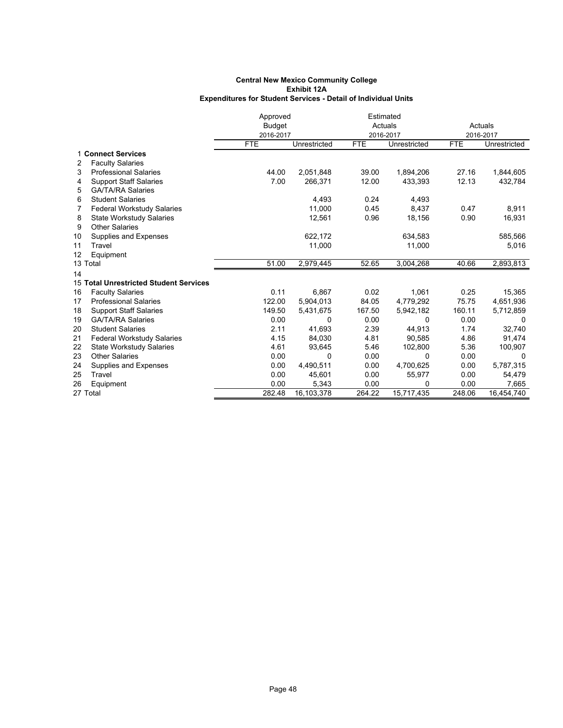**Central New Mexico Community College**
**Exhibit 12A**
**Expenditures for Student Services - Detail of Individual Units**

| | | Approved Budget 2016-2017 | | Estimated Actuals 2016-2017 | | Actuals 2016-2017 | |
|---|---|---|---|---|---|---|---|
| | | FTE | Unrestricted | FTE | Unrestricted | FTE | Unrestricted |
| 1 | **Connect Services** | | | | | | |
| 2 | Faculty Salaries | | | | | | |
| 3 | Professional Salaries | 44.00 | 2,051,848 | 39.00 | 1,894,206 | 27.16 | 1,844,605 |
| 4 | Support Staff Salaries | 7.00 | 266,371 | 12.00 | 433,393 | 12.13 | 432,784 |
| 5 | GA/TA/RA Salaries | | | | | | |
| 6 | Student Salaries | | 4,493 | 0.24 | 4,493 | | |
| 7 | Federal Workstudy Salaries | | 11,000 | 0.45 | 8,437 | 0.47 | 8,911 |
| 8 | State Workstudy Salaries | | 12,561 | 0.96 | 18,156 | 0.90 | 16,931 |
| 9 | Other Salaries | | | | | | |
| 10 | Supplies and Expenses | | 622,172 | | 634,583 | | 585,566 |
| 11 | Travel | | 11,000 | | 11,000 | | 5,016 |
| 12 | Equipment | | | | | | |
| 13 | Total | 51.00 | 2,979,445 | 52.65 | 3,004,268 | 40.66 | 2,893,813 |
| 14 | | | | | | | |
| 15 | **Total Unrestricted Student Services** | | | | | | |
| 16 | Faculty Salaries | 0.11 | 6,867 | 0.02 | 1,061 | 0.25 | 15,365 |
| 17 | Professional Salaries | 122.00 | 5,904,013 | 84.05 | 4,779,292 | 75.75 | 4,651,936 |
| 18 | Support Staff Salaries | 149.50 | 5,431,675 | 167.50 | 5,942,182 | 160.11 | 5,712,859 |
| 19 | GA/TA/RA Salaries | 0.00 | 0 | 0.00 | 0 | 0.00 | 0 |
| 20 | Student Salaries | 2.11 | 41,693 | 2.39 | 44,913 | 1.74 | 32,740 |
| 21 | Federal Workstudy Salaries | 4.15 | 84,030 | 4.81 | 90,585 | 4.86 | 91,474 |
| 22 | State Workstudy Salaries | 4.61 | 93,645 | 5.46 | 102,800 | 5.36 | 100,907 |
| 23 | Other Salaries | 0.00 | 0 | 0.00 | 0 | 0.00 | 0 |
| 24 | Supplies and Expenses | 0.00 | 4,490,511 | 0.00 | 4,700,625 | 0.00 | 5,787,315 |
| 25 | Travel | 0.00 | 45,601 | 0.00 | 55,977 | 0.00 | 54,479 |
| 26 | Equipment | 0.00 | 5,343 | 0.00 | 0 | 0.00 | 7,665 |
| 27 | Total | 282.48 | 16,103,378 | 264.22 | 15,717,435 | 248.06 | 16,454,740 |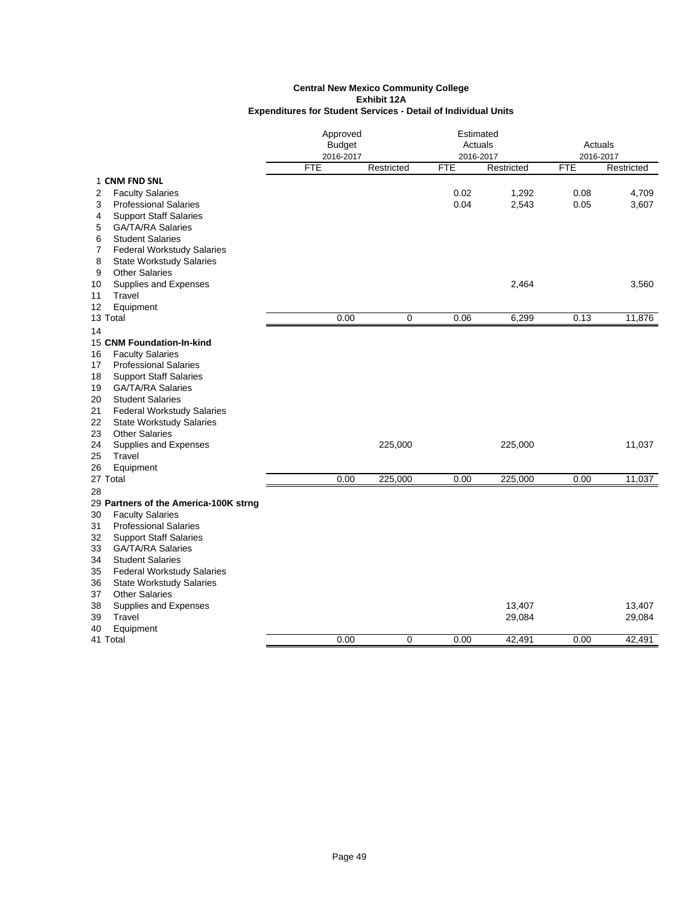**Central New Mexico Community College**
**Exhibit 12A**
**Expenditures for Student Services - Detail of Individual Units**

| | | Approved Budget 2016-2017 | | Estimated Actuals 2016-2017 | | Actuals 2016-2017 | |
|---|---|---|---|---|---|---|---|
| | | FTE | Restricted | FTE | Restricted | FTE | Restricted |
| 1 | **CNM FND SNL** | | | | | | |
| 2 | Faculty Salaries | | | 0.02 | 1,292 | 0.08 | 4,709 |
| 3 | Professional Salaries | | | 0.04 | 2,543 | 0.05 | 3,607 |
| 4 | Support Staff Salaries | | | | | | |
| 5 | GA/TA/RA Salaries | | | | | | |
| 6 | Student Salaries | | | | | | |
| 7 | Federal Workstudy Salaries | | | | | | |
| 8 | State Workstudy Salaries | | | | | | |
| 9 | Other Salaries | | | | | | |
| 10 | Supplies and Expenses | | | | 2,464 | | 3,560 |
| 11 | Travel | | | | | | |
| 12 | Equipment | | | | | | |
| 13 | Total | 0.00 | 0 | 0.06 | 6,299 | 0.13 | 11,876 |
| 14 | | | | | | | |
| 15 | **CNM Foundation-In-kind** | | | | | | |
| 16 | Faculty Salaries | | | | | | |
| 17 | Professional Salaries | | | | | | |
| 18 | Support Staff Salaries | | | | | | |
| 19 | GA/TA/RA Salaries | | | | | | |
| 20 | Student Salaries | | | | | | |
| 21 | Federal Workstudy Salaries | | | | | | |
| 22 | State Workstudy Salaries | | | | | | |
| 23 | Other Salaries | | | | | | |
| 24 | Supplies and Expenses | | 225,000 | | 225,000 | | 11,037 |
| 25 | Travel | | | | | | |
| 26 | Equipment | | | | | | |
| 27 | Total | 0.00 | 225,000 | 0.00 | 225,000 | 0.00 | 11,037 |
| 28 | | | | | | | |
| 29 | **Partners of the America-100K strng** | | | | | | |
| 30 | Faculty Salaries | | | | | | |
| 31 | Professional Salaries | | | | | | |
| 32 | Support Staff Salaries | | | | | | |
| 33 | GA/TA/RA Salaries | | | | | | |
| 34 | Student Salaries | | | | | | |
| 35 | Federal Workstudy Salaries | | | | | | |
| 36 | State Workstudy Salaries | | | | | | |
| 37 | Other Salaries | | | | | | |
| 38 | Supplies and Expenses | | | | 13,407 | | 13,407 |
| 39 | Travel | | | | 29,084 | | 29,084 |
| 40 | Equipment | | | | | | |
| 41 | Total | 0.00 | 0 | 0.00 | 42,491 | 0.00 | 42,491 |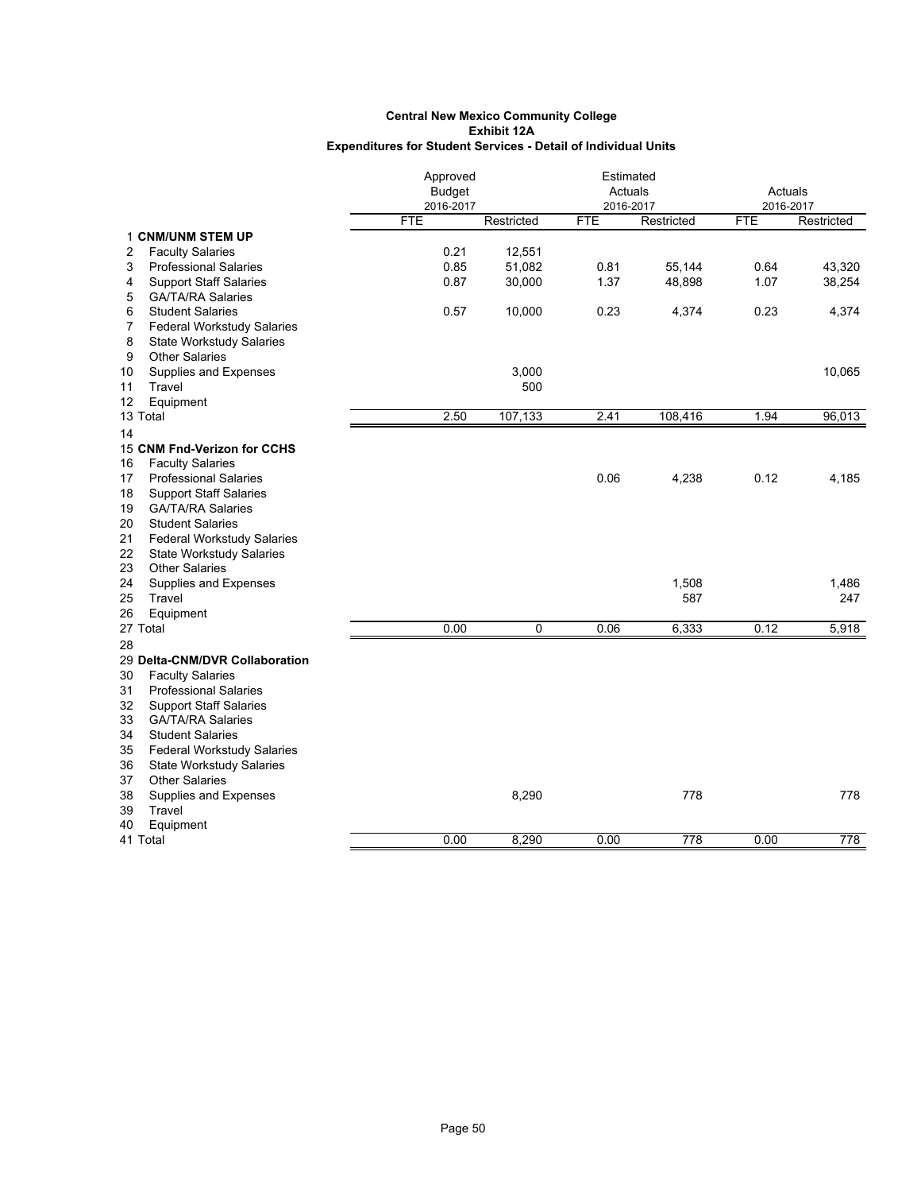**Central New Mexico Community College**
**Exhibit 12A**
**Expenditures for Student Services - Detail of Individual Units**

| | | Approved Budget 2016-2017 | | Estimated Actuals 2016-2017 | | Actuals 2016-2017 | |
|---|---|---|---|---|---|---|---|
| | | FTE | Restricted | FTE | Restricted | FTE | Restricted |
| 1 | **CNM/UNM STEM UP** | | | | | | |
| 2 | Faculty Salaries | 0.21 | 12,551 | | | | |
| 3 | Professional Salaries | 0.85 | 51,082 | 0.81 | 55,144 | 0.64 | 43,320 |
| 4 | Support Staff Salaries | 0.87 | 30,000 | 1.37 | 48,898 | 1.07 | 38,254 |
| 5 | GA/TA/RA Salaries | | | | | | |
| 6 | Student Salaries | 0.57 | 10,000 | 0.23 | 4,374 | 0.23 | 4,374 |
| 7 | Federal Workstudy Salaries | | | | | | |
| 8 | State Workstudy Salaries | | | | | | |
| 9 | Other Salaries | | | | | | |
| 10 | Supplies and Expenses | | 3,000 | | | | 10,065 |
| 11 | Travel | | 500 | | | | |
| 12 | Equipment | | | | | | |
| 13 | Total | 2.50 | 107,133 | 2.41 | 108,416 | 1.94 | 96,013 |
| 14 | | | | | | | |
| 15 | **CNM Fnd-Verizon for CCHS** | | | | | | |
| 16 | Faculty Salaries | | | | | | |
| 17 | Professional Salaries | | | 0.06 | 4,238 | 0.12 | 4,185 |
| 18 | Support Staff Salaries | | | | | | |
| 19 | GA/TA/RA Salaries | | | | | | |
| 20 | Student Salaries | | | | | | |
| 21 | Federal Workstudy Salaries | | | | | | |
| 22 | State Workstudy Salaries | | | | | | |
| 23 | Other Salaries | | | | | | |
| 24 | Supplies and Expenses | | | | 1,508 | | 1,486 |
| 25 | Travel | | | | 587 | | 247 |
| 26 | Equipment | | | | | | |
| 27 | Total | 0.00 | 0 | 0.06 | 6,333 | 0.12 | 5,918 |
| 28 | | | | | | | |
| 29 | **Delta-CNM/DVR Collaboration** | | | | | | |
| 30 | Faculty Salaries | | | | | | |
| 31 | Professional Salaries | | | | | | |
| 32 | Support Staff Salaries | | | | | | |
| 33 | GA/TA/RA Salaries | | | | | | |
| 34 | Student Salaries | | | | | | |
| 35 | Federal Workstudy Salaries | | | | | | |
| 36 | State Workstudy Salaries | | | | | | |
| 37 | Other Salaries | | | | | | |
| 38 | Supplies and Expenses | | 8,290 | | 778 | | 778 |
| 39 | Travel | | | | | | |
| 40 | Equipment | | | | | | |
| 41 | Total | 0.00 | 8,290 | 0.00 | 778 | 0.00 | 778 |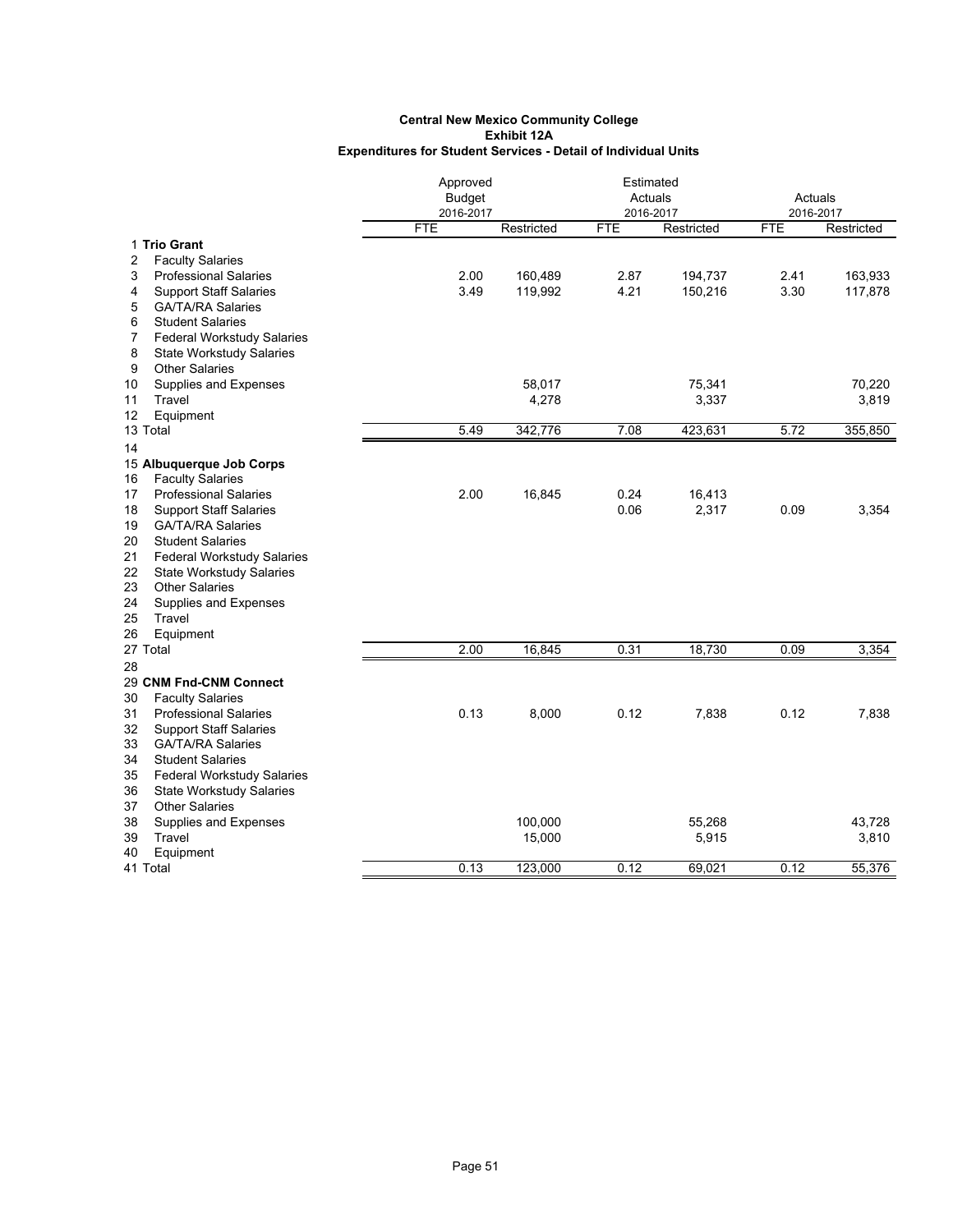**Central New Mexico Community College**
**Exhibit 12A**
**Expenditures for Student Services - Detail of Individual Units**

| | | Approved Budget 2016-2017 | | Estimated Actuals 2016-2017 | | Actuals 2016-2017 | |
|---|---|---|---|---|---|---|---|
| | | FTE | Restricted | FTE | Restricted | FTE | Restricted |
| 1 | **Trio Grant** | | | | | | |
| 2 | Faculty Salaries | | | | | | |
| 3 | Professional Salaries | 2.00 | 160,489 | 2.87 | 194,737 | 2.41 | 163,933 |
| 4 | Support Staff Salaries | 3.49 | 119,992 | 4.21 | 150,216 | 3.30 | 117,878 |
| 5 | GA/TA/RA Salaries | | | | | | |
| 6 | Student Salaries | | | | | | |
| 7 | Federal Workstudy Salaries | | | | | | |
| 8 | State Workstudy Salaries | | | | | | |
| 9 | Other Salaries | | | | | | |
| 10 | Supplies and Expenses | | 58,017 | | 75,341 | | 70,220 |
| 11 | Travel | | 4,278 | | 3,337 | | 3,819 |
| 12 | Equipment | | | | | | |
| 13 | Total | 5.49 | 342,776 | 7.08 | 423,631 | 5.72 | 355,850 |
| 14 | | | | | | | |
| 15 | **Albuquerque Job Corps** | | | | | | |
| 16 | Faculty Salaries | | | | | | |
| 17 | Professional Salaries | 2.00 | 16,845 | 0.24 | 16,413 | | |
| 18 | Support Staff Salaries | | | 0.06 | 2,317 | 0.09 | 3,354 |
| 19 | GA/TA/RA Salaries | | | | | | |
| 20 | Student Salaries | | | | | | |
| 21 | Federal Workstudy Salaries | | | | | | |
| 22 | State Workstudy Salaries | | | | | | |
| 23 | Other Salaries | | | | | | |
| 24 | Supplies and Expenses | | | | | | |
| 25 | Travel | | | | | | |
| 26 | Equipment | | | | | | |
| 27 | Total | 2.00 | 16,845 | 0.31 | 18,730 | 0.09 | 3,354 |
| 28 | | | | | | | |
| 29 | **CNM Fnd-CNM Connect** | | | | | | |
| 30 | Faculty Salaries | | | | | | |
| 31 | Professional Salaries | 0.13 | 8,000 | 0.12 | 7,838 | 0.12 | 7,838 |
| 32 | Support Staff Salaries | | | | | | |
| 33 | GA/TA/RA Salaries | | | | | | |
| 34 | Student Salaries | | | | | | |
| 35 | Federal Workstudy Salaries | | | | | | |
| 36 | State Workstudy Salaries | | | | | | |
| 37 | Other Salaries | | | | | | |
| 38 | Supplies and Expenses | | 100,000 | | 55,268 | | 43,728 |
| 39 | Travel | | 15,000 | | 5,915 | | 3,810 |
| 40 | Equipment | | | | | | |
| 41 | Total | 0.13 | 123,000 | 0.12 | 69,021 | 0.12 | 55,376 |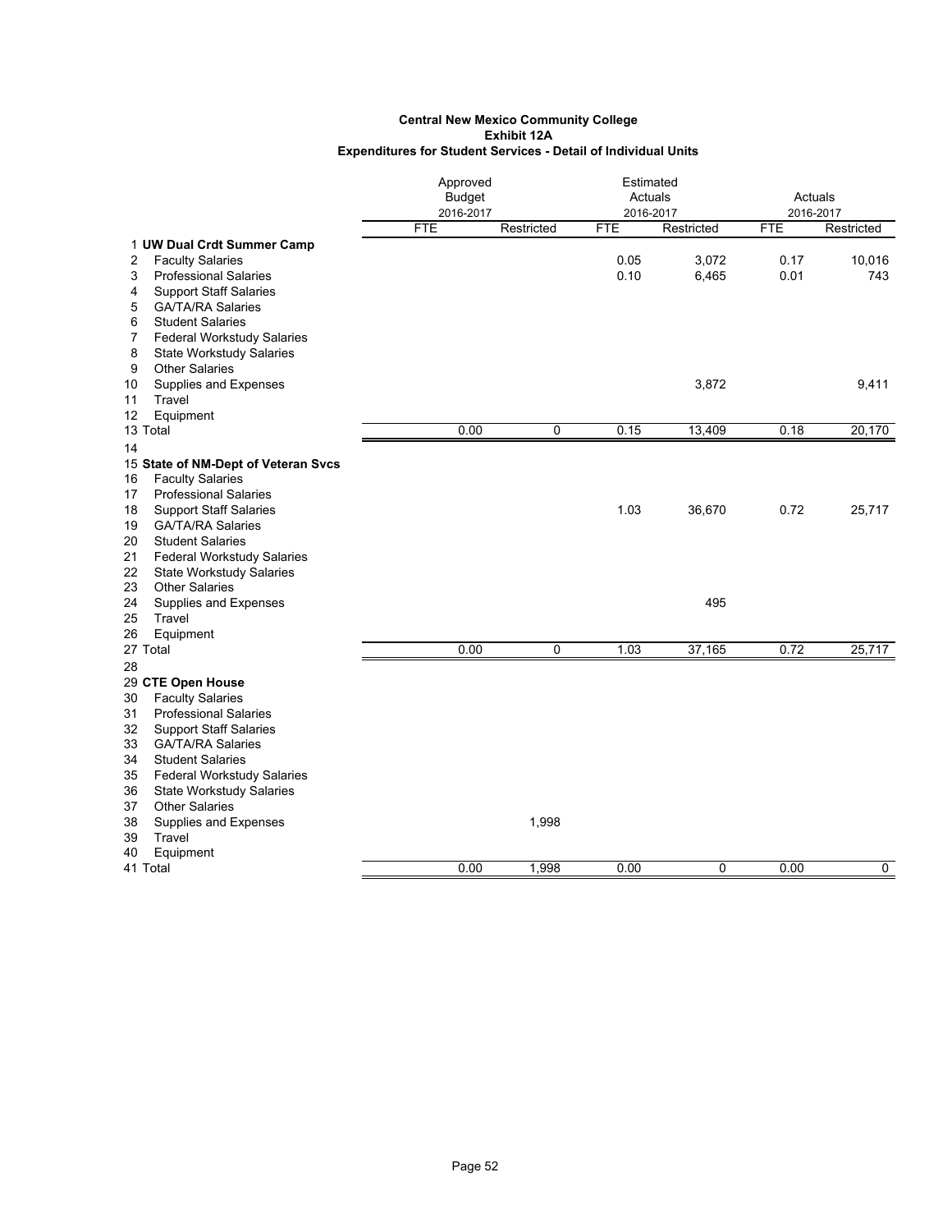**Central New Mexico Community College**
**Exhibit 12A**
**Expenditures for Student Services - Detail of Individual Units**

| | | Approved Budget 2016-2017 | | Estimated Actuals 2016-2017 | | Actuals 2016-2017 | |
|---|---|---|---|---|---|---|---|
| | | FTE | Restricted | FTE | Restricted | FTE | Restricted |
| 1 | **UW Dual Crdt Summer Camp** | | | | | | |
| 2 | Faculty Salaries | | | 0.05 | 3,072 | 0.17 | 10,016 |
| 3 | Professional Salaries | | | 0.10 | 6,465 | 0.01 | 743 |
| 4 | Support Staff Salaries | | | | | | |
| 5 | GA/TA/RA Salaries | | | | | | |
| 6 | Student Salaries | | | | | | |
| 7 | Federal Workstudy Salaries | | | | | | |
| 8 | State Workstudy Salaries | | | | | | |
| 9 | Other Salaries | | | | | | |
| 10 | Supplies and Expenses | | | | 3,872 | | 9,411 |
| 11 | Travel | | | | | | |
| 12 | Equipment | | | | | | |
| 13 | Total | 0.00 | 0 | 0.15 | 13,409 | 0.18 | 20,170 |
| 14 | | | | | | | |
| 15 | **State of NM-Dept of Veteran Svcs** | | | | | | |
| 16 | Faculty Salaries | | | | | | |
| 17 | Professional Salaries | | | | | | |
| 18 | Support Staff Salaries | | | 1.03 | 36,670 | 0.72 | 25,717 |
| 19 | GA/TA/RA Salaries | | | | | | |
| 20 | Student Salaries | | | | | | |
| 21 | Federal Workstudy Salaries | | | | | | |
| 22 | State Workstudy Salaries | | | | | | |
| 23 | Other Salaries | | | | | | |
| 24 | Supplies and Expenses | | | | 495 | | |
| 25 | Travel | | | | | | |
| 26 | Equipment | | | | | | |
| 27 | Total | 0.00 | 0 | 1.03 | 37,165 | 0.72 | 25,717 |
| 28 | | | | | | | |
| 29 | **CTE Open House** | | | | | | |
| 30 | Faculty Salaries | | | | | | |
| 31 | Professional Salaries | | | | | | |
| 32 | Support Staff Salaries | | | | | | |
| 33 | GA/TA/RA Salaries | | | | | | |
| 34 | Student Salaries | | | | | | |
| 35 | Federal Workstudy Salaries | | | | | | |
| 36 | State Workstudy Salaries | | | | | | |
| 37 | Other Salaries | | | | | | |
| 38 | Supplies and Expenses | | 1,998 | | | | |
| 39 | Travel | | | | | | |
| 40 | Equipment | | | | | | |
| 41 | Total | 0.00 | 1,998 | 0.00 | 0 | 0.00 | 0 |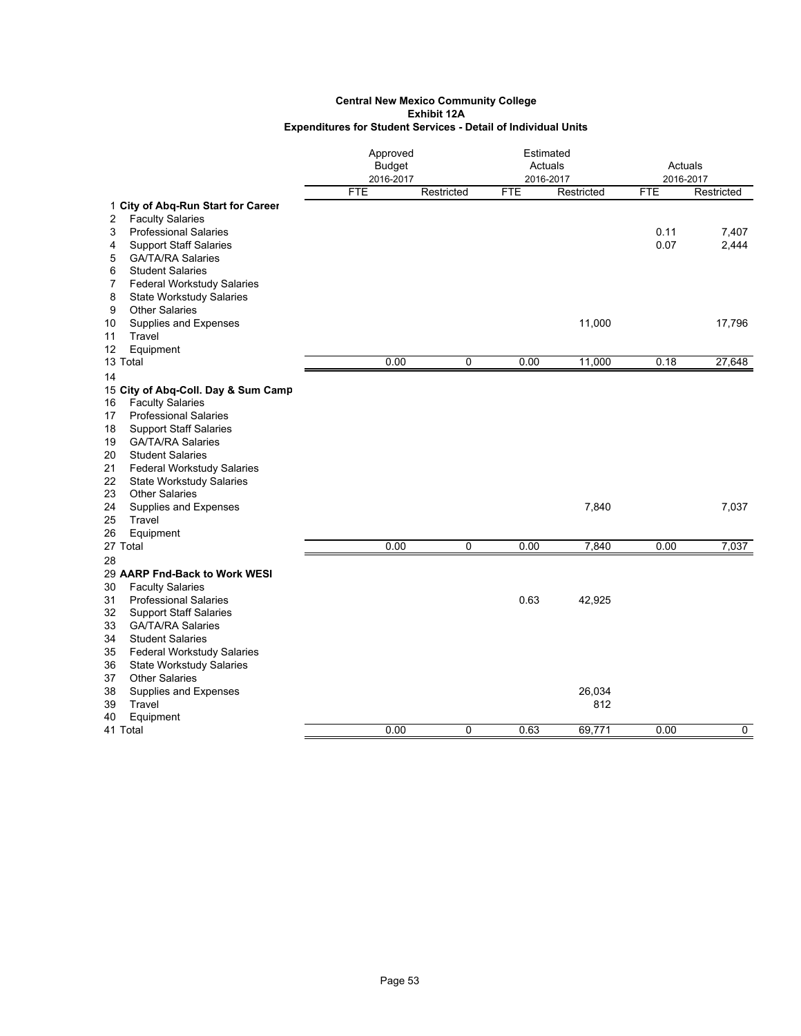**Central New Mexico Community College**
**Exhibit 12A**
**Expenditures for Student Services - Detail of Individual Units**

| | | Approved Budget 2016-2017 | | Estimated Actuals 2016-2017 | | Actuals 2016-2017 | |
|---|---|---|---|---|---|---|---|
| | | FTE | Restricted | FTE | Restricted | FTE | Restricted |
| 1 | **City of Abq-Run Start for Career** | | | | | | |
| 2 | Faculty Salaries | | | | | | |
| 3 | Professional Salaries | | | | | 0.11 | 7,407 |
| 4 | Support Staff Salaries | | | | | 0.07 | 2,444 |
| 5 | GA/TA/RA Salaries | | | | | | |
| 6 | Student Salaries | | | | | | |
| 7 | Federal Workstudy Salaries | | | | | | |
| 8 | State Workstudy Salaries | | | | | | |
| 9 | Other Salaries | | | | | | |
| 10 | Supplies and Expenses | | | | 11,000 | | 17,796 |
| 11 | Travel | | | | | | |
| 12 | Equipment | | | | | | |
| 13 | Total | 0.00 | 0 | 0.00 | 11,000 | 0.18 | 27,648 |
| 14 | | | | | | | |
| 15 | **City of Abq-Coll. Day & Sum Camp** | | | | | | |
| 16 | Faculty Salaries | | | | | | |
| 17 | Professional Salaries | | | | | | |
| 18 | Support Staff Salaries | | | | | | |
| 19 | GA/TA/RA Salaries | | | | | | |
| 20 | Student Salaries | | | | | | |
| 21 | Federal Workstudy Salaries | | | | | | |
| 22 | State Workstudy Salaries | | | | | | |
| 23 | Other Salaries | | | | | | |
| 24 | Supplies and Expenses | | | | 7,840 | | 7,037 |
| 25 | Travel | | | | | | |
| 26 | Equipment | | | | | | |
| 27 | Total | 0.00 | 0 | 0.00 | 7,840 | 0.00 | 7,037 |
| 28 | | | | | | | |
| 29 | **AARP Fnd-Back to Work WESI** | | | | | | |
| 30 | Faculty Salaries | | | | | | |
| 31 | Professional Salaries | | | 0.63 | 42,925 | | |
| 32 | Support Staff Salaries | | | | | | |
| 33 | GA/TA/RA Salaries | | | | | | |
| 34 | Student Salaries | | | | | | |
| 35 | Federal Workstudy Salaries | | | | | | |
| 36 | State Workstudy Salaries | | | | | | |
| 37 | Other Salaries | | | | | | |
| 38 | Supplies and Expenses | | | | 26,034 | | |
| 39 | Travel | | | | 812 | | |
| 40 | Equipment | | | | | | |
| 41 | Total | 0.00 | 0 | 0.63 | 69,771 | 0.00 | 0 |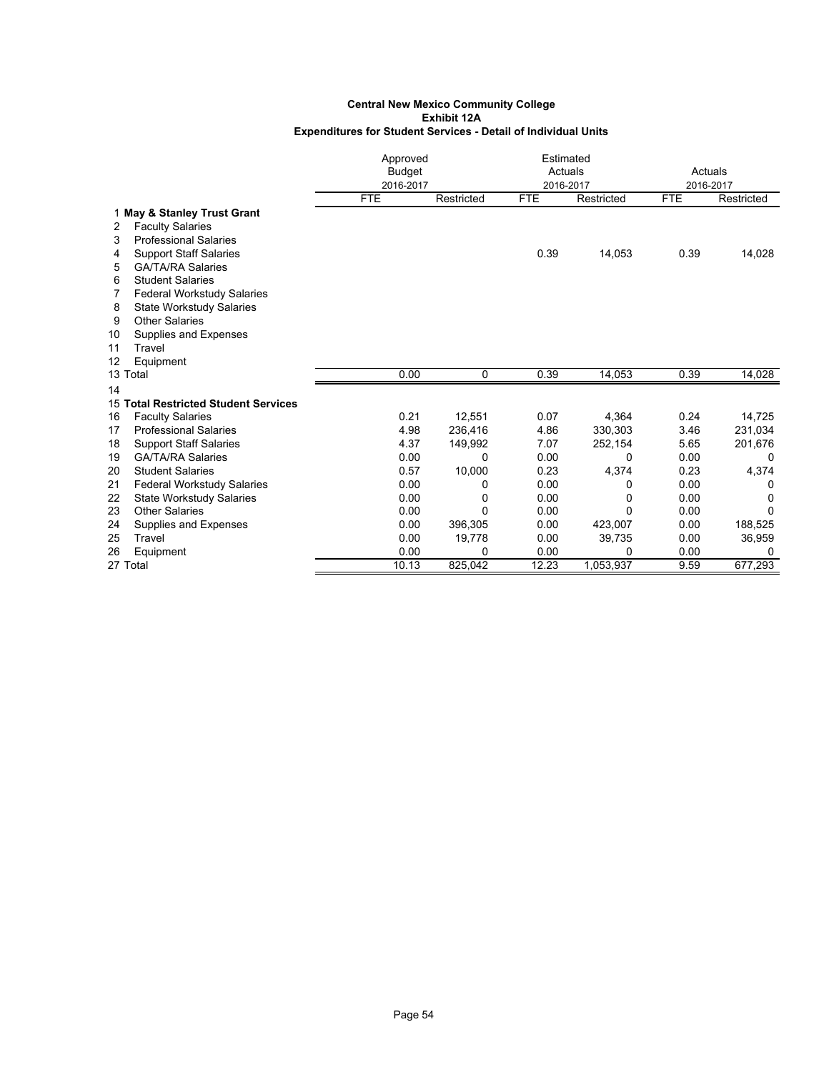**Central New Mexico Community College**
**Exhibit 12A**
**Expenditures for Student Services - Detail of Individual Units**

| | | Approved Budget 2016-2017 | | Estimated Actuals 2016-2017 | | Actuals 2016-2017 | |
|---|---|---|---|---|---|---|---|
| | | FTE | Restricted | FTE | Restricted | FTE | Restricted |
| 1 | **May & Stanley Trust Grant** | | | | | | |
| 2 | Faculty Salaries | | | | | | |
| 3 | Professional Salaries | | | | | | |
| 4 | Support Staff Salaries | | | 0.39 | 14,053 | 0.39 | 14,028 |
| 5 | GA/TA/RA Salaries | | | | | | |
| 6 | Student Salaries | | | | | | |
| 7 | Federal Workstudy Salaries | | | | | | |
| 8 | State Workstudy Salaries | | | | | | |
| 9 | Other Salaries | | | | | | |
| 10 | Supplies and Expenses | | | | | | |
| 11 | Travel | | | | | | |
| 12 | Equipment | | | | | | |
| 13 | Total | 0.00 | 0 | 0.39 | 14,053 | 0.39 | 14,028 |
| 14 | | | | | | | |
| 15 | **Total Restricted Student Services** | | | | | | |
| 16 | Faculty Salaries | 0.21 | 12,551 | 0.07 | 4,364 | 0.24 | 14,725 |
| 17 | Professional Salaries | 4.98 | 236,416 | 4.86 | 330,303 | 3.46 | 231,034 |
| 18 | Support Staff Salaries | 4.37 | 149,992 | 7.07 | 252,154 | 5.65 | 201,676 |
| 19 | GA/TA/RA Salaries | 0.00 | 0 | 0.00 | 0 | 0.00 | 0 |
| 20 | Student Salaries | 0.57 | 10,000 | 0.23 | 4,374 | 0.23 | 4,374 |
| 21 | Federal Workstudy Salaries | 0.00 | 0 | 0.00 | 0 | 0.00 | 0 |
| 22 | State Workstudy Salaries | 0.00 | 0 | 0.00 | 0 | 0.00 | 0 |
| 23 | Other Salaries | 0.00 | 0 | 0.00 | 0 | 0.00 | 0 |
| 24 | Supplies and Expenses | 0.00 | 396,305 | 0.00 | 423,007 | 0.00 | 188,525 |
| 25 | Travel | 0.00 | 19,778 | 0.00 | 39,735 | 0.00 | 36,959 |
| 26 | Equipment | 0.00 | 0 | 0.00 | 0 | 0.00 | 0 |
| 27 | Total | 10.13 | 825,042 | 12.23 | 1,053,937 | 9.59 | 677,293 |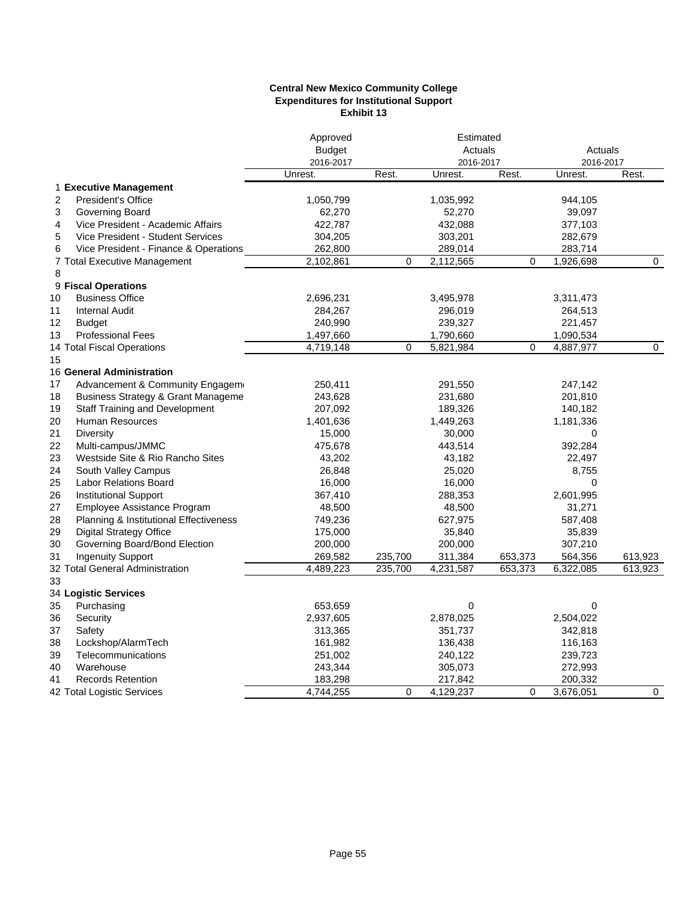**Central New Mexico Community College**
**Expenditures for Institutional Support**
**Exhibit 13**

| | | Approved Budget 2016-2017 | | Estimated Actuals 2016-2017 | | Actuals 2016-2017 | |
|---|---|---|---|---|---|---|---|
| | | Unrest. | Rest. | Unrest. | Rest. | Unrest. | Rest. |
| 1 | **Executive Management** | | | | | | |
| 2 | President's Office | 1,050,799 | | 1,035,992 | | 944,105 | |
| 3 | Governing Board | 62,270 | | 52,270 | | 39,097 | |
| 4 | Vice President - Academic Affairs | 422,787 | | 432,088 | | 377,103 | |
| 5 | Vice President - Student Services | 304,205 | | 303,201 | | 282,679 | |
| 6 | Vice President - Finance & Operations | 262,800 | | 289,014 | | 283,714 | |
| 7 | Total Executive Management | 2,102,861 | 0 | 2,112,565 | 0 | 1,926,698 | 0 |
| 8 | | | | | | | |
| 9 | **Fiscal Operations** | | | | | | |
| 10 | Business Office | 2,696,231 | | 3,495,978 | | 3,311,473 | |
| 11 | Internal Audit | 284,267 | | 296,019 | | 264,513 | |
| 12 | Budget | 240,990 | | 239,327 | | 221,457 | |
| 13 | Professional Fees | 1,497,660 | | 1,790,660 | | 1,090,534 | |
| 14 | Total Fiscal Operations | 4,719,148 | 0 | 5,821,984 | 0 | 4,887,977 | 0 |
| 15 | | | | | | | |
| 16 | **General Administration** | | | | | | |
| 17 | Advancement & Community Engagem | 250,411 | | 291,550 | | 247,142 | |
| 18 | Business Strategy & Grant Manageme | 243,628 | | 231,680 | | 201,810 | |
| 19 | Staff Training and Development | 207,092 | | 189,326 | | 140,182 | |
| 20 | Human Resources | 1,401,636 | | 1,449,263 | | 1,181,336 | |
| 21 | Diversity | 15,000 | | 30,000 | | 0 | |
| 22 | Multi-campus/JMMC | 475,678 | | 443,514 | | 392,284 | |
| 23 | Westside Site & Rio Rancho Sites | 43,202 | | 43,182 | | 22,497 | |
| 24 | South Valley Campus | 26,848 | | 25,020 | | 8,755 | |
| 25 | Labor Relations Board | 16,000 | | 16,000 | | 0 | |
| 26 | Institutional Support | 367,410 | | 288,353 | | 2,601,995 | |
| 27 | Employee Assistance Program | 48,500 | | 48,500 | | 31,271 | |
| 28 | Planning & Institutional Effectiveness | 749,236 | | 627,975 | | 587,408 | |
| 29 | Digital Strategy Office | 175,000 | | 35,840 | | 35,839 | |
| 30 | Governing Board/Bond Election | 200,000 | | 200,000 | | 307,210 | |
| 31 | Ingenuity Support | 269,582 | 235,700 | 311,384 | 653,373 | 564,356 | 613,923 |
| 32 | Total General Administration | 4,489,223 | 235,700 | 4,231,587 | 653,373 | 6,322,085 | 613,923 |
| 33 | | | | | | | |
| 34 | **Logistic Services** | | | | | | |
| 35 | Purchasing | 653,659 | | 0 | | 0 | |
| 36 | Security | 2,937,605 | | 2,878,025 | | 2,504,022 | |
| 37 | Safety | 313,365 | | 351,737 | | 342,818 | |
| 38 | Lockshop/AlarmTech | 161,982 | | 136,438 | | 116,163 | |
| 39 | Telecommunications | 251,002 | | 240,122 | | 239,723 | |
| 40 | Warehouse | 243,344 | | 305,073 | | 272,993 | |
| 41 | Records Retention | 183,298 | | 217,842 | | 200,332 | |
| 42 | Total Logistic Services | 4,744,255 | 0 | 4,129,237 | 0 | 3,676,051 | 0 |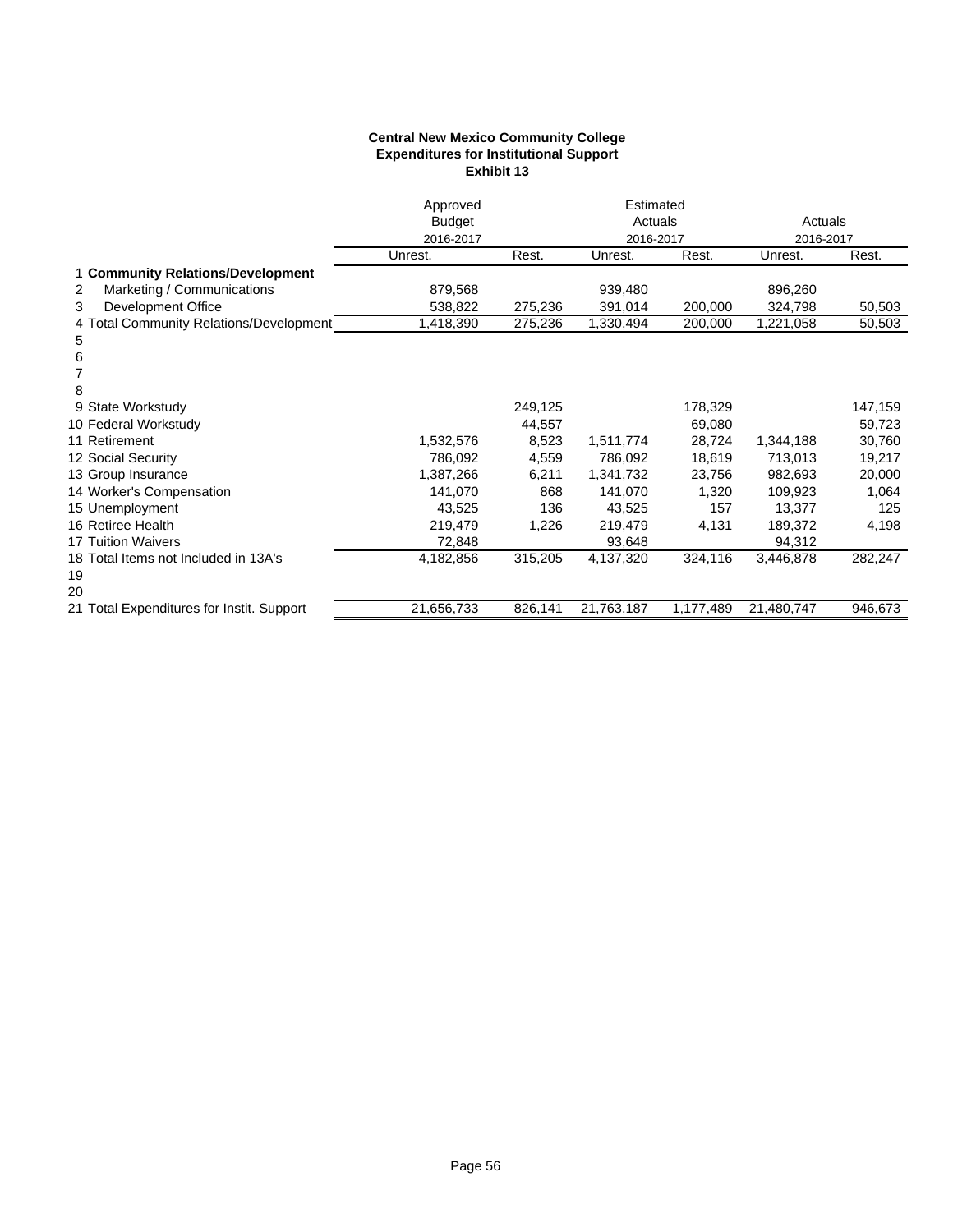**Central New Mexico Community College**
**Expenditures for Institutional Support**
**Exhibit 13**

| | Approved Budget 2016-2017 | | Estimated Actuals 2016-2017 | | Actuals 2016-2017 | |
|---|---|---|---|---|---|---|
| | Unrest. | Rest. | Unrest. | Rest. | Unrest. | Rest. |
| 1 **Community Relations/Development** | | | | | | |
| 2 Marketing / Communications | 879,568 | | 939,480 | | 896,260 | |
| 3 Development Office | 538,822 | 275,236 | 391,014 | 200,000 | 324,798 | 50,503 |
| 4 Total Community Relations/Development | 1,418,390 | 275,236 | 1,330,494 | 200,000 | 1,221,058 | 50,503 |
| 5 | | | | | | |
| 6 | | | | | | |
| 7 | | | | | | |
| 8 | | | | | | |
| 9 State Workstudy | | 249,125 | | 178,329 | | 147,159 |
| 10 Federal Workstudy | | 44,557 | | 69,080 | | 59,723 |
| 11 Retirement | 1,532,576 | 8,523 | 1,511,774 | 28,724 | 1,344,188 | 30,760 |
| 12 Social Security | 786,092 | 4,559 | 786,092 | 18,619 | 713,013 | 19,217 |
| 13 Group Insurance | 1,387,266 | 6,211 | 1,341,732 | 23,756 | 982,693 | 20,000 |
| 14 Worker's Compensation | 141,070 | 868 | 141,070 | 1,320 | 109,923 | 1,064 |
| 15 Unemployment | 43,525 | 136 | 43,525 | 157 | 13,377 | 125 |
| 16 Retiree Health | 219,479 | 1,226 | 219,479 | 4,131 | 189,372 | 4,198 |
| 17 Tuition Waivers | 72,848 | | 93,648 | | 94,312 | |
| 18 Total Items not Included in 13A's | 4,182,856 | 315,205 | 4,137,320 | 324,116 | 3,446,878 | 282,247 |
| 19 | | | | | | |
| 20 | | | | | | |
| 21 Total Expenditures for Instit. Support | 21,656,733 | 826,141 | 21,763,187 | 1,177,489 | 21,480,747 | 946,673 |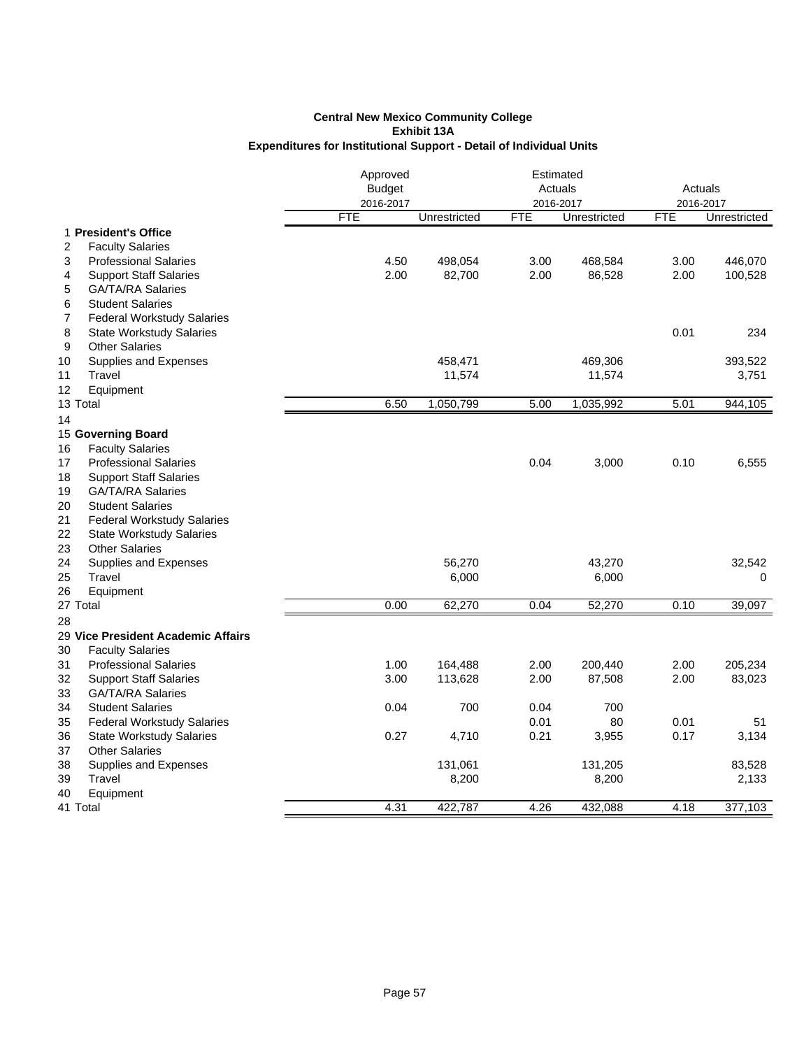**Central New Mexico Community College**
**Exhibit 13A**
**Expenditures for Institutional Support - Detail of Individual Units**

| | | Approved Budget 2016-2017 | | Estimated Actuals 2016-2017 | | Actuals 2016-2017 | |
|---|---|---|---|---|---|---|---|
| | | FTE | Unrestricted | FTE | Unrestricted | FTE | Unrestricted |
| 1 | **President's Office** | | | | | | |
| 2 | Faculty Salaries | | | | | | |
| 3 | Professional Salaries | 4.50 | 498,054 | 3.00 | 468,584 | 3.00 | 446,070 |
| 4 | Support Staff Salaries | 2.00 | 82,700 | 2.00 | 86,528 | 2.00 | 100,528 |
| 5 | GA/TA/RA Salaries | | | | | | |
| 6 | Student Salaries | | | | | | |
| 7 | Federal Workstudy Salaries | | | | | | |
| 8 | State Workstudy Salaries | | | | | 0.01 | 234 |
| 9 | Other Salaries | | | | | | |
| 10 | Supplies and Expenses | | 458,471 | | 469,306 | | 393,522 |
| 11 | Travel | | 11,574 | | 11,574 | | 3,751 |
| 12 | Equipment | | | | | | |
| 13 | Total | 6.50 | 1,050,799 | 5.00 | 1,035,992 | 5.01 | 944,105 |
| 14 | | | | | | | |
| 15 | **Governing Board** | | | | | | |
| 16 | Faculty Salaries | | | | | | |
| 17 | Professional Salaries | | | 0.04 | 3,000 | 0.10 | 6,555 |
| 18 | Support Staff Salaries | | | | | | |
| 19 | GA/TA/RA Salaries | | | | | | |
| 20 | Student Salaries | | | | | | |
| 21 | Federal Workstudy Salaries | | | | | | |
| 22 | State Workstudy Salaries | | | | | | |
| 23 | Other Salaries | | | | | | |
| 24 | Supplies and Expenses | | 56,270 | | 43,270 | | 32,542 |
| 25 | Travel | | 6,000 | | 6,000 | | 0 |
| 26 | Equipment | | | | | | |
| 27 | Total | 0.00 | 62,270 | 0.04 | 52,270 | 0.10 | 39,097 |
| 28 | | | | | | | |
| 29 | **Vice President Academic Affairs** | | | | | | |
| 30 | Faculty Salaries | | | | | | |
| 31 | Professional Salaries | 1.00 | 164,488 | 2.00 | 200,440 | 2.00 | 205,234 |
| 32 | Support Staff Salaries | 3.00 | 113,628 | 2.00 | 87,508 | 2.00 | 83,023 |
| 33 | GA/TA/RA Salaries | | | | | | |
| 34 | Student Salaries | 0.04 | 700 | 0.04 | 700 | | |
| 35 | Federal Workstudy Salaries | | | 0.01 | 80 | 0.01 | 51 |
| 36 | State Workstudy Salaries | 0.27 | 4,710 | 0.21 | 3,955 | 0.17 | 3,134 |
| 37 | Other Salaries | | | | | | |
| 38 | Supplies and Expenses | | 131,061 | | 131,205 | | 83,528 |
| 39 | Travel | | 8,200 | | 8,200 | | 2,133 |
| 40 | Equipment | | | | | | |
| 41 | Total | 4.31 | 422,787 | 4.26 | 432,088 | 4.18 | 377,103 |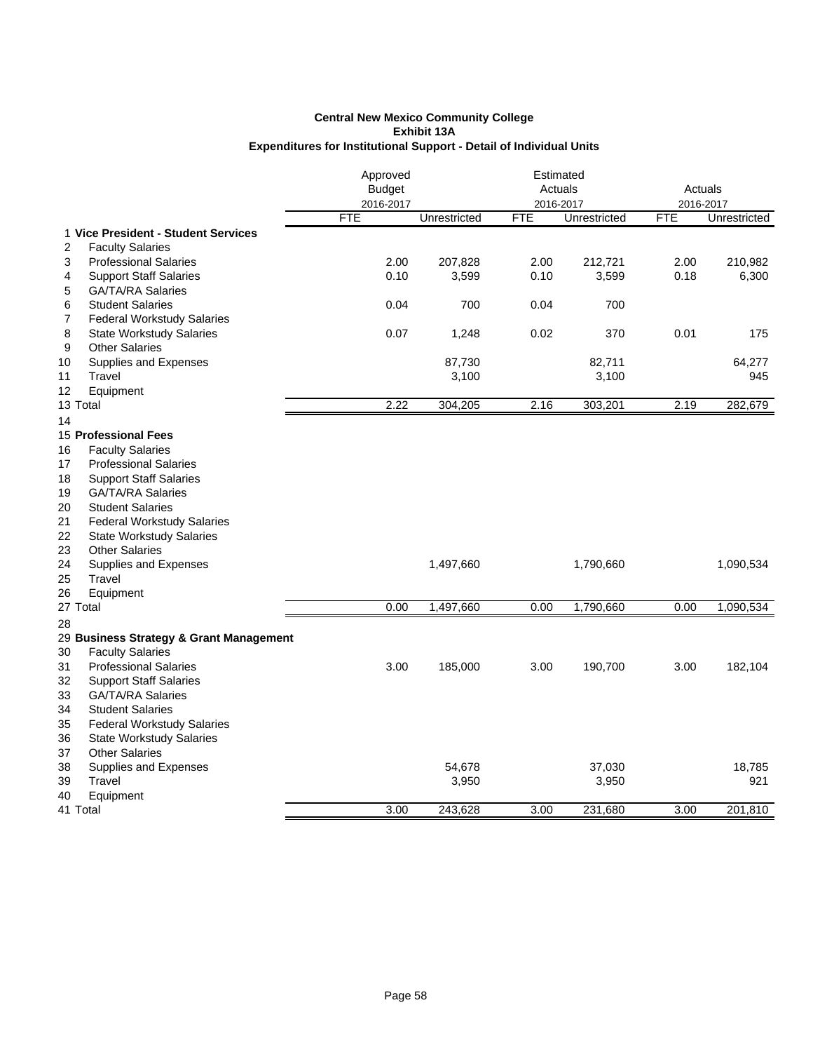**Central New Mexico Community College**
**Exhibit 13A**
**Expenditures for Institutional Support - Detail of Individual Units**

| | | Approved Budget 2016-2017 | | Estimated Actuals 2016-2017 | | Actuals 2016-2017 | |
|---|---|---|---|---|---|---|---|
| | | FTE | Unrestricted | FTE | Unrestricted | FTE | Unrestricted |
| 1 | **Vice President - Student Services** | | | | | | |
| 2 | Faculty Salaries | | | | | | |
| 3 | Professional Salaries | 2.00 | 207,828 | 2.00 | 212,721 | 2.00 | 210,982 |
| 4 | Support Staff Salaries | 0.10 | 3,599 | 0.10 | 3,599 | 0.18 | 6,300 |
| 5 | GA/TA/RA Salaries | | | | | | |
| 6 | Student Salaries | 0.04 | 700 | 0.04 | 700 | | |
| 7 | Federal Workstudy Salaries | | | | | | |
| 8 | State Workstudy Salaries | 0.07 | 1,248 | 0.02 | 370 | 0.01 | 175 |
| 9 | Other Salaries | | | | | | |
| 10 | Supplies and Expenses | | 87,730 | | 82,711 | | 64,277 |
| 11 | Travel | | 3,100 | | 3,100 | | 945 |
| 12 | Equipment | | | | | | |
| 13 | Total | 2.22 | 304,205 | 2.16 | 303,201 | 2.19 | 282,679 |
| 14 | | | | | | | |
| 15 | **Professional Fees** | | | | | | |
| 16 | Faculty Salaries | | | | | | |
| 17 | Professional Salaries | | | | | | |
| 18 | Support Staff Salaries | | | | | | |
| 19 | GA/TA/RA Salaries | | | | | | |
| 20 | Student Salaries | | | | | | |
| 21 | Federal Workstudy Salaries | | | | | | |
| 22 | State Workstudy Salaries | | | | | | |
| 23 | Other Salaries | | | | | | |
| 24 | Supplies and Expenses | | 1,497,660 | | 1,790,660 | | 1,090,534 |
| 25 | Travel | | | | | | |
| 26 | Equipment | | | | | | |
| 27 | Total | 0.00 | 1,497,660 | 0.00 | 1,790,660 | 0.00 | 1,090,534 |
| 28 | | | | | | | |
| 29 | **Business Strategy & Grant Management** | | | | | | |
| 30 | Faculty Salaries | | | | | | |
| 31 | Professional Salaries | 3.00 | 185,000 | 3.00 | 190,700 | 3.00 | 182,104 |
| 32 | Support Staff Salaries | | | | | | |
| 33 | GA/TA/RA Salaries | | | | | | |
| 34 | Student Salaries | | | | | | |
| 35 | Federal Workstudy Salaries | | | | | | |
| 36 | State Workstudy Salaries | | | | | | |
| 37 | Other Salaries | | | | | | |
| 38 | Supplies and Expenses | | 54,678 | | 37,030 | | 18,785 |
| 39 | Travel | | 3,950 | | 3,950 | | 921 |
| 40 | Equipment | | | | | | |
| 41 | Total | 3.00 | 243,628 | 3.00 | 231,680 | 3.00 | 201,810 |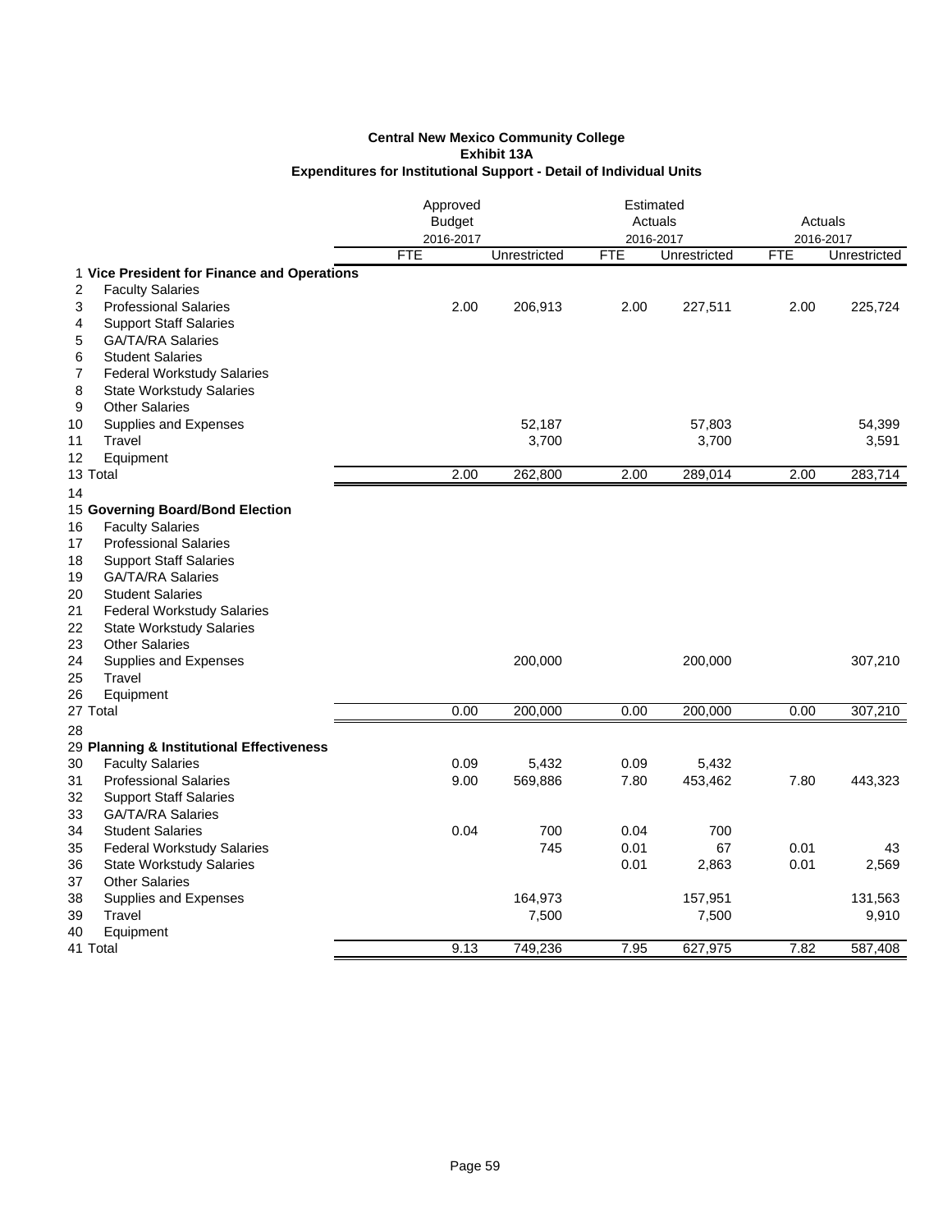**Central New Mexico Community College**
**Exhibit 13A**
**Expenditures for Institutional Support - Detail of Individual Units**

| | | Approved Budget 2016-2017 | | Estimated Actuals 2016-2017 | | Actuals 2016-2017 | |
|---|---|---|---|---|---|---|---|
| | | FTE | Unrestricted | FTE | Unrestricted | FTE | Unrestricted |
| 1 | **Vice President for Finance and Operations** | | | | | | |
| 2 | Faculty Salaries | | | | | | |
| 3 | Professional Salaries | 2.00 | 206,913 | 2.00 | 227,511 | 2.00 | 225,724 |
| 4 | Support Staff Salaries | | | | | | |
| 5 | GA/TA/RA Salaries | | | | | | |
| 6 | Student Salaries | | | | | | |
| 7 | Federal Workstudy Salaries | | | | | | |
| 8 | State Workstudy Salaries | | | | | | |
| 9 | Other Salaries | | | | | | |
| 10 | Supplies and Expenses | | 52,187 | | 57,803 | | 54,399 |
| 11 | Travel | | 3,700 | | 3,700 | | 3,591 |
| 12 | Equipment | | | | | | |
| 13 | Total | 2.00 | 262,800 | 2.00 | 289,014 | 2.00 | 283,714 |
| 14 | | | | | | | |
| 15 | **Governing Board/Bond Election** | | | | | | |
| 16 | Faculty Salaries | | | | | | |
| 17 | Professional Salaries | | | | | | |
| 18 | Support Staff Salaries | | | | | | |
| 19 | GA/TA/RA Salaries | | | | | | |
| 20 | Student Salaries | | | | | | |
| 21 | Federal Workstudy Salaries | | | | | | |
| 22 | State Workstudy Salaries | | | | | | |
| 23 | Other Salaries | | | | | | |
| 24 | Supplies and Expenses | | 200,000 | | 200,000 | | 307,210 |
| 25 | Travel | | | | | | |
| 26 | Equipment | | | | | | |
| 27 | Total | 0.00 | 200,000 | 0.00 | 200,000 | 0.00 | 307,210 |
| 28 | | | | | | | |
| 29 | **Planning & Institutional Effectiveness** | | | | | | |
| 30 | Faculty Salaries | 0.09 | 5,432 | 0.09 | 5,432 | | |
| 31 | Professional Salaries | 9.00 | 569,886 | 7.80 | 453,462 | 7.80 | 443,323 |
| 32 | Support Staff Salaries | | | | | | |
| 33 | GA/TA/RA Salaries | | | | | | |
| 34 | Student Salaries | 0.04 | 700 | 0.04 | 700 | | |
| 35 | Federal Workstudy Salaries | | 745 | 0.01 | 67 | 0.01 | 43 |
| 36 | State Workstudy Salaries | | | 0.01 | 2,863 | 0.01 | 2,569 |
| 37 | Other Salaries | | | | | | |
| 38 | Supplies and Expenses | | 164,973 | | 157,951 | | 131,563 |
| 39 | Travel | | 7,500 | | 7,500 | | 9,910 |
| 40 | Equipment | | | | | | |
| 41 | Total | 9.13 | 749,236 | 7.95 | 627,975 | 7.82 | 587,408 |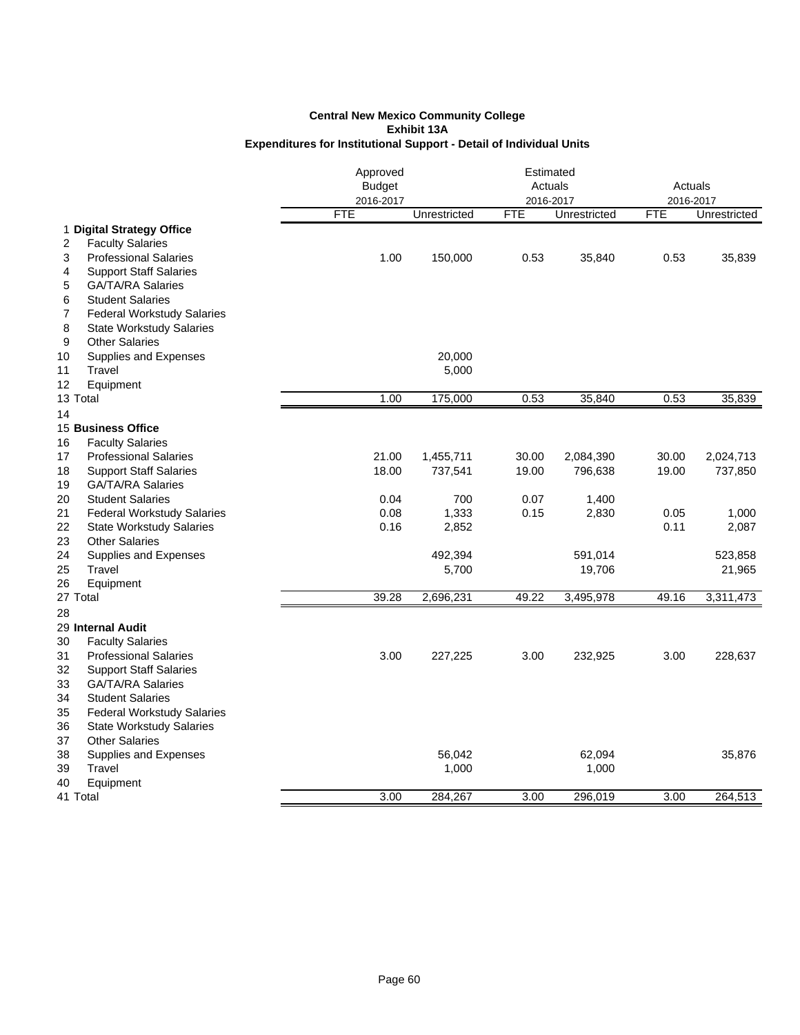**Central New Mexico Community College**
**Exhibit 13A**
**Expenditures for Institutional Support - Detail of Individual Units**

| | | Approved Budget 2016-2017 | | Estimated Actuals 2016-2017 | | Actuals 2016-2017 | |
|---|---|---|---|---|---|---|---|
| | | FTE | Unrestricted | FTE | Unrestricted | FTE | Unrestricted |
| 1 | **Digital Strategy Office** | | | | | | |
| 2 | Faculty Salaries | | | | | | |
| 3 | Professional Salaries | 1.00 | 150,000 | 0.53 | 35,840 | 0.53 | 35,839 |
| 4 | Support Staff Salaries | | | | | | |
| 5 | GA/TA/RA Salaries | | | | | | |
| 6 | Student Salaries | | | | | | |
| 7 | Federal Workstudy Salaries | | | | | | |
| 8 | State Workstudy Salaries | | | | | | |
| 9 | Other Salaries | | | | | | |
| 10 | Supplies and Expenses | | 20,000 | | | | |
| 11 | Travel | | 5,000 | | | | |
| 12 | Equipment | | | | | | |
| 13 | Total | 1.00 | 175,000 | 0.53 | 35,840 | 0.53 | 35,839 |
| 14 | | | | | | | |
| 15 | **Business Office** | | | | | | |
| 16 | Faculty Salaries | | | | | | |
| 17 | Professional Salaries | 21.00 | 1,455,711 | 30.00 | 2,084,390 | 30.00 | 2,024,713 |
| 18 | Support Staff Salaries | 18.00 | 737,541 | 19.00 | 796,638 | 19.00 | 737,850 |
| 19 | GA/TA/RA Salaries | | | | | | |
| 20 | Student Salaries | 0.04 | 700 | 0.07 | 1,400 | | |
| 21 | Federal Workstudy Salaries | 0.08 | 1,333 | 0.15 | 2,830 | 0.05 | 1,000 |
| 22 | State Workstudy Salaries | 0.16 | 2,852 | | | 0.11 | 2,087 |
| 23 | Other Salaries | | | | | | |
| 24 | Supplies and Expenses | | 492,394 | | 591,014 | | 523,858 |
| 25 | Travel | | 5,700 | | 19,706 | | 21,965 |
| 26 | Equipment | | | | | | |
| 27 | Total | 39.28 | 2,696,231 | 49.22 | 3,495,978 | 49.16 | 3,311,473 |
| 28 | | | | | | | |
| 29 | **Internal Audit** | | | | | | |
| 30 | Faculty Salaries | | | | | | |
| 31 | Professional Salaries | 3.00 | 227,225 | 3.00 | 232,925 | 3.00 | 228,637 |
| 32 | Support Staff Salaries | | | | | | |
| 33 | GA/TA/RA Salaries | | | | | | |
| 34 | Student Salaries | | | | | | |
| 35 | Federal Workstudy Salaries | | | | | | |
| 36 | State Workstudy Salaries | | | | | | |
| 37 | Other Salaries | | | | | | |
| 38 | Supplies and Expenses | | 56,042 | | 62,094 | | 35,876 |
| 39 | Travel | | 1,000 | | 1,000 | | |
| 40 | Equipment | | | | | | |
| 41 | Total | 3.00 | 284,267 | 3.00 | 296,019 | 3.00 | 264,513 |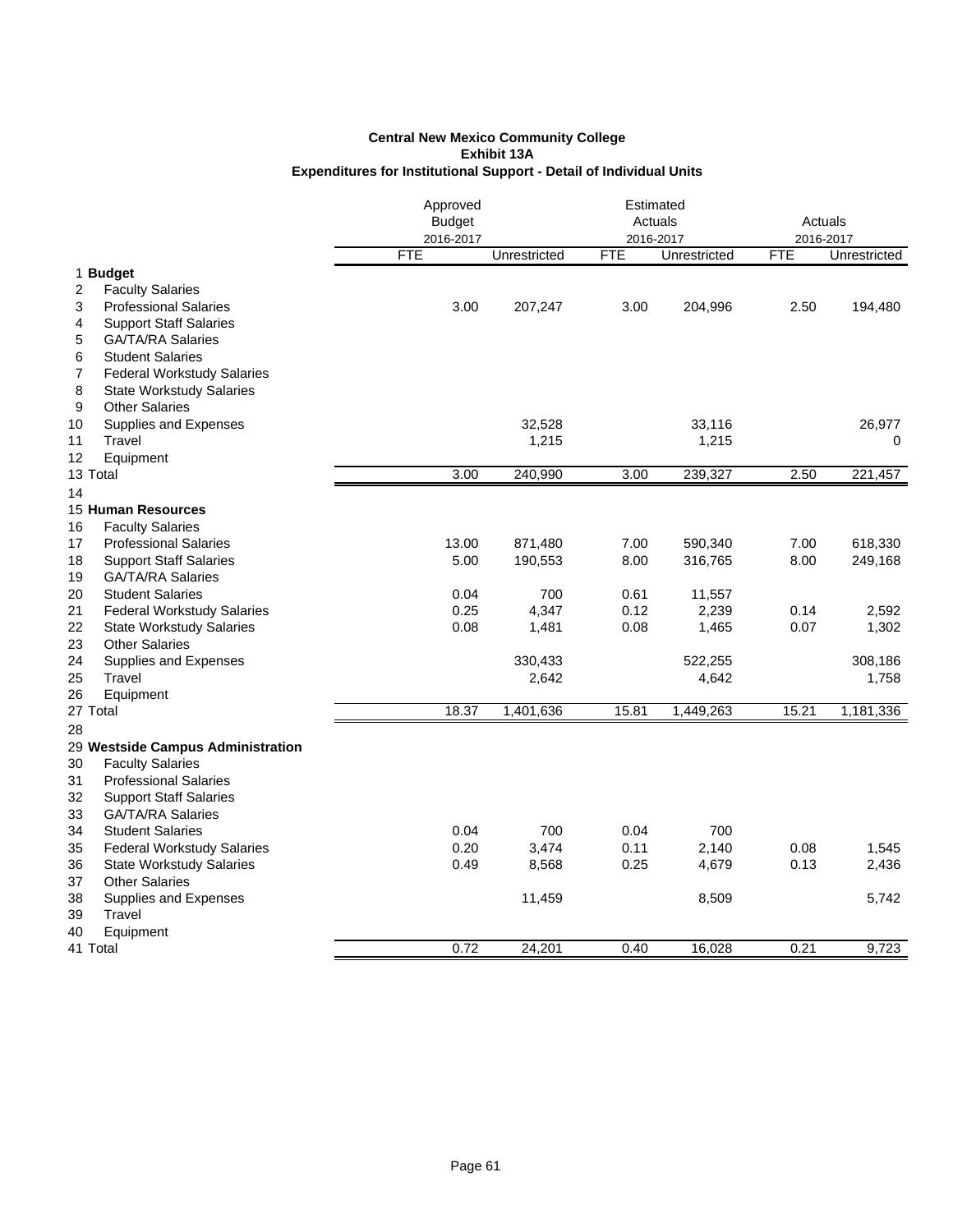**Central New Mexico Community College**
**Exhibit 13A**
**Expenditures for Institutional Support - Detail of Individual Units**

| | | Approved Budget 2016-2017 | | Estimated Actuals 2016-2017 | | Actuals 2016-2017 | |
|---|---|---|---|---|---|---|---|
| | | FTE | Unrestricted | FTE | Unrestricted | FTE | Unrestricted |
| 1 | **Budget** | | | | | | |
| 2 | Faculty Salaries | | | | | | |
| 3 | Professional Salaries | 3.00 | 207,247 | 3.00 | 204,996 | 2.50 | 194,480 |
| 4 | Support Staff Salaries | | | | | | |
| 5 | GA/TA/RA Salaries | | | | | | |
| 6 | Student Salaries | | | | | | |
| 7 | Federal Workstudy Salaries | | | | | | |
| 8 | State Workstudy Salaries | | | | | | |
| 9 | Other Salaries | | | | | | |
| 10 | Supplies and Expenses | | 32,528 | | 33,116 | | 26,977 |
| 11 | Travel | | 1,215 | | 1,215 | | 0 |
| 12 | Equipment | | | | | | |
| 13 | Total | 3.00 | 240,990 | 3.00 | 239,327 | 2.50 | 221,457 |
| 14 | | | | | | | |
| 15 | **Human Resources** | | | | | | |
| 16 | Faculty Salaries | | | | | | |
| 17 | Professional Salaries | 13.00 | 871,480 | 7.00 | 590,340 | 7.00 | 618,330 |
| 18 | Support Staff Salaries | 5.00 | 190,553 | 8.00 | 316,765 | 8.00 | 249,168 |
| 19 | GA/TA/RA Salaries | | | | | | |
| 20 | Student Salaries | 0.04 | 700 | 0.61 | 11,557 | | |
| 21 | Federal Workstudy Salaries | 0.25 | 4,347 | 0.12 | 2,239 | 0.14 | 2,592 |
| 22 | State Workstudy Salaries | 0.08 | 1,481 | 0.08 | 1,465 | 0.07 | 1,302 |
| 23 | Other Salaries | | | | | | |
| 24 | Supplies and Expenses | | 330,433 | | 522,255 | | 308,186 |
| 25 | Travel | | 2,642 | | 4,642 | | 1,758 |
| 26 | Equipment | | | | | | |
| 27 | Total | 18.37 | 1,401,636 | 15.81 | 1,449,263 | 15.21 | 1,181,336 |
| 28 | | | | | | | |
| 29 | **Westside Campus Administration** | | | | | | |
| 30 | Faculty Salaries | | | | | | |
| 31 | Professional Salaries | | | | | | |
| 32 | Support Staff Salaries | | | | | | |
| 33 | GA/TA/RA Salaries | | | | | | |
| 34 | Student Salaries | 0.04 | 700 | 0.04 | 700 | | |
| 35 | Federal Workstudy Salaries | 0.20 | 3,474 | 0.11 | 2,140 | 0.08 | 1,545 |
| 36 | State Workstudy Salaries | 0.49 | 8,568 | 0.25 | 4,679 | 0.13 | 2,436 |
| 37 | Other Salaries | | | | | | |
| 38 | Supplies and Expenses | | 11,459 | | 8,509 | | 5,742 |
| 39 | Travel | | | | | | |
| 40 | Equipment | | | | | | |
| 41 | Total | 0.72 | 24,201 | 0.40 | 16,028 | 0.21 | 9,723 |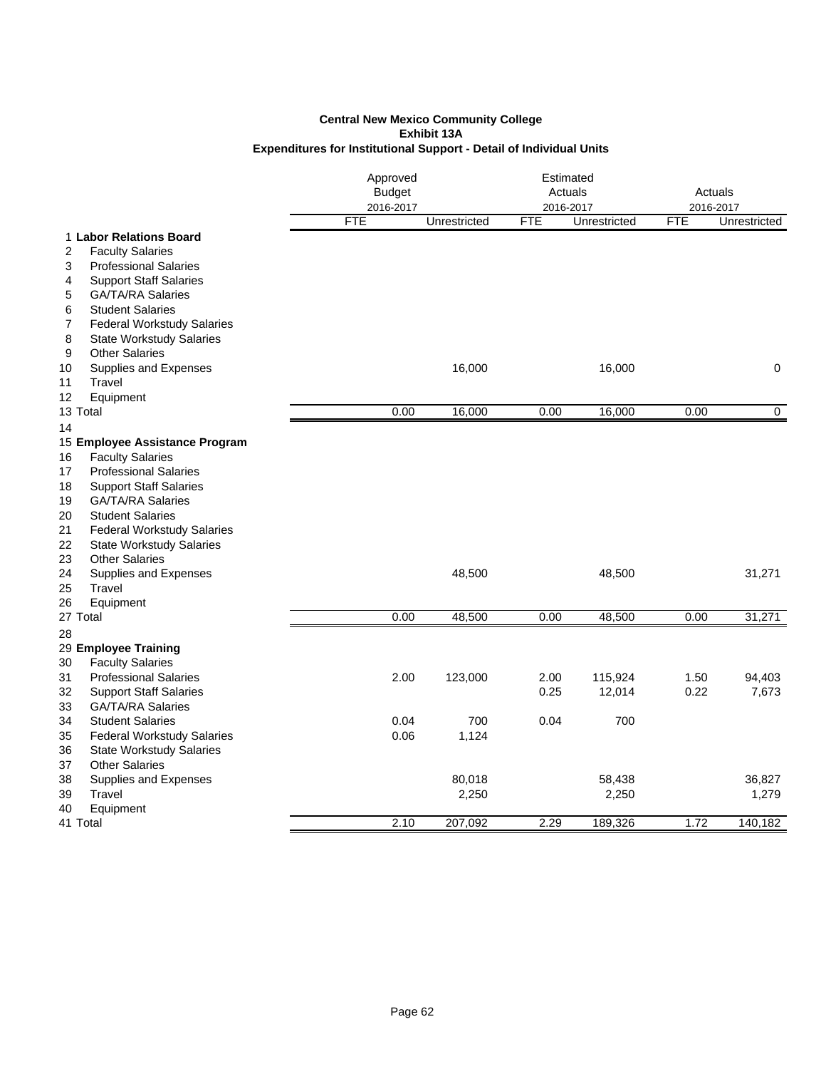**Central New Mexico Community College**
**Exhibit 13A**
**Expenditures for Institutional Support - Detail of Individual Units**

| | | Approved Budget 2016-2017 | | Estimated Actuals 2016-2017 | | Actuals 2016-2017 | |
|---|---|---|---|---|---|---|---|
| | | FTE | Unrestricted | FTE | Unrestricted | FTE | Unrestricted |
| 1 | **Labor Relations Board** | | | | | | |
| 2 | Faculty Salaries | | | | | | |
| 3 | Professional Salaries | | | | | | |
| 4 | Support Staff Salaries | | | | | | |
| 5 | GA/TA/RA Salaries | | | | | | |
| 6 | Student Salaries | | | | | | |
| 7 | Federal Workstudy Salaries | | | | | | |
| 8 | State Workstudy Salaries | | | | | | |
| 9 | Other Salaries | | | | | | |
| 10 | Supplies and Expenses | | 16,000 | | 16,000 | | 0 |
| 11 | Travel | | | | | | |
| 12 | Equipment | | | | | | |
| 13 | Total | 0.00 | 16,000 | 0.00 | 16,000 | 0.00 | 0 |
| 14 | | | | | | | |
| 15 | **Employee Assistance Program** | | | | | | |
| 16 | Faculty Salaries | | | | | | |
| 17 | Professional Salaries | | | | | | |
| 18 | Support Staff Salaries | | | | | | |
| 19 | GA/TA/RA Salaries | | | | | | |
| 20 | Student Salaries | | | | | | |
| 21 | Federal Workstudy Salaries | | | | | | |
| 22 | State Workstudy Salaries | | | | | | |
| 23 | Other Salaries | | | | | | |
| 24 | Supplies and Expenses | | 48,500 | | 48,500 | | 31,271 |
| 25 | Travel | | | | | | |
| 26 | Equipment | | | | | | |
| 27 | Total | 0.00 | 48,500 | 0.00 | 48,500 | 0.00 | 31,271 |
| 28 | | | | | | | |
| 29 | **Employee Training** | | | | | | |
| 30 | Faculty Salaries | | | | | | |
| 31 | Professional Salaries | 2.00 | 123,000 | 2.00 | 115,924 | 1.50 | 94,403 |
| 32 | Support Staff Salaries | | | 0.25 | 12,014 | 0.22 | 7,673 |
| 33 | GA/TA/RA Salaries | | | | | | |
| 34 | Student Salaries | 0.04 | 700 | 0.04 | 700 | | |
| 35 | Federal Workstudy Salaries | 0.06 | 1,124 | | | | |
| 36 | State Workstudy Salaries | | | | | | |
| 37 | Other Salaries | | | | | | |
| 38 | Supplies and Expenses | | 80,018 | | 58,438 | | 36,827 |
| 39 | Travel | | 2,250 | | 2,250 | | 1,279 |
| 40 | Equipment | | | | | | |
| 41 | Total | 2.10 | 207,092 | 2.29 | 189,326 | 1.72 | 140,182 |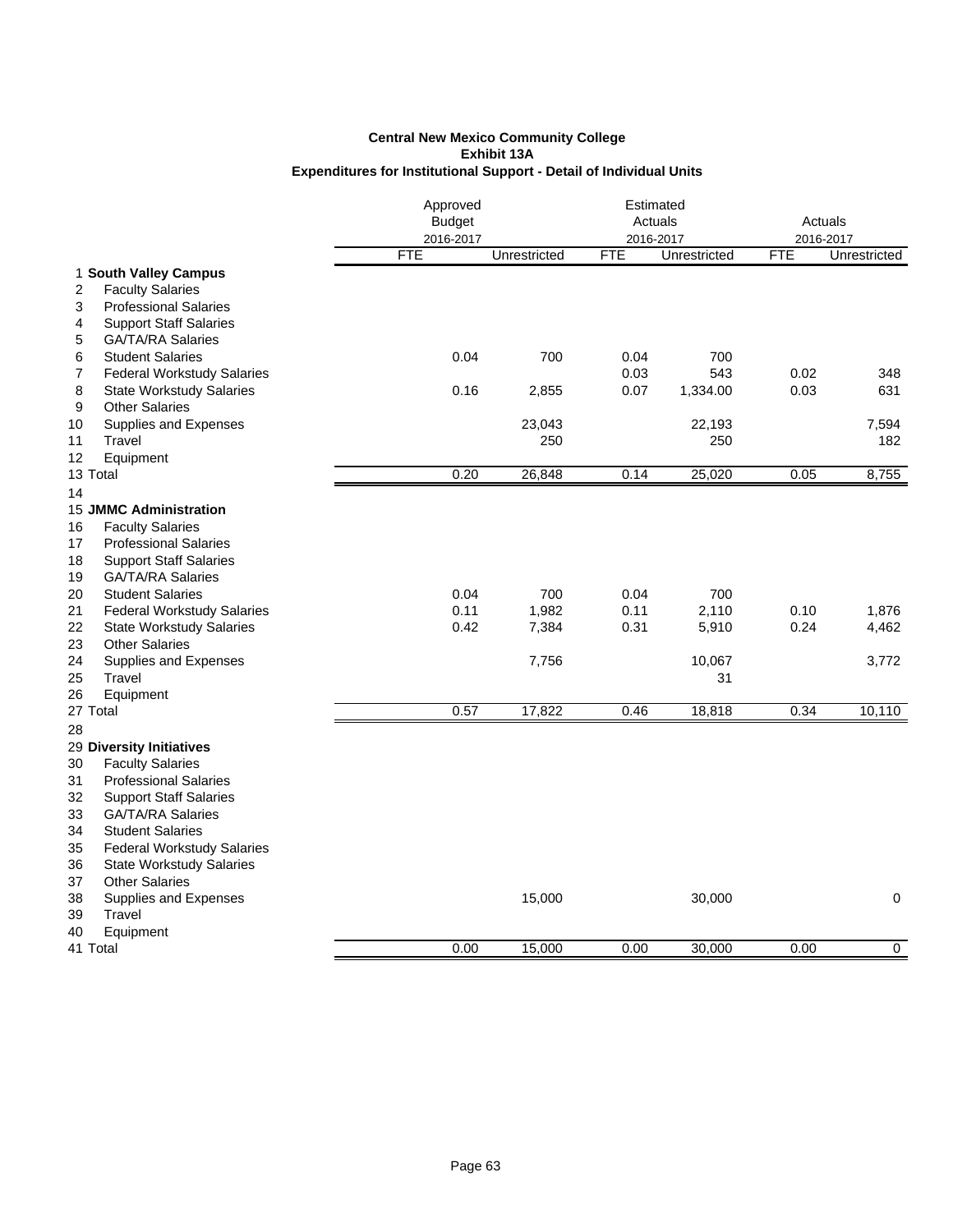**Central New Mexico Community College**
**Exhibit 13A**
**Expenditures for Institutional Support - Detail of Individual Units**

| | | Approved Budget 2016-2017 | | Estimated Actuals 2016-2017 | | Actuals 2016-2017 | |
|---|---|---|---|---|---|---|---|
| | | FTE | Unrestricted | FTE | Unrestricted | FTE | Unrestricted |
| 1 | **South Valley Campus** | | | | | | |
| 2 | Faculty Salaries | | | | | | |
| 3 | Professional Salaries | | | | | | |
| 4 | Support Staff Salaries | | | | | | |
| 5 | GA/TA/RA Salaries | | | | | | |
| 6 | Student Salaries | 0.04 | 700 | 0.04 | 700 | | |
| 7 | Federal Workstudy Salaries | | | 0.03 | 543 | 0.02 | 348 |
| 8 | State Workstudy Salaries | 0.16 | 2,855 | 0.07 | 1,334.00 | 0.03 | 631 |
| 9 | Other Salaries | | | | | | |
| 10 | Supplies and Expenses | | 23,043 | | 22,193 | | 7,594 |
| 11 | Travel | | 250 | | 250 | | 182 |
| 12 | Equipment | | | | | | |
| 13 | Total | 0.20 | 26,848 | 0.14 | 25,020 | 0.05 | 8,755 |
| 14 | | | | | | | |
| 15 | **JMMC Administration** | | | | | | |
| 16 | Faculty Salaries | | | | | | |
| 17 | Professional Salaries | | | | | | |
| 18 | Support Staff Salaries | | | | | | |
| 19 | GA/TA/RA Salaries | | | | | | |
| 20 | Student Salaries | 0.04 | 700 | 0.04 | 700 | | |
| 21 | Federal Workstudy Salaries | 0.11 | 1,982 | 0.11 | 2,110 | 0.10 | 1,876 |
| 22 | State Workstudy Salaries | 0.42 | 7,384 | 0.31 | 5,910 | 0.24 | 4,462 |
| 23 | Other Salaries | | | | | | |
| 24 | Supplies and Expenses | | 7,756 | | 10,067 | | 3,772 |
| 25 | Travel | | | | 31 | | |
| 26 | Equipment | | | | | | |
| 27 | Total | 0.57 | 17,822 | 0.46 | 18,818 | 0.34 | 10,110 |
| 28 | | | | | | | |
| 29 | **Diversity Initiatives** | | | | | | |
| 30 | Faculty Salaries | | | | | | |
| 31 | Professional Salaries | | | | | | |
| 32 | Support Staff Salaries | | | | | | |
| 33 | GA/TA/RA Salaries | | | | | | |
| 34 | Student Salaries | | | | | | |
| 35 | Federal Workstudy Salaries | | | | | | |
| 36 | State Workstudy Salaries | | | | | | |
| 37 | Other Salaries | | | | | | |
| 38 | Supplies and Expenses | | 15,000 | | 30,000 | | 0 |
| 39 | Travel | | | | | | |
| 40 | Equipment | | | | | | |
| 41 | Total | 0.00 | 15,000 | 0.00 | 30,000 | 0.00 | 0 |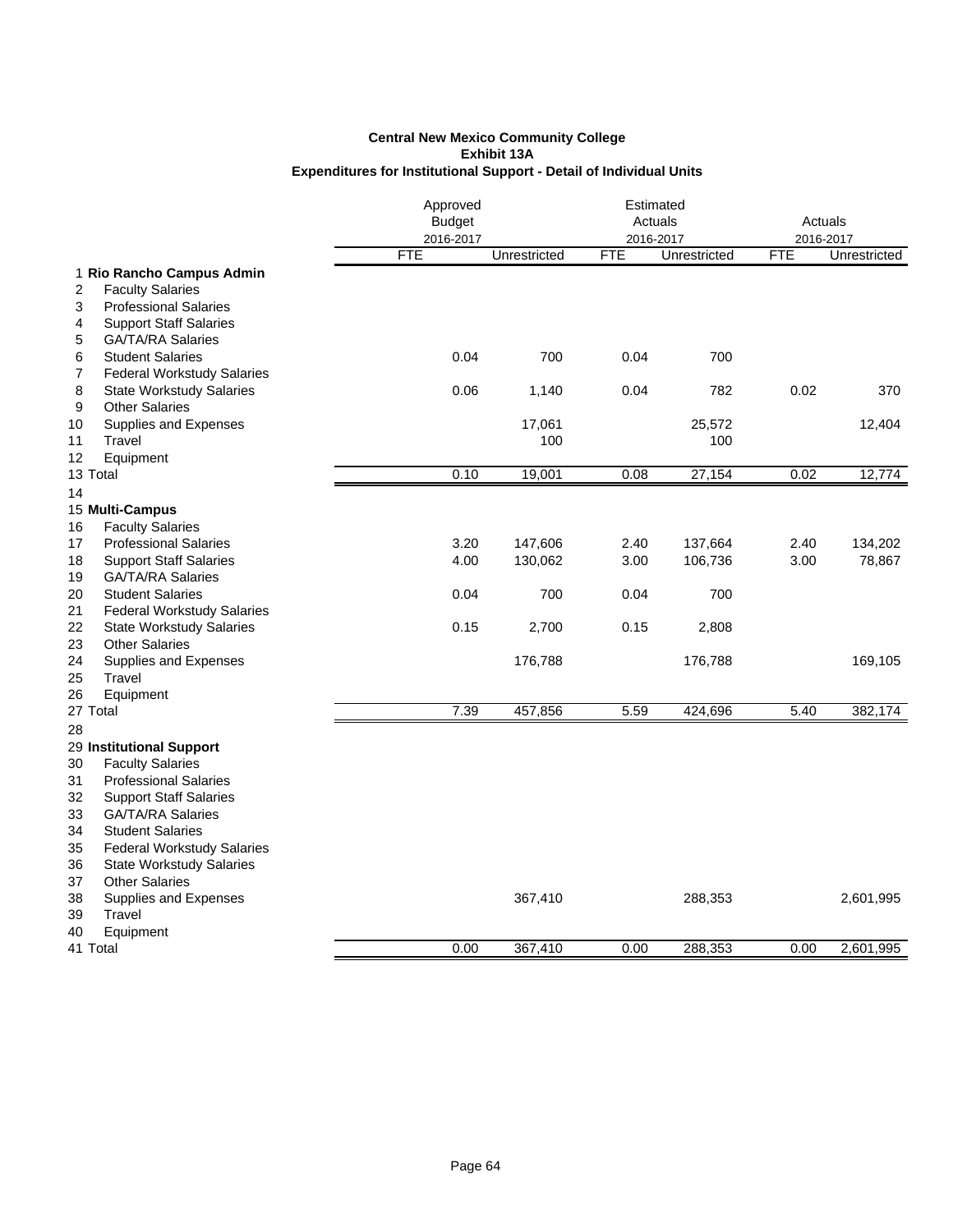**Central New Mexico Community College**
**Exhibit 13A**
**Expenditures for Institutional Support - Detail of Individual Units**

| | | Approved Budget 2016-2017 | | Estimated Actuals 2016-2017 | | Actuals 2016-2017 | |
|---|---|---|---|---|---|---|---|
| | | FTE | Unrestricted | FTE | Unrestricted | FTE | Unrestricted |
| 1 | **Rio Rancho Campus Admin** | | | | | | |
| 2 | Faculty Salaries | | | | | | |
| 3 | Professional Salaries | | | | | | |
| 4 | Support Staff Salaries | | | | | | |
| 5 | GA/TA/RA Salaries | | | | | | |
| 6 | Student Salaries | 0.04 | 700 | 0.04 | 700 | | |
| 7 | Federal Workstudy Salaries | | | | | | |
| 8 | State Workstudy Salaries | 0.06 | 1,140 | 0.04 | 782 | 0.02 | 370 |
| 9 | Other Salaries | | | | | | |
| 10 | Supplies and Expenses | | 17,061 | | 25,572 | | 12,404 |
| 11 | Travel | | 100 | | 100 | | |
| 12 | Equipment | | | | | | |
| 13 | Total | 0.10 | 19,001 | 0.08 | 27,154 | 0.02 | 12,774 |
| 14 | | | | | | | |
| 15 | **Multi-Campus** | | | | | | |
| 16 | Faculty Salaries | | | | | | |
| 17 | Professional Salaries | 3.20 | 147,606 | 2.40 | 137,664 | 2.40 | 134,202 |
| 18 | Support Staff Salaries | 4.00 | 130,062 | 3.00 | 106,736 | 3.00 | 78,867 |
| 19 | GA/TA/RA Salaries | | | | | | |
| 20 | Student Salaries | 0.04 | 700 | 0.04 | 700 | | |
| 21 | Federal Workstudy Salaries | | | | | | |
| 22 | State Workstudy Salaries | 0.15 | 2,700 | 0.15 | 2,808 | | |
| 23 | Other Salaries | | | | | | |
| 24 | Supplies and Expenses | | 176,788 | | 176,788 | | 169,105 |
| 25 | Travel | | | | | | |
| 26 | Equipment | | | | | | |
| 27 | Total | 7.39 | 457,856 | 5.59 | 424,696 | 5.40 | 382,174 |
| 28 | | | | | | | |
| 29 | **Institutional Support** | | | | | | |
| 30 | Faculty Salaries | | | | | | |
| 31 | Professional Salaries | | | | | | |
| 32 | Support Staff Salaries | | | | | | |
| 33 | GA/TA/RA Salaries | | | | | | |
| 34 | Student Salaries | | | | | | |
| 35 | Federal Workstudy Salaries | | | | | | |
| 36 | State Workstudy Salaries | | | | | | |
| 37 | Other Salaries | | | | | | |
| 38 | Supplies and Expenses | | 367,410 | | 288,353 | | 2,601,995 |
| 39 | Travel | | | | | | |
| 40 | Equipment | | | | | | |
| 41 | Total | 0.00 | 367,410 | 0.00 | 288,353 | 0.00 | 2,601,995 |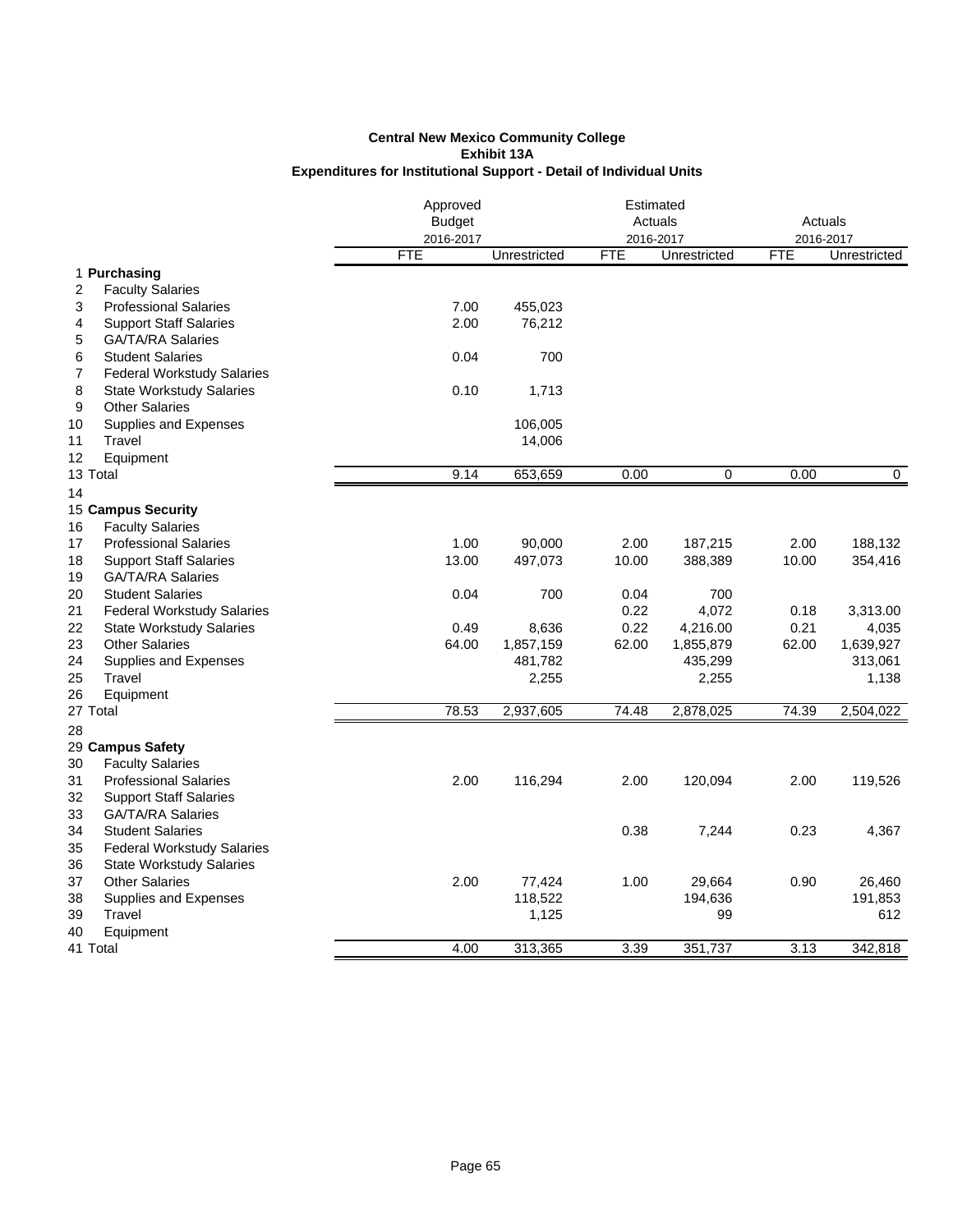**Central New Mexico Community College**
**Exhibit 13A**
**Expenditures for Institutional Support - Detail of Individual Units**

| | | Approved Budget 2016-2017 | | Estimated Actuals 2016-2017 | | Actuals 2016-2017 | |
|---|---|---|---|---|---|---|---|
| | | FTE | Unrestricted | FTE | Unrestricted | FTE | Unrestricted |
| 1 | **Purchasing** | | | | | | |
| 2 | Faculty Salaries | | | | | | |
| 3 | Professional Salaries | 7.00 | 455,023 | | | | |
| 4 | Support Staff Salaries | 2.00 | 76,212 | | | | |
| 5 | GA/TA/RA Salaries | | | | | | |
| 6 | Student Salaries | 0.04 | 700 | | | | |
| 7 | Federal Workstudy Salaries | | | | | | |
| 8 | State Workstudy Salaries | 0.10 | 1,713 | | | | |
| 9 | Other Salaries | | | | | | |
| 10 | Supplies and Expenses | | 106,005 | | | | |
| 11 | Travel | | 14,006 | | | | |
| 12 | Equipment | | | | | | |
| 13 | Total | 9.14 | 653,659 | 0.00 | 0 | 0.00 | 0 |
| 14 | | | | | | | |
| 15 | **Campus Security** | | | | | | |
| 16 | Faculty Salaries | | | | | | |
| 17 | Professional Salaries | 1.00 | 90,000 | 2.00 | 187,215 | 2.00 | 188,132 |
| 18 | Support Staff Salaries | 13.00 | 497,073 | 10.00 | 388,389 | 10.00 | 354,416 |
| 19 | GA/TA/RA Salaries | | | | | | |
| 20 | Student Salaries | 0.04 | 700 | 0.04 | 700 | | |
| 21 | Federal Workstudy Salaries | | | 0.22 | 4,072 | 0.18 | 3,313.00 |
| 22 | State Workstudy Salaries | 0.49 | 8,636 | 0.22 | 4,216.00 | 0.21 | 4,035 |
| 23 | Other Salaries | 64.00 | 1,857,159 | 62.00 | 1,855,879 | 62.00 | 1,639,927 |
| 24 | Supplies and Expenses | | 481,782 | | 435,299 | | 313,061 |
| 25 | Travel | | 2,255 | | 2,255 | | 1,138 |
| 26 | Equipment | | | | | | |
| 27 | Total | 78.53 | 2,937,605 | 74.48 | 2,878,025 | 74.39 | 2,504,022 |
| 28 | | | | | | | |
| 29 | **Campus Safety** | | | | | | |
| 30 | Faculty Salaries | | | | | | |
| 31 | Professional Salaries | 2.00 | 116,294 | 2.00 | 120,094 | 2.00 | 119,526 |
| 32 | Support Staff Salaries | | | | | | |
| 33 | GA/TA/RA Salaries | | | | | | |
| 34 | Student Salaries | | | 0.38 | 7,244 | 0.23 | 4,367 |
| 35 | Federal Workstudy Salaries | | | | | | |
| 36 | State Workstudy Salaries | | | | | | |
| 37 | Other Salaries | 2.00 | 77,424 | 1.00 | 29,664 | 0.90 | 26,460 |
| 38 | Supplies and Expenses | | 118,522 | | 194,636 | | 191,853 |
| 39 | Travel | | 1,125 | | 99 | | 612 |
| 40 | Equipment | | | | | | |
| 41 | Total | 4.00 | 313,365 | 3.39 | 351,737 | 3.13 | 342,818 |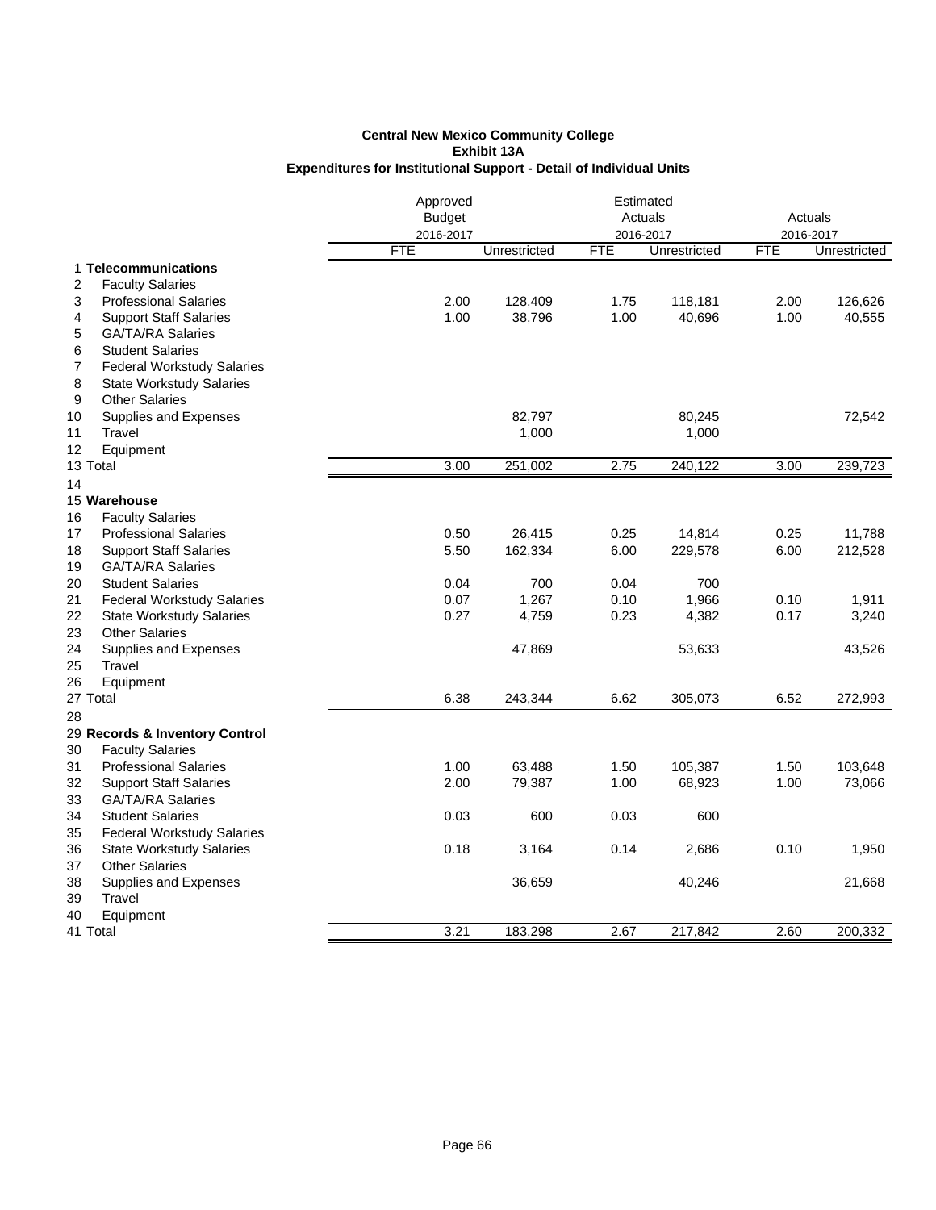**Central New Mexico Community College**
**Exhibit 13A**
**Expenditures for Institutional Support - Detail of Individual Units**

| | | Approved Budget 2016-2017 | | Estimated Actuals 2016-2017 | | Actuals 2016-2017 | |
|---|---|---|---|---|---|---|---|
| | | FTE | Unrestricted | FTE | Unrestricted | FTE | Unrestricted |
| 1 | **Telecommunications** | | | | | | |
| 2 | Faculty Salaries | | | | | | |
| 3 | Professional Salaries | 2.00 | 128,409 | 1.75 | 118,181 | 2.00 | 126,626 |
| 4 | Support Staff Salaries | 1.00 | 38,796 | 1.00 | 40,696 | 1.00 | 40,555 |
| 5 | GA/TA/RA Salaries | | | | | | |
| 6 | Student Salaries | | | | | | |
| 7 | Federal Workstudy Salaries | | | | | | |
| 8 | State Workstudy Salaries | | | | | | |
| 9 | Other Salaries | | | | | | |
| 10 | Supplies and Expenses | | 82,797 | | 80,245 | | 72,542 |
| 11 | Travel | | 1,000 | | 1,000 | | |
| 12 | Equipment | | | | | | |
| 13 | Total | 3.00 | 251,002 | 2.75 | 240,122 | 3.00 | 239,723 |
| 14 | | | | | | | |
| 15 | **Warehouse** | | | | | | |
| 16 | Faculty Salaries | | | | | | |
| 17 | Professional Salaries | 0.50 | 26,415 | 0.25 | 14,814 | 0.25 | 11,788 |
| 18 | Support Staff Salaries | 5.50 | 162,334 | 6.00 | 229,578 | 6.00 | 212,528 |
| 19 | GA/TA/RA Salaries | | | | | | |
| 20 | Student Salaries | 0.04 | 700 | 0.04 | 700 | | |
| 21 | Federal Workstudy Salaries | 0.07 | 1,267 | 0.10 | 1,966 | 0.10 | 1,911 |
| 22 | State Workstudy Salaries | 0.27 | 4,759 | 0.23 | 4,382 | 0.17 | 3,240 |
| 23 | Other Salaries | | | | | | |
| 24 | Supplies and Expenses | | 47,869 | | 53,633 | | 43,526 |
| 25 | Travel | | | | | | |
| 26 | Equipment | | | | | | |
| 27 | Total | 6.38 | 243,344 | 6.62 | 305,073 | 6.52 | 272,993 |
| 28 | | | | | | | |
| 29 | **Records & Inventory Control** | | | | | | |
| 30 | Faculty Salaries | | | | | | |
| 31 | Professional Salaries | 1.00 | 63,488 | 1.50 | 105,387 | 1.50 | 103,648 |
| 32 | Support Staff Salaries | 2.00 | 79,387 | 1.00 | 68,923 | 1.00 | 73,066 |
| 33 | GA/TA/RA Salaries | | | | | | |
| 34 | Student Salaries | 0.03 | 600 | 0.03 | 600 | | |
| 35 | Federal Workstudy Salaries | | | | | | |
| 36 | State Workstudy Salaries | 0.18 | 3,164 | 0.14 | 2,686 | 0.10 | 1,950 |
| 37 | Other Salaries | | | | | | |
| 38 | Supplies and Expenses | | 36,659 | | 40,246 | | 21,668 |
| 39 | Travel | | | | | | |
| 40 | Equipment | | | | | | |
| 41 | Total | 3.21 | 183,298 | 2.67 | 217,842 | 2.60 | 200,332 |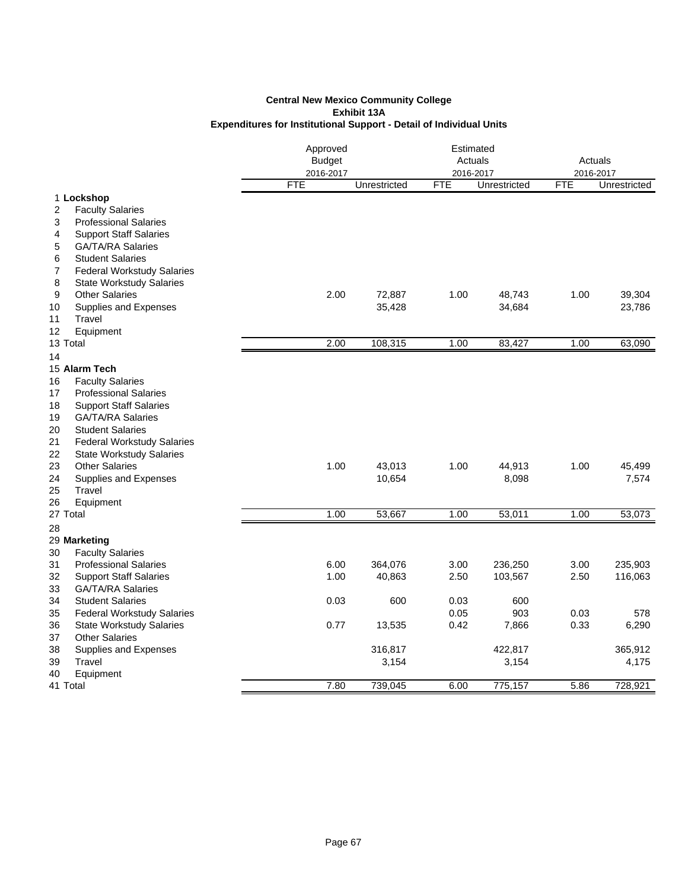**Central New Mexico Community College**
**Exhibit 13A**
**Expenditures for Institutional Support - Detail of Individual Units**

| | | Approved Budget 2016-2017 | | Estimated Actuals 2016-2017 | | Actuals 2016-2017 | |
|---|---|---|---|---|---|---|---|
| | | FTE | Unrestricted | FTE | Unrestricted | FTE | Unrestricted |
| 1 | **Lockshop** | | | | | | |
| 2 | Faculty Salaries | | | | | | |
| 3 | Professional Salaries | | | | | | |
| 4 | Support Staff Salaries | | | | | | |
| 5 | GA/TA/RA Salaries | | | | | | |
| 6 | Student Salaries | | | | | | |
| 7 | Federal Workstudy Salaries | | | | | | |
| 8 | State Workstudy Salaries | | | | | | |
| 9 | Other Salaries | 2.00 | 72,887 | 1.00 | 48,743 | 1.00 | 39,304 |
| 10 | Supplies and Expenses | | 35,428 | | 34,684 | | 23,786 |
| 11 | Travel | | | | | | |
| 12 | Equipment | | | | | | |
| 13 | Total | 2.00 | 108,315 | 1.00 | 83,427 | 1.00 | 63,090 |
| 14 | | | | | | | |
| 15 | **Alarm Tech** | | | | | | |
| 16 | Faculty Salaries | | | | | | |
| 17 | Professional Salaries | | | | | | |
| 18 | Support Staff Salaries | | | | | | |
| 19 | GA/TA/RA Salaries | | | | | | |
| 20 | Student Salaries | | | | | | |
| 21 | Federal Workstudy Salaries | | | | | | |
| 22 | State Workstudy Salaries | | | | | | |
| 23 | Other Salaries | 1.00 | 43,013 | 1.00 | 44,913 | 1.00 | 45,499 |
| 24 | Supplies and Expenses | | 10,654 | | 8,098 | | 7,574 |
| 25 | Travel | | | | | | |
| 26 | Equipment | | | | | | |
| 27 | Total | 1.00 | 53,667 | 1.00 | 53,011 | 1.00 | 53,073 |
| 28 | | | | | | | |
| 29 | **Marketing** | | | | | | |
| 30 | Faculty Salaries | | | | | | |
| 31 | Professional Salaries | 6.00 | 364,076 | 3.00 | 236,250 | 3.00 | 235,903 |
| 32 | Support Staff Salaries | 1.00 | 40,863 | 2.50 | 103,567 | 2.50 | 116,063 |
| 33 | GA/TA/RA Salaries | | | | | | |
| 34 | Student Salaries | 0.03 | 600 | 0.03 | 600 | | |
| 35 | Federal Workstudy Salaries | | | 0.05 | 903 | 0.03 | 578 |
| 36 | State Workstudy Salaries | 0.77 | 13,535 | 0.42 | 7,866 | 0.33 | 6,290 |
| 37 | Other Salaries | | | | | | |
| 38 | Supplies and Expenses | | 316,817 | | 422,817 | | 365,912 |
| 39 | Travel | | 3,154 | | 3,154 | | 4,175 |
| 40 | Equipment | | | | | | |
| 41 | Total | 7.80 | 739,045 | 6.00 | 775,157 | 5.86 | 728,921 |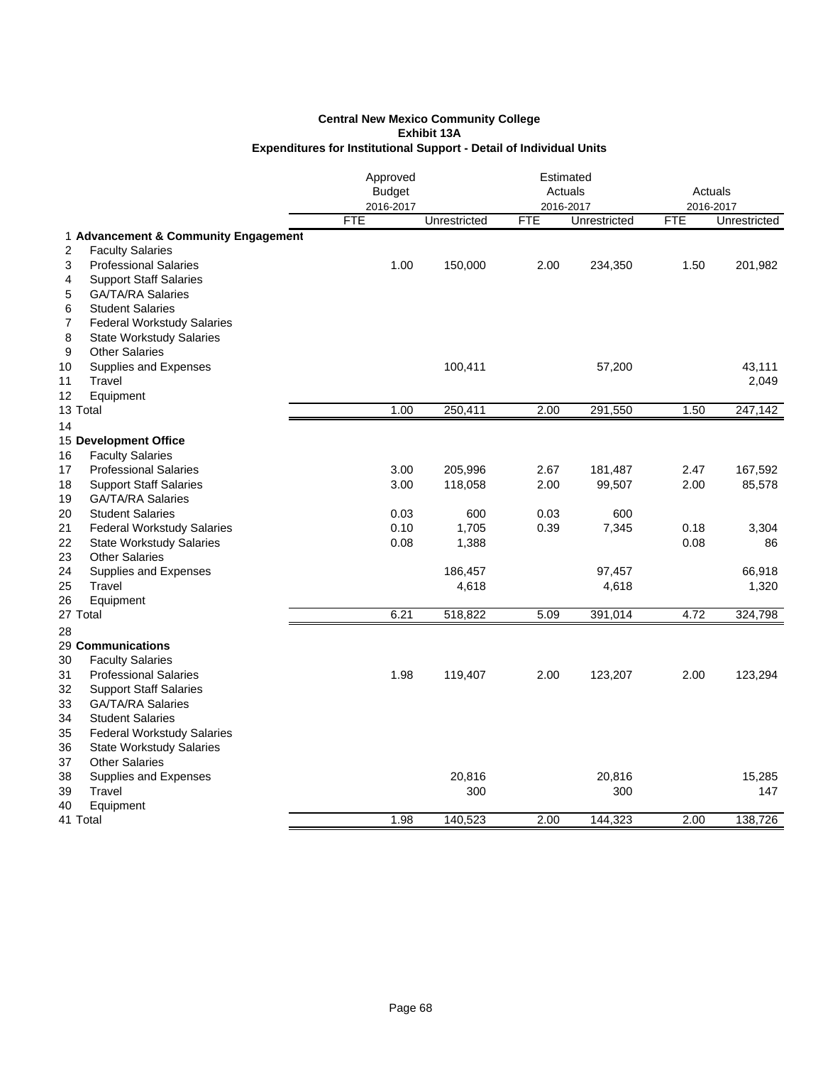**Central New Mexico Community College**
**Exhibit 13A**
**Expenditures for Institutional Support - Detail of Individual Units**

| | | Approved Budget 2016-2017 | | Estimated Actuals 2016-2017 | | Actuals 2016-2017 | |
|---|---|---|---|---|---|---|---|
| | | FTE | Unrestricted | FTE | Unrestricted | FTE | Unrestricted |
| 1 | **Advancement & Community Engagement** | | | | | | |
| 2 | Faculty Salaries | | | | | | |
| 3 | Professional Salaries | 1.00 | 150,000 | 2.00 | 234,350 | 1.50 | 201,982 |
| 4 | Support Staff Salaries | | | | | | |
| 5 | GA/TA/RA Salaries | | | | | | |
| 6 | Student Salaries | | | | | | |
| 7 | Federal Workstudy Salaries | | | | | | |
| 8 | State Workstudy Salaries | | | | | | |
| 9 | Other Salaries | | | | | | |
| 10 | Supplies and Expenses | | 100,411 | | 57,200 | | 43,111 |
| 11 | Travel | | | | | | 2,049 |
| 12 | Equipment | | | | | | |
| 13 | Total | 1.00 | 250,411 | 2.00 | 291,550 | 1.50 | 247,142 |
| 14 | | | | | | | |
| 15 | **Development Office** | | | | | | |
| 16 | Faculty Salaries | | | | | | |
| 17 | Professional Salaries | 3.00 | 205,996 | 2.67 | 181,487 | 2.47 | 167,592 |
| 18 | Support Staff Salaries | 3.00 | 118,058 | 2.00 | 99,507 | 2.00 | 85,578 |
| 19 | GA/TA/RA Salaries | | | | | | |
| 20 | Student Salaries | 0.03 | 600 | 0.03 | 600 | | |
| 21 | Federal Workstudy Salaries | 0.10 | 1,705 | 0.39 | 7,345 | 0.18 | 3,304 |
| 22 | State Workstudy Salaries | 0.08 | 1,388 | | | 0.08 | 86 |
| 23 | Other Salaries | | | | | | |
| 24 | Supplies and Expenses | | 186,457 | | 97,457 | | 66,918 |
| 25 | Travel | | 4,618 | | 4,618 | | 1,320 |
| 26 | Equipment | | | | | | |
| 27 | Total | 6.21 | 518,822 | 5.09 | 391,014 | 4.72 | 324,798 |
| 28 | | | | | | | |
| 29 | **Communications** | | | | | | |
| 30 | Faculty Salaries | | | | | | |
| 31 | Professional Salaries | 1.98 | 119,407 | 2.00 | 123,207 | 2.00 | 123,294 |
| 32 | Support Staff Salaries | | | | | | |
| 33 | GA/TA/RA Salaries | | | | | | |
| 34 | Student Salaries | | | | | | |
| 35 | Federal Workstudy Salaries | | | | | | |
| 36 | State Workstudy Salaries | | | | | | |
| 37 | Other Salaries | | | | | | |
| 38 | Supplies and Expenses | | 20,816 | | 20,816 | | 15,285 |
| 39 | Travel | | 300 | | 300 | | 147 |
| 40 | Equipment | | | | | | |
| 41 | Total | 1.98 | 140,523 | 2.00 | 144,323 | 2.00 | 138,726 |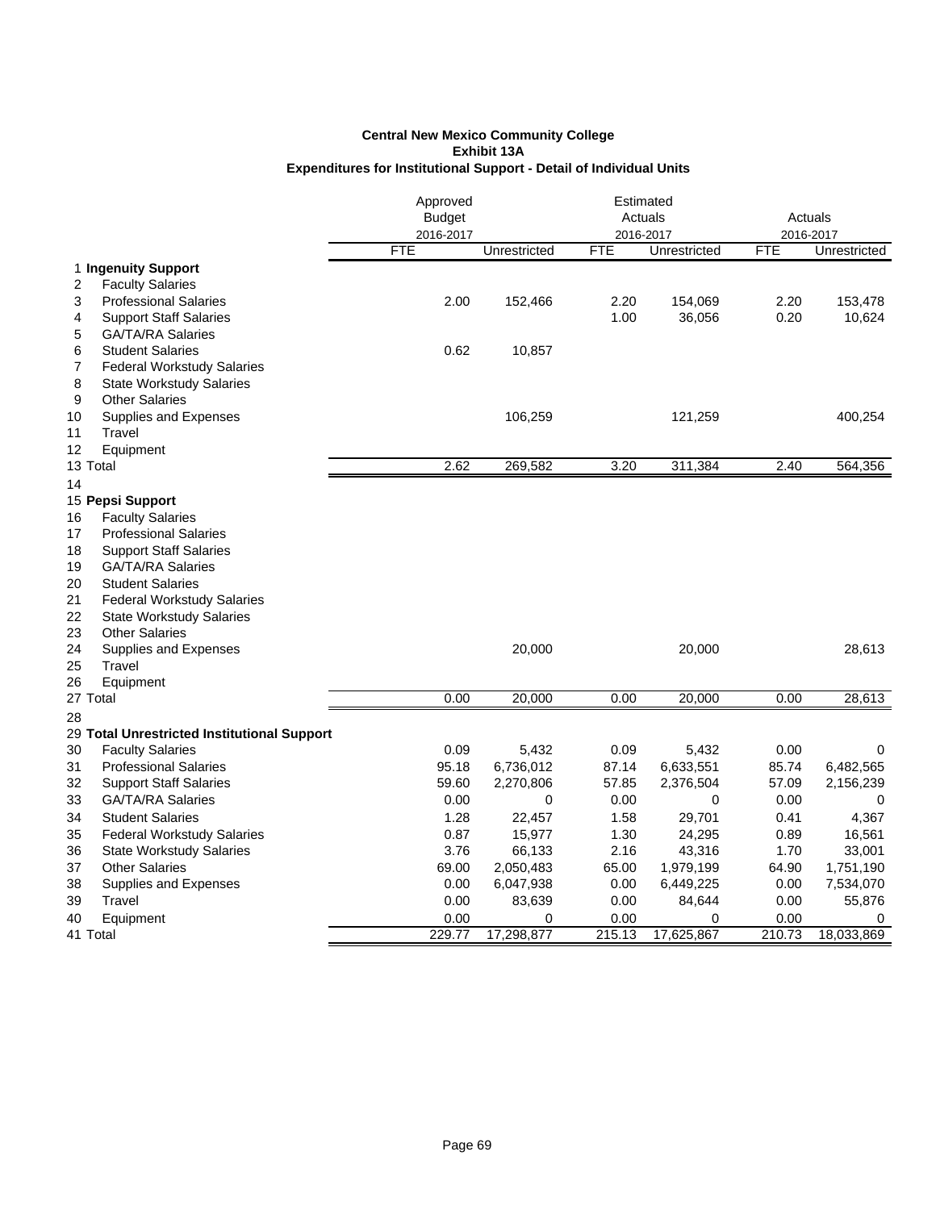**Central New Mexico Community College**
**Exhibit 13A**
**Expenditures for Institutional Support - Detail of Individual Units**

| | | Approved Budget 2016-2017 | | Estimated Actuals 2016-2017 | | Actuals 2016-2017 | |
|---|---|---|---|---|---|---|---|
| | | FTE | Unrestricted | FTE | Unrestricted | FTE | Unrestricted |
| 1 | **Ingenuity Support** | | | | | | |
| 2 | Faculty Salaries | | | | | | |
| 3 | Professional Salaries | 2.00 | 152,466 | 2.20 | 154,069 | 2.20 | 153,478 |
| 4 | Support Staff Salaries | | | 1.00 | 36,056 | 0.20 | 10,624 |
| 5 | GA/TA/RA Salaries | | | | | | |
| 6 | Student Salaries | 0.62 | 10,857 | | | | |
| 7 | Federal Workstudy Salaries | | | | | | |
| 8 | State Workstudy Salaries | | | | | | |
| 9 | Other Salaries | | | | | | |
| 10 | Supplies and Expenses | | 106,259 | | 121,259 | | 400,254 |
| 11 | Travel | | | | | | |
| 12 | Equipment | | | | | | |
| 13 | Total | 2.62 | 269,582 | 3.20 | 311,384 | 2.40 | 564,356 |
| 14 | | | | | | | |
| 15 | **Pepsi Support** | | | | | | |
| 16 | Faculty Salaries | | | | | | |
| 17 | Professional Salaries | | | | | | |
| 18 | Support Staff Salaries | | | | | | |
| 19 | GA/TA/RA Salaries | | | | | | |
| 20 | Student Salaries | | | | | | |
| 21 | Federal Workstudy Salaries | | | | | | |
| 22 | State Workstudy Salaries | | | | | | |
| 23 | Other Salaries | | | | | | |
| 24 | Supplies and Expenses | | 20,000 | | 20,000 | | 28,613 |
| 25 | Travel | | | | | | |
| 26 | Equipment | | | | | | |
| 27 | Total | 0.00 | 20,000 | 0.00 | 20,000 | 0.00 | 28,613 |
| 28 | | | | | | | |
| 29 | **Total Unrestricted Institutional Support** | | | | | | |
| 30 | Faculty Salaries | 0.09 | 5,432 | 0.09 | 5,432 | 0.00 | 0 |
| 31 | Professional Salaries | 95.18 | 6,736,012 | 87.14 | 6,633,551 | 85.74 | 6,482,565 |
| 32 | Support Staff Salaries | 59.60 | 2,270,806 | 57.85 | 2,376,504 | 57.09 | 2,156,239 |
| 33 | GA/TA/RA Salaries | 0.00 | 0 | 0.00 | 0 | 0.00 | 0 |
| 34 | Student Salaries | 1.28 | 22,457 | 1.58 | 29,701 | 0.41 | 4,367 |
| 35 | Federal Workstudy Salaries | 0.87 | 15,977 | 1.30 | 24,295 | 0.89 | 16,561 |
| 36 | State Workstudy Salaries | 3.76 | 66,133 | 2.16 | 43,316 | 1.70 | 33,001 |
| 37 | Other Salaries | 69.00 | 2,050,483 | 65.00 | 1,979,199 | 64.90 | 1,751,190 |
| 38 | Supplies and Expenses | 0.00 | 6,047,938 | 0.00 | 6,449,225 | 0.00 | 7,534,070 |
| 39 | Travel | 0.00 | 83,639 | 0.00 | 84,644 | 0.00 | 55,876 |
| 40 | Equipment | 0.00 | 0 | 0.00 | 0 | 0.00 | 0 |
| 41 | Total | 229.77 | 17,298,877 | 215.13 | 17,625,867 | 210.73 | 18,033,869 |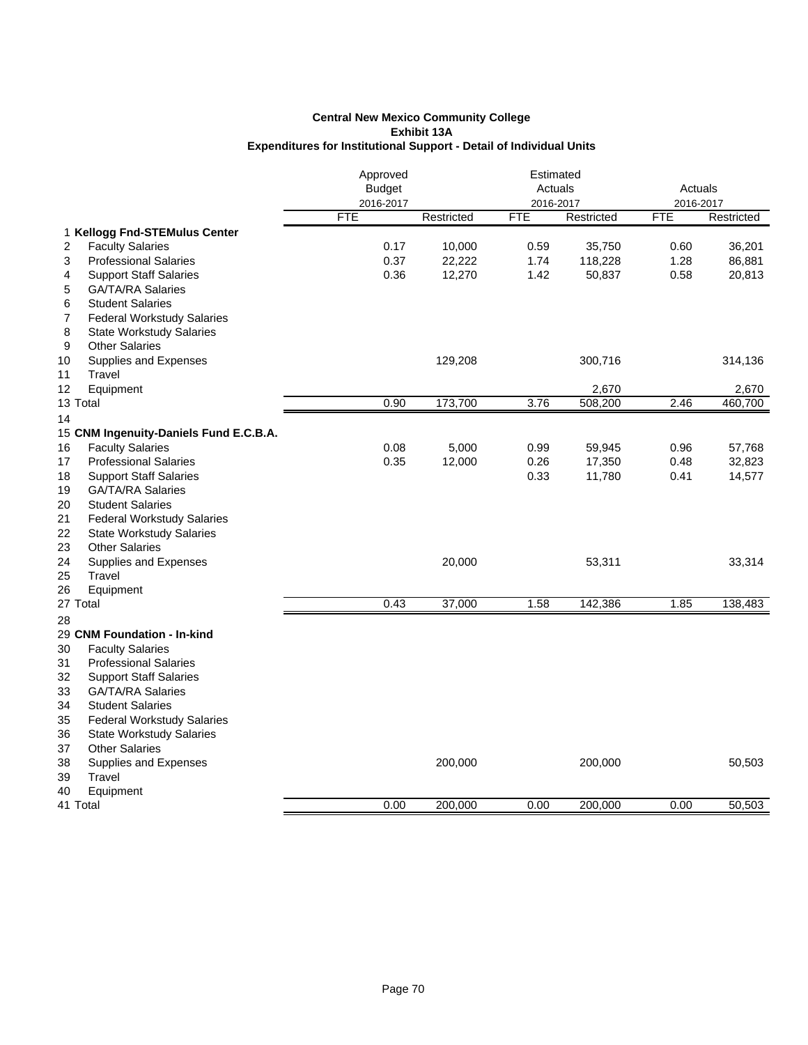**Central New Mexico Community College**
**Exhibit 13A**
**Expenditures for Institutional Support - Detail of Individual Units**

| | | Approved Budget 2016-2017 | | Estimated Actuals 2016-2017 | | Actuals 2016-2017 | |
|---|---|---|---|---|---|---|---|
| | | FTE | Restricted | FTE | Restricted | FTE | Restricted |
| 1 | **Kellogg Fnd-STEMulus Center** | | | | | | |
| 2 | Faculty Salaries | 0.17 | 10,000 | 0.59 | 35,750 | 0.60 | 36,201 |
| 3 | Professional Salaries | 0.37 | 22,222 | 1.74 | 118,228 | 1.28 | 86,881 |
| 4 | Support Staff Salaries | 0.36 | 12,270 | 1.42 | 50,837 | 0.58 | 20,813 |
| 5 | GA/TA/RA Salaries | | | | | | |
| 6 | Student Salaries | | | | | | |
| 7 | Federal Workstudy Salaries | | | | | | |
| 8 | State Workstudy Salaries | | | | | | |
| 9 | Other Salaries | | | | | | |
| 10 | Supplies and Expenses | | 129,208 | | 300,716 | | 314,136 |
| 11 | Travel | | | | | | |
| 12 | Equipment | | | | 2,670 | | 2,670 |
| 13 | Total | 0.90 | 173,700 | 3.76 | 508,200 | 2.46 | 460,700 |
| 14 | | | | | | | |
| 15 | **CNM Ingenuity-Daniels Fund E.C.B.A.** | | | | | | |
| 16 | Faculty Salaries | 0.08 | 5,000 | 0.99 | 59,945 | 0.96 | 57,768 |
| 17 | Professional Salaries | 0.35 | 12,000 | 0.26 | 17,350 | 0.48 | 32,823 |
| 18 | Support Staff Salaries | | | 0.33 | 11,780 | 0.41 | 14,577 |
| 19 | GA/TA/RA Salaries | | | | | | |
| 20 | Student Salaries | | | | | | |
| 21 | Federal Workstudy Salaries | | | | | | |
| 22 | State Workstudy Salaries | | | | | | |
| 23 | Other Salaries | | | | | | |
| 24 | Supplies and Expenses | | 20,000 | | 53,311 | | 33,314 |
| 25 | Travel | | | | | | |
| 26 | Equipment | | | | | | |
| 27 | Total | 0.43 | 37,000 | 1.58 | 142,386 | 1.85 | 138,483 |
| 28 | | | | | | | |
| 29 | **CNM Foundation - In-kind** | | | | | | |
| 30 | Faculty Salaries | | | | | | |
| 31 | Professional Salaries | | | | | | |
| 32 | Support Staff Salaries | | | | | | |
| 33 | GA/TA/RA Salaries | | | | | | |
| 34 | Student Salaries | | | | | | |
| 35 | Federal Workstudy Salaries | | | | | | |
| 36 | State Workstudy Salaries | | | | | | |
| 37 | Other Salaries | | | | | | |
| 38 | Supplies and Expenses | | 200,000 | | 200,000 | | 50,503 |
| 39 | Travel | | | | | | |
| 40 | Equipment | | | | | | |
| 41 | Total | 0.00 | 200,000 | 0.00 | 200,000 | 0.00 | 50,503 |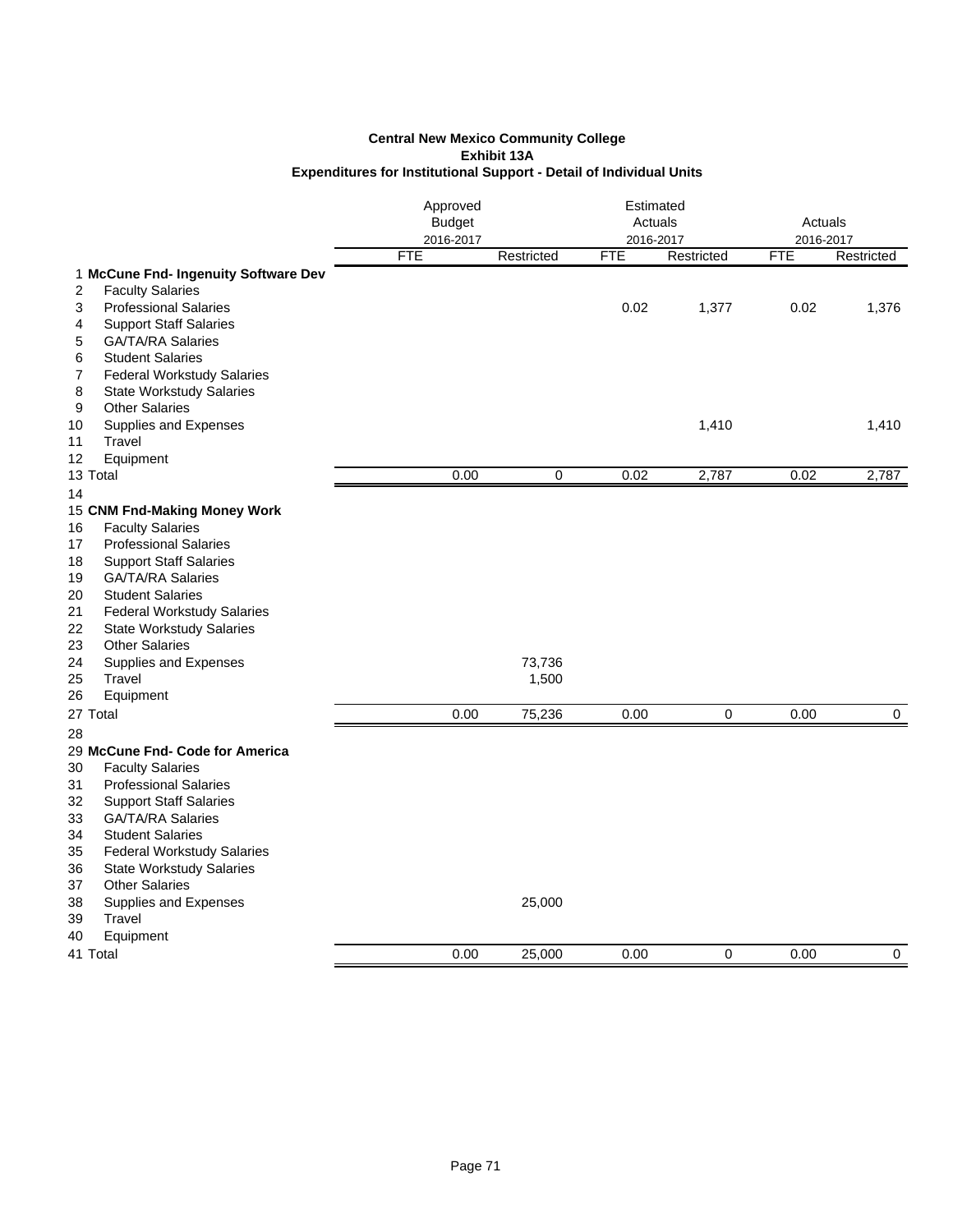**Central New Mexico Community College**
**Exhibit 13A**
**Expenditures for Institutional Support - Detail of Individual Units**

| | | Approved Budget 2016-2017 | | Estimated Actuals 2016-2017 | | Actuals 2016-2017 | |
|---|---|---|---|---|---|---|---|
| | | FTE | Restricted | FTE | Restricted | FTE | Restricted |
| 1 | **McCune Fnd- Ingenuity Software Dev** | | | | | | |
| 2 | Faculty Salaries | | | | | | |
| 3 | Professional Salaries | | | 0.02 | 1,377 | 0.02 | 1,376 |
| 4 | Support Staff Salaries | | | | | | |
| 5 | GA/TA/RA Salaries | | | | | | |
| 6 | Student Salaries | | | | | | |
| 7 | Federal Workstudy Salaries | | | | | | |
| 8 | State Workstudy Salaries | | | | | | |
| 9 | Other Salaries | | | | | | |
| 10 | Supplies and Expenses | | | | 1,410 | | 1,410 |
| 11 | Travel | | | | | | |
| 12 | Equipment | | | | | | |
| 13 | Total | 0.00 | 0 | 0.02 | 2,787 | 0.02 | 2,787 |
| 14 | | | | | | | |
| 15 | **CNM Fnd-Making Money Work** | | | | | | |
| 16 | Faculty Salaries | | | | | | |
| 17 | Professional Salaries | | | | | | |
| 18 | Support Staff Salaries | | | | | | |
| 19 | GA/TA/RA Salaries | | | | | | |
| 20 | Student Salaries | | | | | | |
| 21 | Federal Workstudy Salaries | | | | | | |
| 22 | State Workstudy Salaries | | | | | | |
| 23 | Other Salaries | | | | | | |
| 24 | Supplies and Expenses | | 73,736 | | | | |
| 25 | Travel | | 1,500 | | | | |
| 26 | Equipment | | | | | | |
| 27 | Total | 0.00 | 75,236 | 0.00 | 0 | 0.00 | 0 |
| 28 | | | | | | | |
| 29 | **McCune Fnd- Code for America** | | | | | | |
| 30 | Faculty Salaries | | | | | | |
| 31 | Professional Salaries | | | | | | |
| 32 | Support Staff Salaries | | | | | | |
| 33 | GA/TA/RA Salaries | | | | | | |
| 34 | Student Salaries | | | | | | |
| 35 | Federal Workstudy Salaries | | | | | | |
| 36 | State Workstudy Salaries | | | | | | |
| 37 | Other Salaries | | | | | | |
| 38 | Supplies and Expenses | | 25,000 | | | | |
| 39 | Travel | | | | | | |
| 40 | Equipment | | | | | | |
| 41 | Total | 0.00 | 25,000 | 0.00 | 0 | 0.00 | 0 |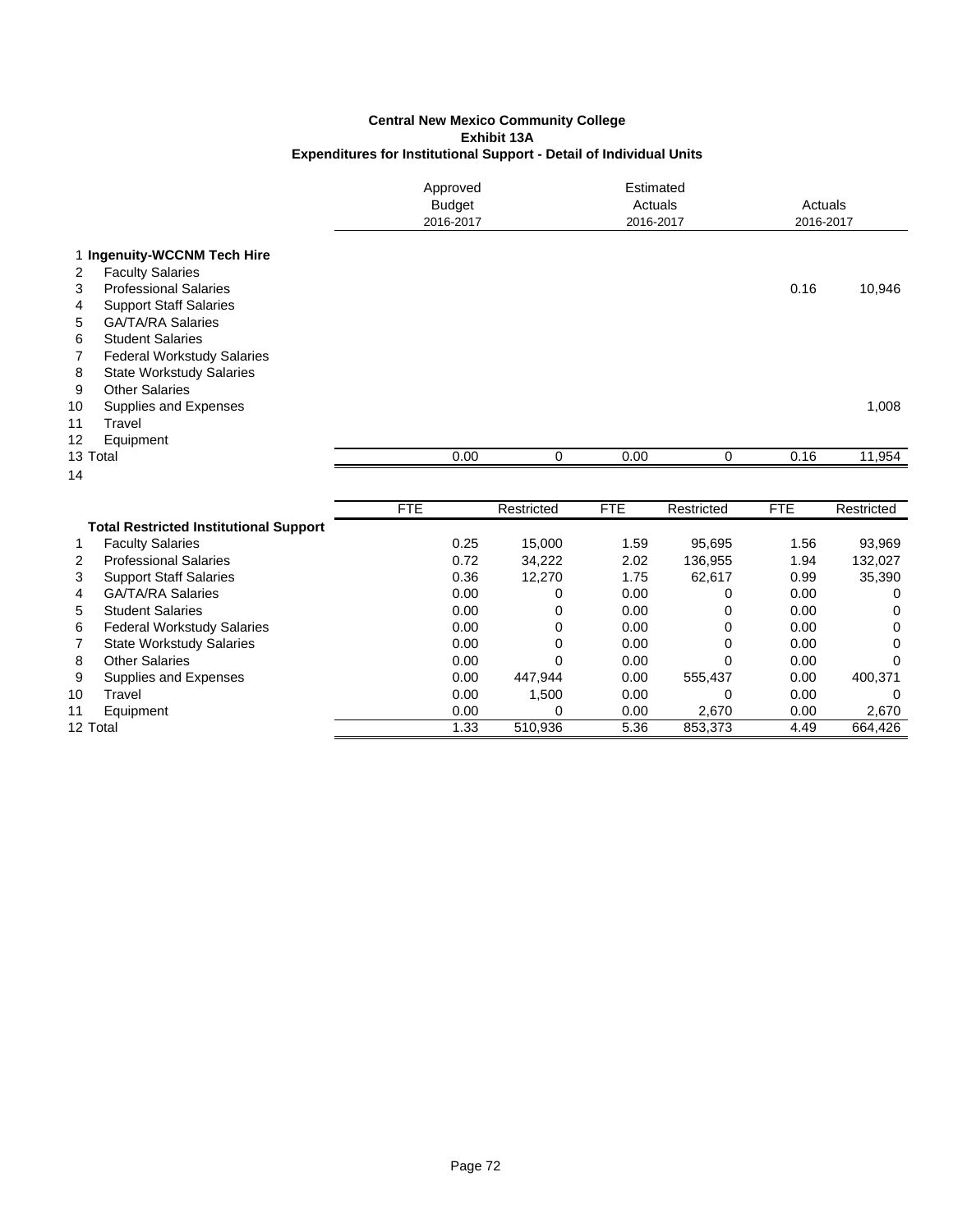**Central New Mexico Community College**
**Exhibit 13A**
**Expenditures for Institutional Support - Detail of Individual Units**

| | | Approved Budget 2016-2017 | | Estimated Actuals 2016-2017 | | Actuals 2016-2017 | |
|---|---|---|---|---|---|---|---|
| 1 | **Ingenuity-WCCNM Tech Hire** | | | | | | |
| 2 | Faculty Salaries | | | | | | |
| 3 | Professional Salaries | | | | | 0.16 | 10,946 |
| 4 | Support Staff Salaries | | | | | | |
| 5 | GA/TA/RA Salaries | | | | | | |
| 6 | Student Salaries | | | | | | |
| 7 | Federal Workstudy Salaries | | | | | | |
| 8 | State Workstudy Salaries | | | | | | |
| 9 | Other Salaries | | | | | | |
| 10 | Supplies and Expenses | | | | | | 1,008 |
| 11 | Travel | | | | | | |
| 12 | Equipment | | | | | | |
| 13 | Total | 0.00 | 0 | 0.00 | 0 | 0.16 | 11,954 |
| 14 | | | | | | | |

| | | FTE | Restricted | FTE | Restricted | FTE | Restricted |
|---|---|---|---|---|---|---|---|
| | **Total Restricted Institutional Support** | | | | | | |
| 1 | Faculty Salaries | 0.25 | 15,000 | 1.59 | 95,695 | 1.56 | 93,969 |
| 2 | Professional Salaries | 0.72 | 34,222 | 2.02 | 136,955 | 1.94 | 132,027 |
| 3 | Support Staff Salaries | 0.36 | 12,270 | 1.75 | 62,617 | 0.99 | 35,390 |
| 4 | GA/TA/RA Salaries | 0.00 | 0 | 0.00 | 0 | 0.00 | 0 |
| 5 | Student Salaries | 0.00 | 0 | 0.00 | 0 | 0.00 | 0 |
| 6 | Federal Workstudy Salaries | 0.00 | 0 | 0.00 | 0 | 0.00 | 0 |
| 7 | State Workstudy Salaries | 0.00 | 0 | 0.00 | 0 | 0.00 | 0 |
| 8 | Other Salaries | 0.00 | 0 | 0.00 | 0 | 0.00 | 0 |
| 9 | Supplies and Expenses | 0.00 | 447,944 | 0.00 | 555,437 | 0.00 | 400,371 |
| 10 | Travel | 0.00 | 1,500 | 0.00 | 0 | 0.00 | 0 |
| 11 | Equipment | 0.00 | 0 | 0.00 | 2,670 | 0.00 | 2,670 |
| 12 | Total | 1.33 | 510,936 | 5.36 | 853,373 | 4.49 | 664,426 |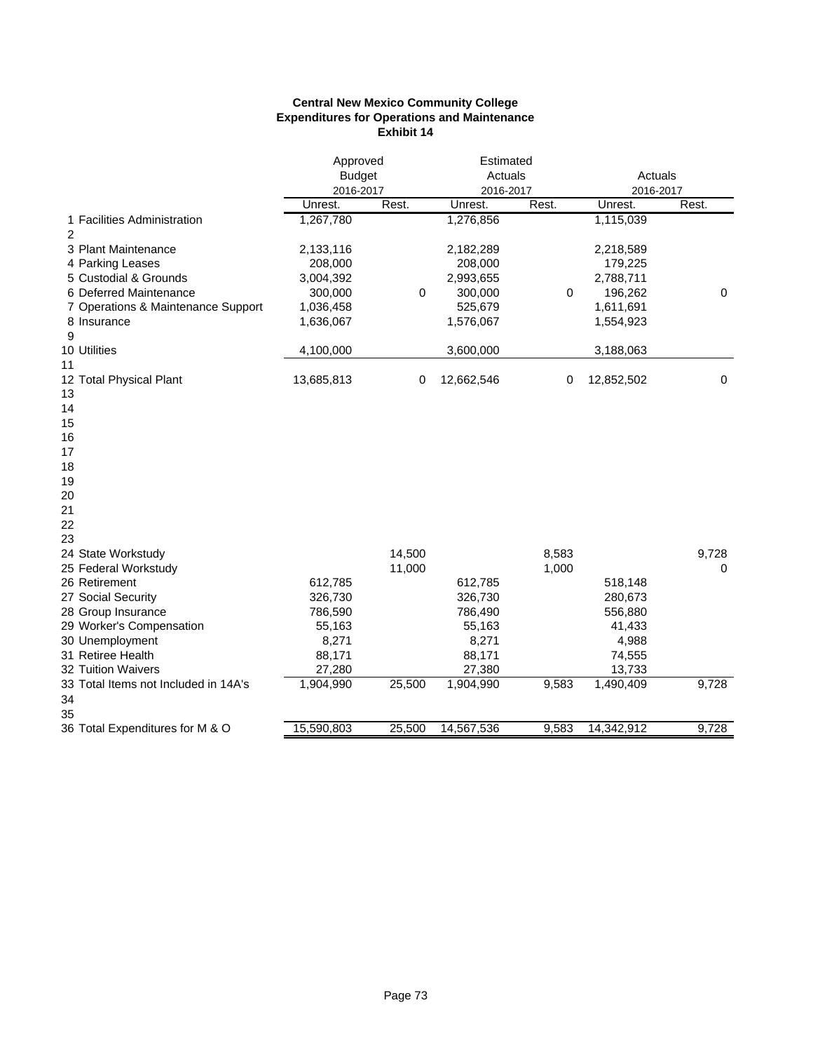**Central New Mexico Community College**
**Expenditures for Operations and Maintenance**
**Exhibit 14**

| | Approved Budget 2016-2017 | | Estimated Actuals 2016-2017 | | Actuals 2016-2017 | |
|---|---|---|---|---|---|---|
| | Unrest. | Rest. | Unrest. | Rest. | Unrest. | Rest. |
| 1 Facilities Administration | 1,267,780 | | 1,276,856 | | 1,115,039 | |
| 2 | | | | | | |
| 3 Plant Maintenance | 2,133,116 | | 2,182,289 | | 2,218,589 | |
| 4 Parking Leases | 208,000 | | 208,000 | | 179,225 | |
| 5 Custodial & Grounds | 3,004,392 | | 2,993,655 | | 2,788,711 | |
| 6 Deferred Maintenance | 300,000 | 0 | 300,000 | 0 | 196,262 | 0 |
| 7 Operations & Maintenance Support | 1,036,458 | | 525,679 | | 1,611,691 | |
| 8 Insurance | 1,636,067 | | 1,576,067 | | 1,554,923 | |
| 9 | | | | | | |
| 10 Utilities | 4,100,000 | | 3,600,000 | | 3,188,063 | |
| 11 | | | | | | |
| 12 Total Physical Plant | 13,685,813 | 0 | 12,662,546 | 0 | 12,852,502 | 0 |
| 13 | | | | | | |
| 14 | | | | | | |
| 15 | | | | | | |
| 16 | | | | | | |
| 17 | | | | | | |
| 18 | | | | | | |
| 19 | | | | | | |
| 20 | | | | | | |
| 21 | | | | | | |
| 22 | | | | | | |
| 23 | | | | | | |
| 24 State Workstudy | | 14,500 | | 8,583 | | 9,728 |
| 25 Federal Workstudy | | 11,000 | | 1,000 | | 0 |
| 26 Retirement | 612,785 | | 612,785 | | 518,148 | |
| 27 Social Security | 326,730 | | 326,730 | | 280,673 | |
| 28 Group Insurance | 786,590 | | 786,490 | | 556,880 | |
| 29 Worker's Compensation | 55,163 | | 55,163 | | 41,433 | |
| 30 Unemployment | 8,271 | | 8,271 | | 4,988 | |
| 31 Retiree Health | 88,171 | | 88,171 | | 74,555 | |
| 32 Tuition Waivers | 27,280 | | 27,380 | | 13,733 | |
| 33 Total Items not Included in 14A's | 1,904,990 | 25,500 | 1,904,990 | 9,583 | 1,490,409 | 9,728 |
| 34 | | | | | | |
| 35 | | | | | | |
| 36 Total Expenditures for M & O | 15,590,803 | 25,500 | 14,567,536 | 9,583 | 14,342,912 | 9,728 |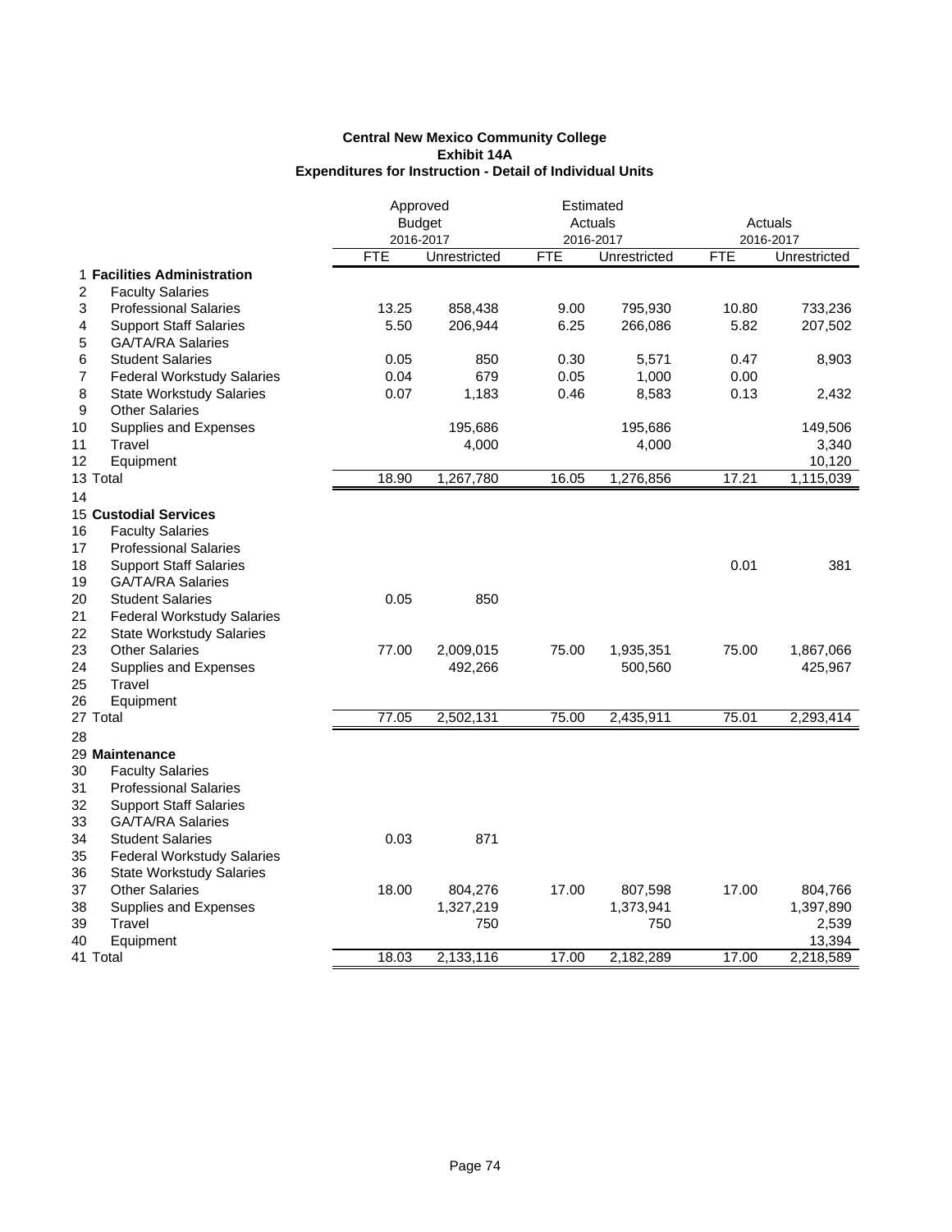**Central New Mexico Community College**
**Exhibit 14A**
**Expenditures for Instruction - Detail of Individual Units**

| | | Approved Budget 2016-2017 | | Estimated Actuals 2016-2017 | | Actuals 2016-2017 | |
|---|---|---|---|---|---|---|---|
| | | FTE | Unrestricted | FTE | Unrestricted | FTE | Unrestricted |
| 1 | **Facilities Administration** | | | | | | |
| 2 | Faculty Salaries | | | | | | |
| 3 | Professional Salaries | 13.25 | 858,438 | 9.00 | 795,930 | 10.80 | 733,236 |
| 4 | Support Staff Salaries | 5.50 | 206,944 | 6.25 | 266,086 | 5.82 | 207,502 |
| 5 | GA/TA/RA Salaries | | | | | | |
| 6 | Student Salaries | 0.05 | 850 | 0.30 | 5,571 | 0.47 | 8,903 |
| 7 | Federal Workstudy Salaries | 0.04 | 679 | 0.05 | 1,000 | 0.00 | |
| 8 | State Workstudy Salaries | 0.07 | 1,183 | 0.46 | 8,583 | 0.13 | 2,432 |
| 9 | Other Salaries | | | | | | |
| 10 | Supplies and Expenses | | 195,686 | | 195,686 | | 149,506 |
| 11 | Travel | | 4,000 | | 4,000 | | 3,340 |
| 12 | Equipment | | | | | | 10,120 |
| 13 | Total | 18.90 | 1,267,780 | 16.05 | 1,276,856 | 17.21 | 1,115,039 |
| 14 | | | | | | | |
| 15 | **Custodial Services** | | | | | | |
| 16 | Faculty Salaries | | | | | | |
| 17 | Professional Salaries | | | | | | |
| 18 | Support Staff Salaries | | | | | 0.01 | 381 |
| 19 | GA/TA/RA Salaries | | | | | | |
| 20 | Student Salaries | 0.05 | 850 | | | | |
| 21 | Federal Workstudy Salaries | | | | | | |
| 22 | State Workstudy Salaries | | | | | | |
| 23 | Other Salaries | 77.00 | 2,009,015 | 75.00 | 1,935,351 | 75.00 | 1,867,066 |
| 24 | Supplies and Expenses | | 492,266 | | 500,560 | | 425,967 |
| 25 | Travel | | | | | | |
| 26 | Equipment | | | | | | |
| 27 | Total | 77.05 | 2,502,131 | 75.00 | 2,435,911 | 75.01 | 2,293,414 |
| 28 | | | | | | | |
| 29 | **Maintenance** | | | | | | |
| 30 | Faculty Salaries | | | | | | |
| 31 | Professional Salaries | | | | | | |
| 32 | Support Staff Salaries | | | | | | |
| 33 | GA/TA/RA Salaries | | | | | | |
| 34 | Student Salaries | 0.03 | 871 | | | | |
| 35 | Federal Workstudy Salaries | | | | | | |
| 36 | State Workstudy Salaries | | | | | | |
| 37 | Other Salaries | 18.00 | 804,276 | 17.00 | 807,598 | 17.00 | 804,766 |
| 38 | Supplies and Expenses | | 1,327,219 | | 1,373,941 | | 1,397,890 |
| 39 | Travel | | 750 | | 750 | | 2,539 |
| 40 | Equipment | | | | | | 13,394 |
| 41 | Total | 18.03 | 2,133,116 | 17.00 | 2,182,289 | 17.00 | 2,218,589 |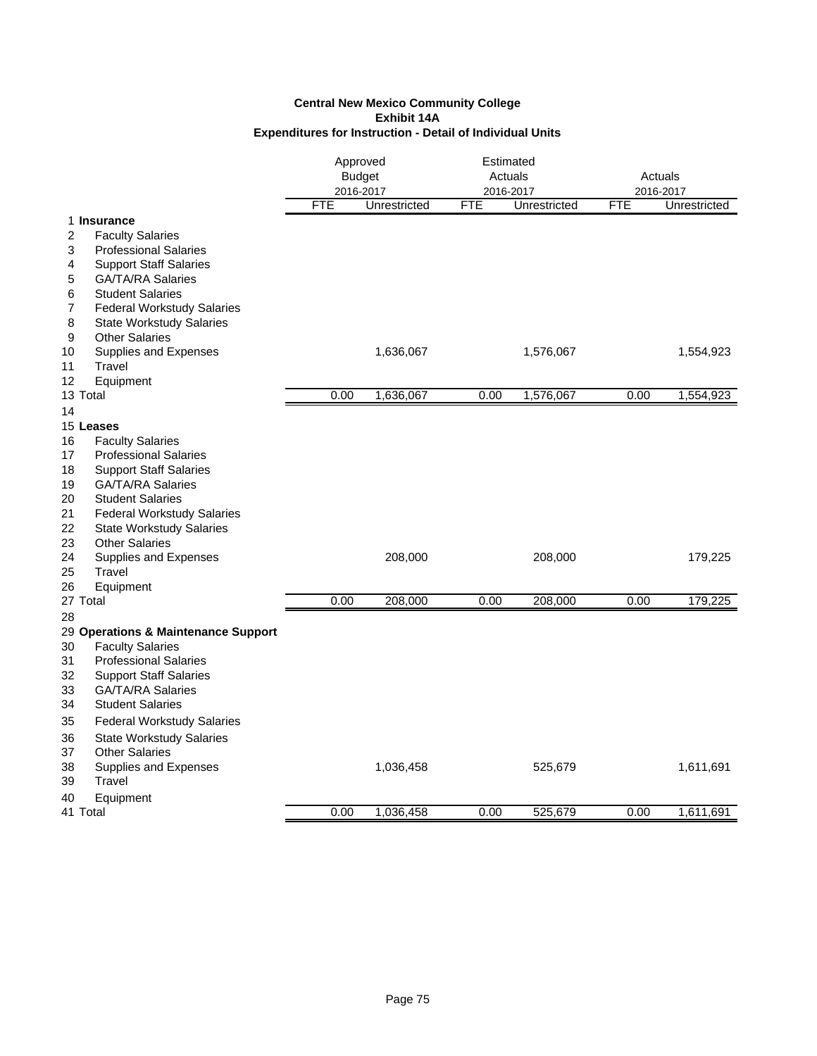**Central New Mexico Community College**
**Exhibit 14A**
**Expenditures for Instruction - Detail of Individual Units**

| | | Approved Budget 2016-2017 | | Estimated Actuals 2016-2017 | | Actuals 2016-2017 | |
|---|---|---|---|---|---|---|---|
| | | FTE | Unrestricted | FTE | Unrestricted | FTE | Unrestricted |
| 1 | **Insurance** | | | | | | |
| 2 | Faculty Salaries | | | | | | |
| 3 | Professional Salaries | | | | | | |
| 4 | Support Staff Salaries | | | | | | |
| 5 | GA/TA/RA Salaries | | | | | | |
| 6 | Student Salaries | | | | | | |
| 7 | Federal Workstudy Salaries | | | | | | |
| 8 | State Workstudy Salaries | | | | | | |
| 9 | Other Salaries | | | | | | |
| 10 | Supplies and Expenses | | 1,636,067 | | 1,576,067 | | 1,554,923 |
| 11 | Travel | | | | | | |
| 12 | Equipment | | | | | | |
| 13 | Total | 0.00 | 1,636,067 | 0.00 | 1,576,067 | 0.00 | 1,554,923 |
| 14 | | | | | | | |
| 15 | **Leases** | | | | | | |
| 16 | Faculty Salaries | | | | | | |
| 17 | Professional Salaries | | | | | | |
| 18 | Support Staff Salaries | | | | | | |
| 19 | GA/TA/RA Salaries | | | | | | |
| 20 | Student Salaries | | | | | | |
| 21 | Federal Workstudy Salaries | | | | | | |
| 22 | State Workstudy Salaries | | | | | | |
| 23 | Other Salaries | | | | | | |
| 24 | Supplies and Expenses | | 208,000 | | 208,000 | | 179,225 |
| 25 | Travel | | | | | | |
| 26 | Equipment | | | | | | |
| 27 | Total | 0.00 | 208,000 | 0.00 | 208,000 | 0.00 | 179,225 |
| 28 | | | | | | | |
| 29 | **Operations & Maintenance Support** | | | | | | |
| 30 | Faculty Salaries | | | | | | |
| 31 | Professional Salaries | | | | | | |
| 32 | Support Staff Salaries | | | | | | |
| 33 | GA/TA/RA Salaries | | | | | | |
| 34 | Student Salaries | | | | | | |
| 35 | Federal Workstudy Salaries | | | | | | |
| 36 | State Workstudy Salaries | | | | | | |
| 37 | Other Salaries | | | | | | |
| 38 | Supplies and Expenses | | 1,036,458 | | 525,679 | | 1,611,691 |
| 39 | Travel | | | | | | |
| 40 | Equipment | | | | | | |
| 41 | Total | 0.00 | 1,036,458 | 0.00 | 525,679 | 0.00 | 1,611,691 |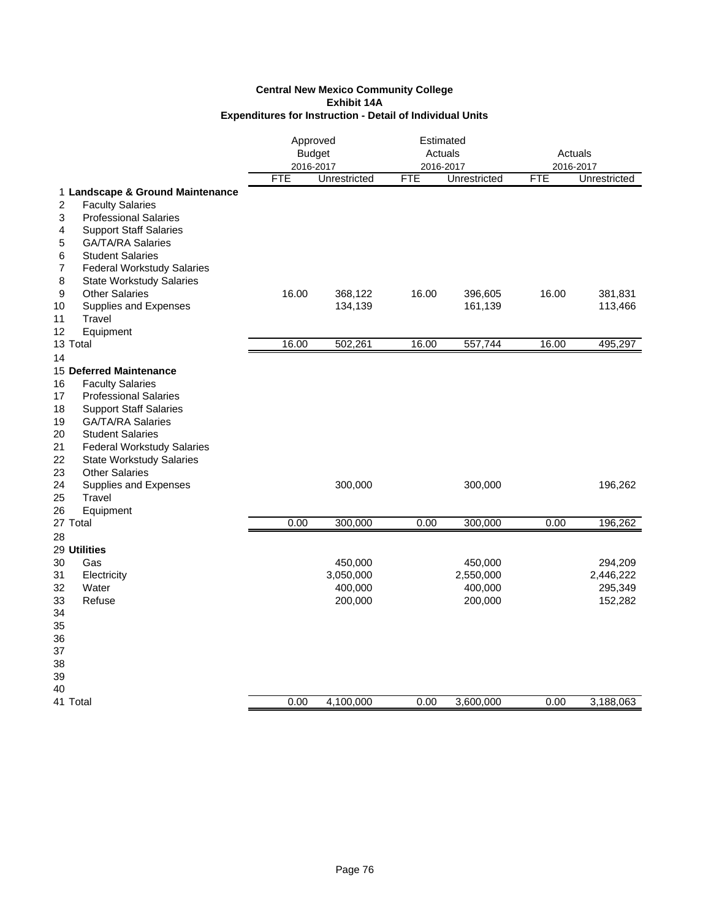**Central New Mexico Community College**
**Exhibit 14A**
**Expenditures for Instruction - Detail of Individual Units**

| | | Approved Budget 2016-2017 | | Estimated Actuals 2016-2017 | | Actuals 2016-2017 | |
|---|---|---|---|---|---|---|---|
| | | FTE | Unrestricted | FTE | Unrestricted | FTE | Unrestricted |
| 1 | **Landscape & Ground Maintenance** | | | | | | |
| 2 | Faculty Salaries | | | | | | |
| 3 | Professional Salaries | | | | | | |
| 4 | Support Staff Salaries | | | | | | |
| 5 | GA/TA/RA Salaries | | | | | | |
| 6 | Student Salaries | | | | | | |
| 7 | Federal Workstudy Salaries | | | | | | |
| 8 | State Workstudy Salaries | | | | | | |
| 9 | Other Salaries | 16.00 | 368,122 | 16.00 | 396,605 | 16.00 | 381,831 |
| 10 | Supplies and Expenses | | 134,139 | | 161,139 | | 113,466 |
| 11 | Travel | | | | | | |
| 12 | Equipment | | | | | | |
| 13 | Total | 16.00 | 502,261 | 16.00 | 557,744 | 16.00 | 495,297 |
| 14 | | | | | | | |
| 15 | **Deferred Maintenance** | | | | | | |
| 16 | Faculty Salaries | | | | | | |
| 17 | Professional Salaries | | | | | | |
| 18 | Support Staff Salaries | | | | | | |
| 19 | GA/TA/RA Salaries | | | | | | |
| 20 | Student Salaries | | | | | | |
| 21 | Federal Workstudy Salaries | | | | | | |
| 22 | State Workstudy Salaries | | | | | | |
| 23 | Other Salaries | | | | | | |
| 24 | Supplies and Expenses | | 300,000 | | 300,000 | | 196,262 |
| 25 | Travel | | | | | | |
| 26 | Equipment | | | | | | |
| 27 | Total | 0.00 | 300,000 | 0.00 | 300,000 | 0.00 | 196,262 |
| 28 | | | | | | | |
| 29 | **Utilities** | | | | | | |
| 30 | Gas | | 450,000 | | 450,000 | | 294,209 |
| 31 | Electricity | | 3,050,000 | | 2,550,000 | | 2,446,222 |
| 32 | Water | | 400,000 | | 400,000 | | 295,349 |
| 33 | Refuse | | 200,000 | | 200,000 | | 152,282 |
| 34 | | | | | | | |
| 35 | | | | | | | |
| 36 | | | | | | | |
| 37 | | | | | | | |
| 38 | | | | | | | |
| 39 | | | | | | | |
| 40 | | | | | | | |
| 41 | Total | 0.00 | 4,100,000 | 0.00 | 3,600,000 | 0.00 | 3,188,063 |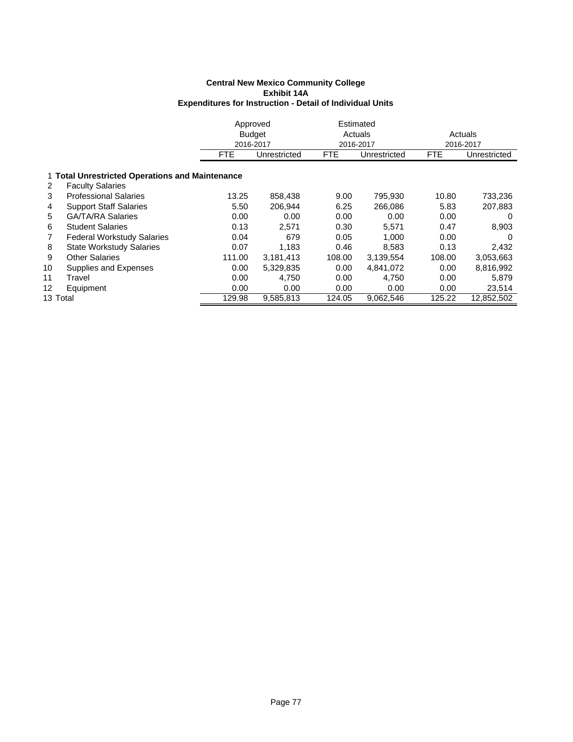**Central New Mexico Community College**
**Exhibit 14A**
**Expenditures for Instruction - Detail of Individual Units**

| | | Approved Budget 2016-2017 | | Estimated Actuals 2016-2017 | | Actuals 2016-2017 | |
|---|---|---|---|---|---|---|---|
| | | FTE | Unrestricted | FTE | Unrestricted | FTE | Unrestricted |
| 1 | **Total Unrestricted Operations and Maintenance** | | | | | | |
| 2 | Faculty Salaries | | | | | | |
| 3 | Professional Salaries | 13.25 | 858,438 | 9.00 | 795,930 | 10.80 | 733,236 |
| 4 | Support Staff Salaries | 5.50 | 206,944 | 6.25 | 266,086 | 5.83 | 207,883 |
| 5 | GA/TA/RA Salaries | 0.00 | 0.00 | 0.00 | 0.00 | 0.00 | 0 |
| 6 | Student Salaries | 0.13 | 2,571 | 0.30 | 5,571 | 0.47 | 8,903 |
| 7 | Federal Workstudy Salaries | 0.04 | 679 | 0.05 | 1,000 | 0.00 | 0 |
| 8 | State Workstudy Salaries | 0.07 | 1,183 | 0.46 | 8,583 | 0.13 | 2,432 |
| 9 | Other Salaries | 111.00 | 3,181,413 | 108.00 | 3,139,554 | 108.00 | 3,053,663 |
| 10 | Supplies and Expenses | 0.00 | 5,329,835 | 0.00 | 4,841,072 | 0.00 | 8,816,992 |
| 11 | Travel | 0.00 | 4,750 | 0.00 | 4,750 | 0.00 | 5,879 |
| 12 | Equipment | 0.00 | 0.00 | 0.00 | 0.00 | 0.00 | 23,514 |
| 13 | Total | 129.98 | 9,585,813 | 124.05 | 9,062,546 | 125.22 | 12,852,502 |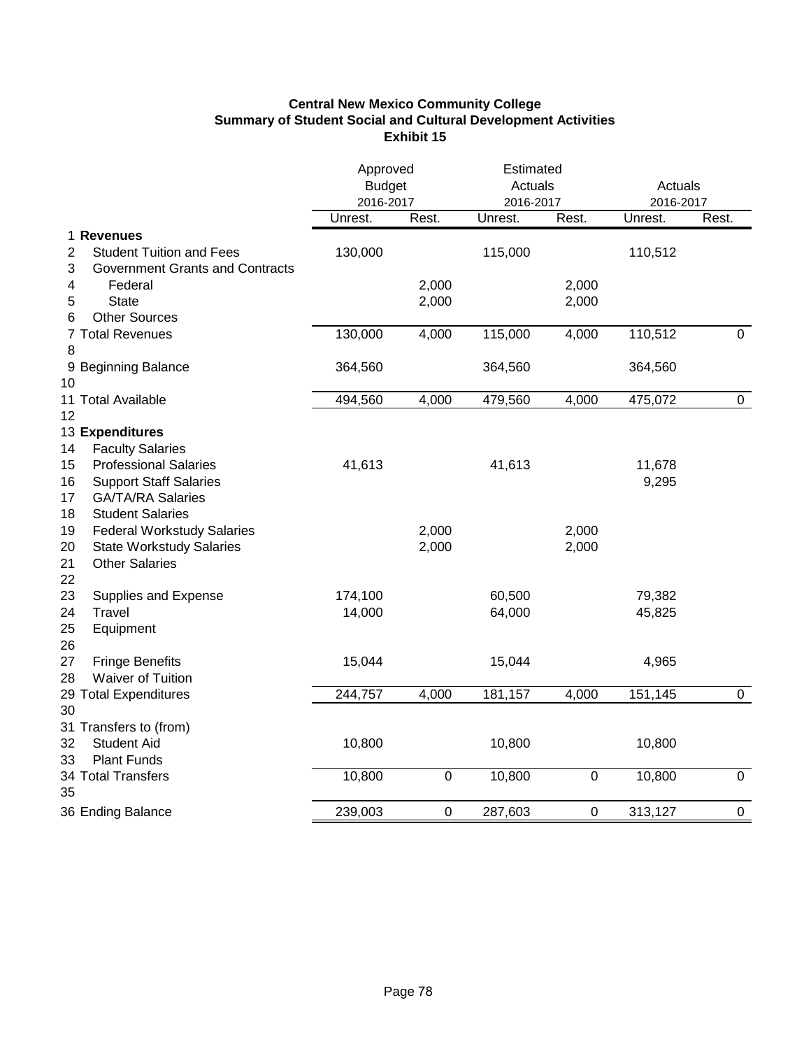**Central New Mexico Community College**
**Summary of Student Social and Cultural Development Activities**
**Exhibit 15**

| | | Approved Budget 2016-2017 | | Estimated Actuals 2016-2017 | | Actuals 2016-2017 | |
|---|---|---|---|---|---|---|---|
| | | Unrest. | Rest. | Unrest. | Rest. | Unrest. | Rest. |
| 1 | **Revenues** | | | | | | |
| 2 | Student Tuition and Fees | 130,000 | | 115,000 | | 110,512 | |
| 3 | Government Grants and Contracts | | | | | | |
| 4 | Federal | | 2,000 | | 2,000 | | |
| 5 | State | | 2,000 | | 2,000 | | |
| 6 | Other Sources | | | | | | |
| 7 | Total Revenues | 130,000 | 4,000 | 115,000 | 4,000 | 110,512 | 0 |
| 8 | | | | | | | |
| 9 | Beginning Balance | 364,560 | | 364,560 | | 364,560 | |
| 10 | | | | | | | |
| 11 | Total Available | 494,560 | 4,000 | 479,560 | 4,000 | 475,072 | 0 |
| 12 | | | | | | | |
| 13 | **Expenditures** | | | | | | |
| 14 | Faculty Salaries | | | | | | |
| 15 | Professional Salaries | 41,613 | | 41,613 | | 11,678 | |
| 16 | Support Staff Salaries | | | | | 9,295 | |
| 17 | GA/TA/RA Salaries | | | | | | |
| 18 | Student Salaries | | | | | | |
| 19 | Federal Workstudy Salaries | | 2,000 | | 2,000 | | |
| 20 | State Workstudy Salaries | | 2,000 | | 2,000 | | |
| 21 | Other Salaries | | | | | | |
| 22 | | | | | | | |
| 23 | Supplies and Expense | 174,100 | | 60,500 | | 79,382 | |
| 24 | Travel | 14,000 | | 64,000 | | 45,825 | |
| 25 | Equipment | | | | | | |
| 26 | | | | | | | |
| 27 | Fringe Benefits | 15,044 | | 15,044 | | 4,965 | |
| 28 | Waiver of Tuition | | | | | | |
| 29 | Total Expenditures | 244,757 | 4,000 | 181,157 | 4,000 | 151,145 | 0 |
| 30 | | | | | | | |
| 31 | Transfers to (from) | | | | | | |
| 32 | Student Aid | 10,800 | | 10,800 | | 10,800 | |
| 33 | Plant Funds | | | | | | |
| 34 | Total Transfers | 10,800 | 0 | 10,800 | 0 | 10,800 | 0 |
| 35 | | | | | | | |
| 36 | Ending Balance | 239,003 | 0 | 287,603 | 0 | 313,127 | 0 |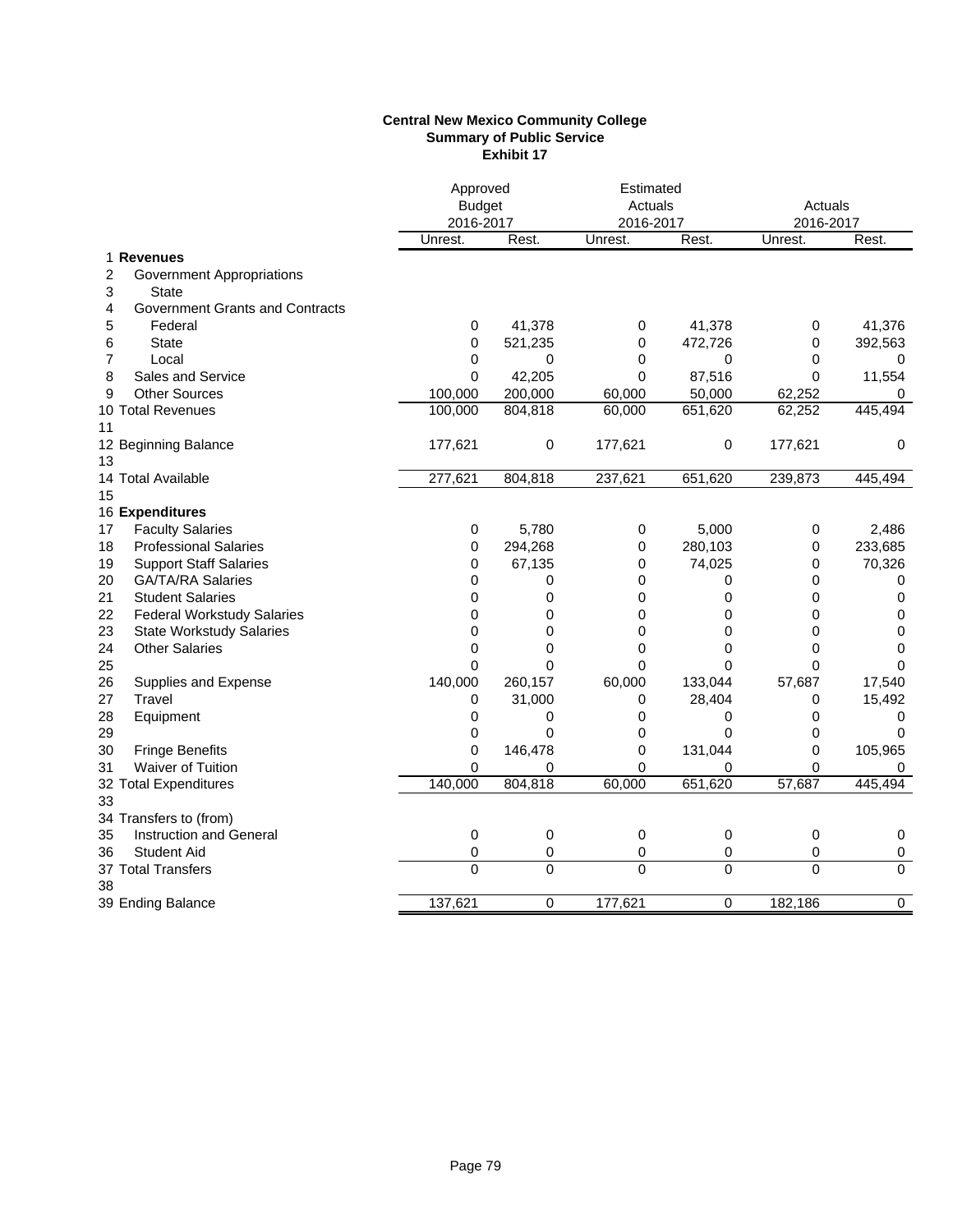**Central New Mexico Community College**
**Summary of Public Service**
**Exhibit 17**

| | | Approved Budget 2016-2017 | | Estimated Actuals 2016-2017 | | Actuals 2016-2017 | |
|---|---|---|---|---|---|---|---|
| | | Unrest. | Rest. | Unrest. | Rest. | Unrest. | Rest. |
| 1 | **Revenues** | | | | | | |
| 2 | Government Appropriations | | | | | | |
| 3 | State | | | | | | |
| 4 | Government Grants and Contracts | | | | | | |
| 5 | Federal | 0 | 41,378 | 0 | 41,378 | 0 | 41,376 |
| 6 | State | 0 | 521,235 | 0 | 472,726 | 0 | 392,563 |
| 7 | Local | 0 | 0 | 0 | 0 | 0 | 0 |
| 8 | Sales and Service | 0 | 42,205 | 0 | 87,516 | 0 | 11,554 |
| 9 | Other Sources | 100,000 | 200,000 | 60,000 | 50,000 | 62,252 | 0 |
| 10 | Total Revenues | 100,000 | 804,818 | 60,000 | 651,620 | 62,252 | 445,494 |
| 11 | | | | | | | |
| 12 | Beginning Balance | 177,621 | 0 | 177,621 | 0 | 177,621 | 0 |
| 13 | | | | | | | |
| 14 | Total Available | 277,621 | 804,818 | 237,621 | 651,620 | 239,873 | 445,494 |
| 15 | | | | | | | |
| 16 | **Expenditures** | | | | | | |
| 17 | Faculty Salaries | 0 | 5,780 | 0 | 5,000 | 0 | 2,486 |
| 18 | Professional Salaries | 0 | 294,268 | 0 | 280,103 | 0 | 233,685 |
| 19 | Support Staff Salaries | 0 | 67,135 | 0 | 74,025 | 0 | 70,326 |
| 20 | GA/TA/RA Salaries | 0 | 0 | 0 | 0 | 0 | 0 |
| 21 | Student Salaries | 0 | 0 | 0 | 0 | 0 | 0 |
| 22 | Federal Workstudy Salaries | 0 | 0 | 0 | 0 | 0 | 0 |
| 23 | State Workstudy Salaries | 0 | 0 | 0 | 0 | 0 | 0 |
| 24 | Other Salaries | 0 | 0 | 0 | 0 | 0 | 0 |
| 25 | | 0 | 0 | 0 | 0 | 0 | 0 |
| 26 | Supplies and Expense | 140,000 | 260,157 | 60,000 | 133,044 | 57,687 | 17,540 |
| 27 | Travel | 0 | 31,000 | 0 | 28,404 | 0 | 15,492 |
| 28 | Equipment | 0 | 0 | 0 | 0 | 0 | 0 |
| 29 | | 0 | 0 | 0 | 0 | 0 | 0 |
| 30 | Fringe Benefits | 0 | 146,478 | 0 | 131,044 | 0 | 105,965 |
| 31 | Waiver of Tuition | 0 | 0 | 0 | 0 | 0 | 0 |
| 32 | Total Expenditures | 140,000 | 804,818 | 60,000 | 651,620 | 57,687 | 445,494 |
| 33 | | | | | | | |
| 34 | Transfers to (from) | | | | | | |
| 35 | Instruction and General | 0 | 0 | 0 | 0 | 0 | 0 |
| 36 | Student Aid | 0 | 0 | 0 | 0 | 0 | 0 |
| 37 | Total Transfers | 0 | 0 | 0 | 0 | 0 | 0 |
| 38 | | | | | | | |
| 39 | Ending Balance | 137,621 | 0 | 177,621 | 0 | 182,186 | 0 |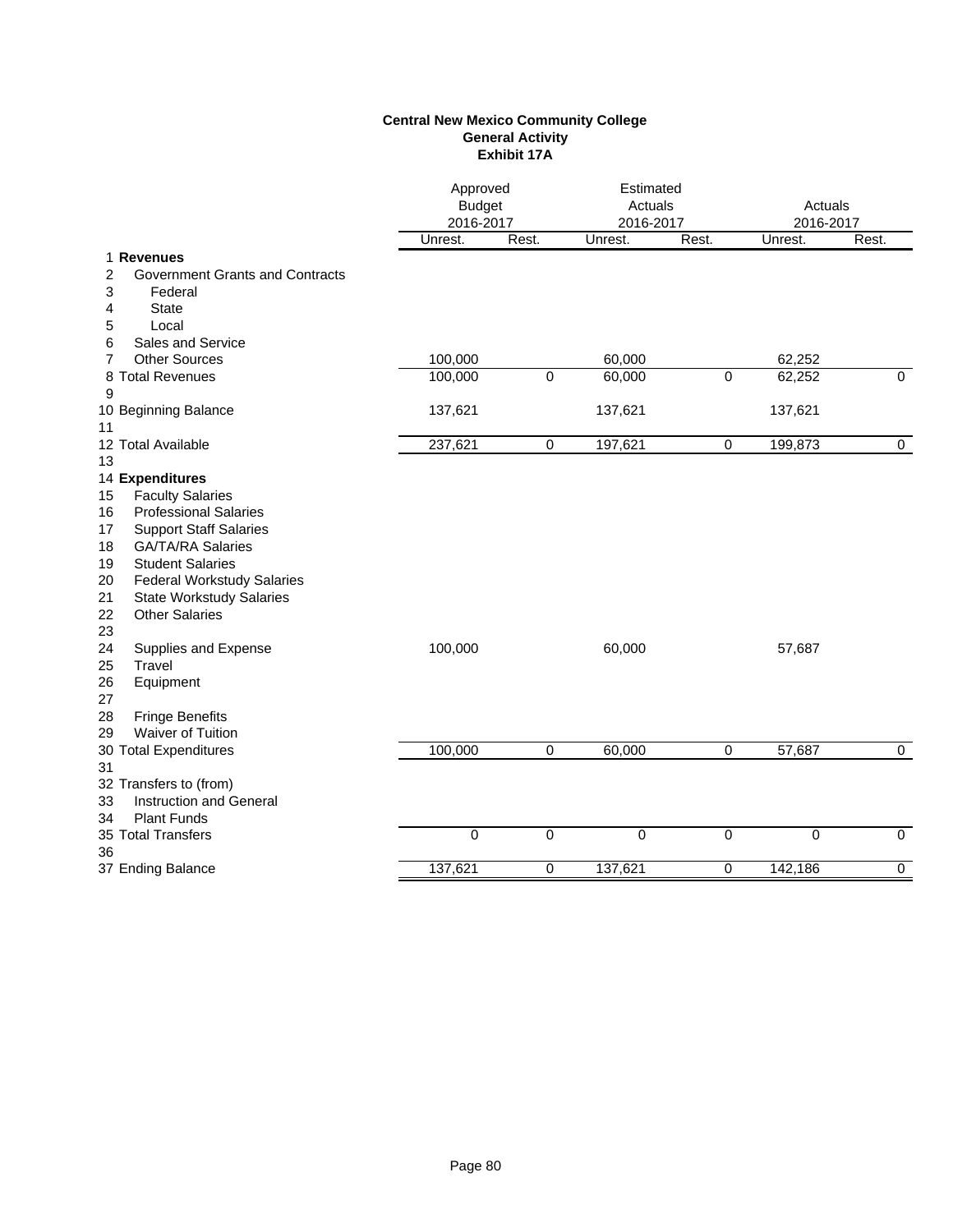**Central New Mexico Community College**
**General Activity**
**Exhibit 17A**

| | | Approved Budget 2016-2017 | | Estimated Actuals 2016-2017 | | Actuals 2016-2017 | |
|---|---|---|---|---|---|---|---|
| | | Unrest. | Rest. | Unrest. | Rest. | Unrest. | Rest. |
| 1 | **Revenues** | | | | | | |
| 2 | Government Grants and Contracts | | | | | | |
| 3 | Federal | | | | | | |
| 4 | State | | | | | | |
| 5 | Local | | | | | | |
| 6 | Sales and Service | | | | | | |
| 7 | Other Sources | 100,000 | | 60,000 | | 62,252 | |
| 8 | Total Revenues | 100,000 | 0 | 60,000 | 0 | 62,252 | 0 |
| 9 | | | | | | | |
| 10 | Beginning Balance | 137,621 | | 137,621 | | 137,621 | |
| 11 | | | | | | | |
| 12 | Total Available | 237,621 | 0 | 197,621 | 0 | 199,873 | 0 |
| 13 | | | | | | | |
| 14 | **Expenditures** | | | | | | |
| 15 | Faculty Salaries | | | | | | |
| 16 | Professional Salaries | | | | | | |
| 17 | Support Staff Salaries | | | | | | |
| 18 | GA/TA/RA Salaries | | | | | | |
| 19 | Student Salaries | | | | | | |
| 20 | Federal Workstudy Salaries | | | | | | |
| 21 | State Workstudy Salaries | | | | | | |
| 22 | Other Salaries | | | | | | |
| 23 | | | | | | | |
| 24 | Supplies and Expense | 100,000 | | 60,000 | | 57,687 | |
| 25 | Travel | | | | | | |
| 26 | Equipment | | | | | | |
| 27 | | | | | | | |
| 28 | Fringe Benefits | | | | | | |
| 29 | Waiver of Tuition | | | | | | |
| 30 | Total Expenditures | 100,000 | 0 | 60,000 | 0 | 57,687 | 0 |
| 31 | | | | | | | |
| 32 | Transfers to (from) | | | | | | |
| 33 | Instruction and General | | | | | | |
| 34 | Plant Funds | | | | | | |
| 35 | Total Transfers | 0 | 0 | 0 | 0 | 0 | 0 |
| 36 | | | | | | | |
| 37 | Ending Balance | 137,621 | 0 | 137,621 | 0 | 142,186 | 0 |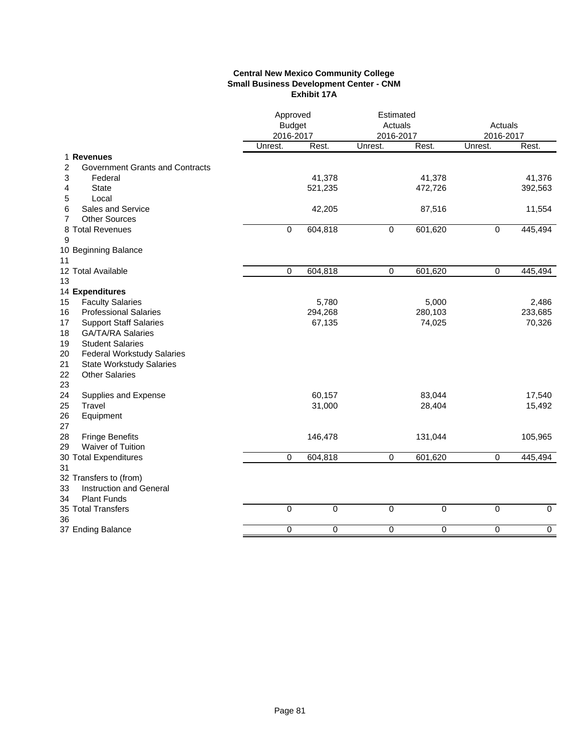**Central New Mexico Community College**
**Small Business Development Center - CNM**
**Exhibit 17A**

| | | Approved Budget 2016-2017 | | Estimated Actuals 2016-2017 | | Actuals 2016-2017 | |
|---|---|---|---|---|---|---|---|
| | | Unrest. | Rest. | Unrest. | Rest. | Unrest. | Rest. |
| 1 | **Revenues** | | | | | | |
| 2 | Government Grants and Contracts | | | | | | |
| 3 | Federal | | 41,378 | | 41,378 | | 41,376 |
| 4 | State | | 521,235 | | 472,726 | | 392,563 |
| 5 | Local | | | | | | |
| 6 | Sales and Service | | 42,205 | | 87,516 | | 11,554 |
| 7 | Other Sources | | | | | | |
| 8 | Total Revenues | 0 | 604,818 | 0 | 601,620 | 0 | 445,494 |
| 9 | | | | | | | |
| 10 | Beginning Balance | | | | | | |
| 11 | | | | | | | |
| 12 | Total Available | 0 | 604,818 | 0 | 601,620 | 0 | 445,494 |
| 13 | | | | | | | |
| 14 | **Expenditures** | | | | | | |
| 15 | Faculty Salaries | | 5,780 | | 5,000 | | 2,486 |
| 16 | Professional Salaries | | 294,268 | | 280,103 | | 233,685 |
| 17 | Support Staff Salaries | | 67,135 | | 74,025 | | 70,326 |
| 18 | GA/TA/RA Salaries | | | | | | |
| 19 | Student Salaries | | | | | | |
| 20 | Federal Workstudy Salaries | | | | | | |
| 21 | State Workstudy Salaries | | | | | | |
| 22 | Other Salaries | | | | | | |
| 23 | | | | | | | |
| 24 | Supplies and Expense | | 60,157 | | 83,044 | | 17,540 |
| 25 | Travel | | 31,000 | | 28,404 | | 15,492 |
| 26 | Equipment | | | | | | |
| 27 | | | | | | | |
| 28 | Fringe Benefits | | 146,478 | | 131,044 | | 105,965 |
| 29 | Waiver of Tuition | | | | | | |
| 30 | Total Expenditures | 0 | 604,818 | 0 | 601,620 | 0 | 445,494 |
| 31 | | | | | | | |
| 32 | Transfers to (from) | | | | | | |
| 33 | Instruction and General | | | | | | |
| 34 | Plant Funds | | | | | | |
| 35 | Total Transfers | 0 | 0 | 0 | 0 | 0 | 0 |
| 36 | | | | | | | |
| 37 | Ending Balance | 0 | 0 | 0 | 0 | 0 | 0 |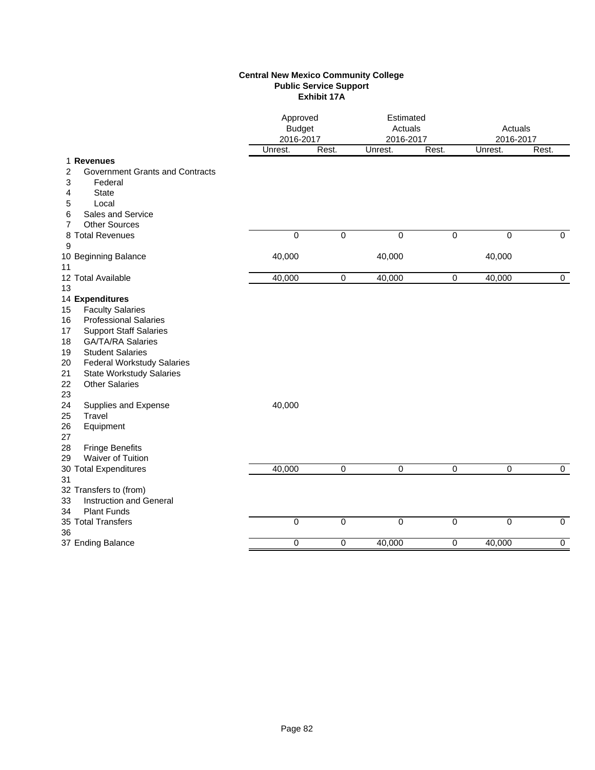**Central New Mexico Community College**
**Public Service Support**
**Exhibit 17A**

| | | Approved Budget 2016-2017 | | Estimated Actuals 2016-2017 | | Actuals 2016-2017 | |
|---|---|---|---|---|---|---|---|
| | | Unrest. | Rest. | Unrest. | Rest. | Unrest. | Rest. |
| 1 | **Revenues** | | | | | | |
| 2 | Government Grants and Contracts | | | | | | |
| 3 | Federal | | | | | | |
| 4 | State | | | | | | |
| 5 | Local | | | | | | |
| 6 | Sales and Service | | | | | | |
| 7 | Other Sources | | | | | | |
| 8 | Total Revenues | 0 | 0 | 0 | 0 | 0 | 0 |
| 9 | | | | | | | |
| 10 | Beginning Balance | 40,000 | | 40,000 | | 40,000 | |
| 11 | | | | | | | |
| 12 | Total Available | 40,000 | 0 | 40,000 | 0 | 40,000 | 0 |
| 13 | | | | | | | |
| 14 | **Expenditures** | | | | | | |
| 15 | Faculty Salaries | | | | | | |
| 16 | Professional Salaries | | | | | | |
| 17 | Support Staff Salaries | | | | | | |
| 18 | GA/TA/RA Salaries | | | | | | |
| 19 | Student Salaries | | | | | | |
| 20 | Federal Workstudy Salaries | | | | | | |
| 21 | State Workstudy Salaries | | | | | | |
| 22 | Other Salaries | | | | | | |
| 23 | | | | | | | |
| 24 | Supplies and Expense | 40,000 | | | | | |
| 25 | Travel | | | | | | |
| 26 | Equipment | | | | | | |
| 27 | | | | | | | |
| 28 | Fringe Benefits | | | | | | |
| 29 | Waiver of Tuition | | | | | | |
| 30 | Total Expenditures | 40,000 | 0 | 0 | 0 | 0 | 0 |
| 31 | | | | | | | |
| 32 | Transfers to (from) | | | | | | |
| 33 | Instruction and General | | | | | | |
| 34 | Plant Funds | | | | | | |
| 35 | Total Transfers | 0 | 0 | 0 | 0 | 0 | 0 |
| 36 | | | | | | | |
| 37 | Ending Balance | 0 | 0 | 40,000 | 0 | 40,000 | 0 |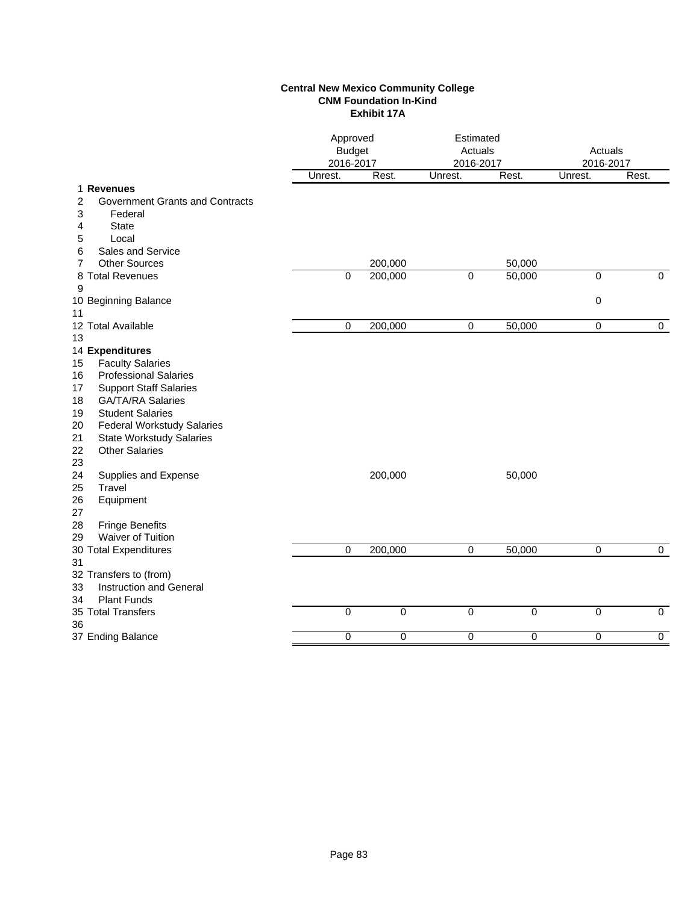**Central New Mexico Community College**
**CNM Foundation In-Kind**
**Exhibit 17A**

| | | Approved Budget 2016-2017 | | Estimated Actuals 2016-2017 | | Actuals 2016-2017 | |
|---|---|---|---|---|---|---|---|
| | | Unrest. | Rest. | Unrest. | Rest. | Unrest. | Rest. |
| 1 | **Revenues** | | | | | | |
| 2 | Government Grants and Contracts | | | | | | |
| 3 | Federal | | | | | | |
| 4 | State | | | | | | |
| 5 | Local | | | | | | |
| 6 | Sales and Service | | | | | | |
| 7 | Other Sources | | 200,000 | | 50,000 | | |
| 8 | Total Revenues | 0 | 200,000 | 0 | 50,000 | 0 | 0 |
| 9 | | | | | | | |
| 10 | Beginning Balance | | | | | 0 | |
| 11 | | | | | | | |
| 12 | Total Available | 0 | 200,000 | 0 | 50,000 | 0 | 0 |
| 13 | | | | | | | |
| 14 | **Expenditures** | | | | | | |
| 15 | Faculty Salaries | | | | | | |
| 16 | Professional Salaries | | | | | | |
| 17 | Support Staff Salaries | | | | | | |
| 18 | GA/TA/RA Salaries | | | | | | |
| 19 | Student Salaries | | | | | | |
| 20 | Federal Workstudy Salaries | | | | | | |
| 21 | State Workstudy Salaries | | | | | | |
| 22 | Other Salaries | | | | | | |
| 23 | | | | | | | |
| 24 | Supplies and Expense | | 200,000 | | 50,000 | | |
| 25 | Travel | | | | | | |
| 26 | Equipment | | | | | | |
| 27 | | | | | | | |
| 28 | Fringe Benefits | | | | | | |
| 29 | Waiver of Tuition | | | | | | |
| 30 | Total Expenditures | 0 | 200,000 | 0 | 50,000 | 0 | 0 |
| 31 | | | | | | | |
| 32 | Transfers to (from) | | | | | | |
| 33 | Instruction and General | | | | | | |
| 34 | Plant Funds | | | | | | |
| 35 | Total Transfers | 0 | 0 | 0 | 0 | 0 | 0 |
| 36 | | | | | | | |
| 37 | Ending Balance | 0 | 0 | 0 | 0 | 0 | 0 |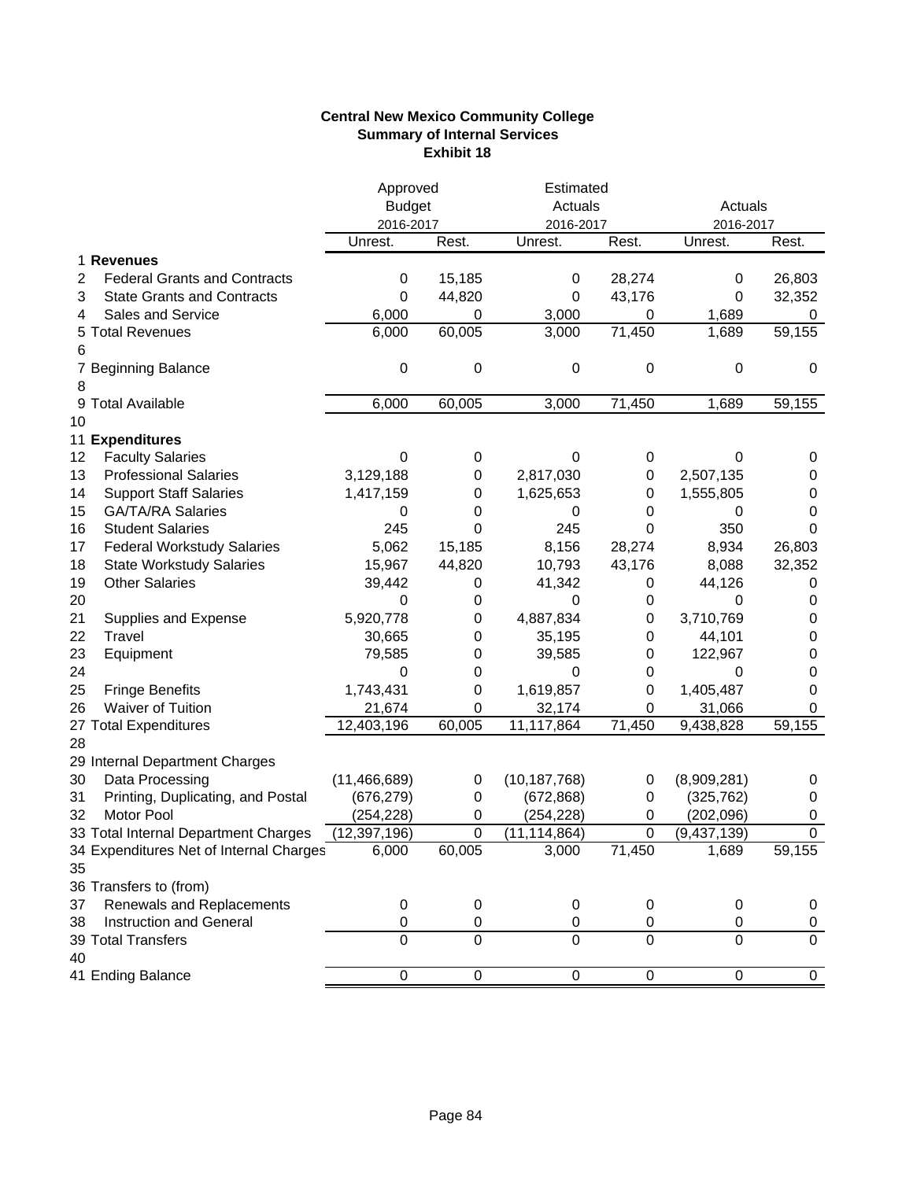**Central New Mexico Community College**
**Summary of Internal Services**
**Exhibit 18**

| | | Approved Budget 2016-2017 | | Estimated Actuals 2016-2017 | | Actuals 2016-2017 | |
|---|---|---|---|---|---|---|---|
| | | Unrest. | Rest. | Unrest. | Rest. | Unrest. | Rest. |
| 1 | **Revenues** | | | | | | |
| 2 | Federal Grants and Contracts | 0 | 15,185 | 0 | 28,274 | 0 | 26,803 |
| 3 | State Grants and Contracts | 0 | 44,820 | 0 | 43,176 | 0 | 32,352 |
| 4 | Sales and Service | 6,000 | 0 | 3,000 | 0 | 1,689 | 0 |
| 5 | Total Revenues | 6,000 | 60,005 | 3,000 | 71,450 | 1,689 | 59,155 |
| 6 | | | | | | | |
| 7 | Beginning Balance | 0 | 0 | 0 | 0 | 0 | 0 |
| 8 | | | | | | | |
| 9 | Total Available | 6,000 | 60,005 | 3,000 | 71,450 | 1,689 | 59,155 |
| 10 | | | | | | | |
| 11 | **Expenditures** | | | | | | |
| 12 | Faculty Salaries | 0 | 0 | 0 | 0 | 0 | 0 |
| 13 | Professional Salaries | 3,129,188 | 0 | 2,817,030 | 0 | 2,507,135 | 0 |
| 14 | Support Staff Salaries | 1,417,159 | 0 | 1,625,653 | 0 | 1,555,805 | 0 |
| 15 | GA/TA/RA Salaries | 0 | 0 | 0 | 0 | 0 | 0 |
| 16 | Student Salaries | 245 | 0 | 245 | 0 | 350 | 0 |
| 17 | Federal Workstudy Salaries | 5,062 | 15,185 | 8,156 | 28,274 | 8,934 | 26,803 |
| 18 | State Workstudy Salaries | 15,967 | 44,820 | 10,793 | 43,176 | 8,088 | 32,352 |
| 19 | Other Salaries | 39,442 | 0 | 41,342 | 0 | 44,126 | 0 |
| 20 | | 0 | 0 | 0 | 0 | 0 | 0 |
| 21 | Supplies and Expense | 5,920,778 | 0 | 4,887,834 | 0 | 3,710,769 | 0 |
| 22 | Travel | 30,665 | 0 | 35,195 | 0 | 44,101 | 0 |
| 23 | Equipment | 79,585 | 0 | 39,585 | 0 | 122,967 | 0 |
| 24 | | 0 | 0 | 0 | 0 | 0 | 0 |
| 25 | Fringe Benefits | 1,743,431 | 0 | 1,619,857 | 0 | 1,405,487 | 0 |
| 26 | Waiver of Tuition | 21,674 | 0 | 32,174 | 0 | 31,066 | 0 |
| 27 | Total Expenditures | 12,403,196 | 60,005 | 11,117,864 | 71,450 | 9,438,828 | 59,155 |
| 28 | | | | | | | |
| 29 | Internal Department Charges | | | | | | |
| 30 | Data Processing | (11,466,689) | 0 | (10,187,768) | 0 | (8,909,281) | 0 |
| 31 | Printing, Duplicating, and Postal | (676,279) | 0 | (672,868) | 0 | (325,762) | 0 |
| 32 | Motor Pool | (254,228) | 0 | (254,228) | 0 | (202,096) | 0 |
| 33 | Total Internal Department Charges | (12,397,196) | 0 | (11,114,864) | 0 | (9,437,139) | 0 |
| 34 | Expenditures Net of Internal Charges | 6,000 | 60,005 | 3,000 | 71,450 | 1,689 | 59,155 |
| 35 | | | | | | | |
| 36 | Transfers to (from) | | | | | | |
| 37 | Renewals and Replacements | 0 | 0 | 0 | 0 | 0 | 0 |
| 38 | Instruction and General | 0 | 0 | 0 | 0 | 0 | 0 |
| 39 | Total Transfers | 0 | 0 | 0 | 0 | 0 | 0 |
| 40 | | | | | | | |
| 41 | Ending Balance | 0 | 0 | 0 | 0 | 0 | 0 |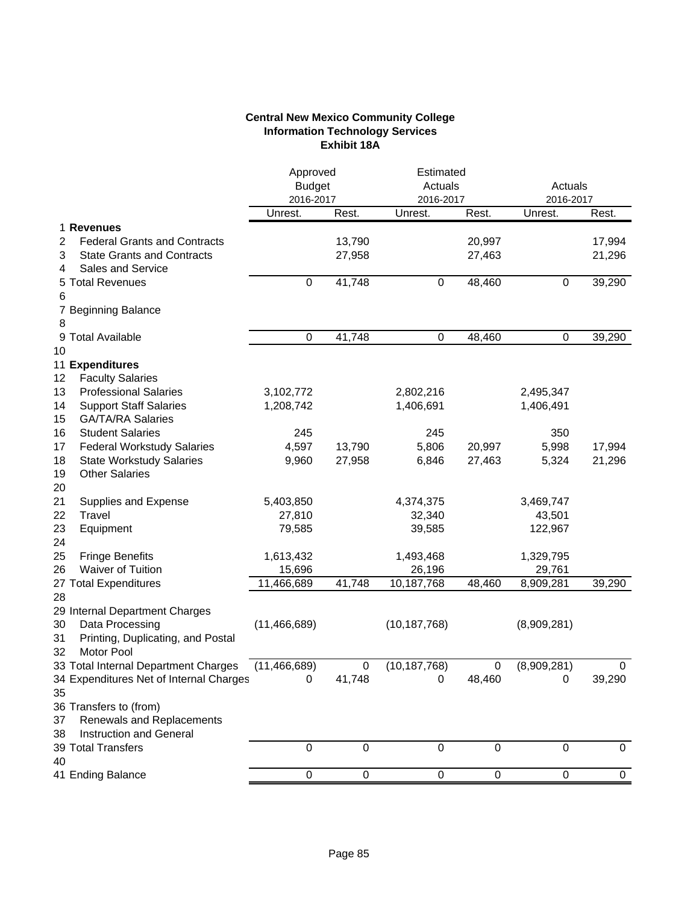**Central New Mexico Community College**
**Information Technology Services**
**Exhibit 18A**

| | | Approved Budget 2016-2017 | | Estimated Actuals 2016-2017 | | Actuals 2016-2017 | |
|---|---|---|---|---|---|---|---|
| | | Unrest. | Rest. | Unrest. | Rest. | Unrest. | Rest. |
| 1 | **Revenues** | | | | | | |
| 2 | Federal Grants and Contracts | | 13,790 | | 20,997 | | 17,994 |
| 3 | State Grants and Contracts | | 27,958 | | 27,463 | | 21,296 |
| 4 | Sales and Service | | | | | | |
| 5 | Total Revenues | 0 | 41,748 | 0 | 48,460 | 0 | 39,290 |
| 6 | | | | | | | |
| 7 | Beginning Balance | | | | | | |
| 8 | | | | | | | |
| 9 | Total Available | 0 | 41,748 | 0 | 48,460 | 0 | 39,290 |
| 10 | | | | | | | |
| 11 | **Expenditures** | | | | | | |
| 12 | Faculty Salaries | | | | | | |
| 13 | Professional Salaries | 3,102,772 | | 2,802,216 | | 2,495,347 | |
| 14 | Support Staff Salaries | 1,208,742 | | 1,406,691 | | 1,406,491 | |
| 15 | GA/TA/RA Salaries | | | | | | |
| 16 | Student Salaries | 245 | | 245 | | 350 | |
| 17 | Federal Workstudy Salaries | 4,597 | 13,790 | 5,806 | 20,997 | 5,998 | 17,994 |
| 18 | State Workstudy Salaries | 9,960 | 27,958 | 6,846 | 27,463 | 5,324 | 21,296 |
| 19 | Other Salaries | | | | | | |
| 20 | | | | | | | |
| 21 | Supplies and Expense | 5,403,850 | | 4,374,375 | | 3,469,747 | |
| 22 | Travel | 27,810 | | 32,340 | | 43,501 | |
| 23 | Equipment | 79,585 | | 39,585 | | 122,967 | |
| 24 | | | | | | | |
| 25 | Fringe Benefits | 1,613,432 | | 1,493,468 | | 1,329,795 | |
| 26 | Waiver of Tuition | 15,696 | | 26,196 | | 29,761 | |
| 27 | Total Expenditures | 11,466,689 | 41,748 | 10,187,768 | 48,460 | 8,909,281 | 39,290 |
| 28 | | | | | | | |
| 29 | Internal Department Charges | | | | | | |
| 30 | Data Processing | (11,466,689) | | (10,187,768) | | (8,909,281) | |
| 31 | Printing, Duplicating, and Postal | | | | | | |
| 32 | Motor Pool | | | | | | |
| 33 | Total Internal Department Charges | (11,466,689) | 0 | (10,187,768) | 0 | (8,909,281) | 0 |
| 34 | Expenditures Net of Internal Charges | 0 | 41,748 | 0 | 48,460 | 0 | 39,290 |
| 35 | | | | | | | |
| 36 | Transfers to (from) | | | | | | |
| 37 | Renewals and Replacements | | | | | | |
| 38 | Instruction and General | | | | | | |
| 39 | Total Transfers | 0 | 0 | 0 | 0 | 0 | 0 |
| 40 | | | | | | | |
| 41 | Ending Balance | 0 | 0 | 0 | 0 | 0 | 0 |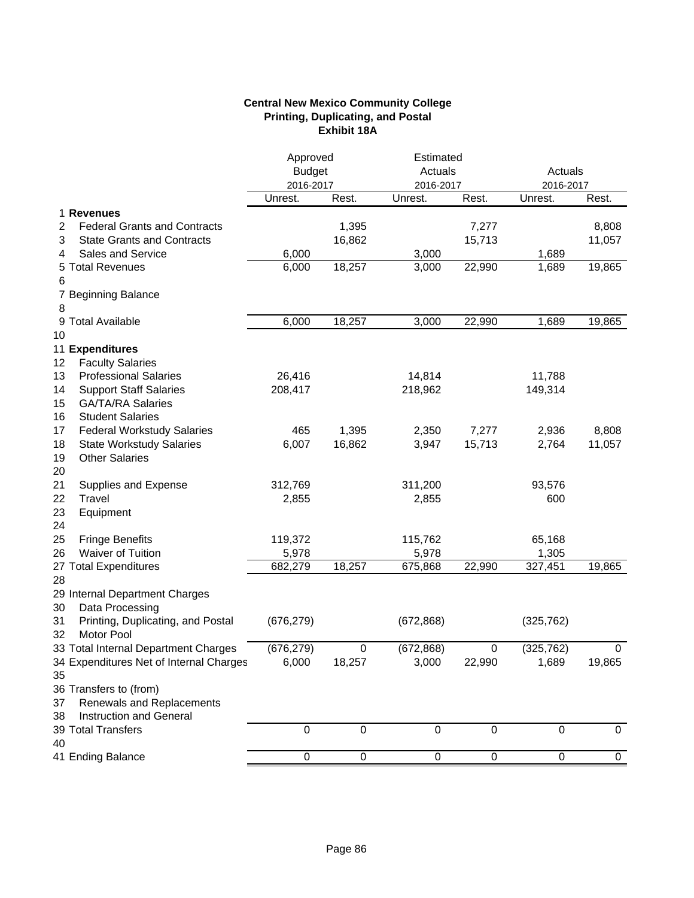**Central New Mexico Community College**
**Printing, Duplicating, and Postal**
**Exhibit 18A**

| | | Approved Budget 2016-2017 | | Estimated Actuals 2016-2017 | | Actuals 2016-2017 | |
|---|---|---|---|---|---|---|---|
| | | Unrest. | Rest. | Unrest. | Rest. | Unrest. | Rest. |
| 1 | **Revenues** | | | | | | |
| 2 | Federal Grants and Contracts | | 1,395 | | 7,277 | | 8,808 |
| 3 | State Grants and Contracts | | 16,862 | | 15,713 | | 11,057 |
| 4 | Sales and Service | 6,000 | | 3,000 | | 1,689 | |
| 5 | Total Revenues | 6,000 | 18,257 | 3,000 | 22,990 | 1,689 | 19,865 |
| 6 | | | | | | | |
| 7 | Beginning Balance | | | | | | |
| 8 | | | | | | | |
| 9 | Total Available | 6,000 | 18,257 | 3,000 | 22,990 | 1,689 | 19,865 |
| 10 | | | | | | | |
| 11 | **Expenditures** | | | | | | |
| 12 | Faculty Salaries | | | | | | |
| 13 | Professional Salaries | 26,416 | | 14,814 | | 11,788 | |
| 14 | Support Staff Salaries | 208,417 | | 218,962 | | 149,314 | |
| 15 | GA/TA/RA Salaries | | | | | | |
| 16 | Student Salaries | | | | | | |
| 17 | Federal Workstudy Salaries | 465 | 1,395 | 2,350 | 7,277 | 2,936 | 8,808 |
| 18 | State Workstudy Salaries | 6,007 | 16,862 | 3,947 | 15,713 | 2,764 | 11,057 |
| 19 | Other Salaries | | | | | | |
| 20 | | | | | | | |
| 21 | Supplies and Expense | 312,769 | | 311,200 | | 93,576 | |
| 22 | Travel | 2,855 | | 2,855 | | 600 | |
| 23 | Equipment | | | | | | |
| 24 | | | | | | | |
| 25 | Fringe Benefits | 119,372 | | 115,762 | | 65,168 | |
| 26 | Waiver of Tuition | 5,978 | | 5,978 | | 1,305 | |
| 27 | Total Expenditures | 682,279 | 18,257 | 675,868 | 22,990 | 327,451 | 19,865 |
| 28 | | | | | | | |
| 29 | Internal Department Charges | | | | | | |
| 30 | Data Processing | | | | | | |
| 31 | Printing, Duplicating, and Postal | (676,279) | | (672,868) | | (325,762) | |
| 32 | Motor Pool | | | | | | |
| 33 | Total Internal Department Charges | (676,279) | 0 | (672,868) | 0 | (325,762) | 0 |
| 34 | Expenditures Net of Internal Charges | 6,000 | 18,257 | 3,000 | 22,990 | 1,689 | 19,865 |
| 35 | | | | | | | |
| 36 | Transfers to (from) | | | | | | |
| 37 | Renewals and Replacements | | | | | | |
| 38 | Instruction and General | | | | | | |
| 39 | Total Transfers | 0 | 0 | 0 | 0 | 0 | 0 |
| 40 | | | | | | | |
| 41 | Ending Balance | 0 | 0 | 0 | 0 | 0 | 0 |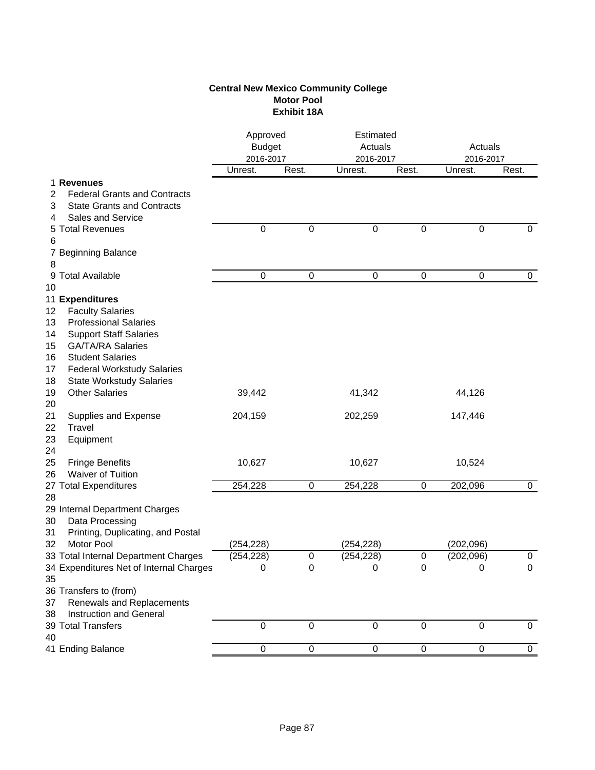**Central New Mexico Community College**
**Motor Pool**
**Exhibit 18A**

| | | Approved Budget 2016-2017 | | Estimated Actuals 2016-2017 | | Actuals 2016-2017 | |
|---|---|---|---|---|---|---|---|
| | | Unrest. | Rest. | Unrest. | Rest. | Unrest. | Rest. |
| 1 | **Revenues** | | | | | | |
| 2 | Federal Grants and Contracts | | | | | | |
| 3 | State Grants and Contracts | | | | | | |
| 4 | Sales and Service | | | | | | |
| 5 | Total Revenues | 0 | 0 | 0 | 0 | 0 | 0 |
| 6 | | | | | | | |
| 7 | Beginning Balance | | | | | | |
| 8 | | | | | | | |
| 9 | Total Available | 0 | 0 | 0 | 0 | 0 | 0 |
| 10 | | | | | | | |
| 11 | **Expenditures** | | | | | | |
| 12 | Faculty Salaries | | | | | | |
| 13 | Professional Salaries | | | | | | |
| 14 | Support Staff Salaries | | | | | | |
| 15 | GA/TA/RA Salaries | | | | | | |
| 16 | Student Salaries | | | | | | |
| 17 | Federal Workstudy Salaries | | | | | | |
| 18 | State Workstudy Salaries | | | | | | |
| 19 | Other Salaries | 39,442 | | 41,342 | | 44,126 | |
| 20 | | | | | | | |
| 21 | Supplies and Expense | 204,159 | | 202,259 | | 147,446 | |
| 22 | Travel | | | | | | |
| 23 | Equipment | | | | | | |
| 24 | | | | | | | |
| 25 | Fringe Benefits | 10,627 | | 10,627 | | 10,524 | |
| 26 | Waiver of Tuition | | | | | | |
| 27 | Total Expenditures | 254,228 | 0 | 254,228 | 0 | 202,096 | 0 |
| 28 | | | | | | | |
| 29 | Internal Department Charges | | | | | | |
| 30 | Data Processing | | | | | | |
| 31 | Printing, Duplicating, and Postal | | | | | | |
| 32 | Motor Pool | (254,228) | | (254,228) | | (202,096) | |
| 33 | Total Internal Department Charges | (254,228) | 0 | (254,228) | 0 | (202,096) | 0 |
| 34 | Expenditures Net of Internal Charges | 0 | 0 | 0 | 0 | 0 | 0 |
| 35 | | | | | | | |
| 36 | Transfers to (from) | | | | | | |
| 37 | Renewals and Replacements | | | | | | |
| 38 | Instruction and General | | | | | | |
| 39 | Total Transfers | 0 | 0 | 0 | 0 | 0 | 0 |
| 40 | | | | | | | |
| 41 | Ending Balance | 0 | 0 | 0 | 0 | 0 | 0 |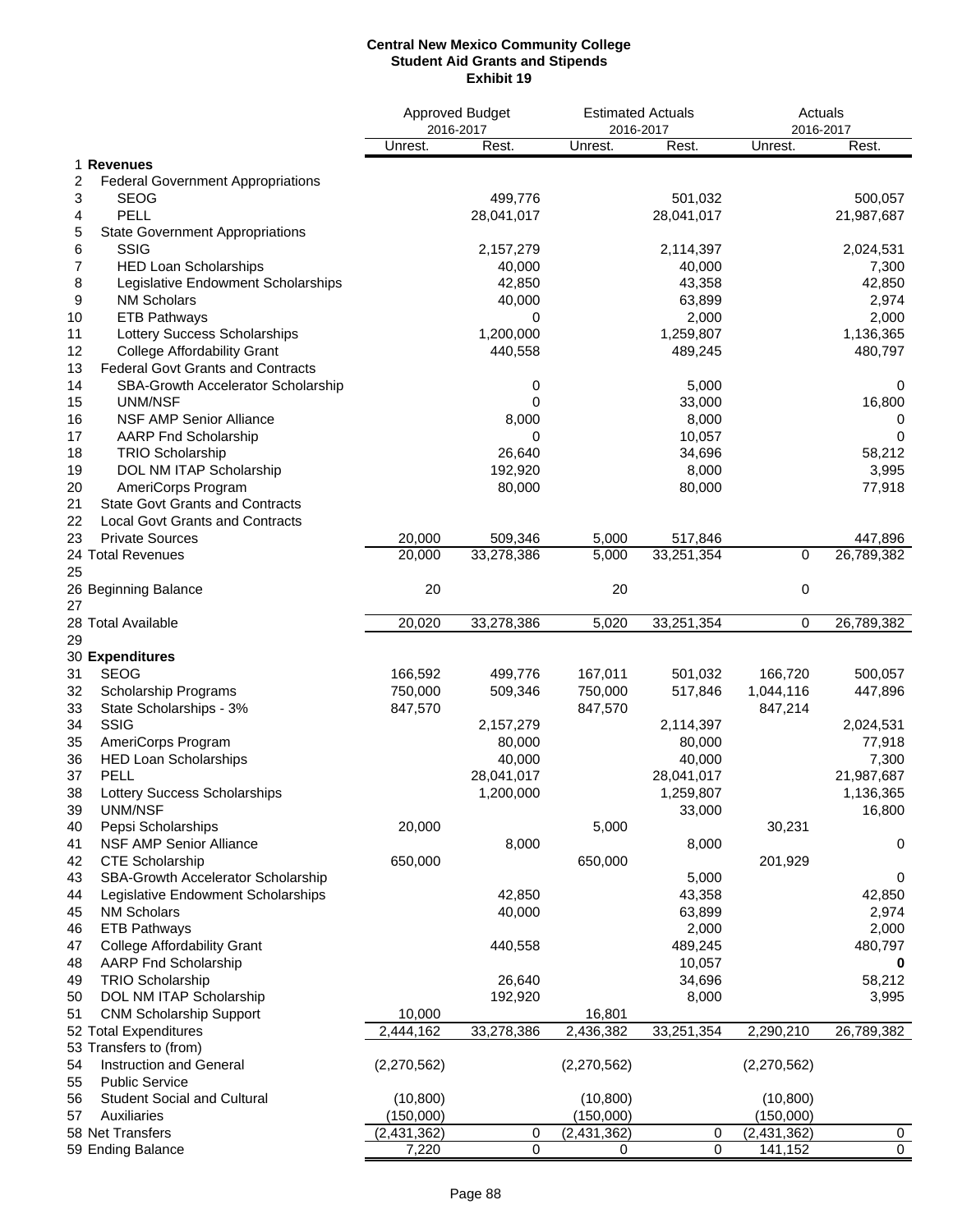**Central New Mexico Community College**
**Student Aid Grants and Stipends**
**Exhibit 19**

| | | Approved Budget 2016-2017 | | Estimated Actuals 2016-2017 | | Actuals 2016-2017 | |
|---|---|---|---|---|---|---|---|
| | | Unrest. | Rest. | Unrest. | Rest. | Unrest. | Rest. |
| 1 | **Revenues** | | | | | | |
| 2 | Federal Government Appropriations | | | | | | |
| 3 | SEOG | | 499,776 | | 501,032 | | 500,057 |
| 4 | PELL | | 28,041,017 | | 28,041,017 | | 21,987,687 |
| 5 | State Government Appropriations | | | | | | |
| 6 | SSIG | | 2,157,279 | | 2,114,397 | | 2,024,531 |
| 7 | HED Loan Scholarships | | 40,000 | | 40,000 | | 7,300 |
| 8 | Legislative Endowment Scholarships | | 42,850 | | 43,358 | | 42,850 |
| 9 | NM Scholars | | 40,000 | | 63,899 | | 2,974 |
| 10 | ETB Pathways | | 0 | | 2,000 | | 2,000 |
| 11 | Lottery Success Scholarships | | 1,200,000 | | 1,259,807 | | 1,136,365 |
| 12 | College Affordability Grant | | 440,558 | | 489,245 | | 480,797 |
| 13 | Federal Govt Grants and Contracts | | | | | | |
| 14 | SBA-Growth Accelerator Scholarship | | 0 | | 5,000 | | 0 |
| 15 | UNM/NSF | | 0 | | 33,000 | | 16,800 |
| 16 | NSF AMP Senior Alliance | | 8,000 | | 8,000 | | 0 |
| 17 | AARP Fnd Scholarship | | 0 | | 10,057 | | 0 |
| 18 | TRIO Scholarship | | 26,640 | | 34,696 | | 58,212 |
| 19 | DOL NM ITAP Scholarship | | 192,920 | | 8,000 | | 3,995 |
| 20 | AmeriCorps Program | | 80,000 | | 80,000 | | 77,918 |
| 21 | State Govt Grants and Contracts | | | | | | |
| 22 | Local Govt Grants and Contracts | | | | | | |
| 23 | Private Sources | 20,000 | 509,346 | 5,000 | 517,846 | | 447,896 |
| 24 | Total Revenues | 20,000 | 33,278,386 | 5,000 | 33,251,354 | 0 | 26,789,382 |
| 25 | | | | | | | |
| 26 | Beginning Balance | 20 | | 20 | | 0 | |
| 27 | | | | | | | |
| 28 | Total Available | 20,020 | 33,278,386 | 5,020 | 33,251,354 | 0 | 26,789,382 |
| 29 | | | | | | | |
| 30 | **Expenditures** | | | | | | |
| 31 | SEOG | 166,592 | 499,776 | 167,011 | 501,032 | 166,720 | 500,057 |
| 32 | Scholarship Programs | 750,000 | 509,346 | 750,000 | 517,846 | 1,044,116 | 447,896 |
| 33 | State Scholarships - 3% | 847,570 | | 847,570 | | 847,214 | |
| 34 | SSIG | | 2,157,279 | | 2,114,397 | | 2,024,531 |
| 35 | AmeriCorps Program | | 80,000 | | 80,000 | | 77,918 |
| 36 | HED Loan Scholarships | | 40,000 | | 40,000 | | 7,300 |
| 37 | PELL | | 28,041,017 | | 28,041,017 | | 21,987,687 |
| 38 | Lottery Success Scholarships | | 1,200,000 | | 1,259,807 | | 1,136,365 |
| 39 | UNM/NSF | | | | 33,000 | | 16,800 |
| 40 | Pepsi Scholarships | 20,000 | | 5,000 | | 30,231 | |
| 41 | NSF AMP Senior Alliance | | 8,000 | | 8,000 | | 0 |
| 42 | CTE Scholarship | 650,000 | | 650,000 | | 201,929 | |
| 43 | SBA-Growth Accelerator Scholarship | | | | 5,000 | | 0 |
| 44 | Legislative Endowment Scholarships | | 42,850 | | 43,358 | | 42,850 |
| 45 | NM Scholars | | 40,000 | | 63,899 | | 2,974 |
| 46 | ETB Pathways | | | | 2,000 | | 2,000 |
| 47 | College Affordability Grant | | 440,558 | | 489,245 | | 480,797 |
| 48 | AARP Fnd Scholarship | | | | 10,057 | | **0** |
| 49 | TRIO Scholarship | | 26,640 | | 34,696 | | 58,212 |
| 50 | DOL NM ITAP Scholarship | | 192,920 | | 8,000 | | 3,995 |
| 51 | CNM Scholarship Support | 10,000 | | 16,801 | | | |
| 52 | Total Expenditures | 2,444,162 | 33,278,386 | 2,436,382 | 33,251,354 | 2,290,210 | 26,789,382 |
| 53 | Transfers to (from) | | | | | | |
| 54 | Instruction and General | (2,270,562) | | (2,270,562) | | (2,270,562) | |
| 55 | Public Service | | | | | | |
| 56 | Student Social and Cultural | (10,800) | | (10,800) | | (10,800) | |
| 57 | Auxiliaries | (150,000) | | (150,000) | | (150,000) | |
| 58 | Net Transfers | (2,431,362) | 0 | (2,431,362) | 0 | (2,431,362) | 0 |
| 59 | Ending Balance | 7,220 | 0 | 0 | 0 | 141,152 | 0 |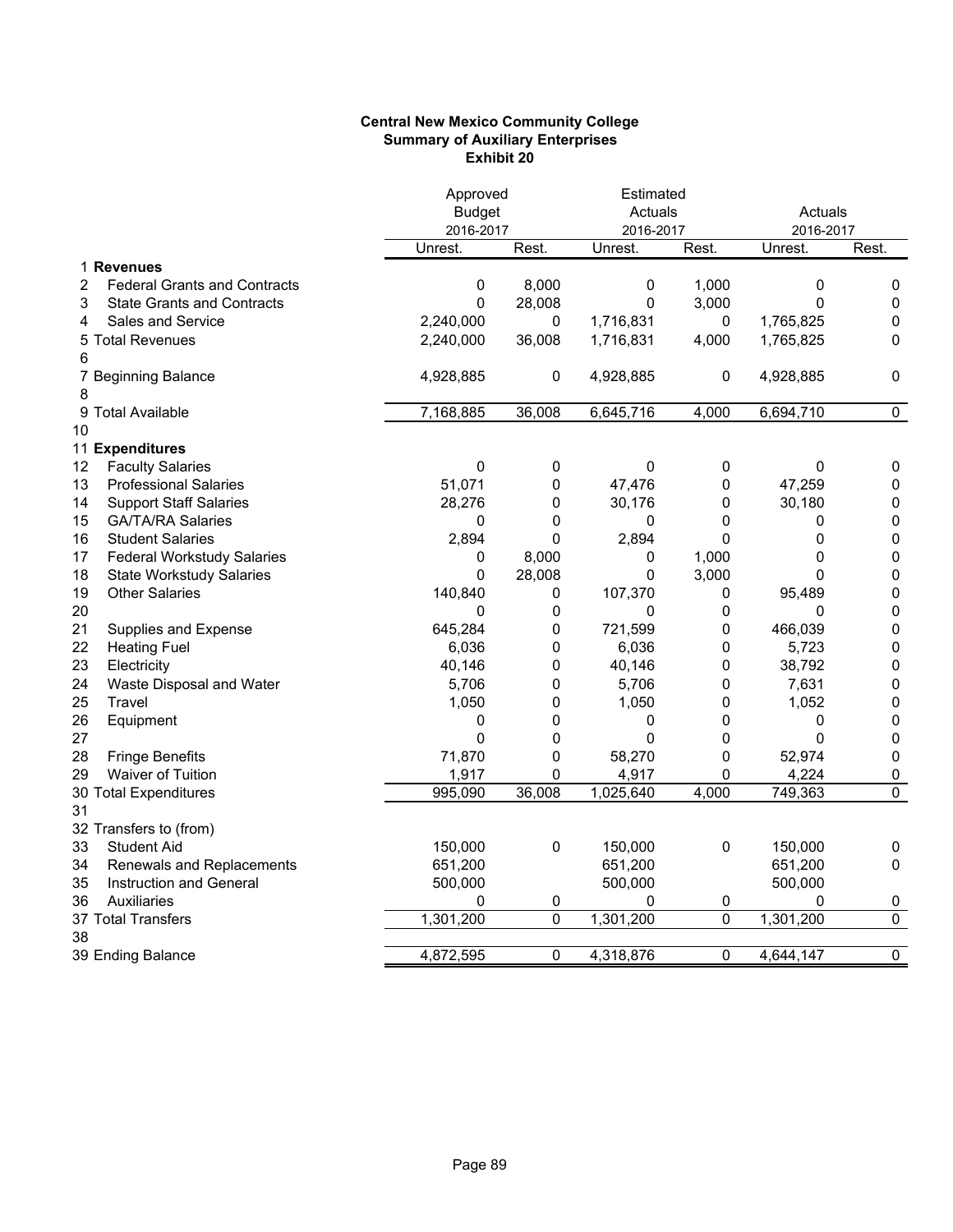**Central New Mexico Community College**
**Summary of Auxiliary Enterprises**
**Exhibit 20**

| | | Approved Budget 2016-2017 | | Estimated Actuals 2016-2017 | | Actuals 2016-2017 | |
|---|---|---|---|---|---|---|---|
| | | Unrest. | Rest. | Unrest. | Rest. | Unrest. | Rest. |
| 1 | **Revenues** | | | | | | |
| 2 | Federal Grants and Contracts | 0 | 8,000 | 0 | 1,000 | 0 | 0 |
| 3 | State Grants and Contracts | 0 | 28,008 | 0 | 3,000 | 0 | 0 |
| 4 | Sales and Service | 2,240,000 | 0 | 1,716,831 | 0 | 1,765,825 | 0 |
| 5 | Total Revenues | 2,240,000 | 36,008 | 1,716,831 | 4,000 | 1,765,825 | 0 |
| 6 | | | | | | | |
| 7 | Beginning Balance | 4,928,885 | 0 | 4,928,885 | 0 | 4,928,885 | 0 |
| 8 | | | | | | | |
| 9 | Total Available | 7,168,885 | 36,008 | 6,645,716 | 4,000 | 6,694,710 | 0 |
| 10 | | | | | | | |
| 11 | **Expenditures** | | | | | | |
| 12 | Faculty Salaries | 0 | 0 | 0 | 0 | 0 | 0 |
| 13 | Professional Salaries | 51,071 | 0 | 47,476 | 0 | 47,259 | 0 |
| 14 | Support Staff Salaries | 28,276 | 0 | 30,176 | 0 | 30,180 | 0 |
| 15 | GA/TA/RA Salaries | 0 | 0 | 0 | 0 | 0 | 0 |
| 16 | Student Salaries | 2,894 | 0 | 2,894 | 0 | 0 | 0 |
| 17 | Federal Workstudy Salaries | 0 | 8,000 | 0 | 1,000 | 0 | 0 |
| 18 | State Workstudy Salaries | 0 | 28,008 | 0 | 3,000 | 0 | 0 |
| 19 | Other Salaries | 140,840 | 0 | 107,370 | 0 | 95,489 | 0 |
| 20 | | 0 | 0 | 0 | 0 | 0 | 0 |
| 21 | Supplies and Expense | 645,284 | 0 | 721,599 | 0 | 466,039 | 0 |
| 22 | Heating Fuel | 6,036 | 0 | 6,036 | 0 | 5,723 | 0 |
| 23 | Electricity | 40,146 | 0 | 40,146 | 0 | 38,792 | 0 |
| 24 | Waste Disposal and Water | 5,706 | 0 | 5,706 | 0 | 7,631 | 0 |
| 25 | Travel | 1,050 | 0 | 1,050 | 0 | 1,052 | 0 |
| 26 | Equipment | 0 | 0 | 0 | 0 | 0 | 0 |
| 27 | | 0 | 0 | 0 | 0 | 0 | 0 |
| 28 | Fringe Benefits | 71,870 | 0 | 58,270 | 0 | 52,974 | 0 |
| 29 | Waiver of Tuition | 1,917 | 0 | 4,917 | 0 | 4,224 | 0 |
| 30 | Total Expenditures | 995,090 | 36,008 | 1,025,640 | 4,000 | 749,363 | 0 |
| 31 | | | | | | | |
| 32 | Transfers to (from) | | | | | | |
| 33 | Student Aid | 150,000 | 0 | 150,000 | 0 | 150,000 | 0 |
| 34 | Renewals and Replacements | 651,200 | | 651,200 | | 651,200 | 0 |
| 35 | Instruction and General | 500,000 | | 500,000 | | 500,000 | |
| 36 | Auxiliaries | 0 | 0 | 0 | 0 | 0 | 0 |
| 37 | Total Transfers | 1,301,200 | 0 | 1,301,200 | 0 | 1,301,200 | 0 |
| 38 | | | | | | | |
| 39 | Ending Balance | 4,872,595 | 0 | 4,318,876 | 0 | 4,644,147 | 0 |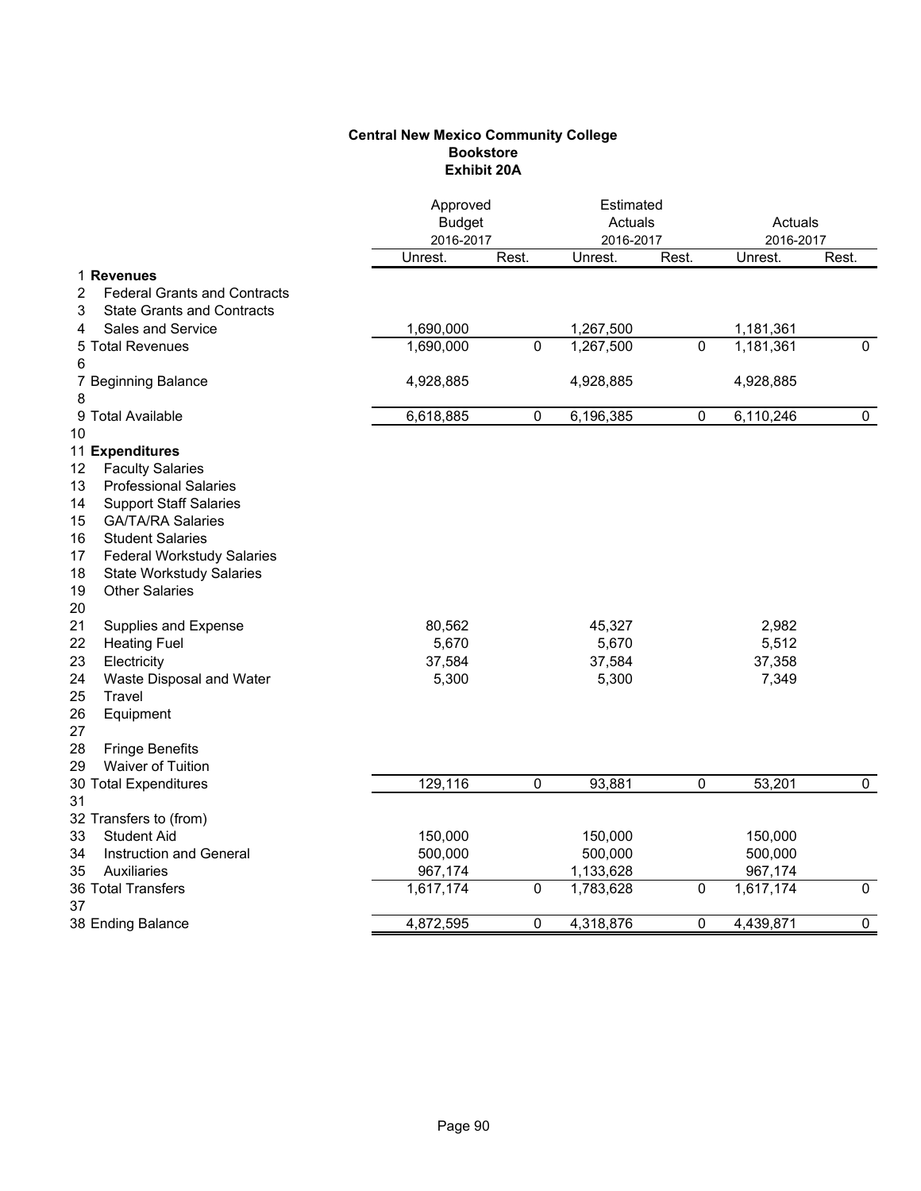**Central New Mexico Community College**
**Bookstore**
**Exhibit 20A**

| | | Approved Budget 2016-2017 | | Estimated Actuals 2016-2017 | | Actuals 2016-2017 | |
|---|---|---|---|---|---|---|---|
| | | Unrest. | Rest. | Unrest. | Rest. | Unrest. | Rest. |
| 1 | **Revenues** | | | | | | |
| 2 | Federal Grants and Contracts | | | | | | |
| 3 | State Grants and Contracts | | | | | | |
| 4 | Sales and Service | 1,690,000 | | 1,267,500 | | 1,181,361 | |
| 5 | Total Revenues | 1,690,000 | 0 | 1,267,500 | 0 | 1,181,361 | 0 |
| 6 | | | | | | | |
| 7 | Beginning Balance | 4,928,885 | | 4,928,885 | | 4,928,885 | |
| 8 | | | | | | | |
| 9 | Total Available | 6,618,885 | 0 | 6,196,385 | 0 | 6,110,246 | 0 |
| 10 | | | | | | | |
| 11 | **Expenditures** | | | | | | |
| 12 | Faculty Salaries | | | | | | |
| 13 | Professional Salaries | | | | | | |
| 14 | Support Staff Salaries | | | | | | |
| 15 | GA/TA/RA Salaries | | | | | | |
| 16 | Student Salaries | | | | | | |
| 17 | Federal Workstudy Salaries | | | | | | |
| 18 | State Workstudy Salaries | | | | | | |
| 19 | Other Salaries | | | | | | |
| 20 | | | | | | | |
| 21 | Supplies and Expense | 80,562 | | 45,327 | | 2,982 | |
| 22 | Heating Fuel | 5,670 | | 5,670 | | 5,512 | |
| 23 | Electricity | 37,584 | | 37,584 | | 37,358 | |
| 24 | Waste Disposal and Water | 5,300 | | 5,300 | | 7,349 | |
| 25 | Travel | | | | | | |
| 26 | Equipment | | | | | | |
| 27 | | | | | | | |
| 28 | Fringe Benefits | | | | | | |
| 29 | Waiver of Tuition | | | | | | |
| 30 | Total Expenditures | 129,116 | 0 | 93,881 | 0 | 53,201 | 0 |
| 31 | | | | | | | |
| 32 | Transfers to (from) | | | | | | |
| 33 | Student Aid | 150,000 | | 150,000 | | 150,000 | |
| 34 | Instruction and General | 500,000 | | 500,000 | | 500,000 | |
| 35 | Auxiliaries | 967,174 | | 1,133,628 | | 967,174 | |
| 36 | Total Transfers | 1,617,174 | 0 | 1,783,628 | 0 | 1,617,174 | 0 |
| 37 | | | | | | | |
| 38 | Ending Balance | 4,872,595 | 0 | 4,318,876 | 0 | 4,439,871 | 0 |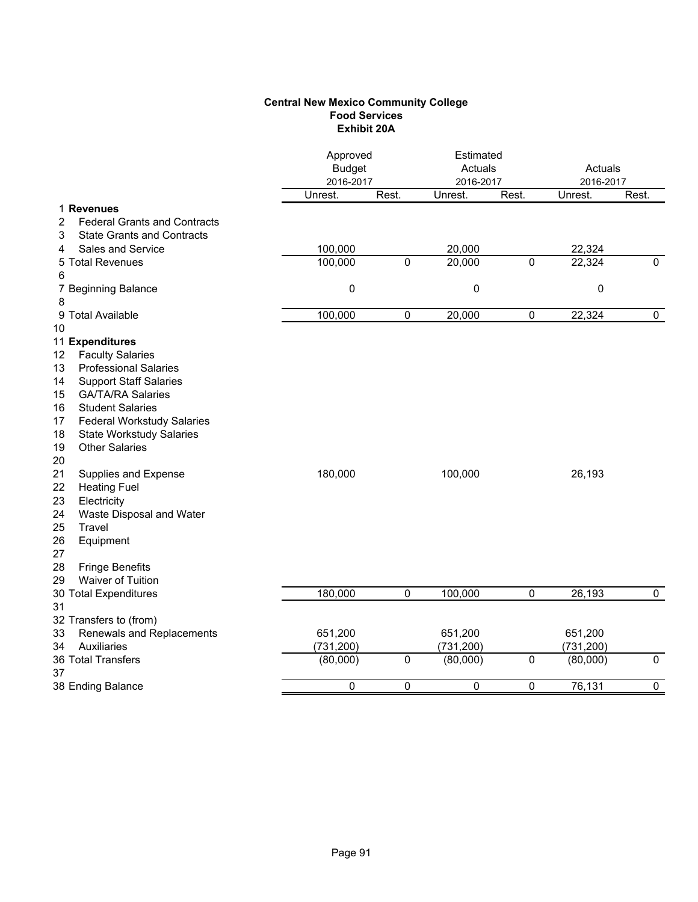**Central New Mexico Community College**
**Food Services**
**Exhibit 20A**

| | | Approved Budget 2016-2017 | | Estimated Actuals 2016-2017 | | Actuals 2016-2017 | |
|---|---|---|---|---|---|---|---|
| | | Unrest. | Rest. | Unrest. | Rest. | Unrest. | Rest. |
| 1 | **Revenues** | | | | | | |
| 2 | Federal Grants and Contracts | | | | | | |
| 3 | State Grants and Contracts | | | | | | |
| 4 | Sales and Service | 100,000 | | 20,000 | | 22,324 | |
| 5 | Total Revenues | 100,000 | 0 | 20,000 | 0 | 22,324 | 0 |
| 6 | | | | | | | |
| 7 | Beginning Balance | 0 | | 0 | | 0 | |
| 8 | | | | | | | |
| 9 | Total Available | 100,000 | 0 | 20,000 | 0 | 22,324 | 0 |
| 10 | | | | | | | |
| 11 | **Expenditures** | | | | | | |
| 12 | Faculty Salaries | | | | | | |
| 13 | Professional Salaries | | | | | | |
| 14 | Support Staff Salaries | | | | | | |
| 15 | GA/TA/RA Salaries | | | | | | |
| 16 | Student Salaries | | | | | | |
| 17 | Federal Workstudy Salaries | | | | | | |
| 18 | State Workstudy Salaries | | | | | | |
| 19 | Other Salaries | | | | | | |
| 20 | | | | | | | |
| 21 | Supplies and Expense | 180,000 | | 100,000 | | 26,193 | |
| 22 | Heating Fuel | | | | | | |
| 23 | Electricity | | | | | | |
| 24 | Waste Disposal and Water | | | | | | |
| 25 | Travel | | | | | | |
| 26 | Equipment | | | | | | |
| 27 | | | | | | | |
| 28 | Fringe Benefits | | | | | | |
| 29 | Waiver of Tuition | | | | | | |
| 30 | Total Expenditures | 180,000 | 0 | 100,000 | 0 | 26,193 | 0 |
| 31 | | | | | | | |
| 32 | Transfers to (from) | | | | | | |
| 33 | Renewals and Replacements | 651,200 | | 651,200 | | 651,200 | |
| 34 | Auxiliaries | (731,200) | | (731,200) | | (731,200) | |
| 36 | Total Transfers | (80,000) | 0 | (80,000) | 0 | (80,000) | 0 |
| 37 | | | | | | | |
| 38 | Ending Balance | 0 | 0 | 0 | 0 | 76,131 | 0 |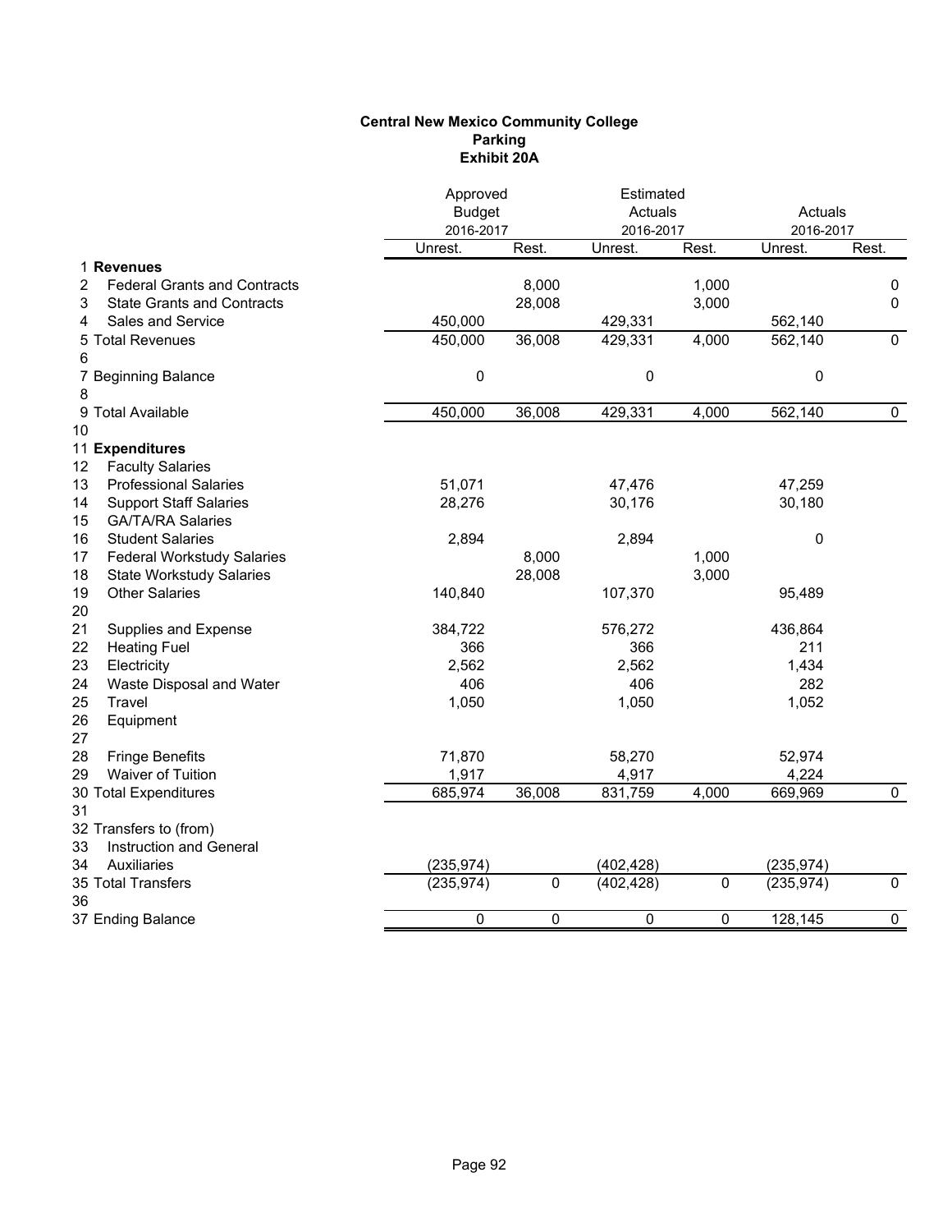**Central New Mexico Community College**
**Parking**
**Exhibit 20A**

| | | Approved Budget 2016-2017 | | Estimated Actuals 2016-2017 | | Actuals 2016-2017 | |
|---|---|---|---|---|---|---|---|
| | | Unrest. | Rest. | Unrest. | Rest. | Unrest. | Rest. |
| 1 | **Revenues** | | | | | | |
| 2 | Federal Grants and Contracts | | 8,000 | | 1,000 | | 0 |
| 3 | State Grants and Contracts | | 28,008 | | 3,000 | | 0 |
| 4 | Sales and Service | 450,000 | | 429,331 | | 562,140 | |
| 5 | Total Revenues | 450,000 | 36,008 | 429,331 | 4,000 | 562,140 | 0 |
| 6 | | | | | | | |
| 7 | Beginning Balance | 0 | | 0 | | 0 | |
| 8 | | | | | | | |
| 9 | Total Available | 450,000 | 36,008 | 429,331 | 4,000 | 562,140 | 0 |
| 10 | | | | | | | |
| 11 | **Expenditures** | | | | | | |
| 12 | Faculty Salaries | | | | | | |
| 13 | Professional Salaries | 51,071 | | 47,476 | | 47,259 | |
| 14 | Support Staff Salaries | 28,276 | | 30,176 | | 30,180 | |
| 15 | GA/TA/RA Salaries | | | | | | |
| 16 | Student Salaries | 2,894 | | 2,894 | | 0 | |
| 17 | Federal Workstudy Salaries | | 8,000 | | 1,000 | | |
| 18 | State Workstudy Salaries | | 28,008 | | 3,000 | | |
| 19 | Other Salaries | 140,840 | | 107,370 | | 95,489 | |
| 20 | | | | | | | |
| 21 | Supplies and Expense | 384,722 | | 576,272 | | 436,864 | |
| 22 | Heating Fuel | 366 | | 366 | | 211 | |
| 23 | Electricity | 2,562 | | 2,562 | | 1,434 | |
| 24 | Waste Disposal and Water | 406 | | 406 | | 282 | |
| 25 | Travel | 1,050 | | 1,050 | | 1,052 | |
| 26 | Equipment | | | | | | |
| 27 | | | | | | | |
| 28 | Fringe Benefits | 71,870 | | 58,270 | | 52,974 | |
| 29 | Waiver of Tuition | 1,917 | | 4,917 | | 4,224 | |
| 30 | Total Expenditures | 685,974 | 36,008 | 831,759 | 4,000 | 669,969 | 0 |
| 31 | | | | | | | |
| 32 | Transfers to (from) | | | | | | |
| 33 | Instruction and General | | | | | | |
| 34 | Auxiliaries | (235,974) | | (402,428) | | (235,974) | |
| 35 | Total Transfers | (235,974) | 0 | (402,428) | 0 | (235,974) | 0 |
| 36 | | | | | | | |
| 37 | Ending Balance | 0 | 0 | 0 | 0 | 128,145 | 0 |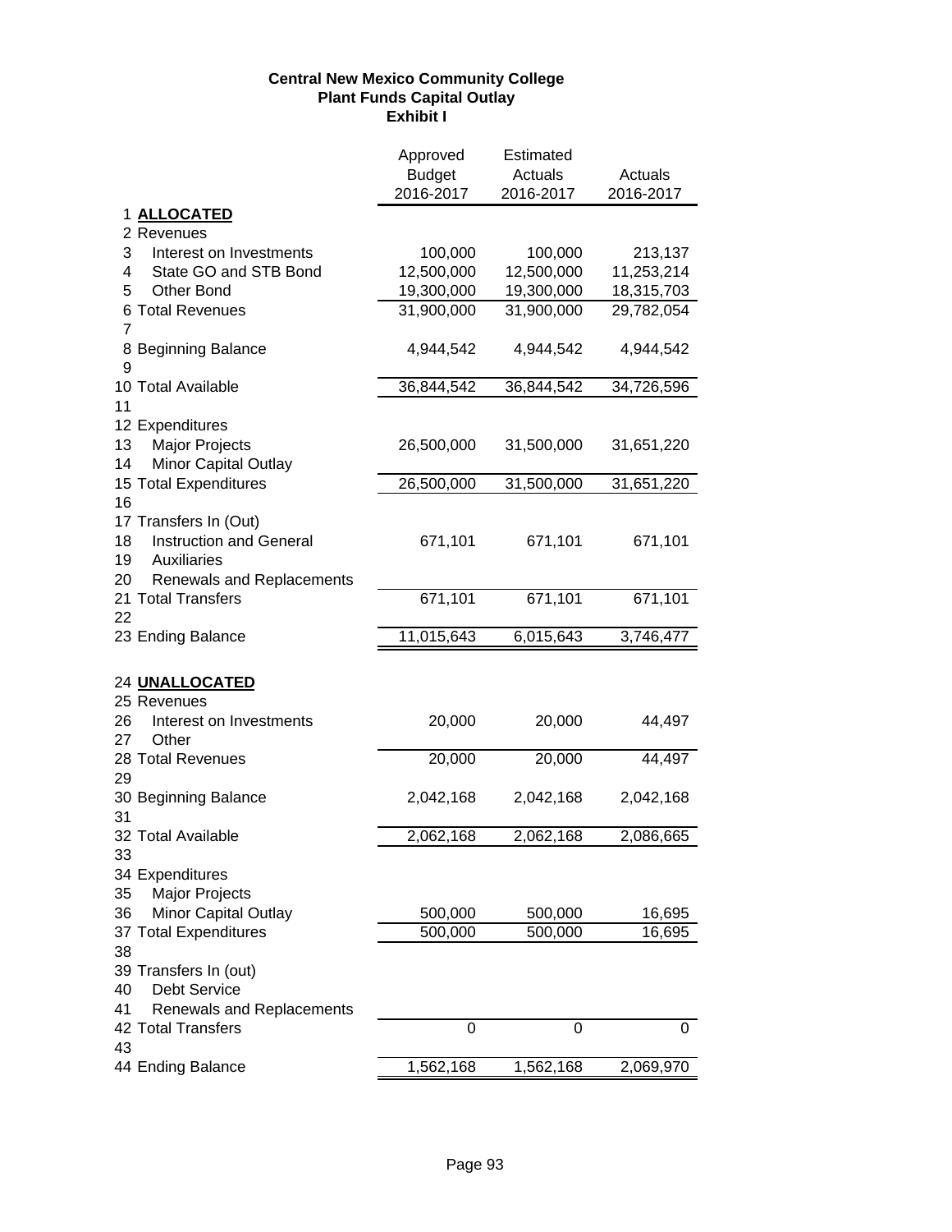# Central New Mexico Community College
## Plant Funds Capital Outlay
### Exhibit I

| | | Approved Budget 2016-2017 | Estimated Actuals 2016-2017 | Actuals 2016-2017 |
|---|---|---|---|---|
| 1 | **ALLOCATED** | | | |
| 2 | Revenues | | | |
| 3 | Interest on Investments | 100,000 | 100,000 | 213,137 |
| 4 | State GO and STB Bond | 12,500,000 | 12,500,000 | 11,253,214 |
| 5 | Other Bond | 19,300,000 | 19,300,000 | 18,315,703 |
| 6 | Total Revenues | 31,900,000 | 31,900,000 | 29,782,054 |
| 7 | | | | |
| 8 | Beginning Balance | 4,944,542 | 4,944,542 | 4,944,542 |
| 9 | | | | |
| 10 | Total Available | 36,844,542 | 36,844,542 | 34,726,596 |
| 11 | | | | |
| 12 | Expenditures | | | |
| 13 | Major Projects | 26,500,000 | 31,500,000 | 31,651,220 |
| 14 | Minor Capital Outlay | | | |
| 15 | Total Expenditures | 26,500,000 | 31,500,000 | 31,651,220 |
| 16 | | | | |
| 17 | Transfers In (Out) | | | |
| 18 | Instruction and General | 671,101 | 671,101 | 671,101 |
| 19 | Auxiliaries | | | |
| 20 | Renewals and Replacements | | | |
| 21 | Total Transfers | 671,101 | 671,101 | 671,101 |
| 22 | | | | |
| 23 | Ending Balance | 11,015,643 | 6,015,643 | 3,746,477 |
| | | | | |
| 24 | **UNALLOCATED** | | | |
| 25 | Revenues | | | |
| 26 | Interest on Investments | 20,000 | 20,000 | 44,497 |
| 27 | Other | | | |
| 28 | Total Revenues | 20,000 | 20,000 | 44,497 |
| 29 | | | | |
| 30 | Beginning Balance | 2,042,168 | 2,042,168 | 2,042,168 |
| 31 | | | | |
| 32 | Total Available | 2,062,168 | 2,062,168 | 2,086,665 |
| 33 | | | | |
| 34 | Expenditures | | | |
| 35 | Major Projects | | | |
| 36 | Minor Capital Outlay | 500,000 | 500,000 | 16,695 |
| 37 | Total Expenditures | 500,000 | 500,000 | 16,695 |
| 38 | | | | |
| 39 | Transfers In (out) | | | |
| 40 | Debt Service | | | |
| 41 | Renewals and Replacements | | | |
| 42 | Total Transfers | 0 | 0 | 0 |
| 43 | | | | |
| 44 | Ending Balance | 1,562,168 | 1,562,168 | 2,069,970 |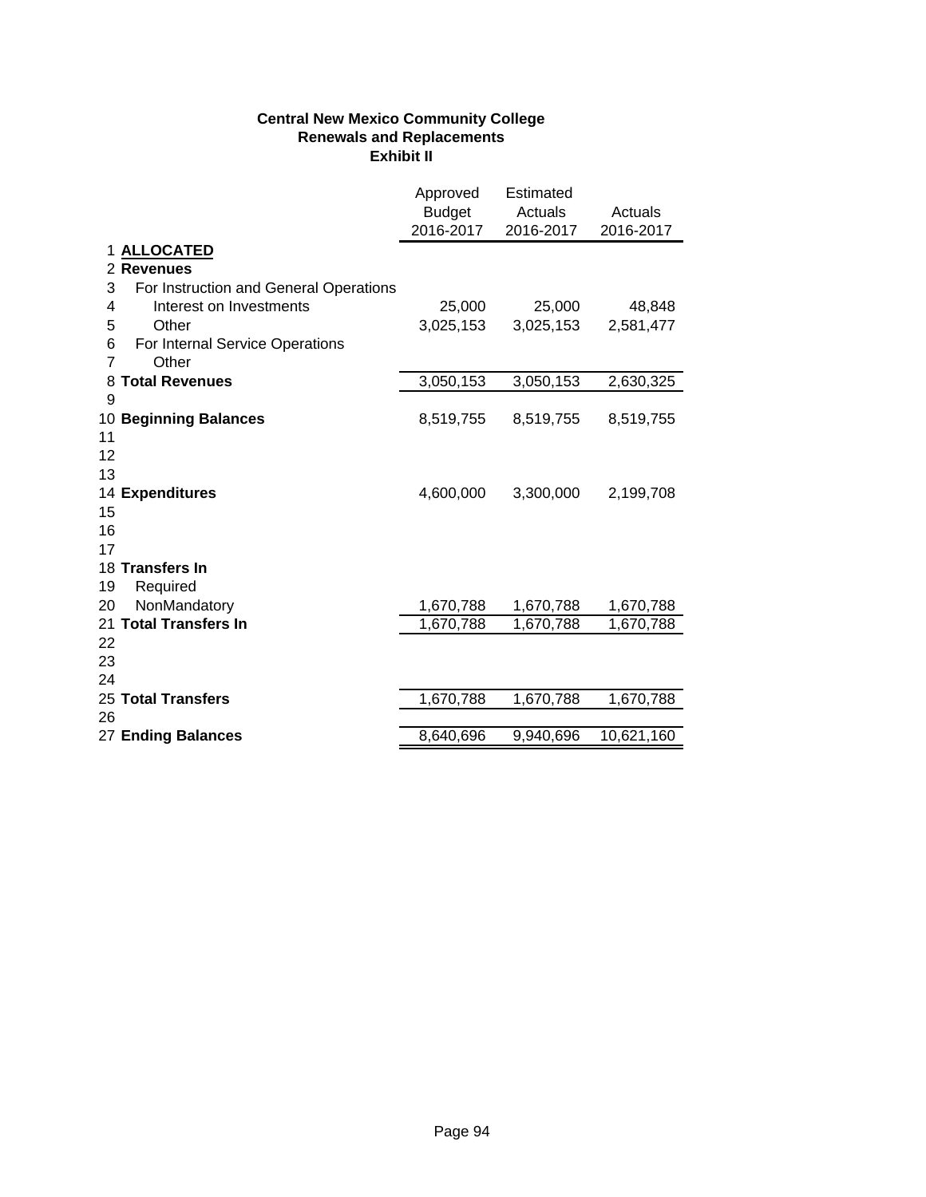**Central New Mexico Community College**
**Renewals and Replacements**
**Exhibit II**

| | | Approved Budget 2016-2017 | Estimated Actuals 2016-2017 | Actuals 2016-2017 |
|---|---|---|---|---|
| 1 | **ALLOCATED** | | | |
| 2 | **Revenues** | | | |
| 3 | For Instruction and General Operations | | | |
| 4 | Interest on Investments | 25,000 | 25,000 | 48,848 |
| 5 | Other | 3,025,153 | 3,025,153 | 2,581,477 |
| 6 | For Internal Service Operations | | | |
| 7 | Other | | | |
| 8 | **Total Revenues** | 3,050,153 | 3,050,153 | 2,630,325 |
| 9 | | | | |
| 10 | **Beginning Balances** | 8,519,755 | 8,519,755 | 8,519,755 |
| 11 | | | | |
| 12 | | | | |
| 13 | | | | |
| 14 | **Expenditures** | 4,600,000 | 3,300,000 | 2,199,708 |
| 15 | | | | |
| 16 | | | | |
| 17 | | | | |
| 18 | **Transfers In** | | | |
| 19 | Required | | | |
| 20 | NonMandatory | 1,670,788 | 1,670,788 | 1,670,788 |
| 21 | **Total Transfers In** | 1,670,788 | 1,670,788 | 1,670,788 |
| 22 | | | | |
| 23 | | | | |
| 24 | | | | |
| 25 | **Total Transfers** | 1,670,788 | 1,670,788 | 1,670,788 |
| 26 | | | | |
| 27 | **Ending Balances** | 8,640,696 | 9,940,696 | 10,621,160 |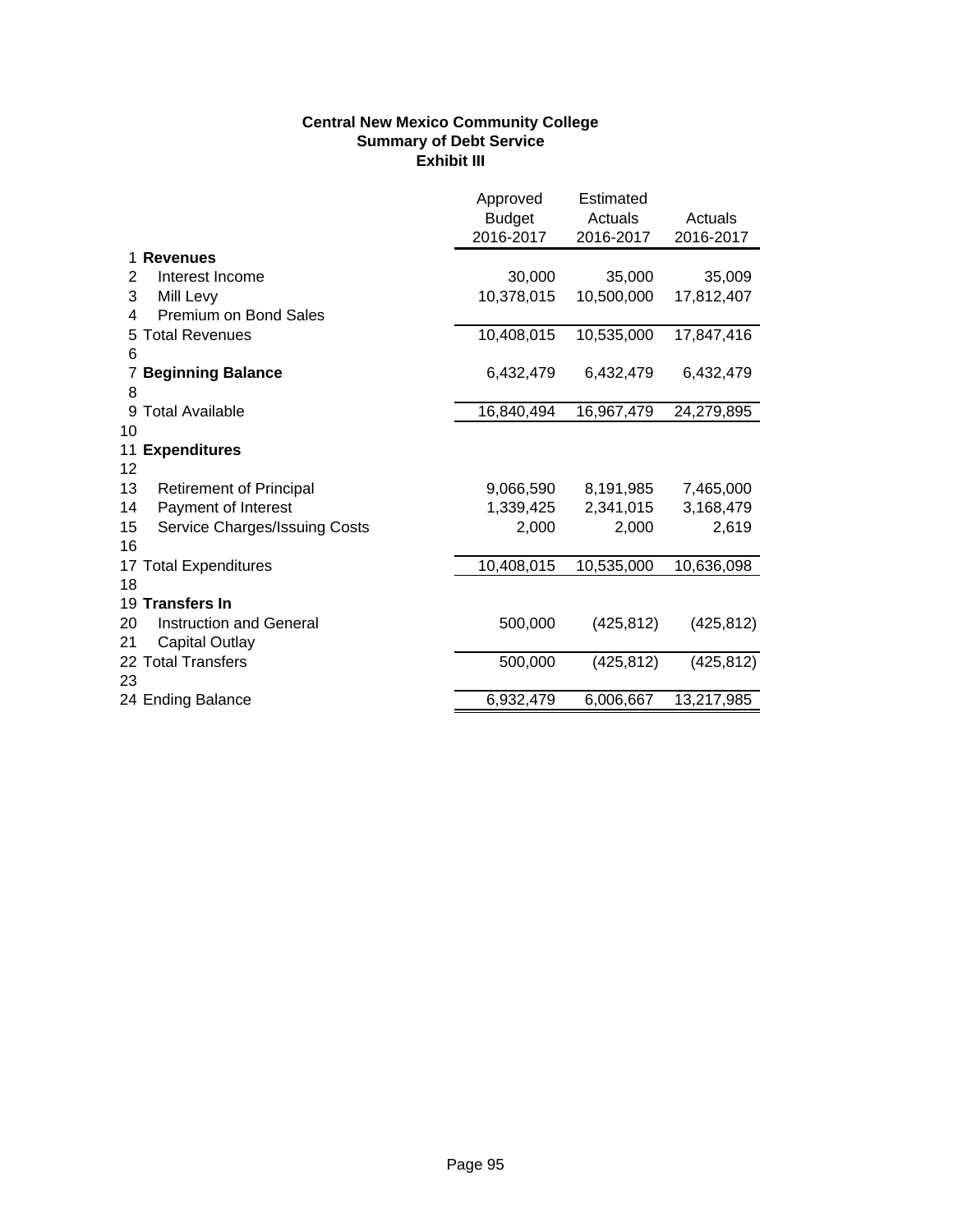**Central New Mexico Community College**
**Summary of Debt Service**
**Exhibit III**

| | | Approved Budget 2016-2017 | Estimated Actuals 2016-2017 | Actuals 2016-2017 |
|---|---|---|---|---|
| 1 | **Revenues** | | | |
| 2 | Interest Income | 30,000 | 35,000 | 35,009 |
| 3 | Mill Levy | 10,378,015 | 10,500,000 | 17,812,407 |
| 4 | Premium on Bond Sales | | | |
| 5 | Total Revenues | 10,408,015 | 10,535,000 | 17,847,416 |
| 6 | | | | |
| 7 | **Beginning Balance** | 6,432,479 | 6,432,479 | 6,432,479 |
| 8 | | | | |
| 9 | Total Available | 16,840,494 | 16,967,479 | 24,279,895 |
| 10 | | | | |
| 11 | **Expenditures** | | | |
| 12 | | | | |
| 13 | Retirement of Principal | 9,066,590 | 8,191,985 | 7,465,000 |
| 14 | Payment of Interest | 1,339,425 | 2,341,015 | 3,168,479 |
| 15 | Service Charges/Issuing Costs | 2,000 | 2,000 | 2,619 |
| 16 | | | | |
| 17 | Total Expenditures | 10,408,015 | 10,535,000 | 10,636,098 |
| 18 | | | | |
| 19 | **Transfers In** | | | |
| 20 | Instruction and General | 500,000 | (425,812) | (425,812) |
| 21 | Capital Outlay | | | |
| 22 | Total Transfers | 500,000 | (425,812) | (425,812) |
| 23 | | | | |
| 24 | Ending Balance | 6,932,479 | 6,006,667 | 13,217,985 |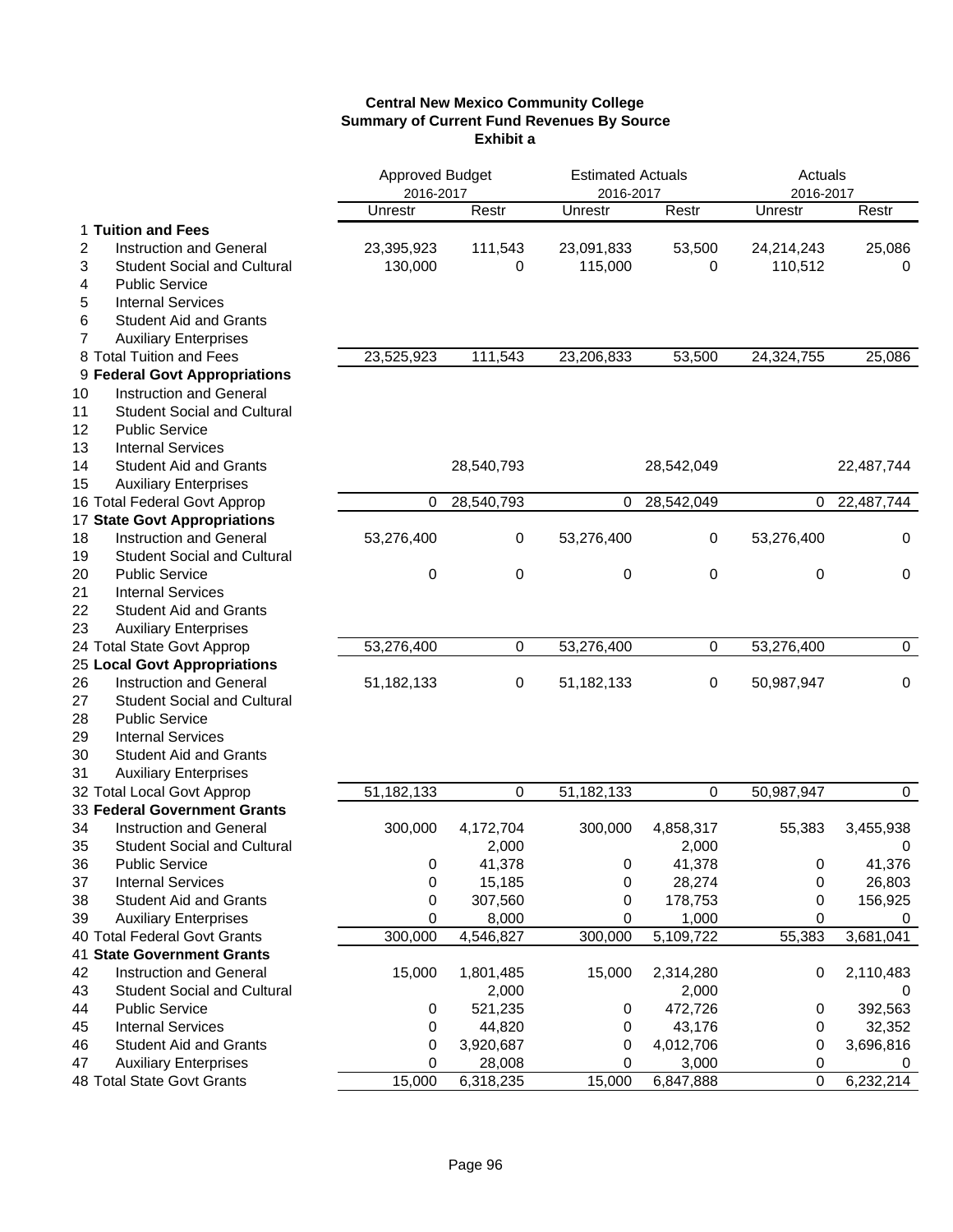**Central New Mexico Community College**
**Summary of Current Fund Revenues By Source**
**Exhibit a**

| | | Approved Budget 2016-2017 | | Estimated Actuals 2016-2017 | | Actuals 2016-2017 | |
|---|---|---|---|---|---|---|---|
| | | Unrestr | Restr | Unrestr | Restr | Unrestr | Restr |
| 1 | **Tuition and Fees** | | | | | | |
| 2 | Instruction and General | 23,395,923 | 111,543 | 23,091,833 | 53,500 | 24,214,243 | 25,086 |
| 3 | Student Social and Cultural | 130,000 | 0 | 115,000 | 0 | 110,512 | 0 |
| 4 | Public Service | | | | | | |
| 5 | Internal Services | | | | | | |
| 6 | Student Aid and Grants | | | | | | |
| 7 | Auxiliary Enterprises | | | | | | |
| 8 | Total Tuition and Fees | 23,525,923 | 111,543 | 23,206,833 | 53,500 | 24,324,755 | 25,086 |
| 9 | **Federal Govt Appropriations** | | | | | | |
| 10 | Instruction and General | | | | | | |
| 11 | Student Social and Cultural | | | | | | |
| 12 | Public Service | | | | | | |
| 13 | Internal Services | | | | | | |
| 14 | Student Aid and Grants | | 28,540,793 | | 28,542,049 | | 22,487,744 |
| 15 | Auxiliary Enterprises | | | | | | |
| 16 | Total Federal Govt Approp | 0 | 28,540,793 | 0 | 28,542,049 | 0 | 22,487,744 |
| 17 | **State Govt Appropriations** | | | | | | |
| 18 | Instruction and General | 53,276,400 | 0 | 53,276,400 | 0 | 53,276,400 | 0 |
| 19 | Student Social and Cultural | | | | | | |
| 20 | Public Service | 0 | 0 | 0 | 0 | 0 | 0 |
| 21 | Internal Services | | | | | | |
| 22 | Student Aid and Grants | | | | | | |
| 23 | Auxiliary Enterprises | | | | | | |
| 24 | Total State Govt Approp | 53,276,400 | 0 | 53,276,400 | 0 | 53,276,400 | 0 |
| 25 | **Local Govt Appropriations** | | | | | | |
| 26 | Instruction and General | 51,182,133 | 0 | 51,182,133 | 0 | 50,987,947 | 0 |
| 27 | Student Social and Cultural | | | | | | |
| 28 | Public Service | | | | | | |
| 29 | Internal Services | | | | | | |
| 30 | Student Aid and Grants | | | | | | |
| 31 | Auxiliary Enterprises | | | | | | |
| 32 | Total Local Govt Approp | 51,182,133 | 0 | 51,182,133 | 0 | 50,987,947 | 0 |
| 33 | **Federal Government Grants** | | | | | | |
| 34 | Instruction and General | 300,000 | 4,172,704 | 300,000 | 4,858,317 | 55,383 | 3,455,938 |
| 35 | Student Social and Cultural | | 2,000 | | 2,000 | | 0 |
| 36 | Public Service | 0 | 41,378 | 0 | 41,378 | 0 | 41,376 |
| 37 | Internal Services | 0 | 15,185 | 0 | 28,274 | 0 | 26,803 |
| 38 | Student Aid and Grants | 0 | 307,560 | 0 | 178,753 | 0 | 156,925 |
| 39 | Auxiliary Enterprises | 0 | 8,000 | 0 | 1,000 | 0 | 0 |
| 40 | Total Federal Govt Grants | 300,000 | 4,546,827 | 300,000 | 5,109,722 | 55,383 | 3,681,041 |
| 41 | **State Government Grants** | | | | | | |
| 42 | Instruction and General | 15,000 | 1,801,485 | 15,000 | 2,314,280 | 0 | 2,110,483 |
| 43 | Student Social and Cultural | | 2,000 | | 2,000 | | 0 |
| 44 | Public Service | 0 | 521,235 | 0 | 472,726 | 0 | 392,563 |
| 45 | Internal Services | 0 | 44,820 | 0 | 43,176 | 0 | 32,352 |
| 46 | Student Aid and Grants | 0 | 3,920,687 | 0 | 4,012,706 | 0 | 3,696,816 |
| 47 | Auxiliary Enterprises | 0 | 28,008 | 0 | 3,000 | 0 | 0 |
| 48 | Total State Govt Grants | 15,000 | 6,318,235 | 15,000 | 6,847,888 | 0 | 6,232,214 |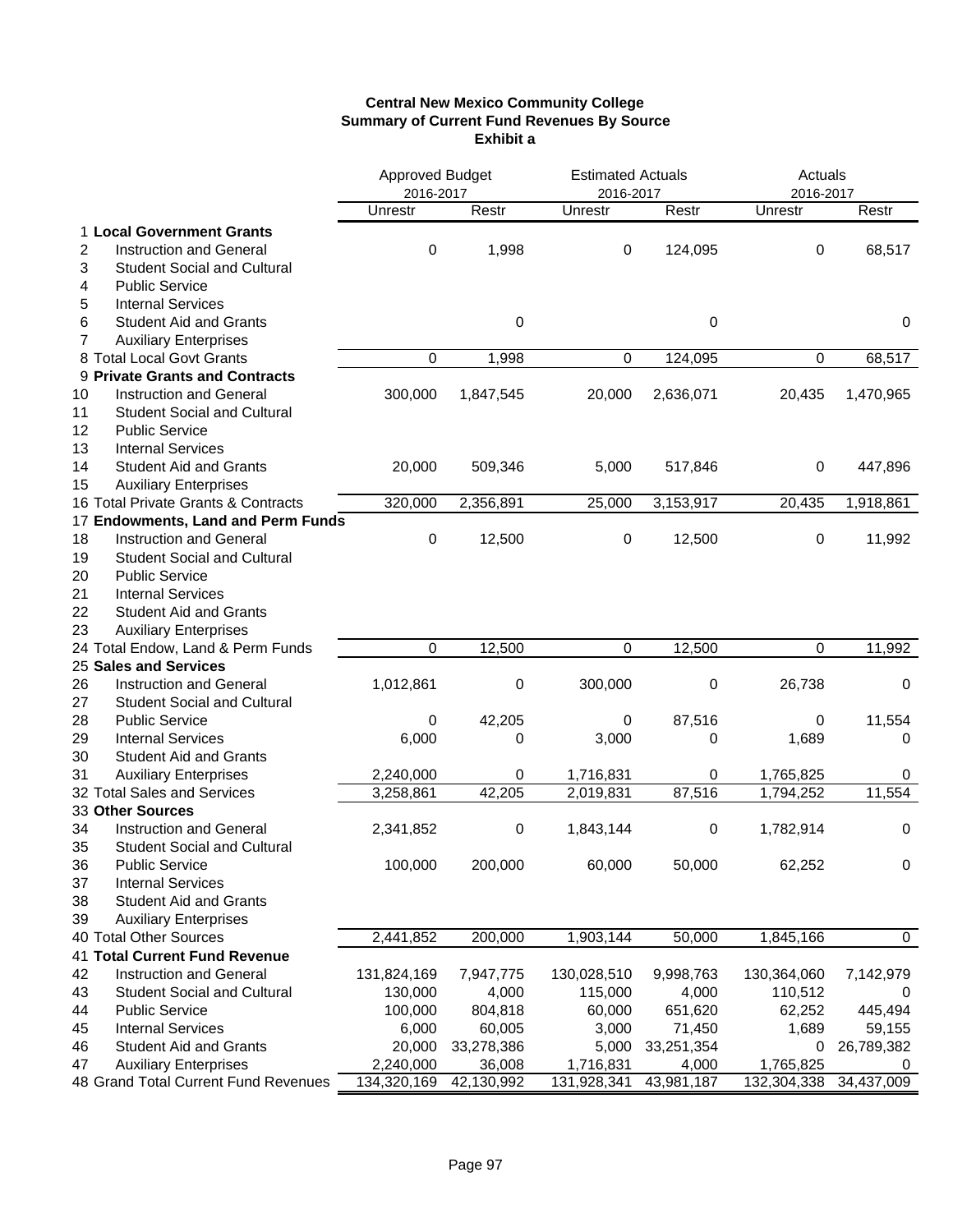**Central New Mexico Community College**
**Summary of Current Fund Revenues By Source**
**Exhibit a**

| | | Approved Budget 2016-2017 | | Estimated Actuals 2016-2017 | | Actuals 2016-2017 | |
|---|---|---|---|---|---|---|---|
| | | Unrestr | Restr | Unrestr | Restr | Unrestr | Restr |
| 1 | **Local Government Grants** | | | | | | |
| 2 | Instruction and General | 0 | 1,998 | 0 | 124,095 | 0 | 68,517 |
| 3 | Student Social and Cultural | | | | | | |
| 4 | Public Service | | | | | | |
| 5 | Internal Services | | | | | | |
| 6 | Student Aid and Grants | | 0 | | 0 | | 0 |
| 7 | Auxiliary Enterprises | | | | | | |
| 8 | Total Local Govt Grants | 0 | 1,998 | 0 | 124,095 | 0 | 68,517 |
| 9 | **Private Grants and Contracts** | | | | | | |
| 10 | Instruction and General | 300,000 | 1,847,545 | 20,000 | 2,636,071 | 20,435 | 1,470,965 |
| 11 | Student Social and Cultural | | | | | | |
| 12 | Public Service | | | | | | |
| 13 | Internal Services | | | | | | |
| 14 | Student Aid and Grants | 20,000 | 509,346 | 5,000 | 517,846 | 0 | 447,896 |
| 15 | Auxiliary Enterprises | | | | | | |
| 16 | Total Private Grants & Contracts | 320,000 | 2,356,891 | 25,000 | 3,153,917 | 20,435 | 1,918,861 |
| 17 | **Endowments, Land and Perm Funds** | | | | | | |
| 18 | Instruction and General | 0 | 12,500 | 0 | 12,500 | 0 | 11,992 |
| 19 | Student Social and Cultural | | | | | | |
| 20 | Public Service | | | | | | |
| 21 | Internal Services | | | | | | |
| 22 | Student Aid and Grants | | | | | | |
| 23 | Auxiliary Enterprises | | | | | | |
| 24 | Total Endow, Land & Perm Funds | 0 | 12,500 | 0 | 12,500 | 0 | 11,992 |
| 25 | **Sales and Services** | | | | | | |
| 26 | Instruction and General | 1,012,861 | 0 | 300,000 | 0 | 26,738 | 0 |
| 27 | Student Social and Cultural | | | | | | |
| 28 | Public Service | 0 | 42,205 | 0 | 87,516 | 0 | 11,554 |
| 29 | Internal Services | 6,000 | 0 | 3,000 | 0 | 1,689 | 0 |
| 30 | Student Aid and Grants | | | | | | |
| 31 | Auxiliary Enterprises | 2,240,000 | 0 | 1,716,831 | 0 | 1,765,825 | 0 |
| 32 | Total Sales and Services | 3,258,861 | 42,205 | 2,019,831 | 87,516 | 1,794,252 | 11,554 |
| 33 | **Other Sources** | | | | | | |
| 34 | Instruction and General | 2,341,852 | 0 | 1,843,144 | 0 | 1,782,914 | 0 |
| 35 | Student Social and Cultural | | | | | | |
| 36 | Public Service | 100,000 | 200,000 | 60,000 | 50,000 | 62,252 | 0 |
| 37 | Internal Services | | | | | | |
| 38 | Student Aid and Grants | | | | | | |
| 39 | Auxiliary Enterprises | | | | | | |
| 40 | Total Other Sources | 2,441,852 | 200,000 | 1,903,144 | 50,000 | 1,845,166 | 0 |
| 41 | **Total Current Fund Revenue** | | | | | | |
| 42 | Instruction and General | 131,824,169 | 7,947,775 | 130,028,510 | 9,998,763 | 130,364,060 | 7,142,979 |
| 43 | Student Social and Cultural | 130,000 | 4,000 | 115,000 | 4,000 | 110,512 | 0 |
| 44 | Public Service | 100,000 | 804,818 | 60,000 | 651,620 | 62,252 | 445,494 |
| 45 | Internal Services | 6,000 | 60,005 | 3,000 | 71,450 | 1,689 | 59,155 |
| 46 | Student Aid and Grants | 20,000 | 33,278,386 | 5,000 | 33,251,354 | 0 | 26,789,382 |
| 47 | Auxiliary Enterprises | 2,240,000 | 36,008 | 1,716,831 | 4,000 | 1,765,825 | 0 |
| 48 | Grand Total Current Fund Revenues | 134,320,169 | 42,130,992 | 131,928,341 | 43,981,187 | 132,304,338 | 34,437,009 |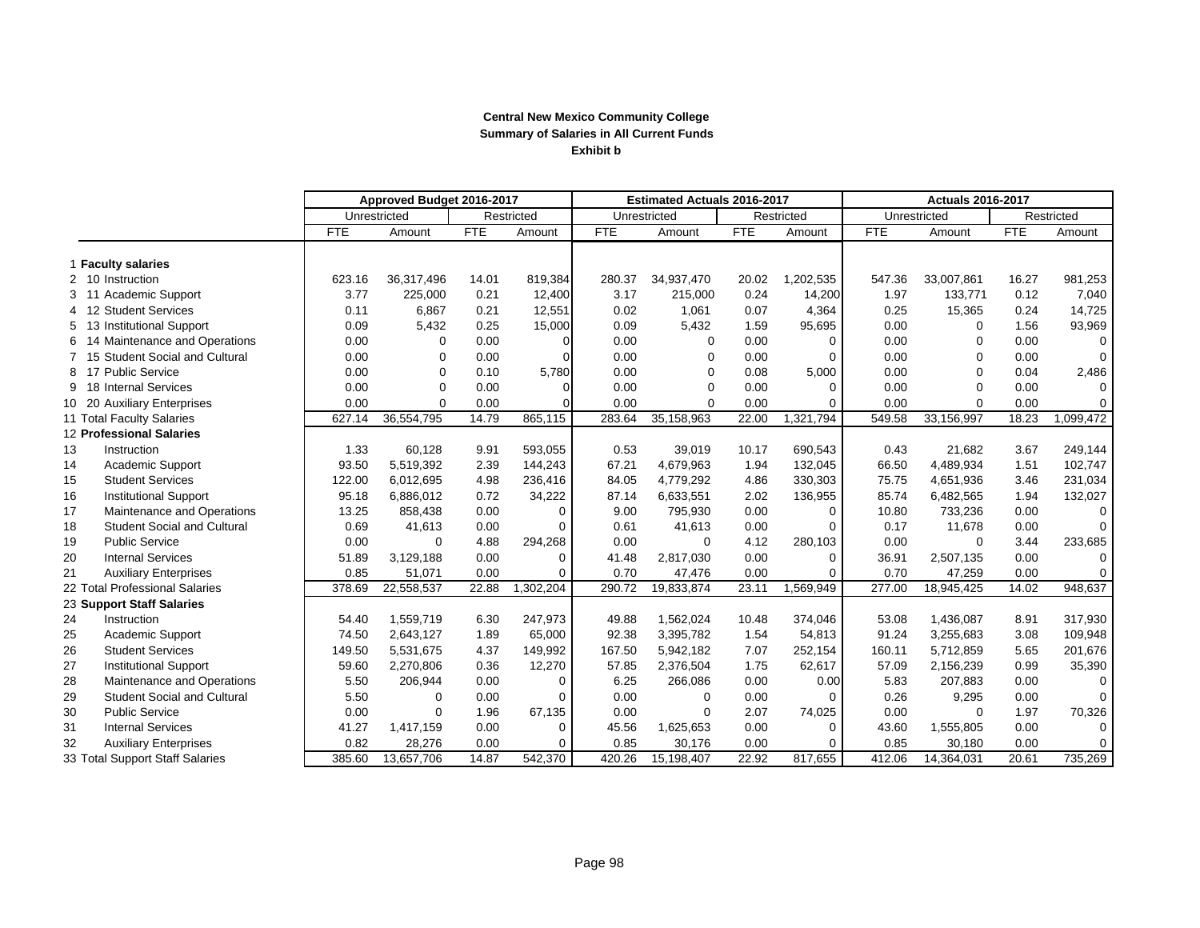**Central New Mexico Community College**
**Summary of Salaries in All Current Funds**
**Exhibit b**

| | Approved Budget 2016-2017 | | | | Estimated Actuals 2016-2017 | | | | Actuals 2016-2017 | | | |
|---|---|---|---|---|---|---|---|---|---|---|---|---|
| | Unrestricted | | Restricted | | Unrestricted | | Restricted | | Unrestricted | | Restricted | |
| | FTE | Amount | FTE | Amount | FTE | Amount | FTE | Amount | FTE | Amount | FTE | Amount |
| 1 **Faculty salaries** | | | | | | | | | | | | |
| 2 10 Instruction | 623.16 | 36,317,496 | 14.01 | 819,384 | 280.37 | 34,937,470 | 20.02 | 1,202,535 | 547.36 | 33,007,861 | 16.27 | 981,253 |
| 3 11 Academic Support | 3.77 | 225,000 | 0.21 | 12,400 | 3.17 | 215,000 | 0.24 | 14,200 | 1.97 | 133,771 | 0.12 | 7,040 |
| 4 12 Student Services | 0.11 | 6,867 | 0.21 | 12,551 | 0.02 | 1,061 | 0.07 | 4,364 | 0.25 | 15,365 | 0.24 | 14,725 |
| 5 13 Institutional Support | 0.09 | 5,432 | 0.25 | 15,000 | 0.09 | 5,432 | 1.59 | 95,695 | 0.00 | 0 | 1.56 | 93,969 |
| 6 14 Maintenance and Operations | 0.00 | 0 | 0.00 | 0 | 0.00 | 0 | 0.00 | 0 | 0.00 | 0 | 0.00 | 0 |
| 7 15 Student Social and Cultural | 0.00 | 0 | 0.00 | 0 | 0.00 | 0 | 0.00 | 0 | 0.00 | 0 | 0.00 | 0 |
| 8 17 Public Service | 0.00 | 0 | 0.10 | 5,780 | 0.00 | 0 | 0.08 | 5,000 | 0.00 | 0 | 0.04 | 2,486 |
| 9 18 Internal Services | 0.00 | 0 | 0.00 | 0 | 0.00 | 0 | 0.00 | 0 | 0.00 | 0 | 0.00 | 0 |
| 10 20 Auxiliary Enterprises | 0.00 | 0 | 0.00 | 0 | 0.00 | 0 | 0.00 | 0 | 0.00 | 0 | 0.00 | 0 |
| 11 Total Faculty Salaries | 627.14 | 36,554,795 | 14.79 | 865,115 | 283.64 | 35,158,963 | 22.00 | 1,321,794 | 549.58 | 33,156,997 | 18.23 | 1,099,472 |
| 12 **Professional Salaries** | | | | | | | | | | | | |
| 13 Instruction | 1.33 | 60,128 | 9.91 | 593,055 | 0.53 | 39,019 | 10.17 | 690,543 | 0.43 | 21,682 | 3.67 | 249,144 |
| 14 Academic Support | 93.50 | 5,519,392 | 2.39 | 144,243 | 67.21 | 4,679,963 | 1.94 | 132,045 | 66.50 | 4,489,934 | 1.51 | 102,747 |
| 15 Student Services | 122.00 | 6,012,695 | 4.98 | 236,416 | 84.05 | 4,779,292 | 4.86 | 330,303 | 75.75 | 4,651,936 | 3.46 | 231,034 |
| 16 Institutional Support | 95.18 | 6,886,012 | 0.72 | 34,222 | 87.14 | 6,633,551 | 2.02 | 136,955 | 85.74 | 6,482,565 | 1.94 | 132,027 |
| 17 Maintenance and Operations | 13.25 | 858,438 | 0.00 | 0 | 9.00 | 795,930 | 0.00 | 0 | 10.80 | 733,236 | 0.00 | 0 |
| 18 Student Social and Cultural | 0.69 | 41,613 | 0.00 | 0 | 0.61 | 41,613 | 0.00 | 0 | 0.17 | 11,678 | 0.00 | 0 |
| 19 Public Service | 0.00 | 0 | 4.88 | 294,268 | 0.00 | 0 | 4.12 | 280,103 | 0.00 | 0 | 3.44 | 233,685 |
| 20 Internal Services | 51.89 | 3,129,188 | 0.00 | 0 | 41.48 | 2,817,030 | 0.00 | 0 | 36.91 | 2,507,135 | 0.00 | 0 |
| 21 Auxiliary Enterprises | 0.85 | 51,071 | 0.00 | 0 | 0.70 | 47,476 | 0.00 | 0 | 0.70 | 47,259 | 0.00 | 0 |
| 22 Total Professional Salaries | 378.69 | 22,558,537 | 22.88 | 1,302,204 | 290.72 | 19,833,874 | 23.11 | 1,569,949 | 277.00 | 18,945,425 | 14.02 | 948,637 |
| 23 **Support Staff Salaries** | | | | | | | | | | | | |
| 24 Instruction | 54.40 | 1,559,719 | 6.30 | 247,973 | 49.88 | 1,562,024 | 10.48 | 374,046 | 53.08 | 1,436,087 | 8.91 | 317,930 |
| 25 Academic Support | 74.50 | 2,643,127 | 1.89 | 65,000 | 92.38 | 3,395,782 | 1.54 | 54,813 | 91.24 | 3,255,683 | 3.08 | 109,948 |
| 26 Student Services | 149.50 | 5,531,675 | 4.37 | 149,992 | 167.50 | 5,942,182 | 7.07 | 252,154 | 160.11 | 5,712,859 | 5.65 | 201,676 |
| 27 Institutional Support | 59.60 | 2,270,806 | 0.36 | 12,270 | 57.85 | 2,376,504 | 1.75 | 62,617 | 57.09 | 2,156,239 | 0.99 | 35,390 |
| 28 Maintenance and Operations | 5.50 | 206,944 | 0.00 | 0 | 6.25 | 266,086 | 0.00 | 0.00 | 5.83 | 207,883 | 0.00 | 0 |
| 29 Student Social and Cultural | 5.50 | 0 | 0.00 | 0 | 0.00 | 0 | 0.00 | 0 | 0.26 | 9,295 | 0.00 | 0 |
| 30 Public Service | 0.00 | 0 | 1.96 | 67,135 | 0.00 | 0 | 2.07 | 74,025 | 0.00 | 0 | 1.97 | 70,326 |
| 31 Internal Services | 41.27 | 1,417,159 | 0.00 | 0 | 45.56 | 1,625,653 | 0.00 | 0 | 43.60 | 1,555,805 | 0.00 | 0 |
| 32 Auxiliary Enterprises | 0.82 | 28,276 | 0.00 | 0 | 0.85 | 30,176 | 0.00 | 0 | 0.85 | 30,180 | 0.00 | 0 |
| 33 Total Support Staff Salaries | 385.60 | 13,657,706 | 14.87 | 542,370 | 420.26 | 15,198,407 | 22.92 | 817,655 | 412.06 | 14,364,031 | 20.61 | 735,269 |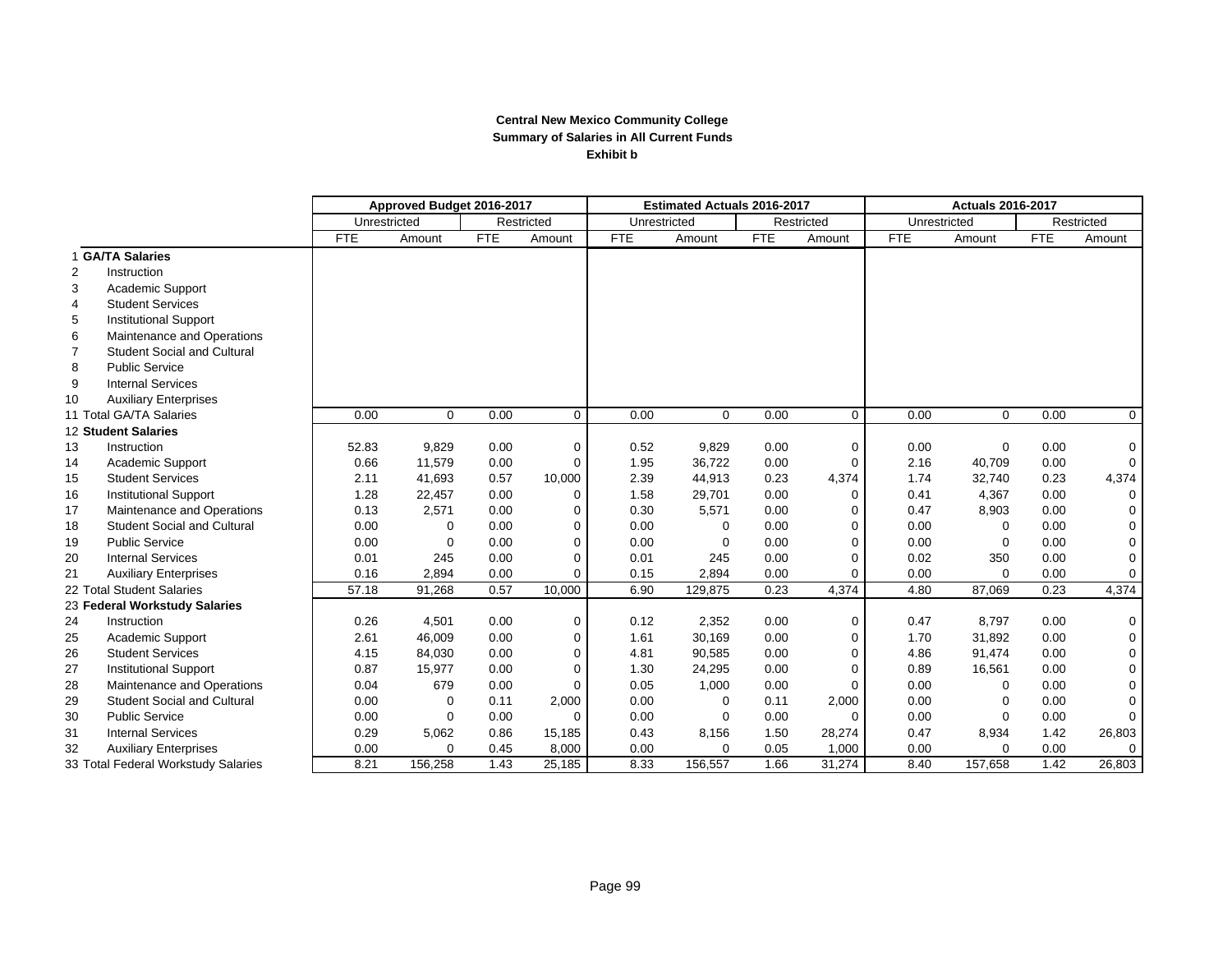**Central New Mexico Community College**
**Summary of Salaries in All Current Funds**
**Exhibit b**

| | | Approved Budget 2016-2017 | | | | Estimated Actuals 2016-2017 | | | | Actuals 2016-2017 | | | |
|---|---|---|---|---|---|---|---|---|---|---|---|---|---|
| | | Unrestricted | | Restricted | | Unrestricted | | Restricted | | Unrestricted | | Restricted | |
| | | FTE | Amount | FTE | Amount | FTE | Amount | FTE | Amount | FTE | Amount | FTE | Amount |
| 1 | **GA/TA Salaries** | | | | | | | | | | | | |
| 2 | Instruction | | | | | | | | | | | | |
| 3 | Academic Support | | | | | | | | | | | | |
| 4 | Student Services | | | | | | | | | | | | |
| 5 | Institutional Support | | | | | | | | | | | | |
| 6 | Maintenance and Operations | | | | | | | | | | | | |
| 7 | Student Social and Cultural | | | | | | | | | | | | |
| 8 | Public Service | | | | | | | | | | | | |
| 9 | Internal Services | | | | | | | | | | | | |
| 10 | Auxiliary Enterprises | | | | | | | | | | | | |
| 11 | Total GA/TA Salaries | 0.00 | 0 | 0.00 | 0 | 0.00 | 0 | 0.00 | 0 | 0.00 | 0 | 0.00 | 0 |
| 12 | **Student Salaries** | | | | | | | | | | | | |
| 13 | Instruction | 52.83 | 9,829 | 0.00 | 0 | 0.52 | 9,829 | 0.00 | 0 | 0.00 | 0 | 0.00 | 0 |
| 14 | Academic Support | 0.66 | 11,579 | 0.00 | 0 | 1.95 | 36,722 | 0.00 | 0 | 2.16 | 40,709 | 0.00 | 0 |
| 15 | Student Services | 2.11 | 41,693 | 0.57 | 10,000 | 2.39 | 44,913 | 0.23 | 4,374 | 1.74 | 32,740 | 0.23 | 4,374 |
| 16 | Institutional Support | 1.28 | 22,457 | 0.00 | 0 | 1.58 | 29,701 | 0.00 | 0 | 0.41 | 4,367 | 0.00 | 0 |
| 17 | Maintenance and Operations | 0.13 | 2,571 | 0.00 | 0 | 0.30 | 5,571 | 0.00 | 0 | 0.47 | 8,903 | 0.00 | 0 |
| 18 | Student Social and Cultural | 0.00 | 0 | 0.00 | 0 | 0.00 | 0 | 0.00 | 0 | 0.00 | 0 | 0.00 | 0 |
| 19 | Public Service | 0.00 | 0 | 0.00 | 0 | 0.00 | 0 | 0.00 | 0 | 0.00 | 0 | 0.00 | 0 |
| 20 | Internal Services | 0.01 | 245 | 0.00 | 0 | 0.01 | 245 | 0.00 | 0 | 0.02 | 350 | 0.00 | 0 |
| 21 | Auxiliary Enterprises | 0.16 | 2,894 | 0.00 | 0 | 0.15 | 2,894 | 0.00 | 0 | 0.00 | 0 | 0.00 | 0 |
| 22 | Total Student Salaries | 57.18 | 91,268 | 0.57 | 10,000 | 6.90 | 129,875 | 0.23 | 4,374 | 4.80 | 87,069 | 0.23 | 4,374 |
| 23 | **Federal Workstudy Salaries** | | | | | | | | | | | | |
| 24 | Instruction | 0.26 | 4,501 | 0.00 | 0 | 0.12 | 2,352 | 0.00 | 0 | 0.47 | 8,797 | 0.00 | 0 |
| 25 | Academic Support | 2.61 | 46,009 | 0.00 | 0 | 1.61 | 30,169 | 0.00 | 0 | 1.70 | 31,892 | 0.00 | 0 |
| 26 | Student Services | 4.15 | 84,030 | 0.00 | 0 | 4.81 | 90,585 | 0.00 | 0 | 4.86 | 91,474 | 0.00 | 0 |
| 27 | Institutional Support | 0.87 | 15,977 | 0.00 | 0 | 1.30 | 24,295 | 0.00 | 0 | 0.89 | 16,561 | 0.00 | 0 |
| 28 | Maintenance and Operations | 0.04 | 679 | 0.00 | 0 | 0.05 | 1,000 | 0.00 | 0 | 0.00 | 0 | 0.00 | 0 |
| 29 | Student Social and Cultural | 0.00 | 0 | 0.11 | 2,000 | 0.00 | 0 | 0.11 | 2,000 | 0.00 | 0 | 0.00 | 0 |
| 30 | Public Service | 0.00 | 0 | 0.00 | 0 | 0.00 | 0 | 0.00 | 0 | 0.00 | 0 | 0.00 | 0 |
| 31 | Internal Services | 0.29 | 5,062 | 0.86 | 15,185 | 0.43 | 8,156 | 1.50 | 28,274 | 0.47 | 8,934 | 1.42 | 26,803 |
| 32 | Auxiliary Enterprises | 0.00 | 0 | 0.45 | 8,000 | 0.00 | 0 | 0.05 | 1,000 | 0.00 | 0 | 0.00 | 0 |
| 33 | Total Federal Workstudy Salaries | 8.21 | 156,258 | 1.43 | 25,185 | 8.33 | 156,557 | 1.66 | 31,274 | 8.40 | 157,658 | 1.42 | 26,803 |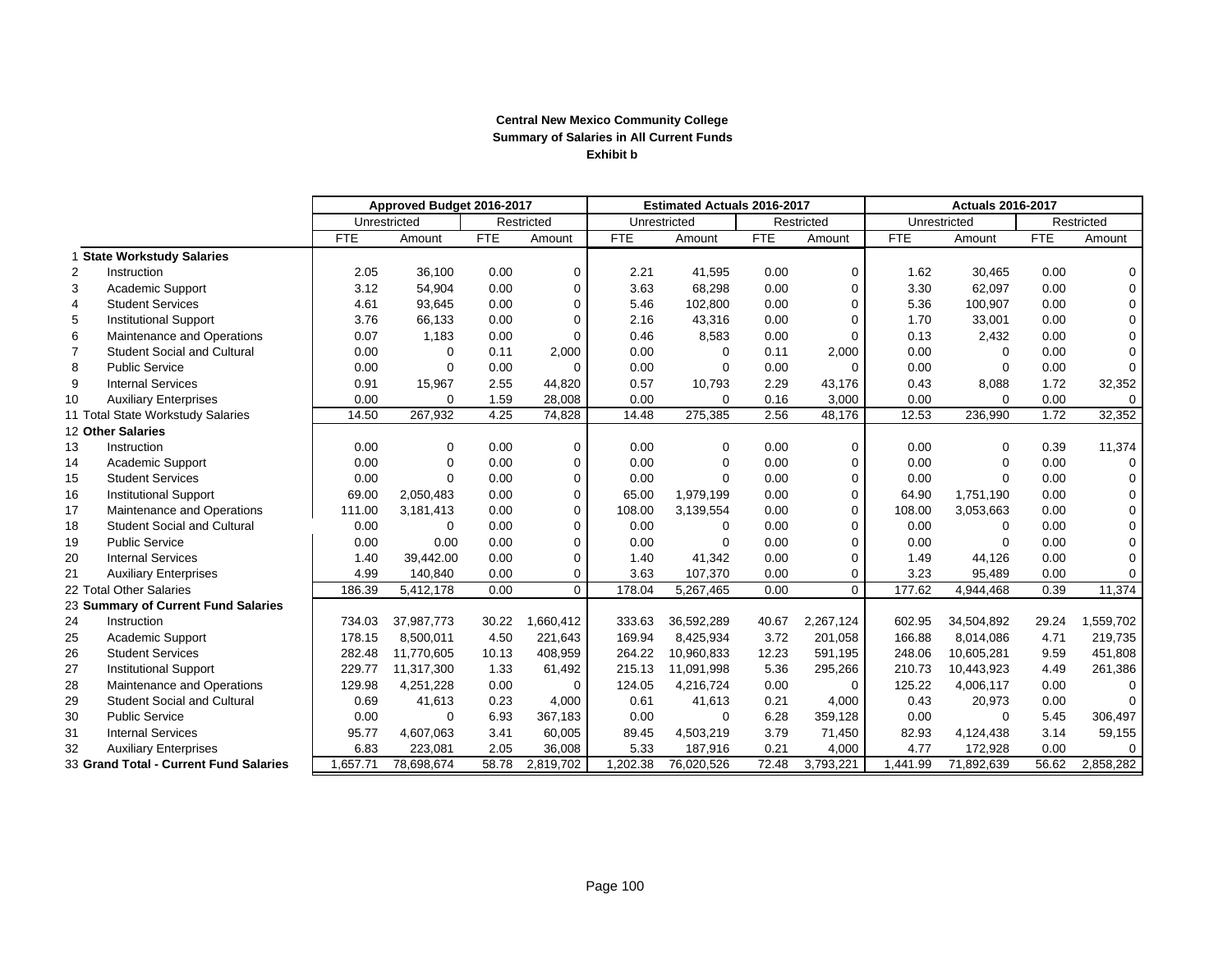**Central New Mexico Community College**
**Summary of Salaries in All Current Funds**
**Exhibit b**

| | | Approved Budget 2016-2017 | | | | Estimated Actuals 2016-2017 | | | | Actuals 2016-2017 | | | |
|---|---|---|---|---|---|---|---|---|---|---|---|---|---|
| | | Unrestricted | | Restricted | | Unrestricted | | Restricted | | Unrestricted | | Restricted | |
| | | FTE | Amount | FTE | Amount | FTE | Amount | FTE | Amount | FTE | Amount | FTE | Amount |
| 1 | **State Workstudy Salaries** | | | | | | | | | | | | |
| 2 | Instruction | 2.05 | 36,100 | 0.00 | 0 | 2.21 | 41,595 | 0.00 | 0 | 1.62 | 30,465 | 0.00 | 0 |
| 3 | Academic Support | 3.12 | 54,904 | 0.00 | 0 | 3.63 | 68,298 | 0.00 | 0 | 3.30 | 62,097 | 0.00 | 0 |
| 4 | Student Services | 4.61 | 93,645 | 0.00 | 0 | 5.46 | 102,800 | 0.00 | 0 | 5.36 | 100,907 | 0.00 | 0 |
| 5 | Institutional Support | 3.76 | 66,133 | 0.00 | 0 | 2.16 | 43,316 | 0.00 | 0 | 1.70 | 33,001 | 0.00 | 0 |
| 6 | Maintenance and Operations | 0.07 | 1,183 | 0.00 | 0 | 0.46 | 8,583 | 0.00 | 0 | 0.13 | 2,432 | 0.00 | 0 |
| 7 | Student Social and Cultural | 0.00 | 0 | 0.11 | 2,000 | 0.00 | 0 | 0.11 | 2,000 | 0.00 | 0 | 0.00 | 0 |
| 8 | Public Service | 0.00 | 0 | 0.00 | 0 | 0.00 | 0 | 0.00 | 0 | 0.00 | 0 | 0.00 | 0 |
| 9 | Internal Services | 0.91 | 15,967 | 2.55 | 44,820 | 0.57 | 10,793 | 2.29 | 43,176 | 0.43 | 8,088 | 1.72 | 32,352 |
| 10 | Auxiliary Enterprises | 0.00 | 0 | 1.59 | 28,008 | 0.00 | 0 | 0.16 | 3,000 | 0.00 | 0 | 0.00 | 0 |
| 11 | Total State Workstudy Salaries | 14.50 | 267,932 | 4.25 | 74,828 | 14.48 | 275,385 | 2.56 | 48,176 | 12.53 | 236,990 | 1.72 | 32,352 |
| 12 | **Other Salaries** | | | | | | | | | | | | |
| 13 | Instruction | 0.00 | 0 | 0.00 | 0 | 0.00 | 0 | 0.00 | 0 | 0.00 | 0 | 0.39 | 11,374 |
| 14 | Academic Support | 0.00 | 0 | 0.00 | 0 | 0.00 | 0 | 0.00 | 0 | 0.00 | 0 | 0.00 | 0 |
| 15 | Student Services | 0.00 | 0 | 0.00 | 0 | 0.00 | 0 | 0.00 | 0 | 0.00 | 0 | 0.00 | 0 |
| 16 | Institutional Support | 69.00 | 2,050,483 | 0.00 | 0 | 65.00 | 1,979,199 | 0.00 | 0 | 64.90 | 1,751,190 | 0.00 | 0 |
| 17 | Maintenance and Operations | 111.00 | 3,181,413 | 0.00 | 0 | 108.00 | 3,139,554 | 0.00 | 0 | 108.00 | 3,053,663 | 0.00 | 0 |
| 18 | Student Social and Cultural | 0.00 | 0 | 0.00 | 0 | 0.00 | 0 | 0.00 | 0 | 0.00 | 0 | 0.00 | 0 |
| 19 | Public Service | 0.00 | 0.00 | 0.00 | 0 | 0.00 | 0 | 0.00 | 0 | 0.00 | 0 | 0.00 | 0 |
| 20 | Internal Services | 1.40 | 39,442.00 | 0.00 | 0 | 1.40 | 41,342 | 0.00 | 0 | 1.49 | 44,126 | 0.00 | 0 |
| 21 | Auxiliary Enterprises | 4.99 | 140,840 | 0.00 | 0 | 3.63 | 107,370 | 0.00 | 0 | 3.23 | 95,489 | 0.00 | 0 |
| 22 | Total Other Salaries | 186.39 | 5,412,178 | 0.00 | 0 | 178.04 | 5,267,465 | 0.00 | 0 | 177.62 | 4,944,468 | 0.39 | 11,374 |
| 23 | **Summary of Current Fund Salaries** | | | | | | | | | | | | |
| 24 | Instruction | 734.03 | 37,987,773 | 30.22 | 1,660,412 | 333.63 | 36,592,289 | 40.67 | 2,267,124 | 602.95 | 34,504,892 | 29.24 | 1,559,702 |
| 25 | Academic Support | 178.15 | 8,500,011 | 4.50 | 221,643 | 169.94 | 8,425,934 | 3.72 | 201,058 | 166.88 | 8,014,086 | 4.71 | 219,735 |
| 26 | Student Services | 282.48 | 11,770,605 | 10.13 | 408,959 | 264.22 | 10,960,833 | 12.23 | 591,195 | 248.06 | 10,605,281 | 9.59 | 451,808 |
| 27 | Institutional Support | 229.77 | 11,317,300 | 1.33 | 61,492 | 215.13 | 11,091,998 | 5.36 | 295,266 | 210.73 | 10,443,923 | 4.49 | 261,386 |
| 28 | Maintenance and Operations | 129.98 | 4,251,228 | 0.00 | 0 | 124.05 | 4,216,724 | 0.00 | 0 | 125.22 | 4,006,117 | 0.00 | 0 |
| 29 | Student Social and Cultural | 0.69 | 41,613 | 0.23 | 4,000 | 0.61 | 41,613 | 0.21 | 4,000 | 0.43 | 20,973 | 0.00 | 0 |
| 30 | Public Service | 0.00 | 0 | 6.93 | 367,183 | 0.00 | 0 | 6.28 | 359,128 | 0.00 | 0 | 5.45 | 306,497 |
| 31 | Internal Services | 95.77 | 4,607,063 | 3.41 | 60,005 | 89.45 | 4,503,219 | 3.79 | 71,450 | 82.93 | 4,124,438 | 3.14 | 59,155 |
| 32 | Auxiliary Enterprises | 6.83 | 223,081 | 2.05 | 36,008 | 5.33 | 187,916 | 0.21 | 4,000 | 4.77 | 172,928 | 0.00 | 0 |
| 33 | **Grand Total - Current Fund Salaries** | 1,657.71 | 78,698,674 | 58.78 | 2,819,702 | 1,202.38 | 76,020,526 | 72.48 | 3,793,221 | 1,441.99 | 71,892,639 | 56.62 | 2,858,282 |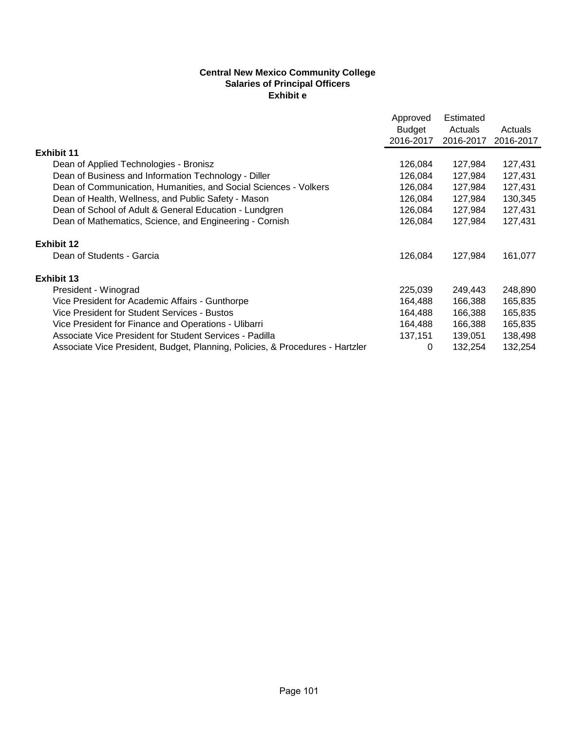**Central New Mexico Community College**
**Salaries of Principal Officers**
**Exhibit e**

| | Approved Budget 2016-2017 | Estimated Actuals 2016-2017 | Actuals 2016-2017 |
|---|---|---|---|
| **Exhibit 11** | | | |
| Dean of Applied Technologies - Bronisz | 126,084 | 127,984 | 127,431 |
| Dean of Business and Information Technology - Diller | 126,084 | 127,984 | 127,431 |
| Dean of Communication, Humanities, and Social Sciences - Volkers | 126,084 | 127,984 | 127,431 |
| Dean of Health, Wellness, and Public Safety - Mason | 126,084 | 127,984 | 130,345 |
| Dean of School of Adult & General Education - Lundgren | 126,084 | 127,984 | 127,431 |
| Dean of Mathematics, Science, and Engineering - Cornish | 126,084 | 127,984 | 127,431 |
| **Exhibit 12** | | | |
| Dean of Students - Garcia | 126,084 | 127,984 | 161,077 |
| **Exhibit 13** | | | |
| President - Winograd | 225,039 | 249,443 | 248,890 |
| Vice President for Academic Affairs - Gunthorpe | 164,488 | 166,388 | 165,835 |
| Vice President for Student Services - Bustos | 164,488 | 166,388 | 165,835 |
| Vice President for Finance and Operations - Ulibarri | 164,488 | 166,388 | 165,835 |
| Associate Vice President for Student Services - Padilla | 137,151 | 139,051 | 138,498 |
| Associate Vice President, Budget, Planning, Policies, & Procedures - Hartzler | 0 | 132,254 | 132,254 |